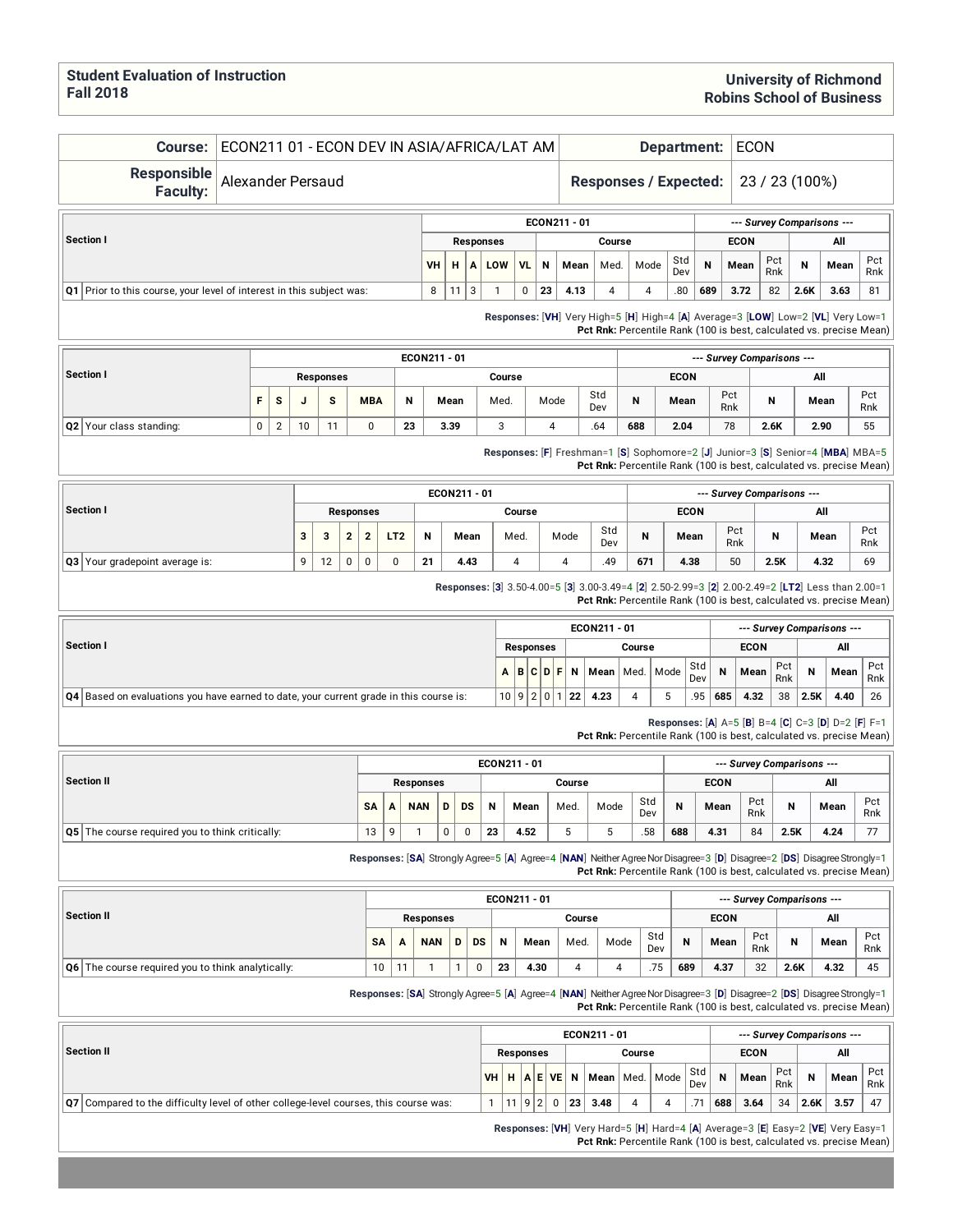**Student Evaluation of Instruction**
**Fall 2018**

**University of Richmond**
**Robins School of Business**

| **Course:** | ECON211 01 - ECON DEV IN ASIA/AFRICA/LAT AM | **Department:** | ECON |
|---|---|---|---|
| **Responsible Faculty:** | Alexander Persaud | **Responses / Expected:** | 23 / 23 (100%) |

| Section I | ECON211 - 01 | | | | | | | | | | --- Survey Comparisons --- | | | | | |
|---|---|---|---|---|---|---|---|---|---|---|---|---|---|---|---|---|
| | Responses | | | | | Course | | | | | ECON | | | All | | |
| | VH | H | A | LOW | VL | N | Mean | Med. | Mode | Std Dev | N | Mean | Pct Rnk | N | Mean | Pct Rnk |
| Q1 Prior to this course, your level of interest in this subject was: | 8 | 11 | 3 | 1 | 0 | 23 | 4.13 | 4 | 4 | .80 | 689 | 3.72 | 82 | 2.6K | 3.63 | 81 |

**Responses:** [VH] Very High=5 [H] High=4 [A] Average=3 [LOW] Low=2 [VL] Very Low=1
**Pct Rnk:** Percentile Rank (100 is best, calculated vs. precise Mean)

| Section I | ECON211 - 01 | | | | | | | | | | --- Survey Comparisons --- | | | | | |
|---|---|---|---|---|---|---|---|---|---|---|---|---|---|---|---|---|
| | Responses | | | | | Course | | | | | ECON | | | All | | |
| | F | S | J | S | MBA | N | Mean | Med. | Mode | Std Dev | N | Mean | Pct Rnk | N | Mean | Pct Rnk |
| Q2 Your class standing: | 0 | 2 | 10 | 11 | 0 | 23 | 3.39 | 3 | 4 | .64 | 688 | 2.04 | 78 | 2.6K | 2.90 | 55 |

**Responses:** [F] Freshman=1 [S] Sophomore=2 [J] Junior=3 [S] Senior=4 [MBA] MBA=5
**Pct Rnk:** Percentile Rank (100 is best, calculated vs. precise Mean)

| Section I | ECON211 - 01 | | | | | | | | | | --- Survey Comparisons --- | | | | | |
|---|---|---|---|---|---|---|---|---|---|---|---|---|---|---|---|---|
| | Responses | | | | | Course | | | | | ECON | | | All | | |
| | 3 | 3 | 2 | 2 | LT2 | N | Mean | Med. | Mode | Std Dev | N | Mean | Pct Rnk | N | Mean | Pct Rnk |
| Q3 Your gradepoint average is: | 9 | 12 | 0 | 0 | 0 | 21 | 4.43 | 4 | 4 | .49 | 671 | 4.38 | 50 | 2.5K | 4.32 | 69 |

**Responses:** [3] 3.50-4.00=5 [3] 3.00-3.49=4 [2] 2.50-2.99=3 [2] 2.00-2.49=2 [LT2] Less than 2.00=1
**Pct Rnk:** Percentile Rank (100 is best, calculated vs. precise Mean)

| Section I | ECON211 - 01 | | | | | | | | | | --- Survey Comparisons --- | | | | | |
|---|---|---|---|---|---|---|---|---|---|---|---|---|---|---|---|---|
| | Responses | | | | | Course | | | | | ECON | | | All | | |
| | A | B | C | D | F | N | Mean | Med. | Mode | Std Dev | N | Mean | Pct Rnk | N | Mean | Pct Rnk |
| Q4 Based on evaluations you have earned to date, your current grade in this course is: | 10 | 9 | 2 | 0 | 1 | 22 | 4.23 | 4 | 5 | .95 | 685 | 4.32 | 38 | 2.5K | 4.40 | 26 |

**Responses:** [A] A=5 [B] B=4 [C] C=3 [D] D=2 [F] F=1
**Pct Rnk:** Percentile Rank (100 is best, calculated vs. precise Mean)

| Section II | ECON211 - 01 | | | | | | | | | | --- Survey Comparisons --- | | | | | |
|---|---|---|---|---|---|---|---|---|---|---|---|---|---|---|---|---|
| | Responses | | | | | Course | | | | | ECON | | | All | | |
| | SA | A | NAN | D | DS | N | Mean | Med. | Mode | Std Dev | N | Mean | Pct Rnk | N | Mean | Pct Rnk |
| Q5 The course required you to think critically: | 13 | 9 | 1 | 0 | 0 | 23 | 4.52 | 5 | 5 | .58 | 688 | 4.31 | 84 | 2.5K | 4.24 | 77 |

**Responses:** [SA] Strongly Agree=5 [A] Agree=4 [NAN] Neither Agree Nor Disagree=3 [D] Disagree=2 [DS] Disagree Strongly=1
**Pct Rnk:** Percentile Rank (100 is best, calculated vs. precise Mean)

| Section II | ECON211 - 01 | | | | | | | | | | --- Survey Comparisons --- | | | | | |
|---|---|---|---|---|---|---|---|---|---|---|---|---|---|---|---|---|
| | Responses | | | | | Course | | | | | ECON | | | All | | |
| | SA | A | NAN | D | DS | N | Mean | Med. | Mode | Std Dev | N | Mean | Pct Rnk | N | Mean | Pct Rnk |
| Q6 The course required you to think analytically: | 10 | 11 | 1 | 1 | 0 | 23 | 4.30 | 4 | 4 | .75 | 689 | 4.37 | 32 | 2.6K | 4.32 | 45 |

**Responses:** [SA] Strongly Agree=5 [A] Agree=4 [NAN] Neither Agree Nor Disagree=3 [D] Disagree=2 [DS] Disagree Strongly=1
**Pct Rnk:** Percentile Rank (100 is best, calculated vs. precise Mean)

| Section II | ECON211 - 01 | | | | | | | | | | --- Survey Comparisons --- | | | | | |
|---|---|---|---|---|---|---|---|---|---|---|---|---|---|---|---|---|
| | Responses | | | | | Course | | | | | ECON | | | All | | |
| | VH | H | A | E | VE | N | Mean | Med. | Mode | Std Dev | N | Mean | Pct Rnk | N | Mean | Pct Rnk |
| Q7 Compared to the difficulty level of other college-level courses, this course was: | 1 | 11 | 9 | 2 | 0 | 23 | 3.48 | 4 | 4 | .71 | 688 | 3.64 | 34 | 2.6K | 3.57 | 47 |

**Responses:** [VH] Very Hard=5 [H] Hard=4 [A] Average=3 [E] Easy=2 [VE] Very Easy=1
**Pct Rnk:** Percentile Rank (100 is best, calculated vs. precise Mean)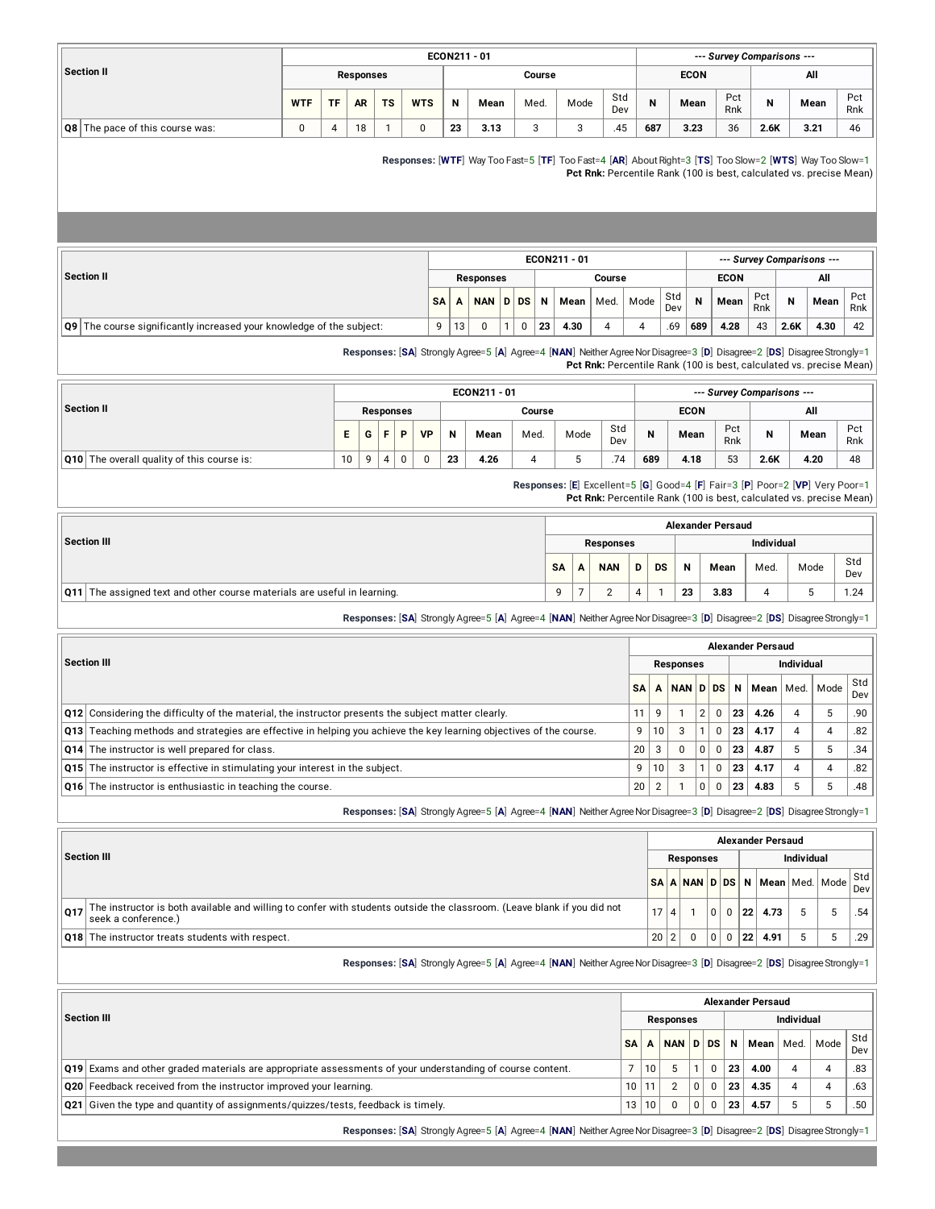| Section II | Responses | | | | | ECON211 - 01 Course | | | | | --- Survey Comparisons --- ECON | | | All | | |
|---|---|---|---|---|---|---|---|---|---|---|---|---|---|---|---|---|
| | WTF | TF | AR | TS | WTS | N | Mean | Med. | Mode | Std Dev | N | Mean | Pct Rnk | N | Mean | Pct Rnk |
| Q8 The pace of this course was: | 0 | 4 | 18 | 1 | 0 | 23 | 3.13 | 3 | 3 | .45 | 687 | 3.23 | 36 | 2.6K | 3.21 | 46 |

**Responses:** [**WTF**] Way Too Fast=5 [**TF**] Too Fast=4 [**AR**] About Right=3 [**TS**] Too Slow=2 [**WTS**] Way Too Slow=1
**Pct Rnk:** Percentile Rank (100 is best, calculated vs. precise Mean)

| Section II | Responses | | | | | ECON211 - 01 Course | | | | | --- Survey Comparisons --- ECON | | | All | | |
|---|---|---|---|---|---|---|---|---|---|---|---|---|---|---|---|---|
| | SA | A | NAN | D | DS | N | Mean | Med. | Mode | Std Dev | N | Mean | Pct Rnk | N | Mean | Pct Rnk |
| Q9 The course significantly increased your knowledge of the subject: | 9 | 13 | 0 | 1 | 0 | 23 | 4.30 | 4 | 4 | .69 | 689 | 4.28 | 43 | 2.6K | 4.30 | 42 |

**Responses:** [**SA**] Strongly Agree=5 [**A**] Agree=4 [**NAN**] Neither Agree Nor Disagree=3 [**D**] Disagree=2 [**DS**] Disagree Strongly=1
**Pct Rnk:** Percentile Rank (100 is best, calculated vs. precise Mean)

| Section II | Responses | | | | | ECON211 - 01 Course | | | | | --- Survey Comparisons --- ECON | | | All | | |
|---|---|---|---|---|---|---|---|---|---|---|---|---|---|---|---|---|
| | E | G | F | P | VP | N | Mean | Med. | Mode | Std Dev | N | Mean | Pct Rnk | N | Mean | Pct Rnk |
| Q10 The overall quality of this course is: | 10 | 9 | 4 | 0 | 0 | 23 | 4.26 | 4 | 5 | .74 | 689 | 4.18 | 53 | 2.6K | 4.20 | 48 |

**Responses:** [**E**] Excellent=5 [**G**] Good=4 [**F**] Fair=3 [**P**] Poor=2 [**VP**] Very Poor=1
**Pct Rnk:** Percentile Rank (100 is best, calculated vs. precise Mean)

| Section III | Alexander Persaud Responses | | | | | Individual | | | | |
|---|---|---|---|---|---|---|---|---|---|---|
| | SA | A | NAN | D | DS | N | Mean | Med. | Mode | Std Dev |
| Q11 The assigned text and other course materials are useful in learning. | 9 | 7 | 2 | 4 | 1 | 23 | 3.83 | 4 | 5 | 1.24 |

**Responses:** [**SA**] Strongly Agree=5 [**A**] Agree=4 [**NAN**] Neither Agree Nor Disagree=3 [**D**] Disagree=2 [**DS**] Disagree Strongly=1

| Section III | Alexander Persaud Responses | | | | | Individual | | | | |
|---|---|---|---|---|---|---|---|---|---|---|
| | SA | A | NAN | D | DS | N | Mean | Med. | Mode | Std Dev |
| Q12 Considering the difficulty of the material, the instructor presents the subject matter clearly. | 11 | 9 | 1 | 2 | 0 | 23 | 4.26 | 4 | 5 | .90 |
| Q13 Teaching methods and strategies are effective in helping you achieve the key learning objectives of the course. | 9 | 10 | 3 | 1 | 0 | 23 | 4.17 | 4 | 4 | .82 |
| Q14 The instructor is well prepared for class. | 20 | 3 | 0 | 0 | 0 | 23 | 4.87 | 5 | 5 | .34 |
| Q15 The instructor is effective in stimulating your interest in the subject. | 9 | 10 | 3 | 1 | 0 | 23 | 4.17 | 4 | 4 | .82 |
| Q16 The instructor is enthusiastic in teaching the course. | 20 | 2 | 1 | 0 | 0 | 23 | 4.83 | 5 | 5 | .48 |

**Responses:** [**SA**] Strongly Agree=5 [**A**] Agree=4 [**NAN**] Neither Agree Nor Disagree=3 [**D**] Disagree=2 [**DS**] Disagree Strongly=1

| Section III | Alexander Persaud Responses | | | | | Individual | | | | |
|---|---|---|---|---|---|---|---|---|---|---|
| | SA | A | NAN | D | DS | N | Mean | Med. | Mode | Std Dev |
| Q17 The instructor is both available and willing to confer with students outside the classroom. (Leave blank if you did not seek a conference.) | 17 | 4 | 1 | 0 | 0 | 22 | 4.73 | 5 | 5 | .54 |
| Q18 The instructor treats students with respect. | 20 | 2 | 0 | 0 | 0 | 22 | 4.91 | 5 | 5 | .29 |

**Responses:** [**SA**] Strongly Agree=5 [**A**] Agree=4 [**NAN**] Neither Agree Nor Disagree=3 [**D**] Disagree=2 [**DS**] Disagree Strongly=1

| Section III | Alexander Persaud Responses | | | | | Individual | | | | |
|---|---|---|---|---|---|---|---|---|---|---|
| | SA | A | NAN | D | DS | N | Mean | Med. | Mode | Std Dev |
| Q19 Exams and other graded materials are appropriate assessments of your understanding of course content. | 7 | 10 | 5 | 1 | 0 | 23 | 4.00 | 4 | 4 | .83 |
| Q20 Feedback received from the instructor improved your learning. | 10 | 11 | 2 | 0 | 0 | 23 | 4.35 | 4 | 4 | .63 |
| Q21 Given the type and quantity of assignments/quizzes/tests, feedback is timely. | 13 | 10 | 0 | 0 | 0 | 23 | 4.57 | 5 | 5 | .50 |

**Responses:** [**SA**] Strongly Agree=5 [**A**] Agree=4 [**NAN**] Neither Agree Nor Disagree=3 [**D**] Disagree=2 [**DS**] Disagree Strongly=1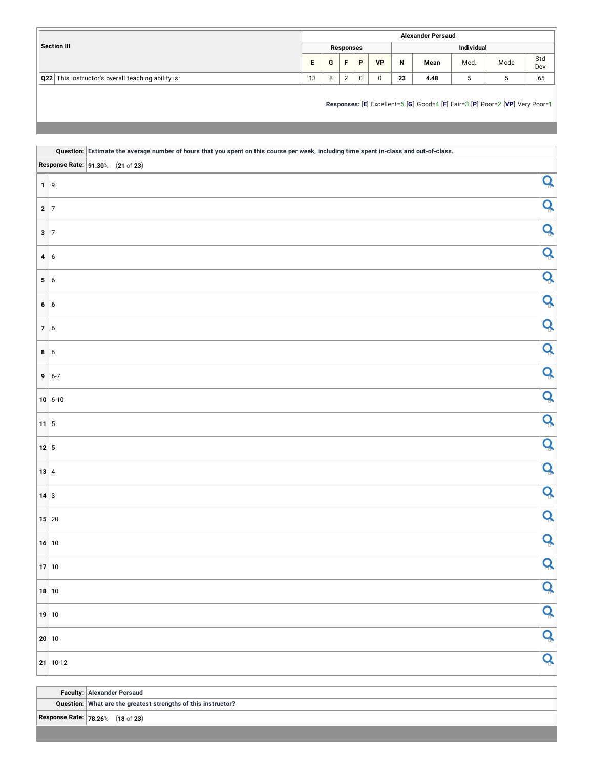| Section III | | Alexander Persaud | | | | | | | | | |
|---|---|---|---|---|---|---|---|---|---|---|---|
| | | Responses | | | | | Individual | | | | |
| | | E | G | F | P | VP | N | Mean | Med. | Mode | Std Dev |
| Q22 | This instructor's overall teaching ability is: | 13 | 8 | 2 | 0 | 0 | 23 | 4.48 | 5 | 5 | .65 |

**Responses:** [**E**] Excellent=5 [**G**] Good=4 [**F**] Fair=3 [**P**] Poor=2 [**VP**] Very Poor=1

| **Question:** | **Estimate the average number of hours that you spent on this course per week, including time spent in-class and out-of-class.** |
|---|---|
| **Response Rate:** | **91.30**% (**21** of **23**) |

| | |
|---|---|
| 1 | 9 |
| 2 | 7 |
| 3 | 7 |
| 4 | 6 |
| 5 | 6 |
| 6 | 6 |
| 7 | 6 |
| 8 | 6 |
| 9 | 6-7 |
| 10 | 6-10 |
| 11 | 5 |
| 12 | 5 |
| 13 | 4 |
| 14 | 3 |
| 15 | 20 |
| 16 | 10 |
| 17 | 10 |
| 18 | 10 |
| 19 | 10 |
| 20 | 10 |
| 21 | 10-12 |

| **Faculty:** | **Alexander Persaud** |
|---|---|
| **Question:** | **What are the greatest strengths of this instructor?** |
| **Response Rate:** | **78.26**% (**18** of **23**) |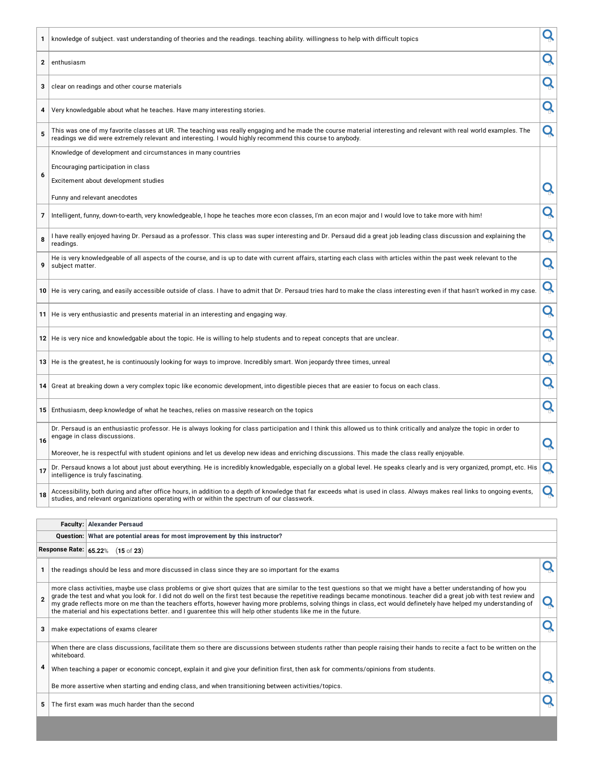| | |
|---|---|
| 1 | knowledge of subject. vast understanding of theories and the readings. teaching ability. willingness to help with difficult topics |
| 2 | enthusiasm |
| 3 | clear on readings and other course materials |
| 4 | Very knowledgable about what he teaches. Have many interesting stories. |
| 5 | This was one of my favorite classes at UR. The teaching was really engaging and he made the course material interesting and relevant with real world examples. The readings we did were extremely relevant and interesting. I would highly recommend this course to anybody. |
| 6 | Knowledge of development and circumstances in many countries<br><br>Encouraging participation in class<br><br>Excitement about development studies<br><br>Funny and relevant anecdotes |
| 7 | Intelligent, funny, down-to-earth, very knowledgeable, I hope he teaches more econ classes, I'm an econ major and I would love to take more with him! |
| 8 | I have really enjoyed having Dr. Persaud as a professor. This class was super interesting and Dr. Persaud did a great job leading class discussion and explaining the readings. |
| 9 | He is very knowledgeable of all aspects of the course, and is up to date with current affairs, starting each class with articles within the past week relevant to the subject matter. |
| 10 | He is very caring, and easily accessible outside of class. I have to admit that Dr. Persaud tries hard to make the class interesting even if that hasn't worked in my case. |
| 11 | He is very enthusiastic and presents material in an interesting and engaging way. |
| 12 | He is very nice and knowledgable about the topic. He is willing to help students and to repeat concepts that are unclear. |
| 13 | He is the greatest, he is continuously looking for ways to improve. Incredibly smart. Won jeopardy three times, unreal |
| 14 | Great at breaking down a very complex topic like economic development, into digestible pieces that are easier to focus on each class. |
| 15 | Enthusiasm, deep knowledge of what he teaches, relies on massive research on the topics |
| 16 | Dr. Persaud is an enthusiastic professor. He is always looking for class participation and I think this allowed us to think critically and analyze the topic in order to engage in class discussions.<br><br>Moreover, he is respectful with student opinions and let us develop new ideas and enriching discussions. This made the class really enjoyable. |
| 17 | Dr. Persaud knows a lot about just about everything. He is incredibly knowledgable, especially on a global level. He speaks clearly and is very organized, prompt, etc. His intelligence is truly fascinating. |
| 18 | Accessibility, both during and after office hours, in addition to a depth of knowledge that far exceeds what is used in class. Always makes real links to ongoing events, studies, and relevant organizations operating with or within the spectrum of our classwork. |

| | |
|---|---|
| **Faculty:** | **Alexander Persaud** |
| **Question:** | **What are potential areas for most improvement by this instructor?** |
| **Response Rate:** | **65.22**% (**15** of **23**) |

| | |
|---|---|
| 1 | the readings should be less and more discussed in class since they are so important for the exams |
| 2 | more class activities, maybe use class problems or give short quizes that are similar to the test questions so that we might have a better understanding of how you grade the test and what you look for. I did not do well on the first test because the repetitive readings became monotinous. teacher did a great job with test review and my grade reflects more on me than the teachers efforts, however having more problems, solving things in class, ect would definetely have helped my understanding of the material and his expectations better. and I guarentee this will help other students like me in the future. |
| 3 | make expectations of exams clearer |
| 4 | When there are class discussions, facilitate them so there are discussions between students rather than people raising their hands to recite a fact to be written on the whiteboard.<br><br>When teaching a paper or economic concept, explain it and give your definition first, then ask for comments/opinions from students.<br><br>Be more assertive when starting and ending class, and when transitioning between activities/topics. |
| 5 | The first exam was much harder than the second |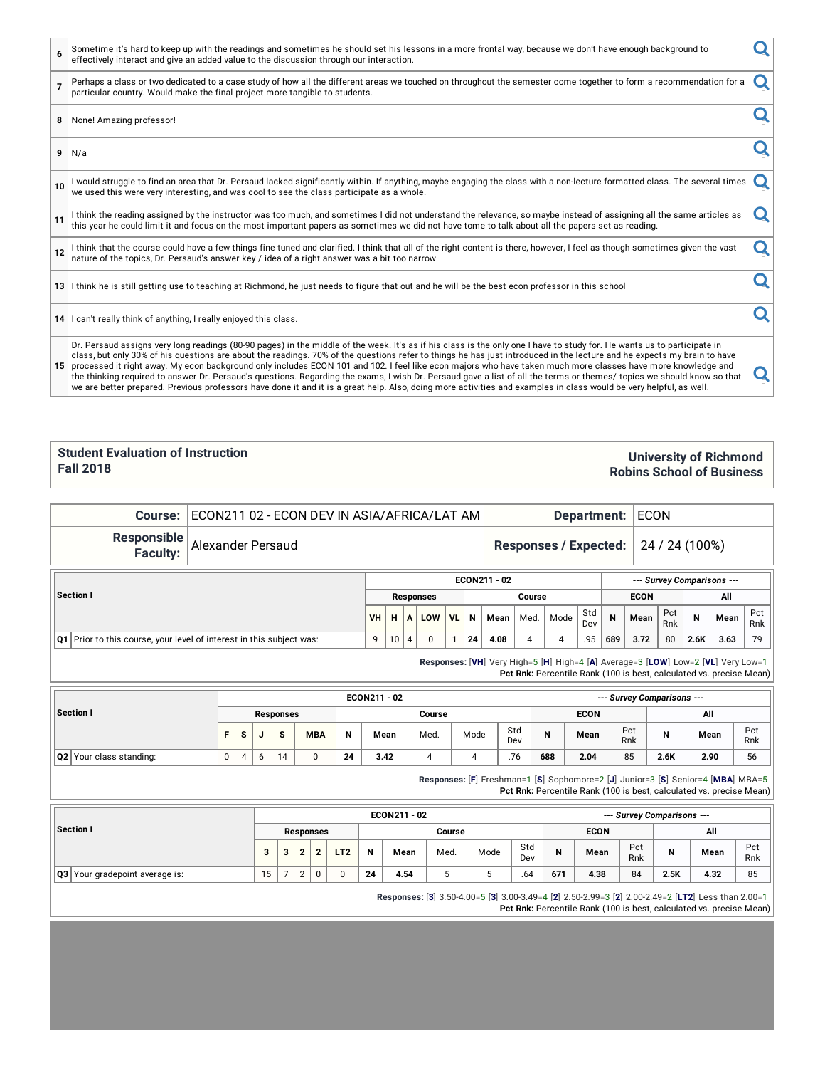| | |
|---|---|
| 6 | Sometime it's hard to keep up with the readings and sometimes he should set his lessons in a more frontal way, because we don't have enough background to effectively interact and give an added value to the discussion through our interaction. |
| 7 | Perhaps a class or two dedicated to a case study of how all the different areas we touched on throughout the semester come together to form a recommendation for a particular country. Would make the final project more tangible to students. |
| 8 | None! Amazing professor! |
| 9 | N/a |
| 10 | I would struggle to find an area that Dr. Persaud lacked significantly within. If anything, maybe engaging the class with a non-lecture formatted class. The several times we used this were very interesting, and was cool to see the class participate as a whole. |
| 11 | I think the reading assigned by the instructor was too much, and sometimes I did not understand the relevance, so maybe instead of assigning all the same articles as this year he could limit it and focus on the most important papers as sometimes we did not have tome to talk about all the papers set as reading. |
| 12 | I think that the course could have a few things fine tuned and clarified. I think that all of the right content is there, however, I feel as though sometimes given the vast nature of the topics, Dr. Persaud's answer key / idea of a right answer was a bit too narrow. |
| 13 | I think he is still getting use to teaching at Richmond, he just needs to figure that out and he will be the best econ professor in this school |
| 14 | I can't really think of anything, I really enjoyed this class. |
| 15 | Dr. Persaud assigns very long readings (80-90 pages) in the middle of the week. It's as if his class is the only one I have to study for. He wants us to participate in class, but only 30% of his questions are about the readings. 70% of the questions refer to things he has just introduced in the lecture and he expects my brain to have processed it right away. My econ background only includes ECON 101 and 102. I feel like econ majors who have taken much more classes have more knowledge and the thinking required to answer Dr. Persaud's questions. Regarding the exams, I wish Dr. Persaud gave a list of all the terms or themes/ topics we should know so that we are better prepared. Previous professors have done it and it is a great help. Also, doing more activities and examples in class would be very helpful, as well. |

## Student Evaluation of Instruction Fall 2018

## University of Richmond Robins School of Business

| | | | |
|---|---|---|---|
| **Course:** | ECON211 02 - ECON DEV IN ASIA/AFRICA/LAT AM | **Department:** | ECON |
| **Responsible Faculty:** | Alexander Persaud | **Responses / Expected:** | 24 / 24 (100%) |

| Section I | ECON211 - 02 | | | | | | | | | | --- Survey Comparisons --- | | | | | |
|---|---|---|---|---|---|---|---|---|---|---|---|---|---|---|---|---|
| | Responses | | | | | Course | | | | | ECON | | | All | | |
| | VH | H | A | LOW | VL | N | Mean | Med. | Mode | Std Dev | N | Mean | Pct Rnk | N | Mean | Pct Rnk |
| Q1 Prior to this course, your level of interest in this subject was: | 9 | 10 | 4 | 0 | 1 | 24 | 4.08 | 4 | 4 | .95 | 689 | 3.72 | 80 | 2.6K | 3.63 | 79 |

**Responses:** [**VH**] Very High=5 [**H**] High=4 [**A**] Average=3 [**LOW**] Low=2 [**VL**] Very Low=1
**Pct Rnk:** Percentile Rank (100 is best, calculated vs. precise Mean)

| Section I | ECON211 - 02 | | | | | | | | | | --- Survey Comparisons --- | | | | | |
|---|---|---|---|---|---|---|---|---|---|---|---|---|---|---|---|---|
| | Responses | | | | | Course | | | | | ECON | | | All | | |
| | F | S | J | S | MBA | N | Mean | Med. | Mode | Std Dev | N | Mean | Pct Rnk | N | Mean | Pct Rnk |
| Q2 Your class standing: | 0 | 4 | 6 | 14 | 0 | 24 | 3.42 | 4 | 4 | .76 | 688 | 2.04 | 85 | 2.6K | 2.90 | 56 |

**Responses:** [**F**] Freshman=1 [**S**] Sophomore=2 [**J**] Junior=3 [**S**] Senior=4 [**MBA**] MBA=5
**Pct Rnk:** Percentile Rank (100 is best, calculated vs. precise Mean)

| Section I | ECON211 - 02 | | | | | | | | | | --- Survey Comparisons --- | | | | | |
|---|---|---|---|---|---|---|---|---|---|---|---|---|---|---|---|---|
| | Responses | | | | | Course | | | | | ECON | | | All | | |
| | 3 | 3 | 2 | 2 | LT2 | N | Mean | Med. | Mode | Std Dev | N | Mean | Pct Rnk | N | Mean | Pct Rnk |
| Q3 Your gradepoint average is: | 15 | 7 | 2 | 0 | 0 | 24 | 4.54 | 5 | 5 | .64 | 671 | 4.38 | 84 | 2.5K | 4.32 | 85 |

**Responses:** [**3**] 3.50-4.00=5 [**3**] 3.00-3.49=4 [**2**] 2.50-2.99=3 [**2**] 2.00-2.49=2 [**LT2**] Less than 2.00=1
**Pct Rnk:** Percentile Rank (100 is best, calculated vs. precise Mean)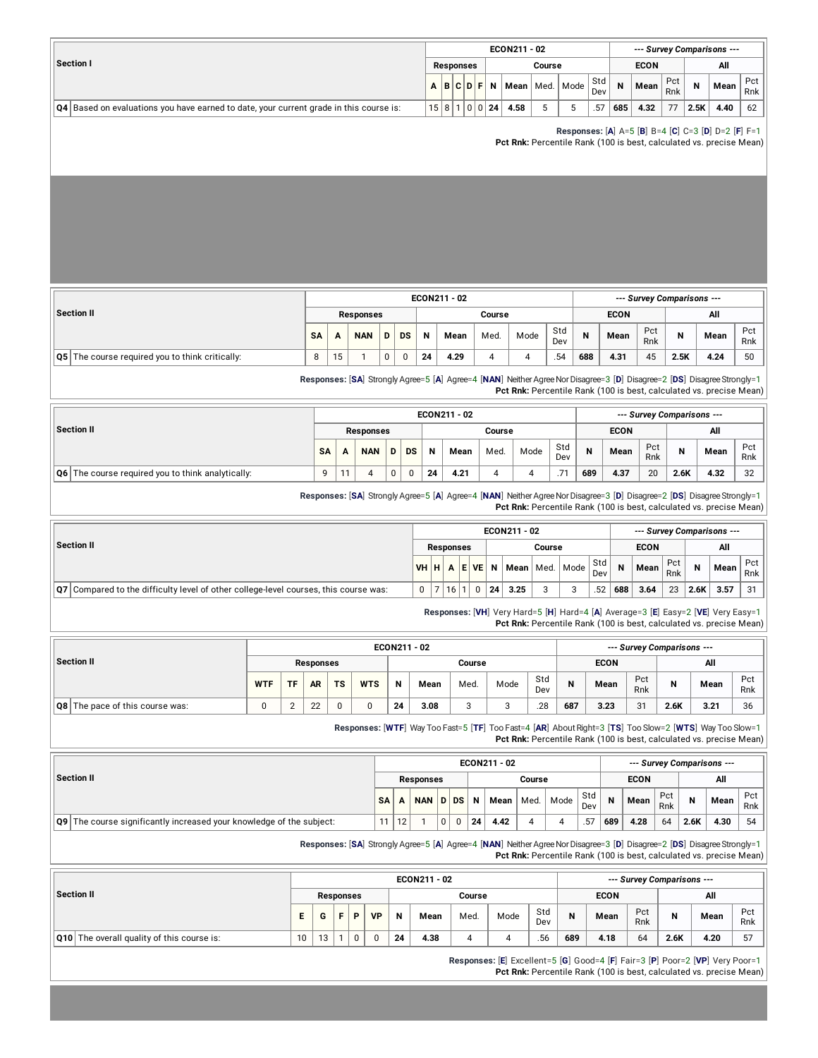| Section I | ECON211 - 02 | | | | | | | | | | --- Survey Comparisons --- | | | | | |
|---|---|---|---|---|---|---|---|---|---|---|---|---|---|---|---|---|
| | Responses | | | | | Course | | | | | ECON | | | All | | |
| | A | B | C | D | F | N | Mean | Med. | Mode | Std Dev | N | Mean | Pct Rnk | N | Mean | Pct Rnk |
| Q4 Based on evaluations you have earned to date, your current grade in this course is: | 15 | 8 | 1 | 0 | 0 | 24 | 4.58 | 5 | 5 | .57 | 685 | 4.32 | 77 | 2.5K | 4.40 | 62 |

**Responses:** [**A**] A=5 [**B**] B=4 [**C**] C=3 [**D**] D=2 [**F**] F=1
**Pct Rnk:** Percentile Rank (100 is best, calculated vs. precise Mean)

| Section II | ECON211 - 02 | | | | | | | | | | --- Survey Comparisons --- | | | | | |
|---|---|---|---|---|---|---|---|---|---|---|---|---|---|---|---|---|
| | Responses | | | | | Course | | | | | ECON | | | All | | |
| | SA | A | NAN | D | DS | N | Mean | Med. | Mode | Std Dev | N | Mean | Pct Rnk | N | Mean | Pct Rnk |
| Q5 The course required you to think critically: | 8 | 15 | 1 | 0 | 0 | 24 | 4.29 | 4 | 4 | .54 | 688 | 4.31 | 45 | 2.5K | 4.24 | 50 |

**Responses:** [**SA**] Strongly Agree=5 [**A**] Agree=4 [**NAN**] Neither Agree Nor Disagree=3 [**D**] Disagree=2 [**DS**] Disagree Strongly=1
**Pct Rnk:** Percentile Rank (100 is best, calculated vs. precise Mean)

| Section II | ECON211 - 02 | | | | | | | | | | --- Survey Comparisons --- | | | | | |
|---|---|---|---|---|---|---|---|---|---|---|---|---|---|---|---|---|
| | Responses | | | | | Course | | | | | ECON | | | All | | |
| | SA | A | NAN | D | DS | N | Mean | Med. | Mode | Std Dev | N | Mean | Pct Rnk | N | Mean | Pct Rnk |
| Q6 The course required you to think analytically: | 9 | 11 | 4 | 0 | 0 | 24 | 4.21 | 4 | 4 | .71 | 689 | 4.37 | 20 | 2.6K | 4.32 | 32 |

**Responses:** [**SA**] Strongly Agree=5 [**A**] Agree=4 [**NAN**] Neither Agree Nor Disagree=3 [**D**] Disagree=2 [**DS**] Disagree Strongly=1
**Pct Rnk:** Percentile Rank (100 is best, calculated vs. precise Mean)

| Section II | ECON211 - 02 | | | | | | | | | | --- Survey Comparisons --- | | | | | |
|---|---|---|---|---|---|---|---|---|---|---|---|---|---|---|---|---|
| | Responses | | | | | Course | | | | | ECON | | | All | | |
| | VH | H | A | E | VE | N | Mean | Med. | Mode | Std Dev | N | Mean | Pct Rnk | N | Mean | Pct Rnk |
| Q7 Compared to the difficulty level of other college-level courses, this course was: | 0 | 7 | 16 | 1 | 0 | 24 | 3.25 | 3 | 3 | .52 | 688 | 3.64 | 23 | 2.6K | 3.57 | 31 |

**Responses:** [**VH**] Very Hard=5 [**H**] Hard=4 [**A**] Average=3 [**E**] Easy=2 [**VE**] Very Easy=1
**Pct Rnk:** Percentile Rank (100 is best, calculated vs. precise Mean)

| Section II | ECON211 - 02 | | | | | | | | | | --- Survey Comparisons --- | | | | | |
|---|---|---|---|---|---|---|---|---|---|---|---|---|---|---|---|---|
| | Responses | | | | | Course | | | | | ECON | | | All | | |
| | WTF | TF | AR | TS | WTS | N | Mean | Med. | Mode | Std Dev | N | Mean | Pct Rnk | N | Mean | Pct Rnk |
| Q8 The pace of this course was: | 0 | 2 | 22 | 0 | 0 | 24 | 3.08 | 3 | 3 | .28 | 687 | 3.23 | 31 | 2.6K | 3.21 | 36 |

**Responses:** [**WTF**] Way Too Fast=5 [**TF**] Too Fast=4 [**AR**] About Right=3 [**TS**] Too Slow=2 [**WTS**] Way Too Slow=1
**Pct Rnk:** Percentile Rank (100 is best, calculated vs. precise Mean)

| Section II | ECON211 - 02 | | | | | | | | | | --- Survey Comparisons --- | | | | | |
|---|---|---|---|---|---|---|---|---|---|---|---|---|---|---|---|---|
| | Responses | | | | | Course | | | | | ECON | | | All | | |
| | SA | A | NAN | D | DS | N | Mean | Med. | Mode | Std Dev | N | Mean | Pct Rnk | N | Mean | Pct Rnk |
| Q9 The course significantly increased your knowledge of the subject: | 11 | 12 | 1 | 0 | 0 | 24 | 4.42 | 4 | 4 | .57 | 689 | 4.28 | 64 | 2.6K | 4.30 | 54 |

**Responses:** [**SA**] Strongly Agree=5 [**A**] Agree=4 [**NAN**] Neither Agree Nor Disagree=3 [**D**] Disagree=2 [**DS**] Disagree Strongly=1
**Pct Rnk:** Percentile Rank (100 is best, calculated vs. precise Mean)

| Section II | ECON211 - 02 | | | | | | | | | | --- Survey Comparisons --- | | | | | |
|---|---|---|---|---|---|---|---|---|---|---|---|---|---|---|---|---|
| | Responses | | | | | Course | | | | | ECON | | | All | | |
| | E | G | F | P | VP | N | Mean | Med. | Mode | Std Dev | N | Mean | Pct Rnk | N | Mean | Pct Rnk |
| Q10 The overall quality of this course is: | 10 | 13 | 1 | 0 | 0 | 24 | 4.38 | 4 | 4 | .56 | 689 | 4.18 | 64 | 2.6K | 4.20 | 57 |

**Responses:** [**E**] Excellent=5 [**G**] Good=4 [**F**] Fair=3 [**P**] Poor=2 [**VP**] Very Poor=1
**Pct Rnk:** Percentile Rank (100 is best, calculated vs. precise Mean)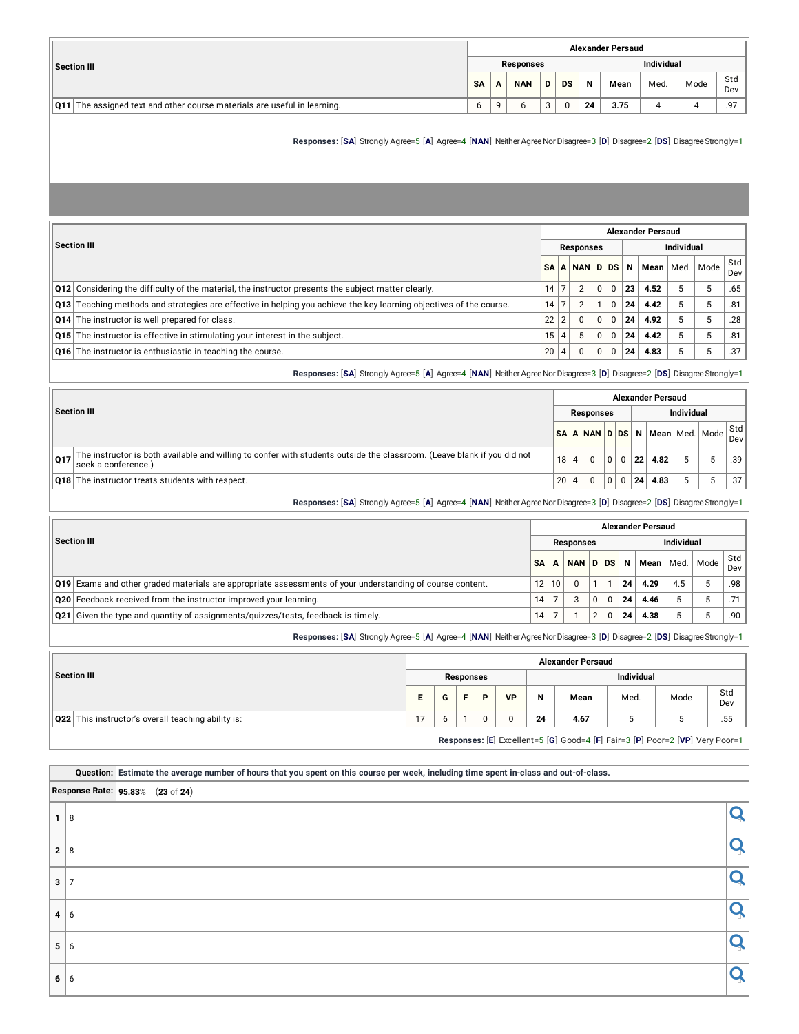| Section III | Alexander Persaud | | | | | | | | | |
|---|---|---|---|---|---|---|---|---|---|---|
| | Responses | | | | | Individual | | | | |
| | SA | A | NAN | D | DS | N | Mean | Med. | Mode | Std Dev |
| Q11 The assigned text and other course materials are useful in learning. | 6 | 9 | 6 | 3 | 0 | 24 | 3.75 | 4 | 4 | .97 |

**Responses:** [**SA**] Strongly Agree=5 [**A**] Agree=4 [**NAN**] Neither Agree Nor Disagree=3 [**D**] Disagree=2 [**DS**] Disagree Strongly=1

| Section III | Alexander Persaud | | | | | | | | | |
|---|---|---|---|---|---|---|---|---|---|---|
| | Responses | | | | | Individual | | | | |
| | SA | A | NAN | D | DS | N | Mean | Med. | Mode | Std Dev |
| Q12 Considering the difficulty of the material, the instructor presents the subject matter clearly. | 14 | 7 | 2 | 0 | 0 | 23 | 4.52 | 5 | 5 | .65 |
| Q13 Teaching methods and strategies are effective in helping you achieve the key learning objectives of the course. | 14 | 7 | 2 | 1 | 0 | 24 | 4.42 | 5 | 5 | .81 |
| Q14 The instructor is well prepared for class. | 22 | 2 | 0 | 0 | 0 | 24 | 4.92 | 5 | 5 | .28 |
| Q15 The instructor is effective in stimulating your interest in the subject. | 15 | 4 | 5 | 0 | 0 | 24 | 4.42 | 5 | 5 | .81 |
| Q16 The instructor is enthusiastic in teaching the course. | 20 | 4 | 0 | 0 | 0 | 24 | 4.83 | 5 | 5 | .37 |

**Responses:** [**SA**] Strongly Agree=5 [**A**] Agree=4 [**NAN**] Neither Agree Nor Disagree=3 [**D**] Disagree=2 [**DS**] Disagree Strongly=1

| Section III | Alexander Persaud | | | | | | | | | |
|---|---|---|---|---|---|---|---|---|---|---|
| | Responses | | | | | Individual | | | | |
| | SA | A | NAN | D | DS | N | Mean | Med. | Mode | Std Dev |
| Q17 The instructor is both available and willing to confer with students outside the classroom. (Leave blank if you did not seek a conference.) | 18 | 4 | 0 | 0 | 0 | 22 | 4.82 | 5 | 5 | .39 |
| Q18 The instructor treats students with respect. | 20 | 4 | 0 | 0 | 0 | 24 | 4.83 | 5 | 5 | .37 |

**Responses:** [**SA**] Strongly Agree=5 [**A**] Agree=4 [**NAN**] Neither Agree Nor Disagree=3 [**D**] Disagree=2 [**DS**] Disagree Strongly=1

| Section III | Alexander Persaud | | | | | | | | | |
|---|---|---|---|---|---|---|---|---|---|---|
| | Responses | | | | | Individual | | | | |
| | SA | A | NAN | D | DS | N | Mean | Med. | Mode | Std Dev |
| Q19 Exams and other graded materials are appropriate assessments of your understanding of course content. | 12 | 10 | 0 | 1 | 1 | 24 | 4.29 | 4.5 | 5 | .98 |
| Q20 Feedback received from the instructor improved your learning. | 14 | 7 | 3 | 0 | 0 | 24 | 4.46 | 5 | 5 | .71 |
| Q21 Given the type and quantity of assignments/quizzes/tests, feedback is timely. | 14 | 7 | 1 | 2 | 0 | 24 | 4.38 | 5 | 5 | .90 |

**Responses:** [**SA**] Strongly Agree=5 [**A**] Agree=4 [**NAN**] Neither Agree Nor Disagree=3 [**D**] Disagree=2 [**DS**] Disagree Strongly=1

| Section III | Alexander Persaud | | | | | | | | | |
|---|---|---|---|---|---|---|---|---|---|---|
| | Responses | | | | | Individual | | | | |
| | E | G | F | P | VP | N | Mean | Med. | Mode | Std Dev |
| Q22 This instructor's overall teaching ability is: | 17 | 6 | 1 | 0 | 0 | 24 | 4.67 | 5 | 5 | .55 |

**Responses:** [**E**] Excellent=5 [**G**] Good=4 [**F**] Fair=3 [**P**] Poor=2 [**VP**] Very Poor=1

| Question: | Estimate the average number of hours that you spent on this course per week, including time spent in-class and out-of-class. |
|---|---|
| Response Rate: | 95.83% (23 of 24) |
| 1 | 8 |
| 2 | 8 |
| 3 | 7 |
| 4 | 6 |
| 5 | 6 |
| 6 | 6 |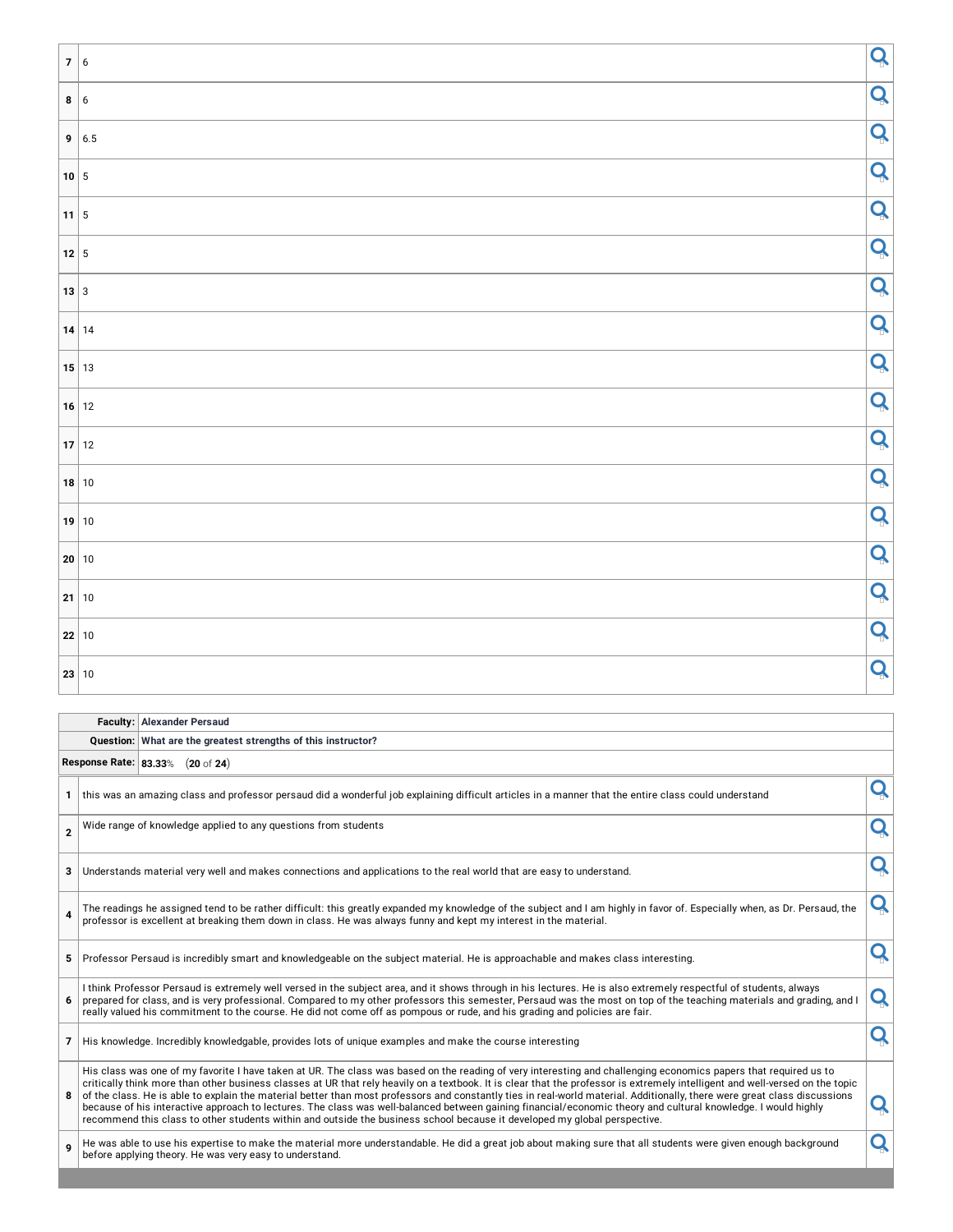| | |
|---|---|
| 7 | 6 |
| 8 | 6 |
| 9 | 6.5 |
| 10 | 5 |
| 11 | 5 |
| 12 | 5 |
| 13 | 3 |
| 14 | 14 |
| 15 | 13 |
| 16 | 12 |
| 17 | 12 |
| 18 | 10 |
| 19 | 10 |
| 20 | 10 |
| 21 | 10 |
| 22 | 10 |
| 23 | 10 |

| | |
|---|---|
| **Faculty:** | **Alexander Persaud** |
| **Question:** | **What are the greatest strengths of this instructor?** |
| **Response Rate:** | **83.33**% (**20** of **24**) |

| | |
|---|---|
| 1 | this was an amazing class and professor persaud did a wonderful job explaining difficult articles in a manner that the entire class could understand |
| 2 | Wide range of knowledge applied to any questions from students |
| 3 | Understands material very well and makes connections and applications to the real world that are easy to understand. |
| 4 | The readings he assigned tend to be rather difficult: this greatly expanded my knowledge of the subject and I am highly in favor of. Especially when, as Dr. Persaud, the professor is excellent at breaking them down in class. He was always funny and kept my interest in the material. |
| 5 | Professor Persaud is incredibly smart and knowledgeable on the subject material. He is approachable and makes class interesting. |
| 6 | I think Professor Persaud is extremely well versed in the subject area, and it shows through in his lectures. He is also extremely respectful of students, always prepared for class, and is very professional. Compared to my other professors this semester, Persaud was the most on top of the teaching materials and grading, and I really valued his commitment to the course. He did not come off as pompous or rude, and his grading and policies are fair. |
| 7 | His knowledge. Incredibly knowledgable, provides lots of unique examples and make the course interesting |
| 8 | His class was one of my favorite I have taken at UR. The class was based on the reading of very interesting and challenging economics papers that required us to critically think more than other business classes at UR that rely heavily on a textbook. It is clear that the professor is extremely intelligent and well-versed on the topic of the class. He is able to explain the material better than most professors and constantly ties in real-world material. Additionally, there were great class discussions because of his interactive approach to lectures. The class was well-balanced between gaining financial/economic theory and cultural knowledge. I would highly recommend this class to other students within and outside the business school because it developed my global perspective. |
| 9 | He was able to use his expertise to make the material more understandable. He did a great job about making sure that all students were given enough background before applying theory. He was very easy to understand. |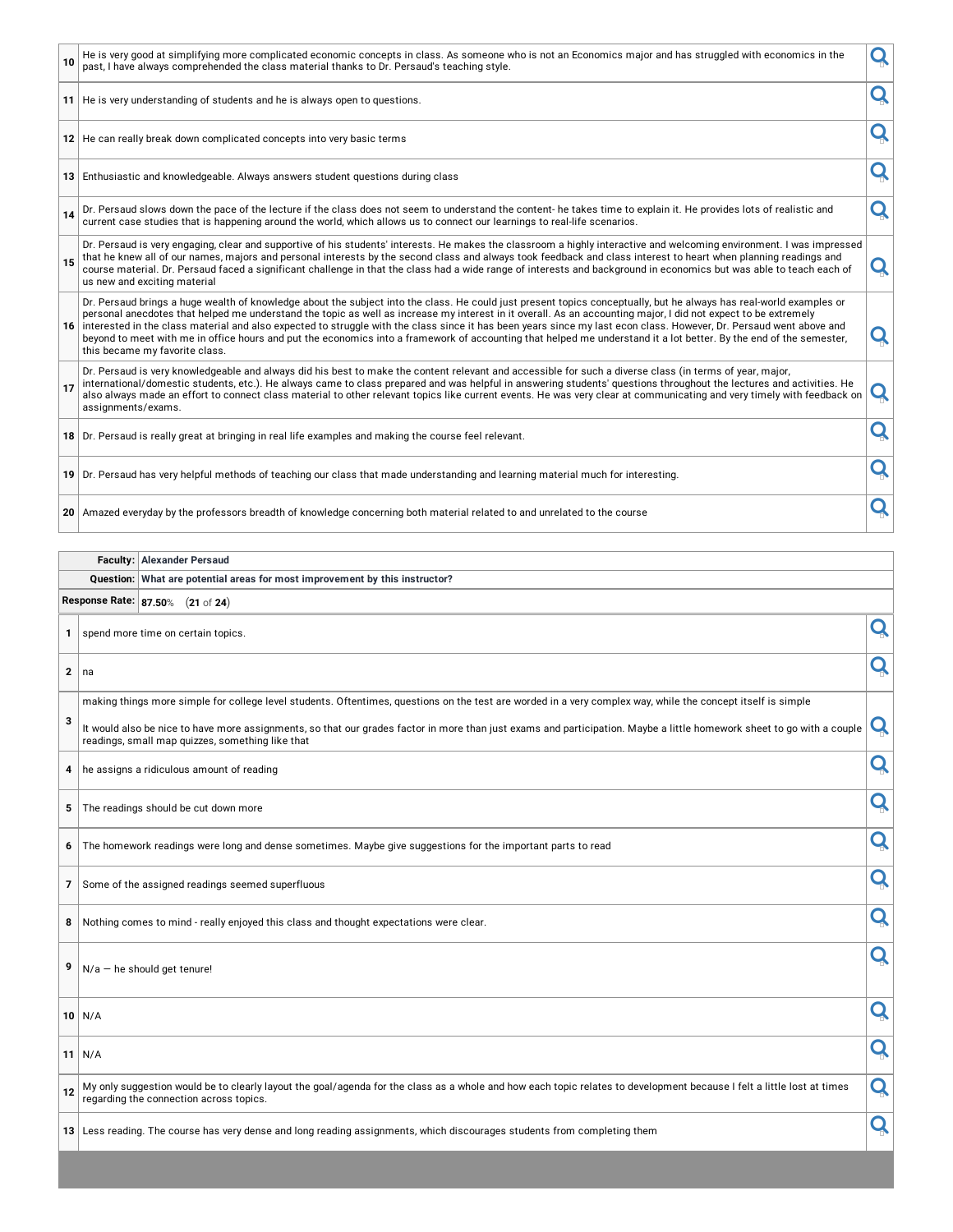| | |
|---|---|
| 10 | He is very good at simplifying more complicated economic concepts in class. As someone who is not an Economics major and has struggled with economics in the past, I have always comprehended the class material thanks to Dr. Persaud's teaching style. |
| 11 | He is very understanding of students and he is always open to questions. |
| 12 | He can really break down complicated concepts into very basic terms |
| 13 | Enthusiastic and knowledgeable. Always answers student questions during class |
| 14 | Dr. Persaud slows down the pace of the lecture if the class does not seem to understand the content- he takes time to explain it. He provides lots of realistic and current case studies that is happening around the world, which allows us to connect our learnings to real-life scenarios. |
| 15 | Dr. Persaud is very engaging, clear and supportive of his students' interests. He makes the classroom a highly interactive and welcoming environment. I was impressed that he knew all of our names, majors and personal interests by the second class and always took feedback and class interest to heart when planning readings and course material. Dr. Persaud faced a significant challenge in that the class had a wide range of interests and background in economics but was able to teach each of us new and exciting material |
| 16 | Dr. Persaud brings a huge wealth of knowledge about the subject into the class. He could just present topics conceptually, but he always has real-world examples or personal anecdotes that helped me understand the topic as well as increase my interest in it overall. As an accounting major, I did not expect to be extremely interested in the class material and also expected to struggle with the class since it has been years since my last econ class. However, Dr. Persaud went above and beyond to meet with me in office hours and put the economics into a framework of accounting that helped me understand it a lot better. By the end of the semester, this became my favorite class. |
| 17 | Dr. Persaud is very knowledgeable and always did his best to make the content relevant and accessible for such a diverse class (in terms of year, major, international/domestic students, etc.). He always came to class prepared and was helpful in answering students' questions throughout the lectures and activities. He also always made an effort to connect class material to other relevant topics like current events. He was very clear at communicating and very timely with feedback on assignments/exams. |
| 18 | Dr. Persaud is really great at bringing in real life examples and making the course feel relevant. |
| 19 | Dr. Persaud has very helpful methods of teaching our class that made understanding and learning material much for interesting. |
| 20 | Amazed everyday by the professors breadth of knowledge concerning both material related to and unrelated to the course |

| | |
|---|---|
| **Faculty:** | **Alexander Persaud** |
| **Question:** | **What are potential areas for most improvement by this instructor?** |
| **Response Rate:** | **87.50**% (**21** of **24**) |

| | |
|---|---|
| 1 | spend more time on certain topics. |
| 2 | na |
| 3 | making things more simple for college level students. Oftentimes, questions on the test are worded in a very complex way, while the concept itself is simple<br><br>It would also be nice to have more assignments, so that our grades factor in more than just exams and participation. Maybe a little homework sheet to go with a couple readings, small map quizzes, something like that |
| 4 | he assigns a ridiculous amount of reading |
| 5 | The readings should be cut down more |
| 6 | The homework readings were long and dense sometimes. Maybe give suggestions for the important parts to read |
| 7 | Some of the assigned readings seemed superfluous |
| 8 | Nothing comes to mind - really enjoyed this class and thought expectations were clear. |
| 9 | N/a — he should get tenure! |
| 10 | N/A |
| 11 | N/A |
| 12 | My only suggestion would be to clearly layout the goal/agenda for the class as a whole and how each topic relates to development because I felt a little lost at times regarding the connection across topics. |
| 13 | Less reading. The course has very dense and long reading assignments, which discourages students from completing them |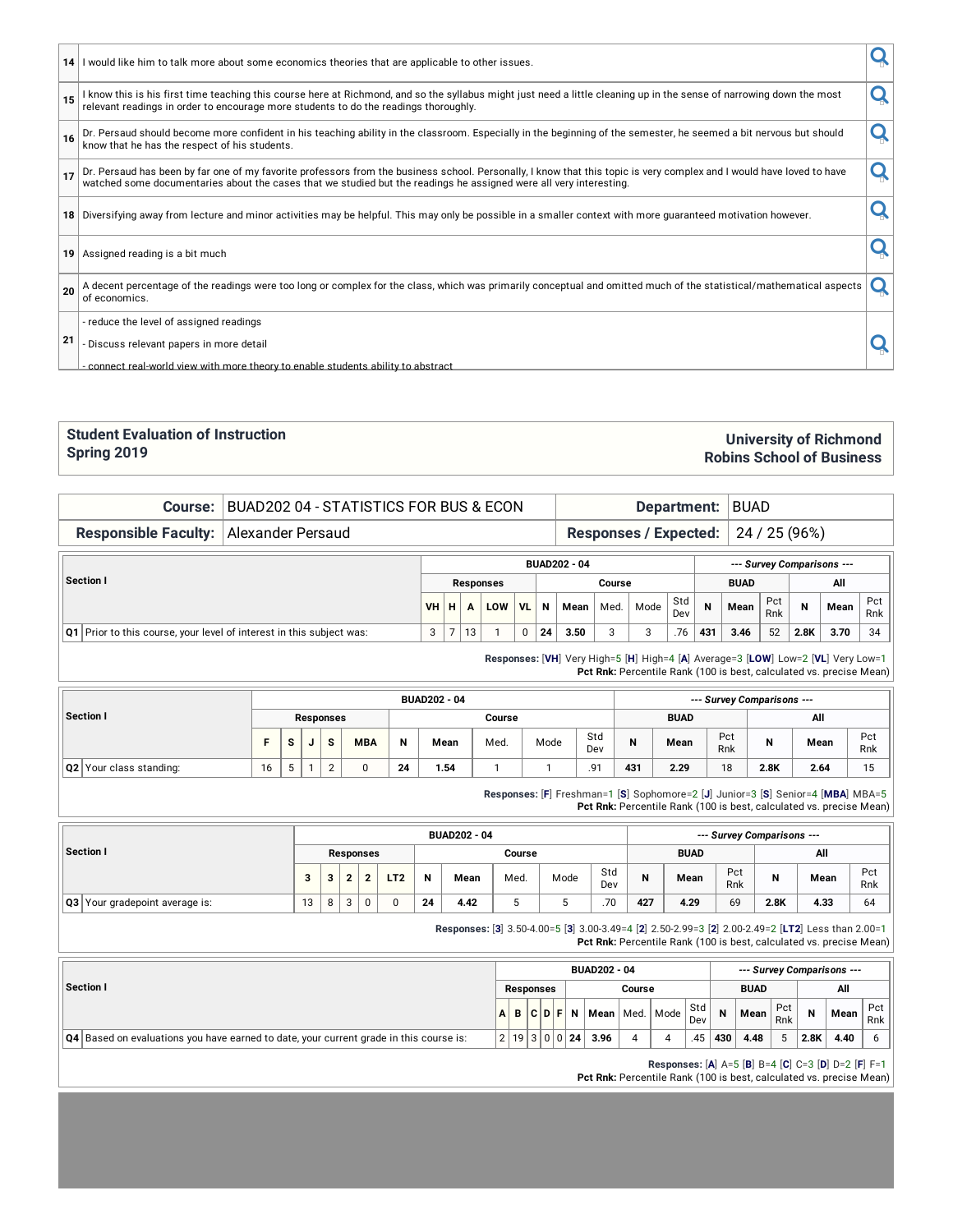| | |
|---|---|
| 14 | I would like him to talk more about some economics theories that are applicable to other issues. |
| 15 | I know this is his first time teaching this course here at Richmond, and so the syllabus might just need a little cleaning up in the sense of narrowing down the most relevant readings in order to encourage more students to do the readings thoroughly. |
| 16 | Dr. Persaud should become more confident in his teaching ability in the classroom. Especially in the beginning of the semester, he seemed a bit nervous but should know that he has the respect of his students. |
| 17 | Dr. Persaud has been by far one of my favorite professors from the business school. Personally, I know that this topic is very complex and I would have loved to have watched some documentaries about the cases that we studied but the readings he assigned were all very interesting. |
| 18 | Diversifying away from lecture and minor activities may be helpful. This may only be possible in a smaller context with more guaranteed motivation however. |
| 19 | Assigned reading is a bit much |
| 20 | A decent percentage of the readings were too long or complex for the class, which was primarily conceptual and omitted much of the statistical/mathematical aspects of economics. |
| 21 | - reduce the level of assigned readings<br>- Discuss relevant papers in more detail<br>- connect real-world view with more theory to enable students ability to abstract |

## Student Evaluation of Instruction Spring 2019

## University of Richmond Robins School of Business

| | | | |
|---|---|---|---|
| **Course:** | BUAD202 04 - STATISTICS FOR BUS & ECON | **Department:** | BUAD |
| **Responsible Faculty:** | Alexander Persaud | **Responses / Expected:** | 24 / 25 (96%) |

| Section I | VH | H | A | LOW | VL | N | Mean | Med. | Mode | Std Dev | BUAD N | BUAD Mean | BUAD Pct Rnk | All N | All Mean | All Pct Rnk |
|---|---|---|---|---|---|---|---|---|---|---|---|---|---|---|---|---|
| Q1 Prior to this course, your level of interest in this subject was: | 3 | 7 | 13 | 1 | 0 | 24 | 3.50 | 3 | 3 | .76 | 431 | 3.46 | 52 | 2.8K | 3.70 | 34 |

**Responses:** [VH] Very High=5 [H] High=4 [A] Average=3 [LOW] Low=2 [VL] Very Low=1
**Pct Rnk:** Percentile Rank (100 is best, calculated vs. precise Mean)

| Section I | F | S | J | S | MBA | N | Mean | Med. | Mode | Std Dev | BUAD N | BUAD Mean | BUAD Pct Rnk | All N | All Mean | All Pct Rnk |
|---|---|---|---|---|---|---|---|---|---|---|---|---|---|---|---|---|
| Q2 Your class standing: | 16 | 5 | 1 | 2 | 0 | 24 | 1.54 | 1 | 1 | .91 | 431 | 2.29 | 18 | 2.8K | 2.64 | 15 |

**Responses:** [F] Freshman=1 [S] Sophomore=2 [J] Junior=3 [S] Senior=4 [MBA] MBA=5
**Pct Rnk:** Percentile Rank (100 is best, calculated vs. precise Mean)

| Section I | 3 | 3 | 2 | 2 | LT2 | N | Mean | Med. | Mode | Std Dev | BUAD N | BUAD Mean | BUAD Pct Rnk | All N | All Mean | All Pct Rnk |
|---|---|---|---|---|---|---|---|---|---|---|---|---|---|---|---|---|
| Q3 Your gradepoint average is: | 13 | 8 | 3 | 0 | 0 | 24 | 4.42 | 5 | 5 | .70 | 427 | 4.29 | 69 | 2.8K | 4.33 | 64 |

**Responses:** [3] 3.50-4.00=5 [3] 3.00-3.49=4 [2] 2.50-2.99=3 [2] 2.00-2.49=2 [LT2] Less than 2.00=1
**Pct Rnk:** Percentile Rank (100 is best, calculated vs. precise Mean)

| Section I | A | B | C | D | F | N | Mean | Med. | Mode | Std Dev | BUAD N | BUAD Mean | BUAD Pct Rnk | All N | All Mean | All Pct Rnk |
|---|---|---|---|---|---|---|---|---|---|---|---|---|---|---|---|---|
| Q4 Based on evaluations you have earned to date, your current grade in this course is: | 2 | 19 | 3 | 0 | 0 | 24 | 3.96 | 4 | 4 | .45 | 430 | 4.48 | 5 | 2.8K | 4.40 | 6 |

**Responses:** [A] A=5 [B] B=4 [C] C=3 [D] D=2 [F] F=1
**Pct Rnk:** Percentile Rank (100 is best, calculated vs. precise Mean)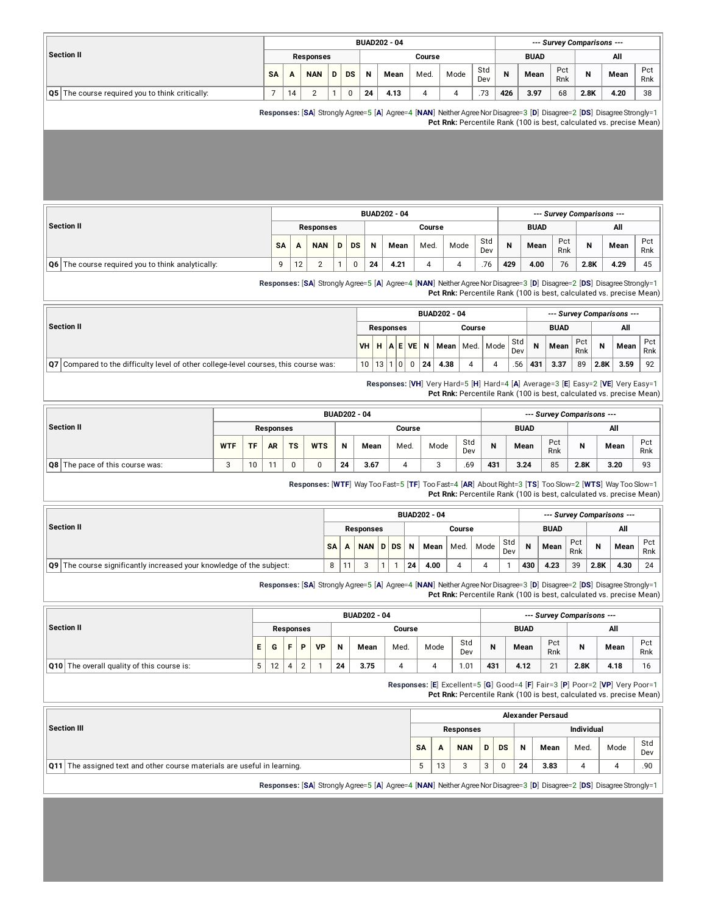| Section II | BUAD202 - 04 | | | | | | | | | | --- Survey Comparisons --- | | | | | |
|---|---|---|---|---|---|---|---|---|---|---|---|---|---|---|---|---|
| | Responses | | | | | Course | | | | | BUAD | | | All | | |
| | SA | A | NAN | D | DS | N | Mean | Med. | Mode | Std Dev | N | Mean | Pct Rnk | N | Mean | Pct Rnk |
| Q5 The course required you to think critically: | 7 | 14 | 2 | 1 | 0 | 24 | 4.13 | 4 | 4 | .73 | 426 | 3.97 | 68 | 2.8K | 4.20 | 38 |

**Responses:** [**SA**] Strongly Agree=5 [**A**] Agree=4 [**NAN**] Neither Agree Nor Disagree=3 [**D**] Disagree=2 [**DS**] Disagree Strongly=1
**Pct Rnk:** Percentile Rank (100 is best, calculated vs. precise Mean)

| Section II | BUAD202 - 04 | | | | | | | | | | --- Survey Comparisons --- | | | | | |
|---|---|---|---|---|---|---|---|---|---|---|---|---|---|---|---|---|
| | Responses | | | | | Course | | | | | BUAD | | | All | | |
| | SA | A | NAN | D | DS | N | Mean | Med. | Mode | Std Dev | N | Mean | Pct Rnk | N | Mean | Pct Rnk |
| Q6 The course required you to think analytically: | 9 | 12 | 2 | 1 | 0 | 24 | 4.21 | 4 | 4 | .76 | 429 | 4.00 | 76 | 2.8K | 4.29 | 45 |

**Responses:** [**SA**] Strongly Agree=5 [**A**] Agree=4 [**NAN**] Neither Agree Nor Disagree=3 [**D**] Disagree=2 [**DS**] Disagree Strongly=1
**Pct Rnk:** Percentile Rank (100 is best, calculated vs. precise Mean)

| Section II | BUAD202 - 04 | | | | | | | | | | --- Survey Comparisons --- | | | | | |
|---|---|---|---|---|---|---|---|---|---|---|---|---|---|---|---|---|
| | Responses | | | | | Course | | | | | BUAD | | | All | | |
| | VH | H | A | E | VE | N | Mean | Med. | Mode | Std Dev | N | Mean | Pct Rnk | N | Mean | Pct Rnk |
| Q7 Compared to the difficulty level of other college-level courses, this course was: | 10 | 13 | 1 | 0 | 0 | 24 | 4.38 | 4 | 4 | .56 | 431 | 3.37 | 89 | 2.8K | 3.59 | 92 |

**Responses:** [**VH**] Very Hard=5 [**H**] Hard=4 [**A**] Average=3 [**E**] Easy=2 [**VE**] Very Easy=1
**Pct Rnk:** Percentile Rank (100 is best, calculated vs. precise Mean)

| Section II | BUAD202 - 04 | | | | | | | | | | --- Survey Comparisons --- | | | | | |
|---|---|---|---|---|---|---|---|---|---|---|---|---|---|---|---|---|
| | Responses | | | | | Course | | | | | BUAD | | | All | | |
| | WTF | TF | AR | TS | WTS | N | Mean | Med. | Mode | Std Dev | N | Mean | Pct Rnk | N | Mean | Pct Rnk |
| Q8 The pace of this course was: | 3 | 10 | 11 | 0 | 0 | 24 | 3.67 | 4 | 3 | .69 | 431 | 3.24 | 85 | 2.8K | 3.20 | 93 |

**Responses:** [**WTF**] Way Too Fast=5 [**TF**] Too Fast=4 [**AR**] About Right=3 [**TS**] Too Slow=2 [**WTS**] Way Too Slow=1
**Pct Rnk:** Percentile Rank (100 is best, calculated vs. precise Mean)

| Section II | BUAD202 - 04 | | | | | | | | | | --- Survey Comparisons --- | | | | | |
|---|---|---|---|---|---|---|---|---|---|---|---|---|---|---|---|---|
| | Responses | | | | | Course | | | | | BUAD | | | All | | |
| | SA | A | NAN | D | DS | N | Mean | Med. | Mode | Std Dev | N | Mean | Pct Rnk | N | Mean | Pct Rnk |
| Q9 The course significantly increased your knowledge of the subject: | 8 | 11 | 3 | 1 | 1 | 24 | 4.00 | 4 | 4 | 1 | 430 | 4.23 | 39 | 2.8K | 4.30 | 24 |

**Responses:** [**SA**] Strongly Agree=5 [**A**] Agree=4 [**NAN**] Neither Agree Nor Disagree=3 [**D**] Disagree=2 [**DS**] Disagree Strongly=1
**Pct Rnk:** Percentile Rank (100 is best, calculated vs. precise Mean)

| Section II | BUAD202 - 04 | | | | | | | | | | --- Survey Comparisons --- | | | | | |
|---|---|---|---|---|---|---|---|---|---|---|---|---|---|---|---|---|
| | Responses | | | | | Course | | | | | BUAD | | | All | | |
| | E | G | F | P | VP | N | Mean | Med. | Mode | Std Dev | N | Mean | Pct Rnk | N | Mean | Pct Rnk |
| Q10 The overall quality of this course is: | 5 | 12 | 4 | 2 | 1 | 24 | 3.75 | 4 | 4 | 1.01 | 431 | 4.12 | 21 | 2.8K | 4.18 | 16 |

**Responses:** [**E**] Excellent=5 [**G**] Good=4 [**F**] Fair=3 [**P**] Poor=2 [**VP**] Very Poor=1
**Pct Rnk:** Percentile Rank (100 is best, calculated vs. precise Mean)

| Section III | Alexander Persaud | | | | | | | | | |
|---|---|---|---|---|---|---|---|---|---|---|
| | Responses | | | | | Individual | | | | |
| | SA | A | NAN | D | DS | N | Mean | Med. | Mode | Std Dev |
| Q11 The assigned text and other course materials are useful in learning. | 5 | 13 | 3 | 3 | 0 | 24 | 3.83 | 4 | 4 | .90 |

**Responses:** [**SA**] Strongly Agree=5 [**A**] Agree=4 [**NAN**] Neither Agree Nor Disagree=3 [**D**] Disagree=2 [**DS**] Disagree Strongly=1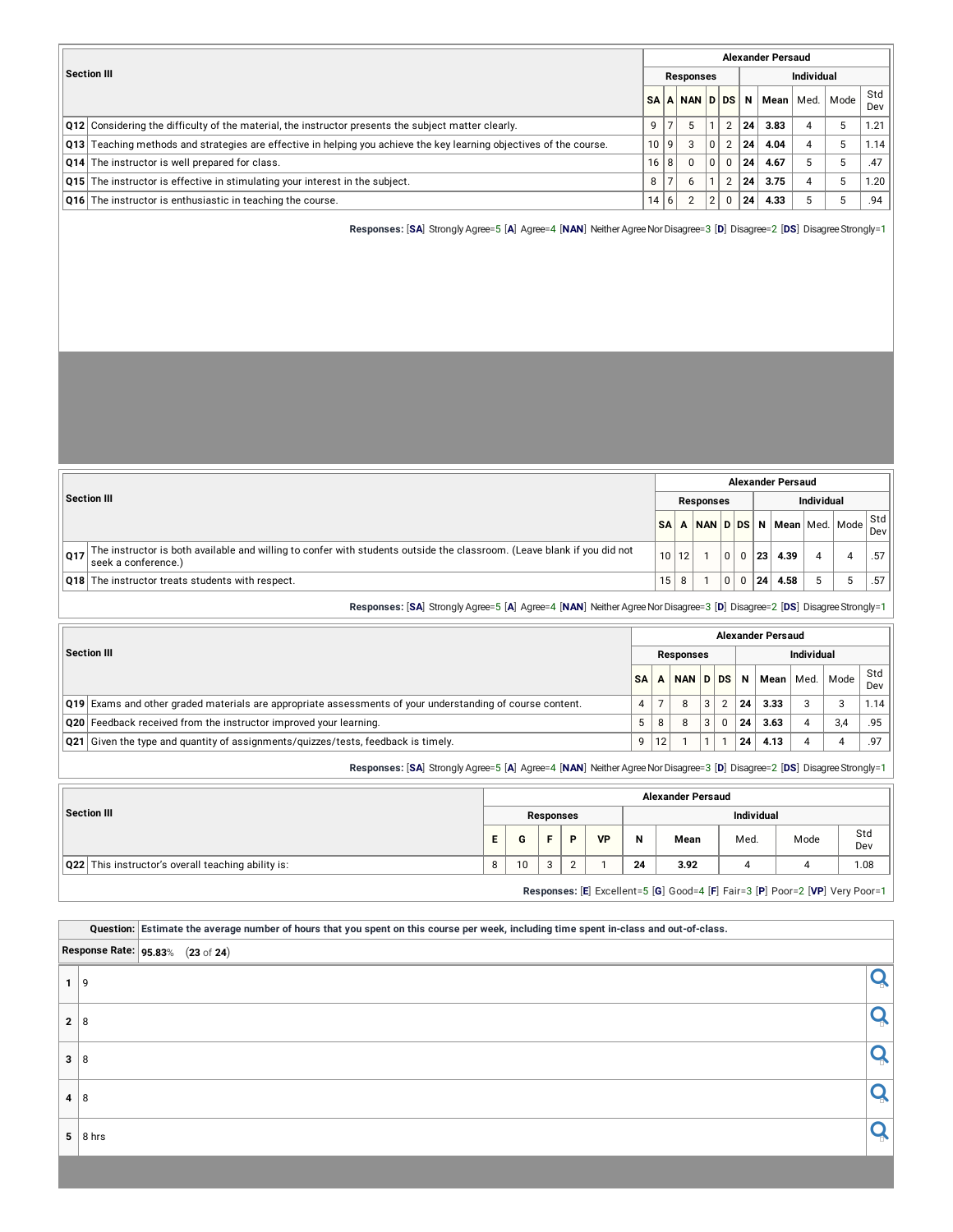| Section III | Alexander Persaud | | | | | | | | | |
|---|---|---|---|---|---|---|---|---|---|---|
| | Responses | | | | | Individual | | | | |
| | SA | A | NAN | D | DS | N | Mean | Med. | Mode | Std Dev |
| Q12 Considering the difficulty of the material, the instructor presents the subject matter clearly. | 9 | 7 | 5 | 1 | 2 | 24 | 3.83 | 4 | 5 | 1.21 |
| Q13 Teaching methods and strategies are effective in helping you achieve the key learning objectives of the course. | 10 | 9 | 3 | 0 | 2 | 24 | 4.04 | 4 | 5 | 1.14 |
| Q14 The instructor is well prepared for class. | 16 | 8 | 0 | 0 | 0 | 24 | 4.67 | 5 | 5 | .47 |
| Q15 The instructor is effective in stimulating your interest in the subject. | 8 | 7 | 6 | 1 | 2 | 24 | 3.75 | 4 | 5 | 1.20 |
| Q16 The instructor is enthusiastic in teaching the course. | 14 | 6 | 2 | 2 | 0 | 24 | 4.33 | 5 | 5 | .94 |

**Responses:** [**SA**] Strongly Agree=5 [**A**] Agree=4 [**NAN**] Neither Agree Nor Disagree=3 [**D**] Disagree=2 [**DS**] Disagree Strongly=1

| Section III | Alexander Persaud | | | | | | | | | |
|---|---|---|---|---|---|---|---|---|---|---|
| | Responses | | | | | Individual | | | | |
| | SA | A | NAN | D | DS | N | Mean | Med. | Mode | Std Dev |
| Q17 The instructor is both available and willing to confer with students outside the classroom. (Leave blank if you did not seek a conference.) | 10 | 12 | 1 | 0 | 0 | 23 | 4.39 | 4 | 4 | .57 |
| Q18 The instructor treats students with respect. | 15 | 8 | 1 | 0 | 0 | 24 | 4.58 | 5 | 5 | .57 |

**Responses:** [**SA**] Strongly Agree=5 [**A**] Agree=4 [**NAN**] Neither Agree Nor Disagree=3 [**D**] Disagree=2 [**DS**] Disagree Strongly=1

| Section III | Alexander Persaud | | | | | | | | | |
|---|---|---|---|---|---|---|---|---|---|---|
| | Responses | | | | | Individual | | | | |
| | SA | A | NAN | D | DS | N | Mean | Med. | Mode | Std Dev |
| Q19 Exams and other graded materials are appropriate assessments of your understanding of course content. | 4 | 7 | 8 | 3 | 2 | 24 | 3.33 | 3 | 3 | 1.14 |
| Q20 Feedback received from the instructor improved your learning. | 5 | 8 | 8 | 3 | 0 | 24 | 3.63 | 4 | 3,4 | .95 |
| Q21 Given the type and quantity of assignments/quizzes/tests, feedback is timely. | 9 | 12 | 1 | 1 | 1 | 24 | 4.13 | 4 | 4 | .97 |

**Responses:** [**SA**] Strongly Agree=5 [**A**] Agree=4 [**NAN**] Neither Agree Nor Disagree=3 [**D**] Disagree=2 [**DS**] Disagree Strongly=1

| Section III | Alexander Persaud | | | | | | | | | |
|---|---|---|---|---|---|---|---|---|---|---|
| | Responses | | | | | Individual | | | | |
| | E | G | F | P | VP | N | Mean | Med. | Mode | Std Dev |
| Q22 This instructor's overall teaching ability is: | 8 | 10 | 3 | 2 | 1 | 24 | 3.92 | 4 | 4 | 1.08 |

**Responses:** [**E**] Excellent=5 [**G**] Good=4 [**F**] Fair=3 [**P**] Poor=2 [**VP**] Very Poor=1

**Question:** **Estimate the average number of hours that you spent on this course per week, including time spent in-class and out-of-class.**

**Response Rate:** **95.83**% (**23** of **24**)

| # | Response |
|---|---|
| 1 | 9 |
| 2 | 8 |
| 3 | 8 |
| 4 | 8 |
| 5 | 8 hrs |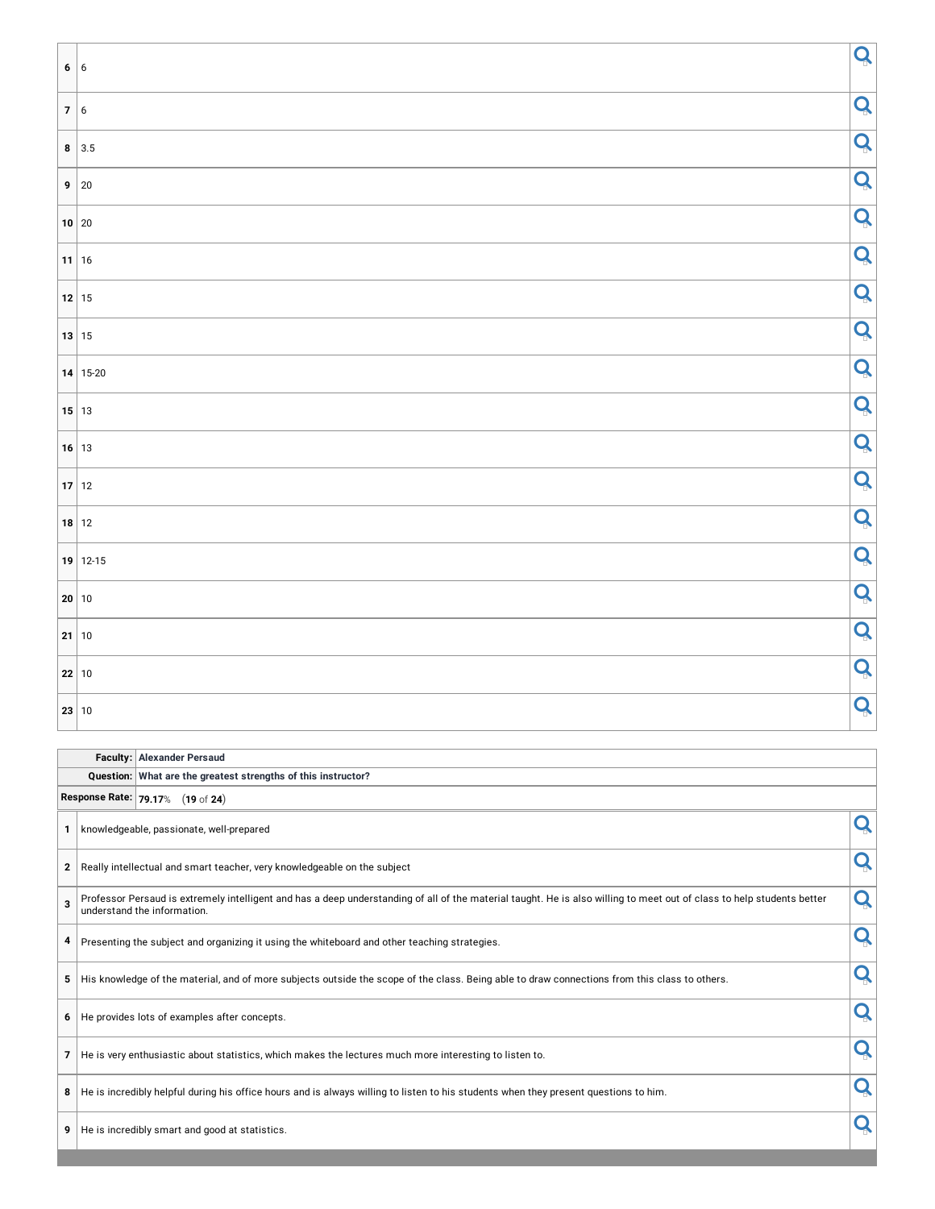| | |
|---|---|
| 6 | 6 |
| 7 | 6 |
| 8 | 3.5 |
| 9 | 20 |
| 10 | 20 |
| 11 | 16 |
| 12 | 15 |
| 13 | 15 |
| 14 | 15-20 |
| 15 | 13 |
| 16 | 13 |
| 17 | 12 |
| 18 | 12 |
| 19 | 12-15 |
| 20 | 10 |
| 21 | 10 |
| 22 | 10 |
| 23 | 10 |

| | |
|---|---|
| **Faculty:** | **Alexander Persaud** |
| **Question:** | **What are the greatest strengths of this instructor?** |
| **Response Rate:** | **79.17**% (**19** of **24**) |

| | |
|---|---|
| 1 | knowledgeable, passionate, well-prepared |
| 2 | Really intellectual and smart teacher, very knowledgeable on the subject |
| 3 | Professor Persaud is extremely intelligent and has a deep understanding of all of the material taught. He is also willing to meet out of class to help students better understand the information. |
| 4 | Presenting the subject and organizing it using the whiteboard and other teaching strategies. |
| 5 | His knowledge of the material, and of more subjects outside the scope of the class. Being able to draw connections from this class to others. |
| 6 | He provides lots of examples after concepts. |
| 7 | He is very enthusiastic about statistics, which makes the lectures much more interesting to listen to. |
| 8 | He is incredibly helpful during his office hours and is always willing to listen to his students when they present questions to him. |
| 9 | He is incredibly smart and good at statistics. |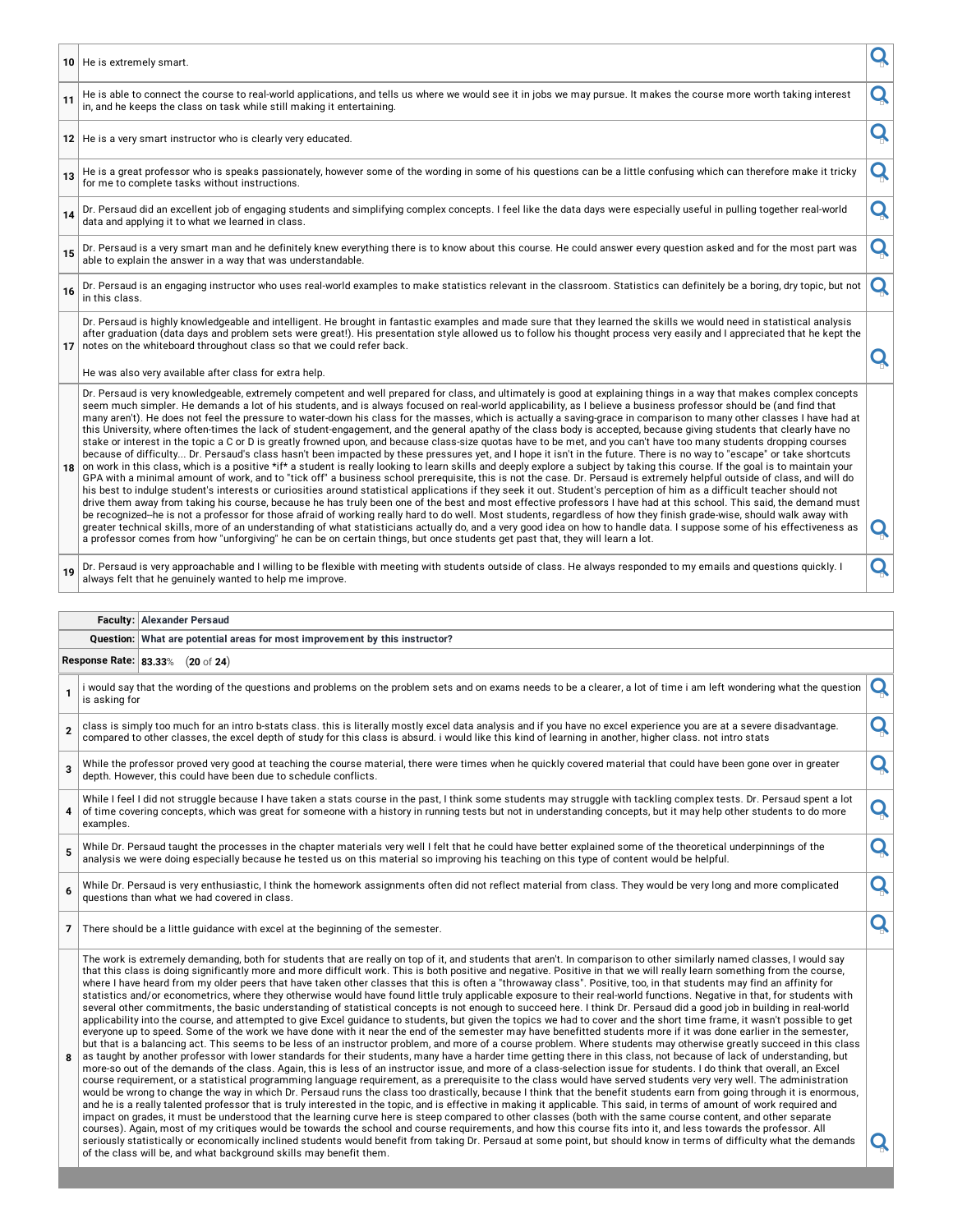| | |
|---|---|
| 10 | He is extremely smart. |
| 11 | He is able to connect the course to real-world applications, and tells us where we would see it in jobs we may pursue. It makes the course more worth taking interest in, and he keeps the class on task while still making it entertaining. |
| 12 | He is a very smart instructor who is clearly very educated. |
| 13 | He is a great professor who is speaks passionately, however some of the wording in some of his questions can be a little confusing which can therefore make it tricky for me to complete tasks without instructions. |
| 14 | Dr. Persaud did an excellent job of engaging students and simplifying complex concepts. I feel like the data days were especially useful in pulling together real-world data and applying it to what we learned in class. |
| 15 | Dr. Persaud is a very smart man and he definitely knew everything there is to know about this course. He could answer every question asked and for the most part was able to explain the answer in a way that was understandable. |
| 16 | Dr. Persaud is an engaging instructor who uses real-world examples to make statistics relevant in the classroom. Statistics can definitely be a boring, dry topic, but not in this class. |
| 17 | Dr. Persaud is highly knowledgeable and intelligent. He brought in fantastic examples and made sure that they learned the skills we would need in statistical analysis after graduation (data days and problem sets were great!). His presentation style allowed us to follow his thought process very easily and I appreciated that he kept the notes on the whiteboard throughout class so that we could refer back.<br><br>He was also very available after class for extra help. |
| 18 | Dr. Persaud is very knowledgeable, extremely competent and well prepared for class, and ultimately is good at explaining things in a way that makes complex concepts seem much simpler. He demands a lot of his students, and is always focused on real-world applicability, as I believe a business professor should be (and find that many aren't). He does not feel the pressure to water-down his class for the masses, which is actually a saving-grace in comparison to many other classes I have had at this University, where often-times the lack of student-engagement, and the general apathy of the class body is accepted, because giving students that clearly have no stake or interest in the topic a C or D is greatly frowned upon, and because class-size quotas have to be met, and you can't have too many students dropping courses because of difficulty... Dr. Persaud's class hasn't been impacted by these pressures yet, and I hope it isn't in the future. There is no way to "escape" or take shortcuts on work in this class, which is a positive *if* a student is really looking to learn skills and deeply explore a subject by taking this course. If the goal is to maintain your GPA with a minimal amount of work, and to "tick off" a business school prerequisite, this is not the case. Dr. Persaud is extremely helpful outside of class, and will do his best to indulge student's interests or curiosities around statistical applications if they seek it out. Student's perception of him as a difficult teacher should not drive them away from taking his course, because he has truly been one of the best and most effective professors I have had at this school. This said, the demand must be recognized--he is not a professor for those afraid of working really hard to do well. Most students, regardless of how they finish grade-wise, should walk away with greater technical skills, more of an understanding of what statisticians actually do, and a very good idea on how to handle data. I suppose some of his effectiveness as a professor comes from how "unforgiving" he can be on certain things, but once students get past that, they will learn a lot. |
| 19 | Dr. Persaud is very approachable and I willing to be flexible with meeting with students outside of class. He always responded to my emails and questions quickly. I always felt that he genuinely wanted to help me improve. |

| | |
|---|---|
| **Faculty:** | **Alexander Persaud** |
| **Question:** | **What are potential areas for most improvement by this instructor?** |
| **Response Rate:** | **83.33**% (**20** of **24**) |

| | |
|---|---|
| 1 | i would say that the wording of the questions and problems on the problem sets and on exams needs to be a clearer, a lot of time i am left wondering what the question is asking for |
| 2 | class is simply too much for an intro b-stats class. this is literally mostly excel data analysis and if you have no excel experience you are at a severe disadvantage. compared to other classes, the excel depth of study for this class is absurd. i would like this kind of learning in another, higher class. not intro stats |
| 3 | While the professor proved very good at teaching the course material, there were times when he quickly covered material that could have been gone over in greater depth. However, this could have been due to schedule conflicts. |
| 4 | While I feel I did not struggle because I have taken a stats course in the past, I think some students may struggle with tackling complex tests. Dr. Persaud spent a lot of time covering concepts, which was great for someone with a history in running tests but not in understanding concepts, but it may help other students to do more examples. |
| 5 | While Dr. Persaud taught the processes in the chapter materials very well I felt that he could have better explained some of the theoretical underpinnings of the analysis we were doing especially because he tested us on this material so improving his teaching on this type of content would be helpful. |
| 6 | While Dr. Persaud is very enthusiastic, I think the homework assignments often did not reflect material from class. They would be very long and more complicated questions than what we had covered in class. |
| 7 | There should be a little guidance with excel at the beginning of the semester. |
| 8 | The work is extremely demanding, both for students that are really on top of it, and students that aren't. In comparison to other similarly named classes, I would say that this class is doing significantly more and more difficult work. This is both positive and negative. Positive in that we will really learn something from the course, where I have heard from my older peers that have taken other classes that this is often a "throwaway class". Positive, too, in that students may find an affinity for statistics and/or econometrics, where they otherwise would have found little truly applicable exposure to their real-world functions. Negative in that, for students with several other commitments, the basic understanding of statistical concepts is not enough to succeed here. I think Dr. Persaud did a good job in building in real-world applicability into the course, and attempted to give Excel guidance to students, but given the topics we had to cover and the short time frame, it wasn't possible to get everyone up to speed. Some of the work we have done with it near the end of the semester may have benefitted students more if it was done earlier in the semester, but that is a balancing act. This seems to be less of an instructor problem, and more of a course problem. Where students may otherwise greatly succeed in this class as taught by another professor with lower standards for their students, many have a harder time getting there in this class, not because of lack of understanding, but more-so out of the demands of the class. Again, this is less of an instructor issue, and more of a class-selection issue for students. I do think that overall, an Excel course requirement, or a statistical programming language requirement, as a prerequisite to the class would have served students very very well. The administration would be wrong to change the way in which Dr. Persaud runs the class too drastically, because I think that the benefit students earn from going through it is enormous, and he is a really talented professor that is truly interested in the topic, and is effective in making it applicable. This said, in terms of amount of work required and impact on grades, it must be understood that the learning curve here is steep compared to other classes (both with the same course content, and other separate courses). Again, most of my critiques would be towards the school and course requirements, and how this course fits into it, and less towards the professor. All seriously statistically or economically inclined students would benefit from taking Dr. Persaud at some point, but should know in terms of difficulty what the demands of the class will be, and what background skills may benefit them. |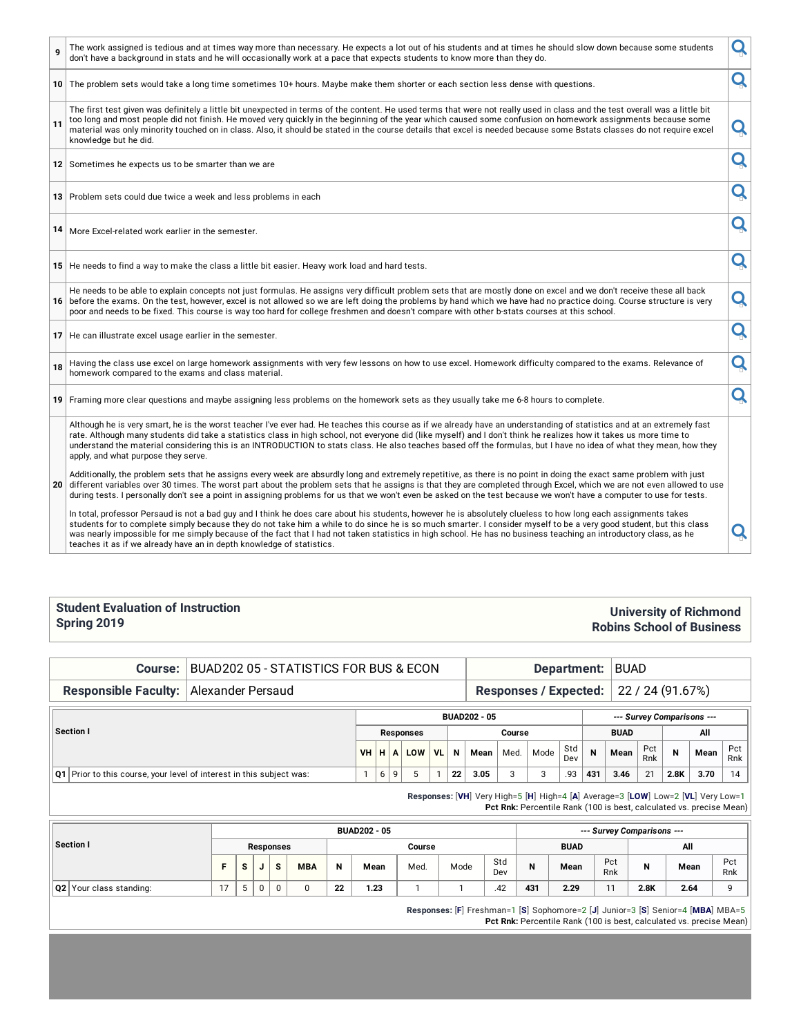| # | Comment |
|---|---|
| 9 | The work assigned is tedious and at times way more than necessary. He expects a lot out of his students and at times he should slow down because some students don't have a background in stats and he will occasionally work at a pace that expects students to know more than they do. |
| 10 | The problem sets would take a long time sometimes 10+ hours. Maybe make them shorter or each section less dense with questions. |
| 11 | The first test given was definitely a little bit unexpected in terms of the content. He used terms that were not really used in class and the test overall was a little bit too long and most people did not finish. He moved very quickly in the beginning of the year which caused some confusion on homework assignments because some material was only minority touched on in class. Also, it should be stated in the course details that excel is needed because some Bstats classes do not require excel knowledge but he did. |
| 12 | Sometimes he expects us to be smarter than we are |
| 13 | Problem sets could due twice a week and less problems in each |
| 14 | More Excel-related work earlier in the semester. |
| 15 | He needs to find a way to make the class a little bit easier. Heavy work load and hard tests. |
| 16 | He needs to be able to explain concepts not just formulas. He assigns very difficult problem sets that are mostly done on excel and we don't receive these all back before the exams. On the test, however, excel is not allowed so we are left doing the problems by hand which we have had no practice doing. Course structure is very poor and needs to be fixed. This course is way too hard for college freshmen and doesn't compare with other b-stats courses at this school. |
| 17 | He can illustrate excel usage earlier in the semester. |
| 18 | Having the class use excel on large homework assignments with very few lessons on how to use excel. Homework difficulty compared to the exams. Relevance of homework compared to the exams and class material. |
| 19 | Framing more clear questions and maybe assigning less problems on the homework sets as they usually take me 6-8 hours to complete. |
| 20 | Although he is very smart, he is the worst teacher I've ever had. He teaches this course as if we already have an understanding of statistics and at an extremely fast rate. Although many students did take a statistics class in high school, not everyone did (like myself) and I don't think he realizes how it takes us more time to understand the material considering this is an INTRODUCTION to stats class. He also teaches based off the formulas, but I have no idea of what they mean, how they apply, and what purpose they serve.<br><br>Additionally, the problem sets that he assigns every week are absurdly long and extremely repetitive, as there is no point in doing the exact same problem with just different variables over 30 times. The worst part about the problem sets that he assigns is that they are completed through Excel, which we are not even allowed to use during tests. I personally don't see a point in assigning problems for us that we won't even be asked on the test because we won't have a computer to use for tests.<br><br>In total, professor Persaud is not a bad guy and I think he does care about his students, however he is absolutely clueless to how long each assignments takes students for to complete simply because they do not take him a while to do since he is so much smarter. I consider myself to be a very good student, but this class was nearly impossible for me simply because of the fact that I had not taken statistics in high school. He has no business teaching an introductory class, as he teaches it as if we already have an in depth knowledge of statistics. |

## Student Evaluation of Instruction
## Spring 2019

**University of Richmond**
**Robins School of Business**

| | | | |
|---|---|---|---|
| **Course:** | BUAD202 05 - STATISTICS FOR BUS & ECON | **Department:** | BUAD |
| **Responsible Faculty:** | Alexander Persaud | **Responses / Expected:** | 22 / 24 (91.67%) |

| Section I | BUAD202 - 05 | | | | | | | | | | --- Survey Comparisons --- | | | | | |
|---|---|---|---|---|---|---|---|---|---|---|---|---|---|---|---|---|
| | Responses | | | | | Course | | | | | BUAD | | | All | | |
| | VH | H | A | LOW | VL | N | Mean | Med. | Mode | Std Dev | N | Mean | Pct Rnk | N | Mean | Pct Rnk |
| Q1 Prior to this course, your level of interest in this subject was: | 1 | 6 | 9 | 5 | 1 | 22 | 3.05 | 3 | 3 | .93 | 431 | 3.46 | 21 | 2.8K | 3.70 | 14 |

**Responses:** [VH] Very High=5 [H] High=4 [A] Average=3 [LOW] Low=2 [VL] Very Low=1
**Pct Rnk:** Percentile Rank (100 is best, calculated vs. precise Mean)

| Section I | BUAD202 - 05 | | | | | | | | | | --- Survey Comparisons --- | | | | | |
|---|---|---|---|---|---|---|---|---|---|---|---|---|---|---|---|---|
| | Responses | | | | | Course | | | | | BUAD | | | All | | |
| | F | S | J | S | MBA | N | Mean | Med. | Mode | Std Dev | N | Mean | Pct Rnk | N | Mean | Pct Rnk |
| Q2 Your class standing: | 17 | 5 | 0 | 0 | 0 | 22 | 1.23 | 1 | 1 | .42 | 431 | 2.29 | 11 | 2.8K | 2.64 | 9 |

**Responses:** [F] Freshman=1 [S] Sophomore=2 [J] Junior=3 [S] Senior=4 [MBA] MBA=5
**Pct Rnk:** Percentile Rank (100 is best, calculated vs. precise Mean)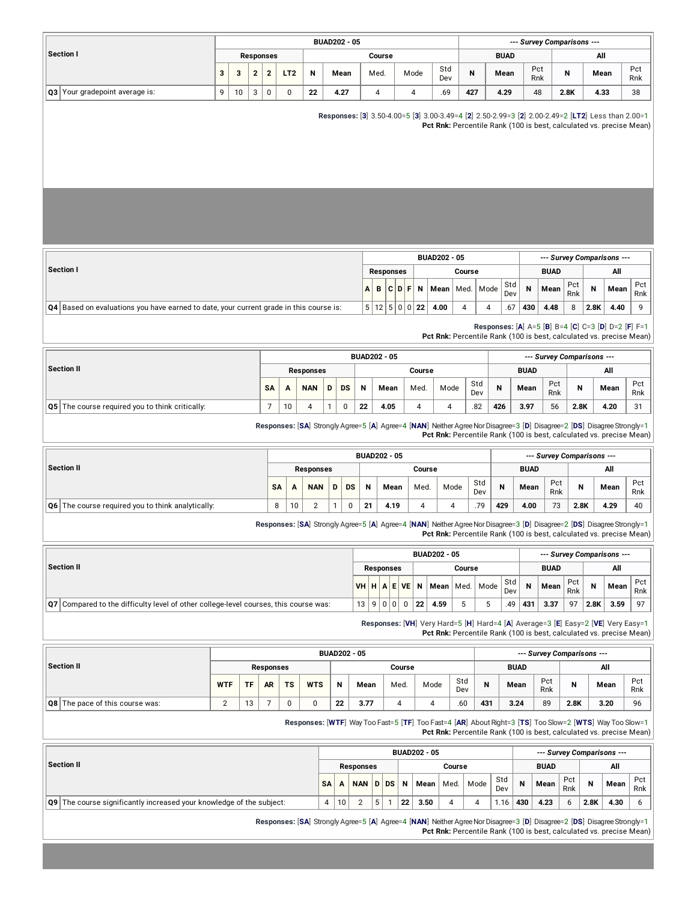| Section I | Responses | | | | | Course | | | | | BUAD | | | All | | |
|---|---|---|---|---|---|---|---|---|---|---|---|---|---|---|---|---|
| | 3 | 3 | 2 | 2 | LT2 | N | Mean | Med. | Mode | Std Dev | N | Mean | Pct Rnk | N | Mean | Pct Rnk |
| Q3 Your gradepoint average is: | 9 | 10 | 3 | 0 | 0 | 22 | 4.27 | 4 | 4 | .69 | 427 | 4.29 | 48 | 2.8K | 4.33 | 38 |

BUAD202 - 05 / --- Survey Comparisons ---

**Responses:** [3] 3.50-4.00=5 [3] 3.00-3.49=4 [2] 2.50-2.99=3 [2] 2.00-2.49=2 [LT2] Less than 2.00=1
**Pct Rnk:** Percentile Rank (100 is best, calculated vs. precise Mean)

| Section I | Responses | | | | | Course | | | | | BUAD | | | All | | |
|---|---|---|---|---|---|---|---|---|---|---|---|---|---|---|---|---|
| | A | B | C | D | F | N | Mean | Med. | Mode | Std Dev | N | Mean | Pct Rnk | N | Mean | Pct Rnk |
| Q4 Based on evaluations you have earned to date, your current grade in this course is: | 5 | 12 | 5 | 0 | 0 | 22 | 4.00 | 4 | 4 | .67 | 430 | 4.48 | 8 | 2.8K | 4.40 | 9 |

**Responses:** [A] A=5 [B] B=4 [C] C=3 [D] D=2 [F] F=1
**Pct Rnk:** Percentile Rank (100 is best, calculated vs. precise Mean)

| Section II | Responses | | | | | Course | | | | | BUAD | | | All | | |
|---|---|---|---|---|---|---|---|---|---|---|---|---|---|---|---|---|
| | SA | A | NAN | D | DS | N | Mean | Med. | Mode | Std Dev | N | Mean | Pct Rnk | N | Mean | Pct Rnk |
| Q5 The course required you to think critically: | 7 | 10 | 4 | 1 | 0 | 22 | 4.05 | 4 | 4 | .82 | 426 | 3.97 | 56 | 2.8K | 4.20 | 31 |

**Responses:** [SA] Strongly Agree=5 [A] Agree=4 [NAN] Neither Agree Nor Disagree=3 [D] Disagree=2 [DS] Disagree Strongly=1
**Pct Rnk:** Percentile Rank (100 is best, calculated vs. precise Mean)

| Section II | Responses | | | | | Course | | | | | BUAD | | | All | | |
|---|---|---|---|---|---|---|---|---|---|---|---|---|---|---|---|---|
| | SA | A | NAN | D | DS | N | Mean | Med. | Mode | Std Dev | N | Mean | Pct Rnk | N | Mean | Pct Rnk |
| Q6 The course required you to think analytically: | 8 | 10 | 2 | 1 | 0 | 21 | 4.19 | 4 | 4 | .79 | 429 | 4.00 | 73 | 2.8K | 4.29 | 40 |

**Responses:** [SA] Strongly Agree=5 [A] Agree=4 [NAN] Neither Agree Nor Disagree=3 [D] Disagree=2 [DS] Disagree Strongly=1
**Pct Rnk:** Percentile Rank (100 is best, calculated vs. precise Mean)

| Section II | Responses | | | | | Course | | | | | BUAD | | | All | | |
|---|---|---|---|---|---|---|---|---|---|---|---|---|---|---|---|---|
| | VH | H | A | E | VE | N | Mean | Med. | Mode | Std Dev | N | Mean | Pct Rnk | N | Mean | Pct Rnk |
| Q7 Compared to the difficulty level of other college-level courses, this course was: | 13 | 9 | 0 | 0 | 0 | 22 | 4.59 | 5 | 5 | .49 | 431 | 3.37 | 97 | 2.8K | 3.59 | 97 |

**Responses:** [VH] Very Hard=5 [H] Hard=4 [A] Average=3 [E] Easy=2 [VE] Very Easy=1
**Pct Rnk:** Percentile Rank (100 is best, calculated vs. precise Mean)

| Section II | Responses | | | | | Course | | | | | BUAD | | | All | | |
|---|---|---|---|---|---|---|---|---|---|---|---|---|---|---|---|---|
| | WTF | TF | AR | TS | WTS | N | Mean | Med. | Mode | Std Dev | N | Mean | Pct Rnk | N | Mean | Pct Rnk |
| Q8 The pace of this course was: | 2 | 13 | 7 | 0 | 0 | 22 | 3.77 | 4 | 4 | .60 | 431 | 3.24 | 89 | 2.8K | 3.20 | 96 |

**Responses:** [WTF] Way Too Fast=5 [TF] Too Fast=4 [AR] About Right=3 [TS] Too Slow=2 [WTS] Way Too Slow=1
**Pct Rnk:** Percentile Rank (100 is best, calculated vs. precise Mean)

| Section II | Responses | | | | | Course | | | | | BUAD | | | All | | |
|---|---|---|---|---|---|---|---|---|---|---|---|---|---|---|---|---|
| | SA | A | NAN | D | DS | N | Mean | Med. | Mode | Std Dev | N | Mean | Pct Rnk | N | Mean | Pct Rnk |
| Q9 The course significantly increased your knowledge of the subject: | 4 | 10 | 2 | 5 | 1 | 22 | 3.50 | 4 | 4 | 1.16 | 430 | 4.23 | 6 | 2.8K | 4.30 | 6 |

**Responses:** [SA] Strongly Agree=5 [A] Agree=4 [NAN] Neither Agree Nor Disagree=3 [D] Disagree=2 [DS] Disagree Strongly=1
**Pct Rnk:** Percentile Rank (100 is best, calculated vs. precise Mean)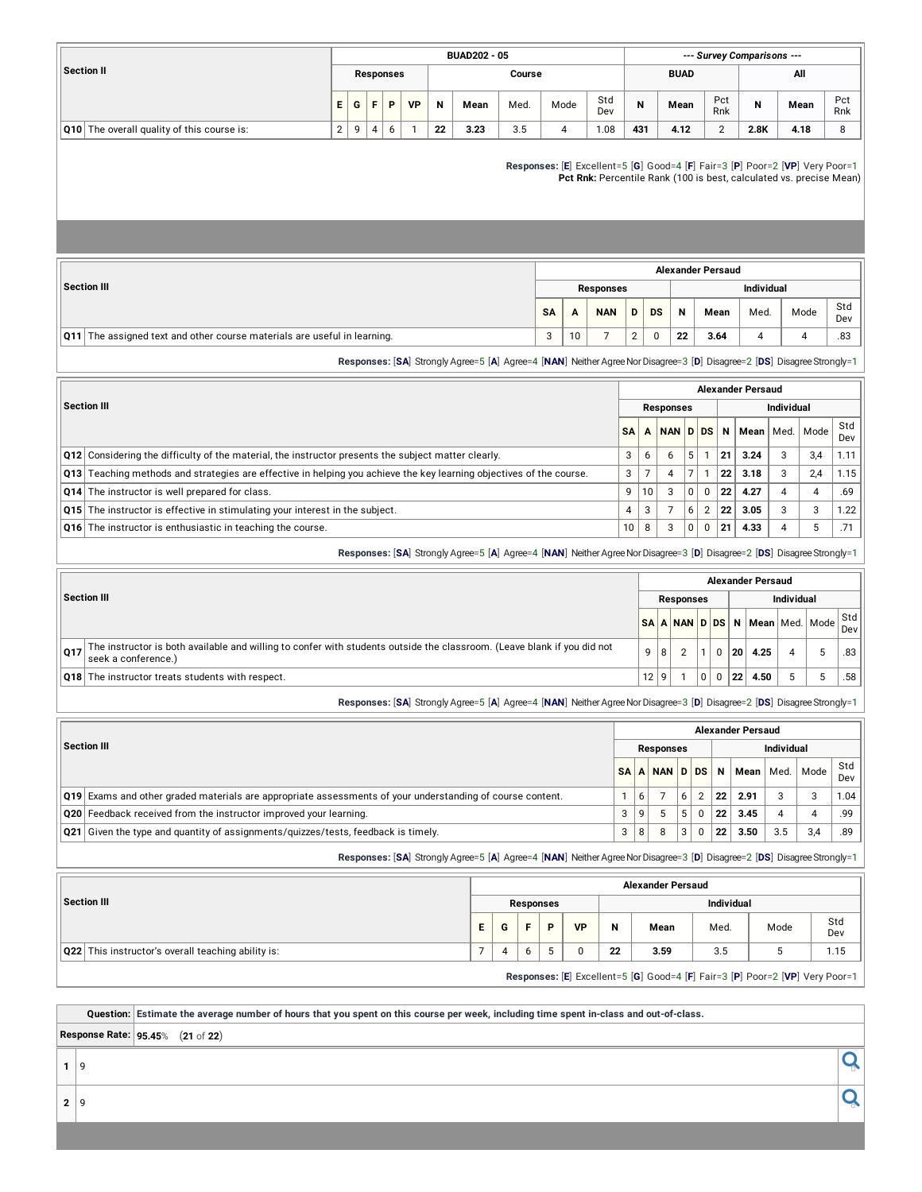| Section II | BUAD202 - 05 | | | | | | | | | | --- Survey Comparisons --- | | | | | |
|---|---|---|---|---|---|---|---|---|---|---|---|---|---|---|---|---|
| | Responses | | | | | Course | | | | | BUAD | | | All | | |
| | E | G | F | P | VP | N | Mean | Med. | Mode | Std Dev | N | Mean | Pct Rnk | N | Mean | Pct Rnk |
| Q10 The overall quality of this course is: | 2 | 9 | 4 | 6 | 1 | 22 | 3.23 | 3.5 | 4 | 1.08 | 431 | 4.12 | 2 | 2.8K | 4.18 | 8 |

**Responses:** [E] Excellent=5 [G] Good=4 [F] Fair=3 [P] Poor=2 [VP] Very Poor=1
**Pct Rnk:** Percentile Rank (100 is best, calculated vs. precise Mean)

| Section III | Alexander Persaud | | | | | | | | | |
|---|---|---|---|---|---|---|---|---|---|---|
| | Responses | | | | | Individual | | | | |
| | SA | A | NAN | D | DS | N | Mean | Med. | Mode | Std Dev |
| Q11 The assigned text and other course materials are useful in learning. | 3 | 10 | 7 | 2 | 0 | 22 | 3.64 | 4 | 4 | .83 |

**Responses:** [SA] Strongly Agree=5 [A] Agree=4 [NAN] Neither Agree Nor Disagree=3 [D] Disagree=2 [DS] Disagree Strongly=1

| Section III | Alexander Persaud | | | | | | | | | |
|---|---|---|---|---|---|---|---|---|---|---|
| | Responses | | | | | Individual | | | | |
| | SA | A | NAN | D | DS | N | Mean | Med. | Mode | Std Dev |
| Q12 Considering the difficulty of the material, the instructor presents the subject matter clearly. | 3 | 6 | 6 | 5 | 1 | 21 | 3.24 | 3 | 3,4 | 1.11 |
| Q13 Teaching methods and strategies are effective in helping you achieve the key learning objectives of the course. | 3 | 7 | 4 | 7 | 1 | 22 | 3.18 | 3 | 2,4 | 1.15 |
| Q14 The instructor is well prepared for class. | 9 | 10 | 3 | 0 | 0 | 22 | 4.27 | 4 | 4 | .69 |
| Q15 The instructor is effective in stimulating your interest in the subject. | 4 | 3 | 7 | 6 | 2 | 22 | 3.05 | 3 | 3 | 1.22 |
| Q16 The instructor is enthusiastic in teaching the course. | 10 | 8 | 3 | 0 | 0 | 21 | 4.33 | 4 | 5 | .71 |

**Responses:** [SA] Strongly Agree=5 [A] Agree=4 [NAN] Neither Agree Nor Disagree=3 [D] Disagree=2 [DS] Disagree Strongly=1

| Section III | Alexander Persaud | | | | | | | | | |
|---|---|---|---|---|---|---|---|---|---|---|
| | Responses | | | | | Individual | | | | |
| | SA | A | NAN | D | DS | N | Mean | Med. | Mode | Std Dev |
| Q17 The instructor is both available and willing to confer with students outside the classroom. (Leave blank if you did not seek a conference.) | 9 | 8 | 2 | 1 | 0 | 20 | 4.25 | 4 | 5 | .83 |
| Q18 The instructor treats students with respect. | 12 | 9 | 1 | 0 | 0 | 22 | 4.50 | 5 | 5 | .58 |

**Responses:** [SA] Strongly Agree=5 [A] Agree=4 [NAN] Neither Agree Nor Disagree=3 [D] Disagree=2 [DS] Disagree Strongly=1

| Section III | Alexander Persaud | | | | | | | | | |
|---|---|---|---|---|---|---|---|---|---|---|
| | Responses | | | | | Individual | | | | |
| | SA | A | NAN | D | DS | N | Mean | Med. | Mode | Std Dev |
| Q19 Exams and other graded materials are appropriate assessments of your understanding of course content. | 1 | 6 | 7 | 6 | 2 | 22 | 2.91 | 3 | 3 | 1.04 |
| Q20 Feedback received from the instructor improved your learning. | 3 | 9 | 5 | 5 | 0 | 22 | 3.45 | 4 | 4 | .99 |
| Q21 Given the type and quantity of assignments/quizzes/tests, feedback is timely. | 3 | 8 | 8 | 3 | 0 | 22 | 3.50 | 3.5 | 3,4 | .89 |

**Responses:** [SA] Strongly Agree=5 [A] Agree=4 [NAN] Neither Agree Nor Disagree=3 [D] Disagree=2 [DS] Disagree Strongly=1

| Section III | Alexander Persaud | | | | | | | | | |
|---|---|---|---|---|---|---|---|---|---|---|
| | Responses | | | | | Individual | | | | |
| | E | G | F | P | VP | N | Mean | Med. | Mode | Std Dev |
| Q22 This instructor's overall teaching ability is: | 7 | 4 | 6 | 5 | 0 | 22 | 3.59 | 3.5 | 5 | 1.15 |

**Responses:** [E] Excellent=5 [G] Good=4 [F] Fair=3 [P] Poor=2 [VP] Very Poor=1

**Question:** **Estimate the average number of hours that you spent on this course per week, including time spent in-class and out-of-class.**

**Response Rate:** **95.45**% (**21** of **22**)

| | |
|---|---|
| 1 | 9 |
| 2 | 9 |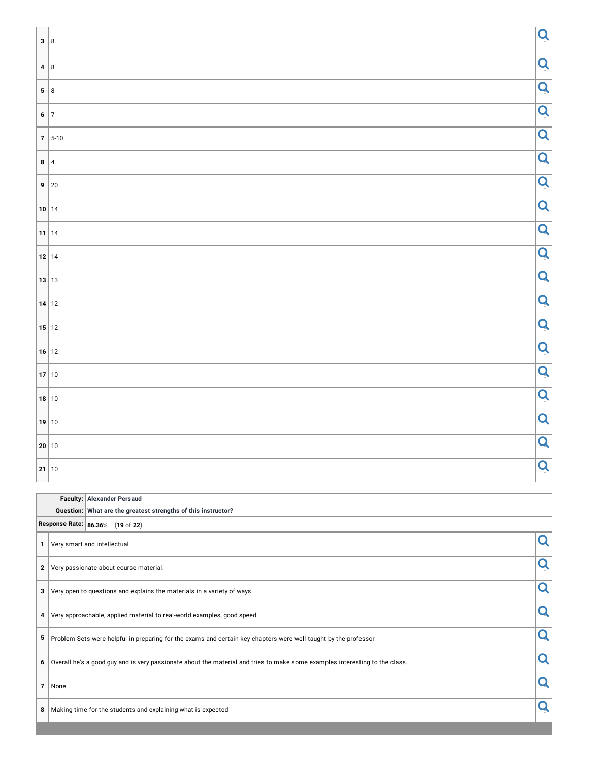| | |
|---|---|
| 3 | 8 |
| 4 | 8 |
| 5 | 8 |
| 6 | 7 |
| 7 | 5-10 |
| 8 | 4 |
| 9 | 20 |
| 10 | 14 |
| 11 | 14 |
| 12 | 14 |
| 13 | 13 |
| 14 | 12 |
| 15 | 12 |
| 16 | 12 |
| 17 | 10 |
| 18 | 10 |
| 19 | 10 |
| 20 | 10 |
| 21 | 10 |

| | |
|---|---|
| **Faculty:** | **Alexander Persaud** |
| **Question:** | **What are the greatest strengths of this instructor?** |
| **Response Rate:** | **86.36**% (**19** of **22**) |

| | |
|---|---|
| 1 | Very smart and intellectual |
| 2 | Very passionate about course material. |
| 3 | Very open to questions and explains the materials in a variety of ways. |
| 4 | Very approachable, applied material to real-world examples, good speed |
| 5 | Problem Sets were helpful in preparing for the exams and certain key chapters were well taught by the professor |
| 6 | Overall he's a good guy and is very passionate about the material and tries to make some examples interesting to the class. |
| 7 | None |
| 8 | Making time for the students and explaining what is expected |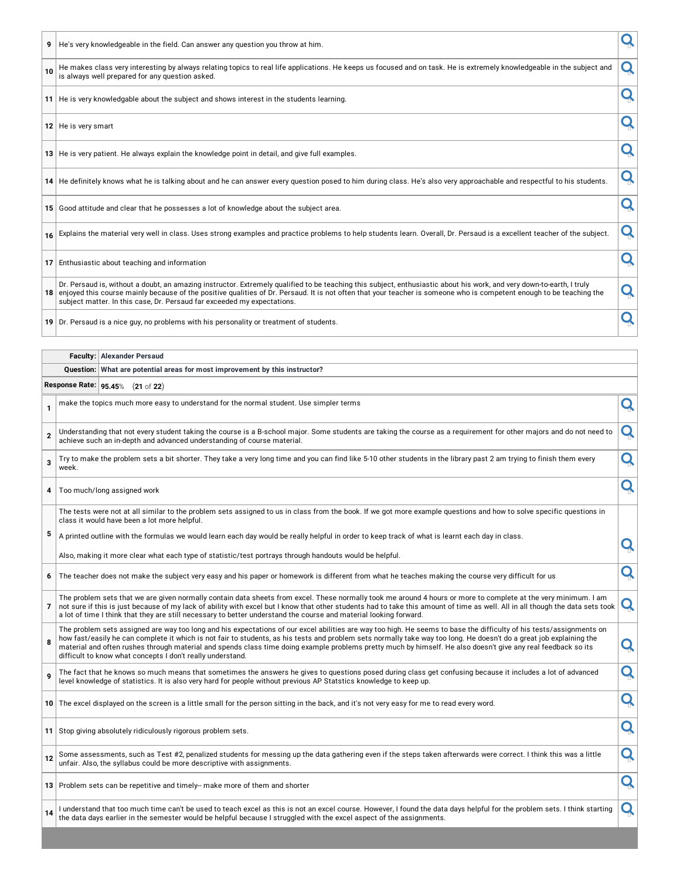| | |
|---|---|
| 9 | He's very knowledgeable in the field. Can answer any question you throw at him. |
| 10 | He makes class very interesting by always relating topics to real life applications. He keeps us focused and on task. He is extremely knowledgeable in the subject and is always well prepared for any question asked. |
| 11 | He is very knowledgable about the subject and shows interest in the students learning. |
| 12 | He is very smart |
| 13 | He is very patient. He always explain the knowledge point in detail, and give full examples. |
| 14 | He definitely knows what he is talking about and he can answer every question posed to him during class. He's also very approachable and respectful to his students. |
| 15 | Good attitude and clear that he possesses a lot of knowledge about the subject area. |
| 16 | Explains the material very well in class. Uses strong examples and practice problems to help students learn. Overall, Dr. Persaud is a excellent teacher of the subject. |
| 17 | Enthusiastic about teaching and information |
| 18 | Dr. Persaud is, without a doubt, an amazing instructor. Extremely qualified to be teaching this subject, enthusiastic about his work, and very down-to-earth, I truly enjoyed this course mainly because of the positive qualities of Dr. Persaud. It is not often that your teacher is someone who is competent enough to be teaching the subject matter. In this case, Dr. Persaud far exceeded my expectations. |
| 19 | Dr. Persaud is a nice guy, no problems with his personality or treatment of students. |

**Faculty:** Alexander Persaud

**Question:** What are potential areas for most improvement by this instructor?

**Response Rate:** 95.45% (21 of 22)

| | |
|---|---|
| 1 | make the topics much more easy to understand for the normal student. Use simpler terms |
| 2 | Understanding that not every student taking the course is a B-school major. Some students are taking the course as a requirement for other majors and do not need to achieve such an in-depth and advanced understanding of course material. |
| 3 | Try to make the problem sets a bit shorter. They take a very long time and you can find like 5-10 other students in the library past 2 am trying to finish them every week. |
| 4 | Too much/long assigned work |
| 5 | The tests were not at all similar to the problem sets assigned to us in class from the book. If we got more example questions and how to solve specific questions in class it would have been a lot more helpful. A printed outline with the formulas we would learn each day would be really helpful in order to keep track of what is learnt each day in class. Also, making it more clear what each type of statistic/test portrays through handouts would be helpful. |
| 6 | The teacher does not make the subject very easy and his paper or homework is different from what he teaches making the course very difficult for us |
| 7 | The problem sets that we are given normally contain data sheets from excel. These normally took me around 4 hours or more to complete at the very minimum. I am not sure if this is just because of my lack of ability with excel but I know that other students had to take this amount of time as well. All in all though the data sets took a lot of time I think that they are still necessary to better understand the course and material looking forward. |
| 8 | The problem sets assigned are way too long and his expectations of our excel abilities are way too high. He seems to base the difficulty of his tests/assignments on how fast/easily he can complete it which is not fair to students, as his tests and problem sets normally take way too long. He doesn't do a great job explaining the material and often rushes through material and spends class time doing example problems pretty much by himself. He also doesn't give any real feedback so its difficult to know what concepts I don't really understand. |
| 9 | The fact that he knows so much means that sometimes the answers he gives to questions posed during class get confusing because it includes a lot of advanced level knowledge of statistics. It is also very hard for people without previous AP Statstics knowledge to keep up. |
| 10 | The excel displayed on the screen is a little small for the person sitting in the back, and it's not very easy for me to read every word. |
| 11 | Stop giving absolutely ridiculously rigorous problem sets. |
| 12 | Some assessments, such as Test #2, penalized students for messing up the data gathering even if the steps taken afterwards were correct. I think this was a little unfair. Also, the syllabus could be more descriptive with assignments. |
| 13 | Problem sets can be repetitive and timely-- make more of them and shorter |
| 14 | I understand that too much time can't be used to teach excel as this is not an excel course. However, I found the data days helpful for the problem sets. I think starting the data days earlier in the semester would be helpful because I struggled with the excel aspect of the assignments. |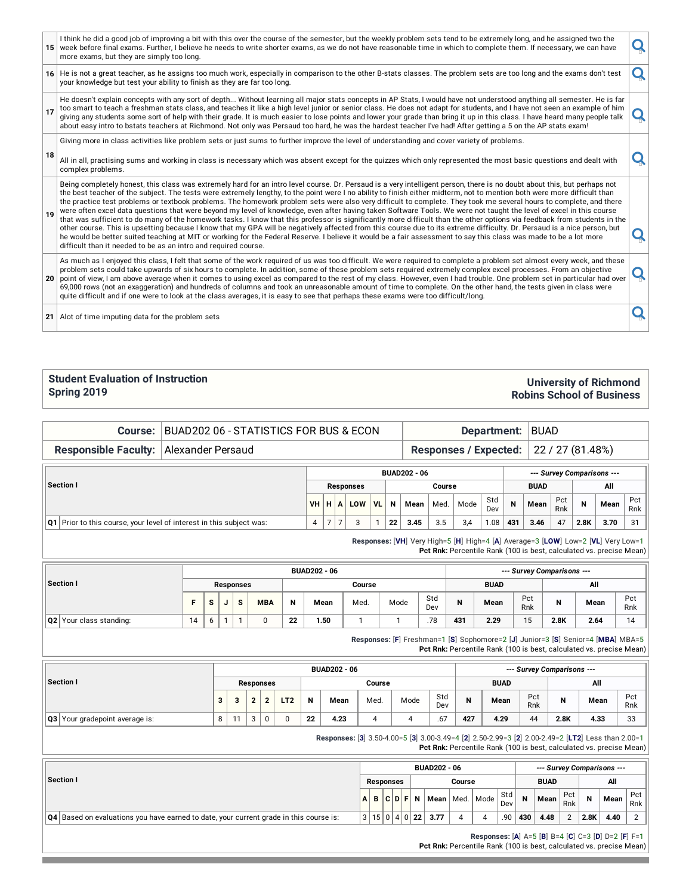| | |
|---|---|
| 15 | I think he did a good job of improving a bit with this over the course of the semester, but the weekly problem sets tend to be extremely long, and he assigned two the week before final exams. Further, I believe he needs to write shorter exams, as we do not have reasonable time in which to complete them. If necessary, we can have more exams, but they are simply too long. |
| 16 | He is not a great teacher, as he assigns too much work, especially in comparison to the other B-stats classes. The problem sets are too long and the exams don't test your knowledge but test your ability to finish as they are far too long. |
| 17 | He doesn't explain concepts with any sort of depth... Without learning all major stats concepts in AP Stats, I would have not understood anything all semester. He is far too smart to teach a freshman stats class, and teaches it like a high level junior or senior class. He does not adapt for students, and I have not seen an example of him giving any students some sort of help with their grade. It is much easier to lose points and lower your grade than bring it up in this class. I have heard many people talk about easy intro to bstats teachers at Richmond. Not only was Persaud too hard, he was the hardest teacher I've had! After getting a 5 on the AP stats exam! |
| 18 | Giving more in class activities like problem sets or just sums to further improve the level of understanding and cover variety of problems.<br><br>All in all, practising sums and working in class is necessary which was absent except for the quizzes which only represented the most basic questions and dealt with complex problems. |
| 19 | Being completely honest, this class was extremely hard for an intro level course. Dr. Persaud is a very intelligent person, there is no doubt about this, but perhaps not the best teacher of the subject. The tests were extremely lengthy, to the point were I no ability to finish either midterm, not to mention both were more difficult than the practice test problems or textbook problems. The homework problem sets were also very difficult to complete. They took me several hours to complete, and there were often excel data questions that were beyond my level of knowledge, even after having taken Software Tools. We were not taught the level of excel in this course that was sufficient to do many of the homework tasks. I know that this professor is significantly more difficult than the other options via feedback from students in the other course. This is upsetting because I know that my GPA will be negatively affected from this course due to its extreme difficulty. Dr. Persaud is a nice person, but he would be better suited teaching at MIT or working for the Federal Reserve. I believe it would be a fair assessment to say this class was made to be a lot more difficult than it needed to be as an intro and required course. |
| 20 | As much as I enjoyed this class, I felt that some of the work required of us was too difficult. We were required to complete a problem set almost every week, and these problem sets could take upwards of six hours to complete. In addition, some of these problem sets required extremely complex excel processes. From an objective point of view, I am above average when it comes to using excel as compared to the rest of my class. However, even I had trouble. One problem set in particular had over 69,000 rows (not an exaggeration) and hundreds of columns and took an unreasonable amount of time to complete. On the other hand, the tests given in class were quite difficult and if one were to look at the class averages, it is easy to see that perhaps these exams were too difficult/long. |
| 21 | Alot of time imputing data for the problem sets |

## Student Evaluation of Instruction
## Spring 2019

**University of Richmond**
**Robins School of Business**

| | | | |
|---|---|---|---|
| **Course:** | BUAD202 06 - STATISTICS FOR BUS & ECON | **Department:** | BUAD |
| **Responsible Faculty:** | Alexander Persaud | **Responses / Expected:** | 22 / 27 (81.48%) |

| Section I | BUAD202 - 06 | | | | | | | | | | --- Survey Comparisons --- | | | | | |
|---|---|---|---|---|---|---|---|---|---|---|---|---|---|---|---|---|
| | Responses | | | | | Course | | | | | BUAD | | | All | | |
| | VH | H | A | LOW | VL | N | Mean | Med. | Mode | Std Dev | N | Mean | Pct Rnk | N | Mean | Pct Rnk |
| Q1 Prior to this course, your level of interest in this subject was: | 4 | 7 | 7 | 3 | 1 | 22 | 3.45 | 3.5 | 3,4 | 1.08 | 431 | 3.46 | 47 | 2.8K | 3.70 | 31 |

**Responses:** [VH] Very High=5 [H] High=4 [A] Average=3 [LOW] Low=2 [VL] Very Low=1
**Pct Rnk:** Percentile Rank (100 is best, calculated vs. precise Mean)

| Section I | BUAD202 - 06 | | | | | | | | | | --- Survey Comparisons --- | | | | | |
|---|---|---|---|---|---|---|---|---|---|---|---|---|---|---|---|---|
| | Responses | | | | | Course | | | | | BUAD | | | All | | |
| | F | S | J | S | MBA | N | Mean | Med. | Mode | Std Dev | N | Mean | Pct Rnk | N | Mean | Pct Rnk |
| Q2 Your class standing: | 14 | 6 | 1 | 1 | 0 | 22 | 1.50 | 1 | 1 | .78 | 431 | 2.29 | 15 | 2.8K | 2.64 | 14 |

**Responses:** [F] Freshman=1 [S] Sophomore=2 [J] Junior=3 [S] Senior=4 [MBA] MBA=5
**Pct Rnk:** Percentile Rank (100 is best, calculated vs. precise Mean)

| Section I | BUAD202 - 06 | | | | | | | | | | --- Survey Comparisons --- | | | | | |
|---|---|---|---|---|---|---|---|---|---|---|---|---|---|---|---|---|
| | Responses | | | | | Course | | | | | BUAD | | | All | | |
| | 3 | 3 | 2 | 2 | LT2 | N | Mean | Med. | Mode | Std Dev | N | Mean | Pct Rnk | N | Mean | Pct Rnk |
| Q3 Your gradepoint average is: | 8 | 11 | 3 | 0 | 0 | 22 | 4.23 | 4 | 4 | .67 | 427 | 4.29 | 44 | 2.8K | 4.33 | 33 |

**Responses:** [3] 3.50-4.00=5 [3] 3.00-3.49=4 [2] 2.50-2.99=3 [2] 2.00-2.49=2 [LT2] Less than 2.00=1
**Pct Rnk:** Percentile Rank (100 is best, calculated vs. precise Mean)

| Section I | BUAD202 - 06 | | | | | | | | | | --- Survey Comparisons --- | | | | | |
|---|---|---|---|---|---|---|---|---|---|---|---|---|---|---|---|---|
| | Responses | | | | | Course | | | | | BUAD | | | All | | |
| | A | B | C | D | F | N | Mean | Med. | Mode | Std Dev | N | Mean | Pct Rnk | N | Mean | Pct Rnk |
| Q4 Based on evaluations you have earned to date, your current grade in this course is: | 3 | 15 | 0 | 4 | 0 | 22 | 3.77 | 4 | 4 | .90 | 430 | 4.48 | 2 | 2.8K | 4.40 | 2 |

**Responses:** [A] A=5 [B] B=4 [C] C=3 [D] D=2 [F] F=1
**Pct Rnk:** Percentile Rank (100 is best, calculated vs. precise Mean)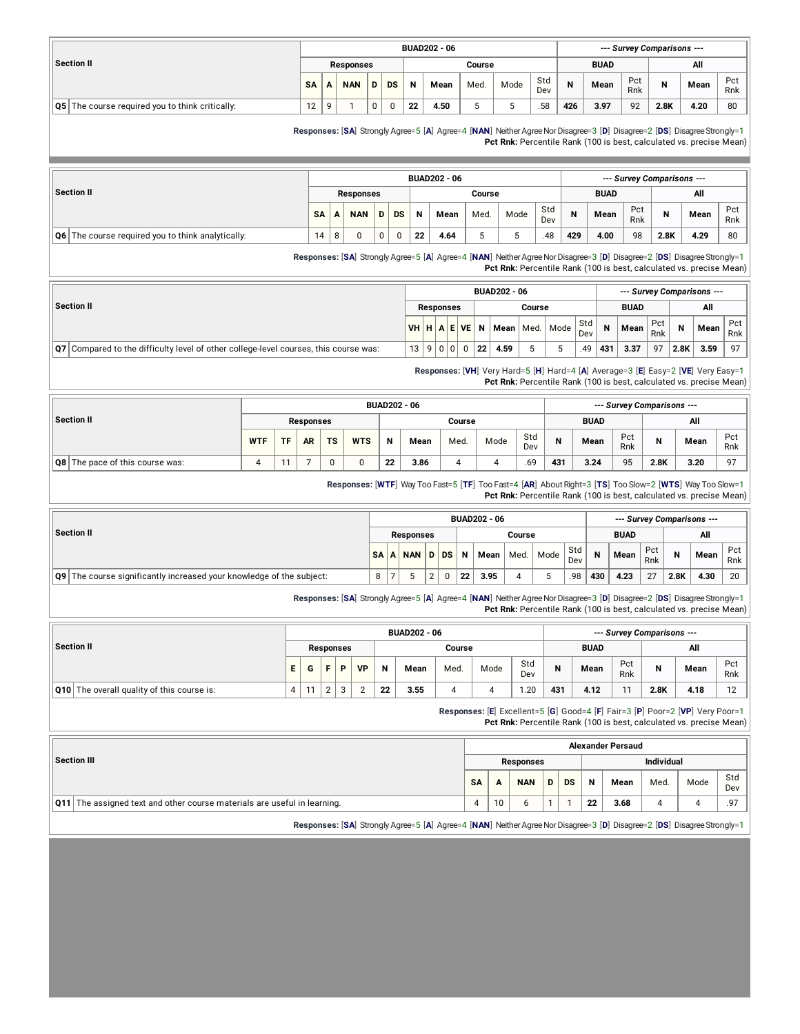| Section II | BUAD202 - 06 | | | | | | | | | | --- Survey Comparisons --- | | | | | |
|---|---|---|---|---|---|---|---|---|---|---|---|---|---|---|---|---|
| | Responses | | | | | Course | | | | | BUAD | | | All | | |
| | SA | A | NAN | D | DS | N | Mean | Med. | Mode | Std Dev | N | Mean | Pct Rnk | N | Mean | Pct Rnk |
| Q5 The course required you to think critically: | 12 | 9 | 1 | 0 | 0 | 22 | 4.50 | 5 | 5 | .58 | 426 | 3.97 | 92 | 2.8K | 4.20 | 80 |

**Responses:** [SA] Strongly Agree=5 [A] Agree=4 [NAN] Neither Agree Nor Disagree=3 [D] Disagree=2 [DS] Disagree Strongly=1
**Pct Rnk:** Percentile Rank (100 is best, calculated vs. precise Mean)

| Section II | BUAD202 - 06 | | | | | | | | | | --- Survey Comparisons --- | | | | | |
|---|---|---|---|---|---|---|---|---|---|---|---|---|---|---|---|---|
| | Responses | | | | | Course | | | | | BUAD | | | All | | |
| | SA | A | NAN | D | DS | N | Mean | Med. | Mode | Std Dev | N | Mean | Pct Rnk | N | Mean | Pct Rnk |
| Q6 The course required you to think analytically: | 14 | 8 | 0 | 0 | 0 | 22 | 4.64 | 5 | 5 | .48 | 429 | 4.00 | 98 | 2.8K | 4.29 | 80 |

**Responses:** [SA] Strongly Agree=5 [A] Agree=4 [NAN] Neither Agree Nor Disagree=3 [D] Disagree=2 [DS] Disagree Strongly=1
**Pct Rnk:** Percentile Rank (100 is best, calculated vs. precise Mean)

| Section II | BUAD202 - 06 | | | | | | | | | | --- Survey Comparisons --- | | | | | |
|---|---|---|---|---|---|---|---|---|---|---|---|---|---|---|---|---|
| | Responses | | | | | Course | | | | | BUAD | | | All | | |
| | VH | H | A | E | VE | N | Mean | Med. | Mode | Std Dev | N | Mean | Pct Rnk | N | Mean | Pct Rnk |
| Q7 Compared to the difficulty level of other college-level courses, this course was: | 13 | 9 | 0 | 0 | 0 | 22 | 4.59 | 5 | 5 | .49 | 431 | 3.37 | 97 | 2.8K | 3.59 | 97 |

**Responses:** [VH] Very Hard=5 [H] Hard=4 [A] Average=3 [E] Easy=2 [VE] Very Easy=1
**Pct Rnk:** Percentile Rank (100 is best, calculated vs. precise Mean)

| Section II | BUAD202 - 06 | | | | | | | | | | --- Survey Comparisons --- | | | | | |
|---|---|---|---|---|---|---|---|---|---|---|---|---|---|---|---|---|
| | Responses | | | | | Course | | | | | BUAD | | | All | | |
| | WTF | TF | AR | TS | WTS | N | Mean | Med. | Mode | Std Dev | N | Mean | Pct Rnk | N | Mean | Pct Rnk |
| Q8 The pace of this course was: | 4 | 11 | 7 | 0 | 0 | 22 | 3.86 | 4 | 4 | .69 | 431 | 3.24 | 95 | 2.8K | 3.20 | 97 |

**Responses:** [WTF] Way Too Fast=5 [TF] Too Fast=4 [AR] About Right=3 [TS] Too Slow=2 [WTS] Way Too Slow=1
**Pct Rnk:** Percentile Rank (100 is best, calculated vs. precise Mean)

| Section II | BUAD202 - 06 | | | | | | | | | | --- Survey Comparisons --- | | | | | |
|---|---|---|---|---|---|---|---|---|---|---|---|---|---|---|---|---|
| | Responses | | | | | Course | | | | | BUAD | | | All | | |
| | SA | A | NAN | D | DS | N | Mean | Med. | Mode | Std Dev | N | Mean | Pct Rnk | N | Mean | Pct Rnk |
| Q9 The course significantly increased your knowledge of the subject: | 8 | 7 | 5 | 2 | 0 | 22 | 3.95 | 4 | 5 | .98 | 430 | 4.23 | 27 | 2.8K | 4.30 | 20 |

**Responses:** [SA] Strongly Agree=5 [A] Agree=4 [NAN] Neither Agree Nor Disagree=3 [D] Disagree=2 [DS] Disagree Strongly=1
**Pct Rnk:** Percentile Rank (100 is best, calculated vs. precise Mean)

| Section II | BUAD202 - 06 | | | | | | | | | | --- Survey Comparisons --- | | | | | |
|---|---|---|---|---|---|---|---|---|---|---|---|---|---|---|---|---|
| | Responses | | | | | Course | | | | | BUAD | | | All | | |
| | E | G | F | P | VP | N | Mean | Med. | Mode | Std Dev | N | Mean | Pct Rnk | N | Mean | Pct Rnk |
| Q10 The overall quality of this course is: | 4 | 11 | 2 | 3 | 2 | 22 | 3.55 | 4 | 4 | 1.20 | 431 | 4.12 | 11 | 2.8K | 4.18 | 12 |

**Responses:** [E] Excellent=5 [G] Good=4 [F] Fair=3 [P] Poor=2 [VP] Very Poor=1
**Pct Rnk:** Percentile Rank (100 is best, calculated vs. precise Mean)

| Section III | Alexander Persaud | | | | | | | | | |
|---|---|---|---|---|---|---|---|---|---|---|
| | Responses | | | | | Individual | | | | |
| | SA | A | NAN | D | DS | N | Mean | Med. | Mode | Std Dev |
| Q11 The assigned text and other course materials are useful in learning. | 4 | 10 | 6 | 1 | 1 | 22 | 3.68 | 4 | 4 | .97 |

**Responses:** [SA] Strongly Agree=5 [A] Agree=4 [NAN] Neither Agree Nor Disagree=3 [D] Disagree=2 [DS] Disagree Strongly=1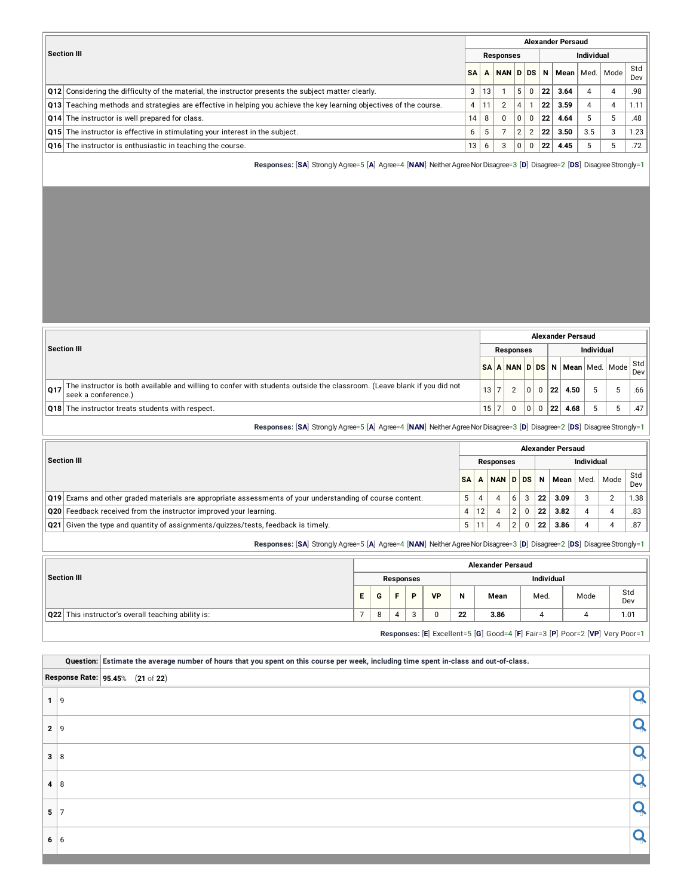| Section III | Alexander Persaud | | | | | | | | | |
|---|---|---|---|---|---|---|---|---|---|---|
| | Responses | | | | | Individual | | | | |
| | SA | A | NAN | D | DS | N | Mean | Med. | Mode | Std Dev |
| Q12 Considering the difficulty of the material, the instructor presents the subject matter clearly. | 3 | 13 | 1 | 5 | 0 | 22 | 3.64 | 4 | 4 | .98 |
| Q13 Teaching methods and strategies are effective in helping you achieve the key learning objectives of the course. | 4 | 11 | 2 | 4 | 1 | 22 | 3.59 | 4 | 4 | 1.11 |
| Q14 The instructor is well prepared for class. | 14 | 8 | 0 | 0 | 0 | 22 | 4.64 | 5 | 5 | .48 |
| Q15 The instructor is effective in stimulating your interest in the subject. | 6 | 5 | 7 | 2 | 2 | 22 | 3.50 | 3.5 | 3 | 1.23 |
| Q16 The instructor is enthusiastic in teaching the course. | 13 | 6 | 3 | 0 | 0 | 22 | 4.45 | 5 | 5 | .72 |

**Responses:** [**SA**] Strongly Agree=5 [**A**] Agree=4 [**NAN**] Neither Agree Nor Disagree=3 [**D**] Disagree=2 [**DS**] Disagree Strongly=1

| Section III | Alexander Persaud | | | | | | | | | |
|---|---|---|---|---|---|---|---|---|---|---|
| | Responses | | | | | Individual | | | | |
| | SA | A | NAN | D | DS | N | Mean | Med. | Mode | Std Dev |
| Q17 The instructor is both available and willing to confer with students outside the classroom. (Leave blank if you did not seek a conference.) | 13 | 7 | 2 | 0 | 0 | 22 | 4.50 | 5 | 5 | .66 |
| Q18 The instructor treats students with respect. | 15 | 7 | 0 | 0 | 0 | 22 | 4.68 | 5 | 5 | .47 |

**Responses:** [**SA**] Strongly Agree=5 [**A**] Agree=4 [**NAN**] Neither Agree Nor Disagree=3 [**D**] Disagree=2 [**DS**] Disagree Strongly=1

| Section III | Alexander Persaud | | | | | | | | | |
|---|---|---|---|---|---|---|---|---|---|---|
| | Responses | | | | | Individual | | | | |
| | SA | A | NAN | D | DS | N | Mean | Med. | Mode | Std Dev |
| Q19 Exams and other graded materials are appropriate assessments of your understanding of course content. | 5 | 4 | 4 | 6 | 3 | 22 | 3.09 | 3 | 2 | 1.38 |
| Q20 Feedback received from the instructor improved your learning. | 4 | 12 | 4 | 2 | 0 | 22 | 3.82 | 4 | 4 | .83 |
| Q21 Given the type and quantity of assignments/quizzes/tests, feedback is timely. | 5 | 11 | 4 | 2 | 0 | 22 | 3.86 | 4 | 4 | .87 |

**Responses:** [**SA**] Strongly Agree=5 [**A**] Agree=4 [**NAN**] Neither Agree Nor Disagree=3 [**D**] Disagree=2 [**DS**] Disagree Strongly=1

| Section III | Alexander Persaud | | | | | | | | | |
|---|---|---|---|---|---|---|---|---|---|---|
| | Responses | | | | | Individual | | | | |
| | E | G | F | P | VP | N | Mean | Med. | Mode | Std Dev |
| Q22 This instructor's overall teaching ability is: | 7 | 8 | 4 | 3 | 0 | 22 | 3.86 | 4 | 4 | 1.01 |

**Responses:** [**E**] Excellent=5 [**G**] Good=4 [**F**] Fair=3 [**P**] Poor=2 [**VP**] Very Poor=1

| Question: | Estimate the average number of hours that you spent on this course per week, including time spent in-class and out-of-class. |
|---|---|
| Response Rate: | **95.45**% (**21** of **22**) |
| 1 | 9 |
| 2 | 9 |
| 3 | 8 |
| 4 | 8 |
| 5 | 7 |
| 6 | 6 |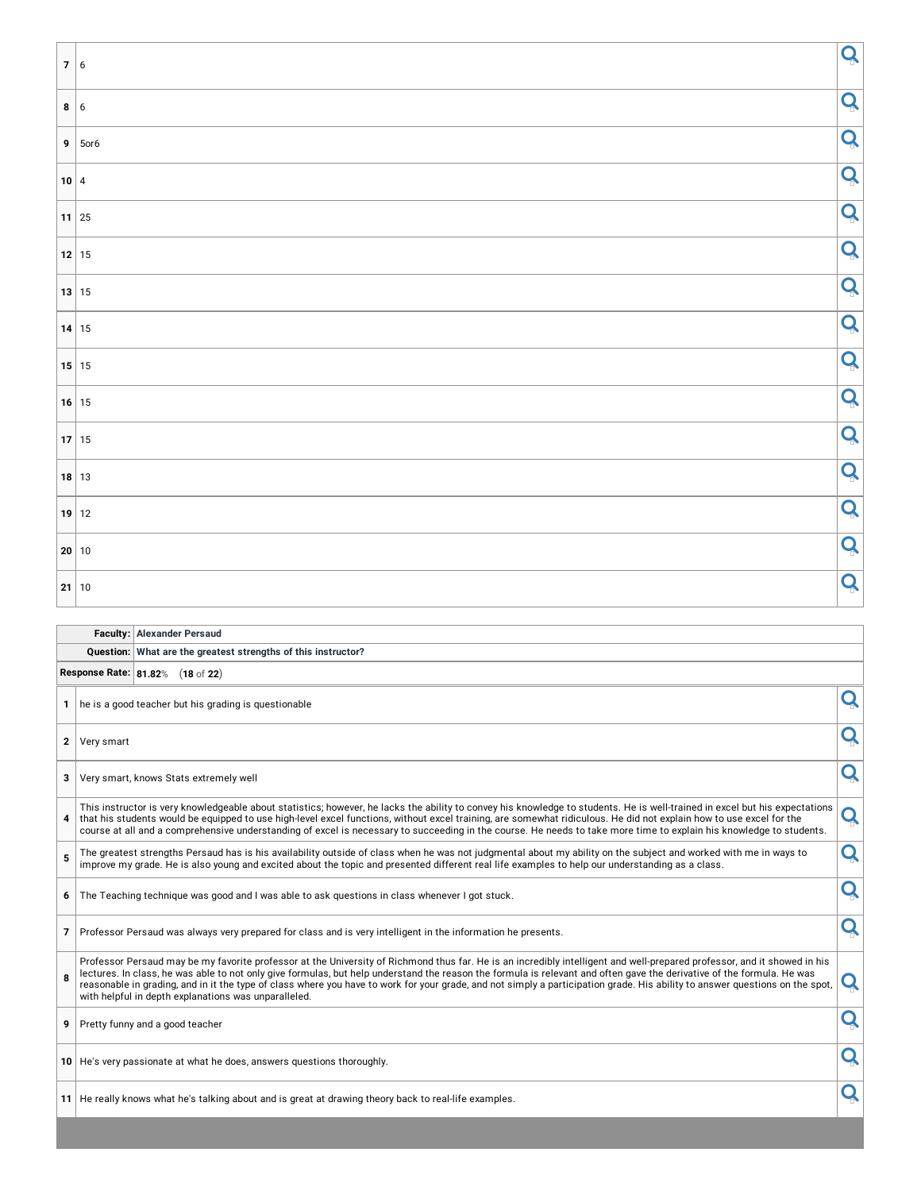| | |
|---|---|
| 7 | 6 |
| 8 | 6 |
| 9 | 5or6 |
| 10 | 4 |
| 11 | 25 |
| 12 | 15 |
| 13 | 15 |
| 14 | 15 |
| 15 | 15 |
| 16 | 15 |
| 17 | 15 |
| 18 | 13 |
| 19 | 12 |
| 20 | 10 |
| 21 | 10 |

| | |
|---|---|
| **Faculty:** | **Alexander Persaud** |
| **Question:** | **What are the greatest strengths of this instructor?** |
| **Response Rate:** | **81.82**% (**18** of **22**) |

| | |
|---|---|
| 1 | he is a good teacher but his grading is questionable |
| 2 | Very smart |
| 3 | Very smart, knows Stats extremely well |
| 4 | This instructor is very knowledgeable about statistics; however, he lacks the ability to convey his knowledge to students. He is well-trained in excel but his expectations that his students would be equipped to use high-level excel functions, without excel training, are somewhat ridiculous. He did not explain how to use excel for the course at all and a comprehensive understanding of excel is necessary to succeeding in the course. He needs to take more time to explain his knowledge to students. |
| 5 | The greatest strengths Persaud has is his availability outside of class when he was not judgmental about my ability on the subject and worked with me in ways to improve my grade. He is also young and excited about the topic and presented different real life examples to help our understanding as a class. |
| 6 | The Teaching technique was good and I was able to ask questions in class whenever I got stuck. |
| 7 | Professor Persaud was always very prepared for class and is very intelligent in the information he presents. |
| 8 | Professor Persaud may be my favorite professor at the University of Richmond thus far. He is an incredibly intelligent and well-prepared professor, and it showed in his lectures. In class, he was able to not only give formulas, but help understand the reason the formula is relevant and often gave the derivative of the formula. He was reasonable in grading, and in it the type of class where you have to work for your grade, and not simply a participation grade. His ability to answer questions on the spot, with helpful in depth explanations was unparalleled. |
| 9 | Pretty funny and a good teacher |
| 10 | He's very passionate at what he does, answers questions thoroughly. |
| 11 | He really knows what he's talking about and is great at drawing theory back to real-life examples. |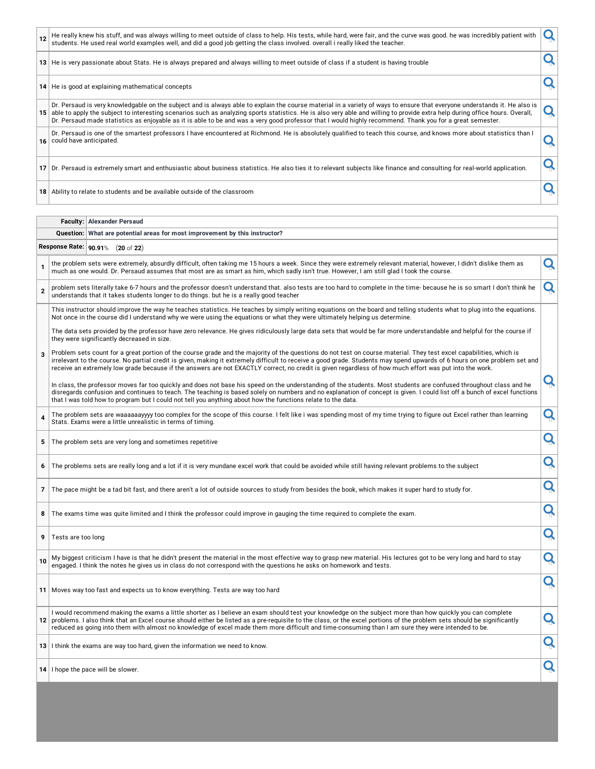| | |
|---|---|
| 12 | He really knew his stuff, and was always willing to meet outside of class to help. His tests, while hard, were fair, and the curve was good. he was incredibly patient with students. He used real world examples well, and did a good job getting the class involved. overall i really liked the teacher. |
| 13 | He is very passionate about Stats. He is always prepared and always willing to meet outside of class if a student is having trouble |
| 14 | He is good at explaining mathematical concepts |
| 15 | Dr. Persaud is very knowledgable on the subject and is always able to explain the course material in a variety of ways to ensure that everyone understands it. He also is able to apply the subject to interesting scenarios such as analyzing sports statistics. He is also very able and willing to provide extra help during office hours. Overall, Dr. Persaud made statistics as enjoyable as it is able to be and was a very good professor that I would highly recommend. Thank you for a great semester. |
| 16 | Dr. Persaud is one of the smartest professors I have encountered at Richmond. He is absolutely qualified to teach this course, and knows more about statistics than I could have anticipated. |
| 17 | Dr. Persaud is extremely smart and enthusiastic about business statistics. He also ties it to relevant subjects like finance and consulting for real-world application. |
| 18 | Ability to relate to students and be available outside of the classroom |

| | |
|---|---|
| **Faculty:** | **Alexander Persaud** |
| **Question:** | **What are potential areas for most improvement by this instructor?** |
| **Response Rate:** | **90.91**% (**20** of **22**) |

| | |
|---|---|
| 1 | the problem sets were extremely relevant, absurdly difficult, often taking me 15 hours a week. Since they were extremely relevant material, however, I didn't dislike them as much as one would. Dr. Persaud assumes that most are as smart as him, which sadly isn't true. However, I am still glad I took the course. |
| 2 | problem sets literally take 6-7 hours and the professor doesn't understand that. also tests are too hard to complete in the time- because he is so smart I don't think he understands that it takes students longer to do things. but he is a really good teacher |
| 3 | This instructor should improve the way he teaches statistics. He teaches by simply writing equations on the board and telling students what to plug into the equations. Not once in the course did I understand why we were using the equations or what they were ultimately helping us determine. <br><br> The data sets provided by the professor have zero relevance. He gives ridiculously large data sets that would be far more understandable and helpful for the course if they were significantly decreased in size. <br><br> Problem sets count for a great portion of the course grade and the majority of the questions do not test on course material. They test excel capabilities, which is irrelevant to the course. No partial credit is given, making it extremely difficult to receive a good grade. Students may spend upwards of 6 hours on one problem set and receive an extremely low grade because if the answers are not EXACTLY correct, no credit is given regardless of how much effort was put into the work. <br><br> In class, the professor moves far too quickly and does not base his speed on the understanding of the students. Most students are confused throughout class and he disregards confusion and continues to teach. The teaching is based solely on numbers and no explanation of concept is given. I could list off a bunch of excel functions that I was told how to program but I could not tell you anything about how the functions relate to the data. |
| 4 | The problem sets are waaaaaayyyy too complex for the scope of this course. I felt like i was spending most of my time trying to figure out Excel rather than learning Stats. Exams were a little unrealistic in terms of timing. |
| 5 | The problem sets are very long and sometimes repetitive |
| 6 | The problems sets are really long and a lot if it is very mundane excel work that could be avoided while still having relevant problems to the subject |
| 7 | The pace might be a tad bit fast, and there aren't a lot of outside sources to study from besides the book, which makes it super hard to study for. |
| 8 | The exams time was quite limited and I think the professor could improve in gauging the time required to complete the exam. |
| 9 | Tests are too long |
| 10 | My biggest criticism I have is that he didn't present the material in the most effective way to grasp new material. His lectures got to be very long and hard to stay engaged. I think the notes he gives us in class do not correspond with the questions he asks on homework and tests. |
| 11 | Moves way too fast and expects us to know everything. Tests are way too hard |
| 12 | I would recommend making the exams a little shorter as I believe an exam should test your knowledge on the subject more than how quickly you can complete problems. I also think that an Excel course should either be listed as a pre-requisite to the class, or the excel portions of the problem sets should be significantly reduced as going into them with almost no knowledge of excel made them more difficult and time-consuming than I am sure they were intended to be. |
| 13 | I think the exams are way too hard, given the information we need to know. |
| 14 | I hope the pace will be slower. |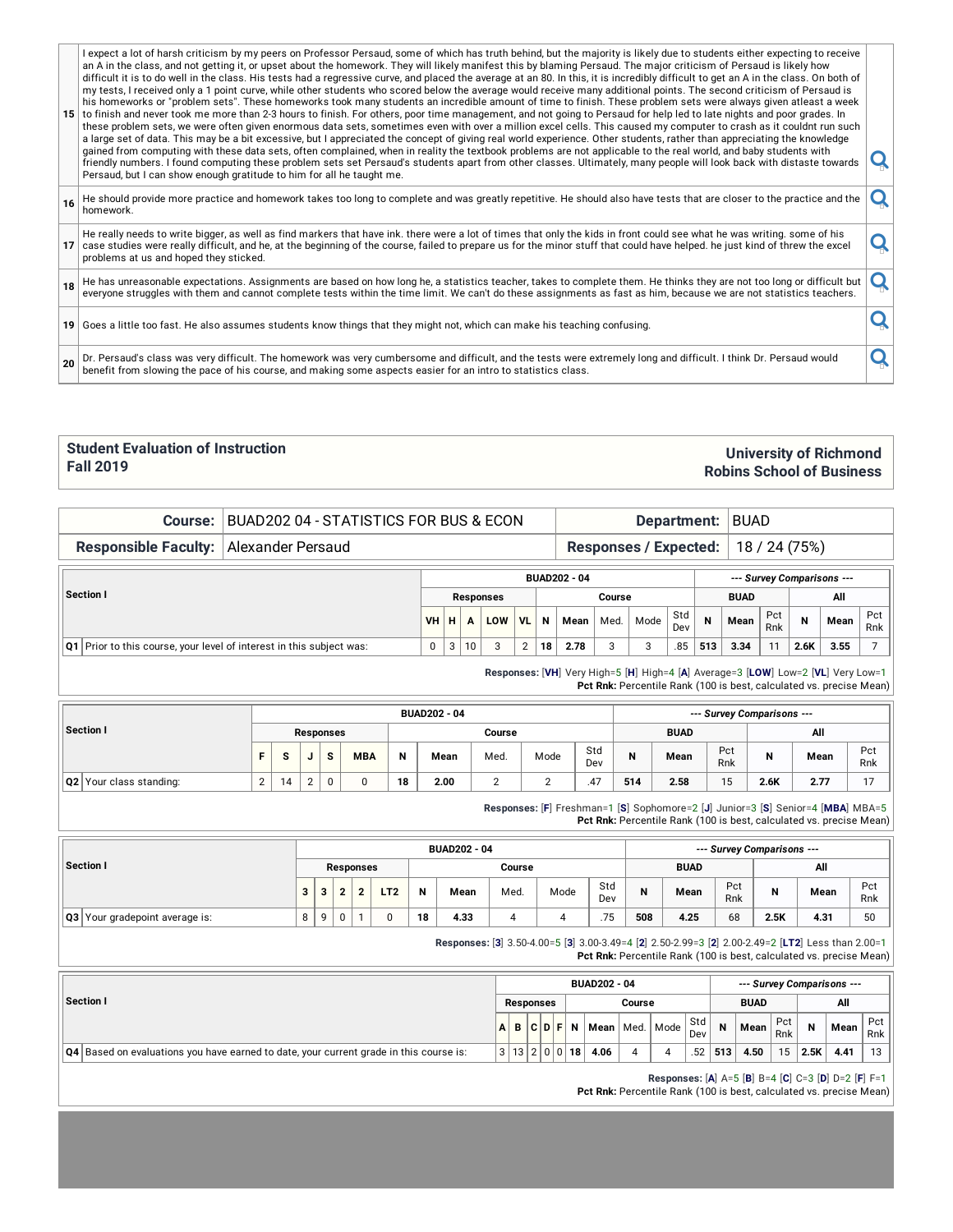| | |
|---|---|
| 15 | I expect a lot of harsh criticism by my peers on Professor Persaud, some of which has truth behind, but the majority is likely due to students either expecting to receive an A in the class, and not getting it, or upset about the homework. They will likely manifest this by blaming Persaud. The major criticism of Persaud is likely how difficult it is to do well in the class. His tests had a regressive curve, and placed the average at an 80. In this, it is incredibly difficult to get an A in the class. On both of my tests, I received only a 1 point curve, while other students who scored below the average would receive many additional points. The second criticism of Persaud is his homeworks or "problem sets". These homeworks took many students an incredible amount of time to finish. These problem sets were always given atleast a week to finish and never took me more than 2-3 hours to finish. For others, poor time management, and not going to Persaud for help led to late nights and poor grades. In these problem sets, we were often given enormous data sets, sometimes even with over a million excel cells. This caused my computer to crash as it couldnt run such a large set of data. This may be a bit excessive, but I appreciated the concept of giving real world experience. Other students, rather than appreciating the knowledge gained from computing with these data sets, often complained, when in reality the textbook problems are not applicable to the real world, and baby students with friendly numbers. I found computing these problem sets set Persaud's students apart from other classes. Ultimately, many people will look back with distaste towards Persaud, but I can show enough gratitude to him for all he taught me. |
| 16 | He should provide more practice and homework takes too long to complete and was greatly repetitive. He should also have tests that are closer to the practice and the homework. |
| 17 | He really needs to write bigger, as well as find markers that have ink. there were a lot of times that only the kids in front could see what he was writing. some of his case studies were really difficult, and he, at the beginning of the course, failed to prepare us for the minor stuff that could have helped. he just kind of threw the excel problems at us and hoped they sticked. |
| 18 | He has unreasonable expectations. Assignments are based on how long he, a statistics teacher, takes to complete them. He thinks they are not too long or difficult but everyone struggles with them and cannot complete tests within the time limit. We can't do these assignments as fast as him, because we are not statistics teachers. |
| 19 | Goes a little too fast. He also assumes students know things that they might not, which can make his teaching confusing. |
| 20 | Dr. Persaud's class was very difficult. The homework was very cumbersome and difficult, and the tests were extremely long and difficult. I think Dr. Persaud would benefit from slowing the pace of his course, and making some aspects easier for an intro to statistics class. |

## Student Evaluation of Instruction
## Fall 2019

**University of Richmond**
**Robins School of Business**

| | | | |
|---|---|---|---|
| **Course:** | BUAD202 04 - STATISTICS FOR BUS & ECON | **Department:** | BUAD |
| **Responsible Faculty:** | Alexander Persaud | **Responses / Expected:** | 18 / 24 (75%) |

| Section I | VH | H | A | LOW | VL | N | Mean | Med. | Mode | Std Dev | BUAD N | BUAD Mean | BUAD Pct Rnk | All N | All Mean | All Pct Rnk |
|---|---|---|---|---|---|---|---|---|---|---|---|---|---|---|---|---|
| Q1 Prior to this course, your level of interest in this subject was: | 0 | 3 | 10 | 3 | 2 | 18 | 2.78 | 3 | 3 | .85 | 513 | 3.34 | 11 | 2.6K | 3.55 | 7 |

**Responses:** [**VH**] Very High=5 [**H**] High=4 [**A**] Average=3 [**LOW**] Low=2 [**VL**] Very Low=1
**Pct Rnk:** Percentile Rank (100 is best, calculated vs. precise Mean)

| Section I | F | S | J | S | MBA | N | Mean | Med. | Mode | Std Dev | BUAD N | BUAD Mean | BUAD Pct Rnk | All N | All Mean | All Pct Rnk |
|---|---|---|---|---|---|---|---|---|---|---|---|---|---|---|---|---|
| Q2 Your class standing: | 2 | 14 | 2 | 0 | 0 | 18 | 2.00 | 2 | 2 | .47 | 514 | 2.58 | 15 | 2.6K | 2.77 | 17 |

**Responses:** [**F**] Freshman=1 [**S**] Sophomore=2 [**J**] Junior=3 [**S**] Senior=4 [**MBA**] MBA=5
**Pct Rnk:** Percentile Rank (100 is best, calculated vs. precise Mean)

| Section I | 3 | 3 | 2 | 2 | LT2 | N | Mean | Med. | Mode | Std Dev | BUAD N | BUAD Mean | BUAD Pct Rnk | All N | All Mean | All Pct Rnk |
|---|---|---|---|---|---|---|---|---|---|---|---|---|---|---|---|---|
| Q3 Your gradepoint average is: | 8 | 9 | 0 | 1 | 0 | 18 | 4.33 | 4 | 4 | .75 | 508 | 4.25 | 68 | 2.5K | 4.31 | 50 |

**Responses:** [**3**] 3.50-4.00=5 [**3**] 3.00-3.49=4 [**2**] 2.50-2.99=3 [**2**] 2.00-2.49=2 [**LT2**] Less than 2.00=1
**Pct Rnk:** Percentile Rank (100 is best, calculated vs. precise Mean)

| Section I | A | B | C | D | F | N | Mean | Med. | Mode | Std Dev | BUAD N | BUAD Mean | BUAD Pct Rnk | All N | All Mean | All Pct Rnk |
|---|---|---|---|---|---|---|---|---|---|---|---|---|---|---|---|---|
| Q4 Based on evaluations you have earned to date, your current grade in this course is: | 3 | 13 | 2 | 0 | 0 | 18 | 4.06 | 4 | 4 | .52 | 513 | 4.50 | 15 | 2.5K | 4.41 | 13 |

**Responses:** [**A**] A=5 [**B**] B=4 [**C**] C=3 [**D**] D=2 [**F**] F=1
**Pct Rnk:** Percentile Rank (100 is best, calculated vs. precise Mean)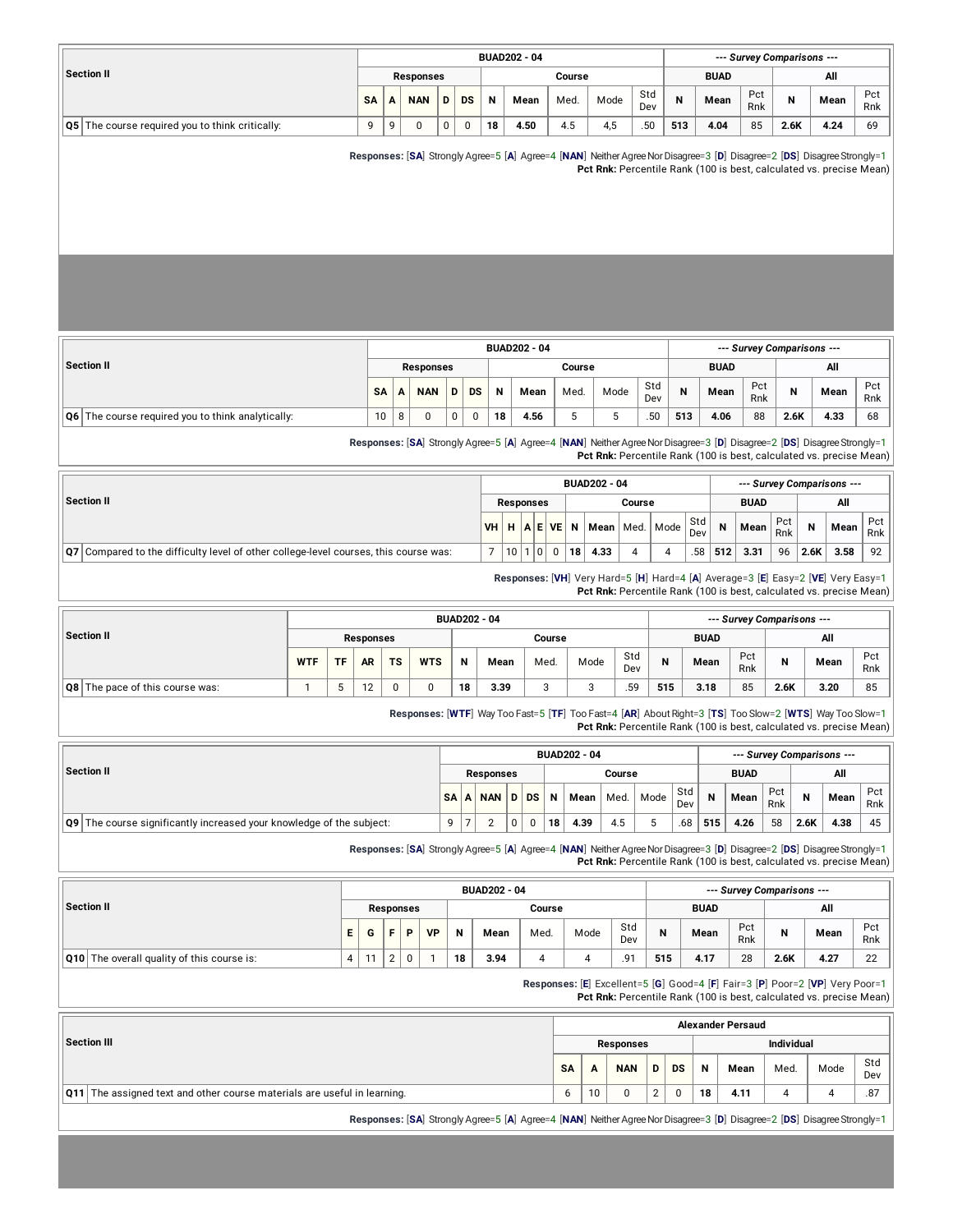| Section II | BUAD202 - 04 | | | | | | | | | | --- Survey Comparisons --- | | | | | |
|---|---|---|---|---|---|---|---|---|---|---|---|---|---|---|---|---|
| | Responses | | | | | Course | | | | | BUAD | | | All | | |
| | SA | A | NAN | D | DS | N | Mean | Med. | Mode | Std Dev | N | Mean | Pct Rnk | N | Mean | Pct Rnk |
| Q5 The course required you to think critically: | 9 | 9 | 0 | 0 | 0 | 18 | 4.50 | 4.5 | 4,5 | .50 | 513 | 4.04 | 85 | 2.6K | 4.24 | 69 |

**Responses:** [**SA**] Strongly Agree=5 [**A**] Agree=4 [**NAN**] Neither Agree Nor Disagree=3 [**D**] Disagree=2 [**DS**] Disagree Strongly=1
**Pct Rnk:** Percentile Rank (100 is best, calculated vs. precise Mean)

| Section II | BUAD202 - 04 | | | | | | | | | | --- Survey Comparisons --- | | | | | |
|---|---|---|---|---|---|---|---|---|---|---|---|---|---|---|---|---|
| | Responses | | | | | Course | | | | | BUAD | | | All | | |
| | SA | A | NAN | D | DS | N | Mean | Med. | Mode | Std Dev | N | Mean | Pct Rnk | N | Mean | Pct Rnk |
| Q6 The course required you to think analytically: | 10 | 8 | 0 | 0 | 0 | 18 | 4.56 | 5 | 5 | .50 | 513 | 4.06 | 88 | 2.6K | 4.33 | 68 |

**Responses:** [**SA**] Strongly Agree=5 [**A**] Agree=4 [**NAN**] Neither Agree Nor Disagree=3 [**D**] Disagree=2 [**DS**] Disagree Strongly=1
**Pct Rnk:** Percentile Rank (100 is best, calculated vs. precise Mean)

| Section II | BUAD202 - 04 | | | | | | | | | | --- Survey Comparisons --- | | | | | |
|---|---|---|---|---|---|---|---|---|---|---|---|---|---|---|---|---|
| | Responses | | | | | Course | | | | | BUAD | | | All | | |
| | VH | H | A | E | VE | N | Mean | Med. | Mode | Std Dev | N | Mean | Pct Rnk | N | Mean | Pct Rnk |
| Q7 Compared to the difficulty level of other college-level courses, this course was: | 7 | 10 | 1 | 0 | 0 | 18 | 4.33 | 4 | 4 | .58 | 512 | 3.31 | 96 | 2.6K | 3.58 | 92 |

**Responses:** [**VH**] Very Hard=5 [**H**] Hard=4 [**A**] Average=3 [**E**] Easy=2 [**VE**] Very Easy=1
**Pct Rnk:** Percentile Rank (100 is best, calculated vs. precise Mean)

| Section II | BUAD202 - 04 | | | | | | | | | | --- Survey Comparisons --- | | | | | |
|---|---|---|---|---|---|---|---|---|---|---|---|---|---|---|---|---|
| | Responses | | | | | Course | | | | | BUAD | | | All | | |
| | WTF | TF | AR | TS | WTS | N | Mean | Med. | Mode | Std Dev | N | Mean | Pct Rnk | N | Mean | Pct Rnk |
| Q8 The pace of this course was: | 1 | 5 | 12 | 0 | 0 | 18 | 3.39 | 3 | 3 | .59 | 515 | 3.18 | 85 | 2.6K | 3.20 | 85 |

**Responses:** [**WTF**] Way Too Fast=5 [**TF**] Too Fast=4 [**AR**] About Right=3 [**TS**] Too Slow=2 [**WTS**] Way Too Slow=1
**Pct Rnk:** Percentile Rank (100 is best, calculated vs. precise Mean)

| Section II | BUAD202 - 04 | | | | | | | | | | --- Survey Comparisons --- | | | | | |
|---|---|---|---|---|---|---|---|---|---|---|---|---|---|---|---|---|
| | Responses | | | | | Course | | | | | BUAD | | | All | | |
| | SA | A | NAN | D | DS | N | Mean | Med. | Mode | Std Dev | N | Mean | Pct Rnk | N | Mean | Pct Rnk |
| Q9 The course significantly increased your knowledge of the subject: | 9 | 7 | 2 | 0 | 0 | 18 | 4.39 | 4.5 | 5 | .68 | 515 | 4.26 | 58 | 2.6K | 4.38 | 45 |

**Responses:** [**SA**] Strongly Agree=5 [**A**] Agree=4 [**NAN**] Neither Agree Nor Disagree=3 [**D**] Disagree=2 [**DS**] Disagree Strongly=1
**Pct Rnk:** Percentile Rank (100 is best, calculated vs. precise Mean)

| Section II | BUAD202 - 04 | | | | | | | | | | --- Survey Comparisons --- | | | | | |
|---|---|---|---|---|---|---|---|---|---|---|---|---|---|---|---|---|
| | Responses | | | | | Course | | | | | BUAD | | | All | | |
| | E | G | F | P | VP | N | Mean | Med. | Mode | Std Dev | N | Mean | Pct Rnk | N | Mean | Pct Rnk |
| Q10 The overall quality of this course is: | 4 | 11 | 2 | 0 | 1 | 18 | 3.94 | 4 | 4 | .91 | 515 | 4.17 | 28 | 2.6K | 4.27 | 22 |

**Responses:** [**E**] Excellent=5 [**G**] Good=4 [**F**] Fair=3 [**P**] Poor=2 [**VP**] Very Poor=1
**Pct Rnk:** Percentile Rank (100 is best, calculated vs. precise Mean)

| Section III | Alexander Persaud | | | | | | | | | |
|---|---|---|---|---|---|---|---|---|---|---|
| | Responses | | | | | Individual | | | | |
| | SA | A | NAN | D | DS | N | Mean | Med. | Mode | Std Dev |
| Q11 The assigned text and other course materials are useful in learning. | 6 | 10 | 0 | 2 | 0 | 18 | 4.11 | 4 | 4 | .87 |

**Responses:** [**SA**] Strongly Agree=5 [**A**] Agree=4 [**NAN**] Neither Agree Nor Disagree=3 [**D**] Disagree=2 [**DS**] Disagree Strongly=1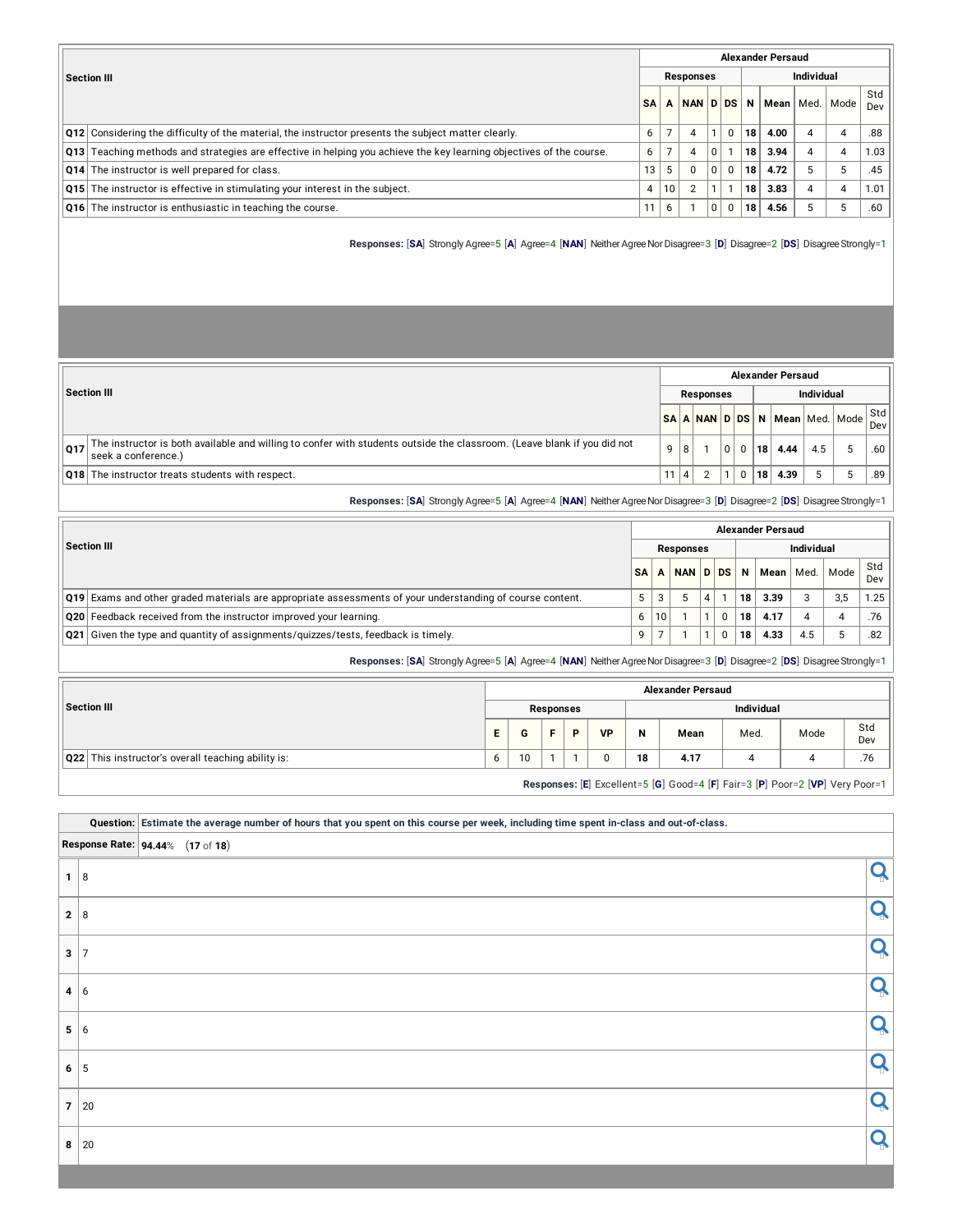| Section III | Alexander Persaud | | | | | | | | | |
|---|---|---|---|---|---|---|---|---|---|---|
| | Responses | | | | | Individual | | | | |
| | SA | A | NAN | D | DS | N | Mean | Med. | Mode | Std Dev |
| Q12 Considering the difficulty of the material, the instructor presents the subject matter clearly. | 6 | 7 | 4 | 1 | 0 | 18 | 4.00 | 4 | 4 | .88 |
| Q13 Teaching methods and strategies are effective in helping you achieve the key learning objectives of the course. | 6 | 7 | 4 | 0 | 1 | 18 | 3.94 | 4 | 4 | 1.03 |
| Q14 The instructor is well prepared for class. | 13 | 5 | 0 | 0 | 0 | 18 | 4.72 | 5 | 5 | .45 |
| Q15 The instructor is effective in stimulating your interest in the subject. | 4 | 10 | 2 | 1 | 1 | 18 | 3.83 | 4 | 4 | 1.01 |
| Q16 The instructor is enthusiastic in teaching the course. | 11 | 6 | 1 | 0 | 0 | 18 | 4.56 | 5 | 5 | .60 |

**Responses:** [**SA**] Strongly Agree=5 [**A**] Agree=4 [**NAN**] Neither Agree Nor Disagree=3 [**D**] Disagree=2 [**DS**] Disagree Strongly=1

| Section III | Alexander Persaud | | | | | | | | | |
|---|---|---|---|---|---|---|---|---|---|---|
| | Responses | | | | | Individual | | | | |
| | SA | A | NAN | D | DS | N | Mean | Med. | Mode | Std Dev |
| Q17 The instructor is both available and willing to confer with students outside the classroom. (Leave blank if you did not seek a conference.) | 9 | 8 | 1 | 0 | 0 | 18 | 4.44 | 4.5 | 5 | .60 |
| Q18 The instructor treats students with respect. | 11 | 4 | 2 | 1 | 0 | 18 | 4.39 | 5 | 5 | .89 |

**Responses:** [**SA**] Strongly Agree=5 [**A**] Agree=4 [**NAN**] Neither Agree Nor Disagree=3 [**D**] Disagree=2 [**DS**] Disagree Strongly=1

| Section III | Alexander Persaud | | | | | | | | | |
|---|---|---|---|---|---|---|---|---|---|---|
| | Responses | | | | | Individual | | | | |
| | SA | A | NAN | D | DS | N | Mean | Med. | Mode | Std Dev |
| Q19 Exams and other graded materials are appropriate assessments of your understanding of course content. | 5 | 3 | 5 | 4 | 1 | 18 | 3.39 | 3 | 3,5 | 1.25 |
| Q20 Feedback received from the instructor improved your learning. | 6 | 10 | 1 | 1 | 0 | 18 | 4.17 | 4 | 4 | .76 |
| Q21 Given the type and quantity of assignments/quizzes/tests, feedback is timely. | 9 | 7 | 1 | 1 | 0 | 18 | 4.33 | 4.5 | 5 | .82 |

**Responses:** [**SA**] Strongly Agree=5 [**A**] Agree=4 [**NAN**] Neither Agree Nor Disagree=3 [**D**] Disagree=2 [**DS**] Disagree Strongly=1

| Section III | Alexander Persaud | | | | | | | | | |
|---|---|---|---|---|---|---|---|---|---|---|
| | Responses | | | | | Individual | | | | |
| | E | G | F | P | VP | N | Mean | Med. | Mode | Std Dev |
| Q22 This instructor's overall teaching ability is: | 6 | 10 | 1 | 1 | 0 | 18 | 4.17 | 4 | 4 | .76 |

**Responses:** [**E**] Excellent=5 [**G**] Good=4 [**F**] Fair=3 [**P**] Poor=2 [**VP**] Very Poor=1

**Question:** Estimate the average number of hours that you spent on this course per week, including time spent in-class and out-of-class.

**Response Rate:** **94.44**% (**17** of **18**)

| # | Response |
|---|---|
| 1 | 8 |
| 2 | 8 |
| 3 | 7 |
| 4 | 6 |
| 5 | 6 |
| 6 | 5 |
| 7 | 20 |
| 8 | 20 |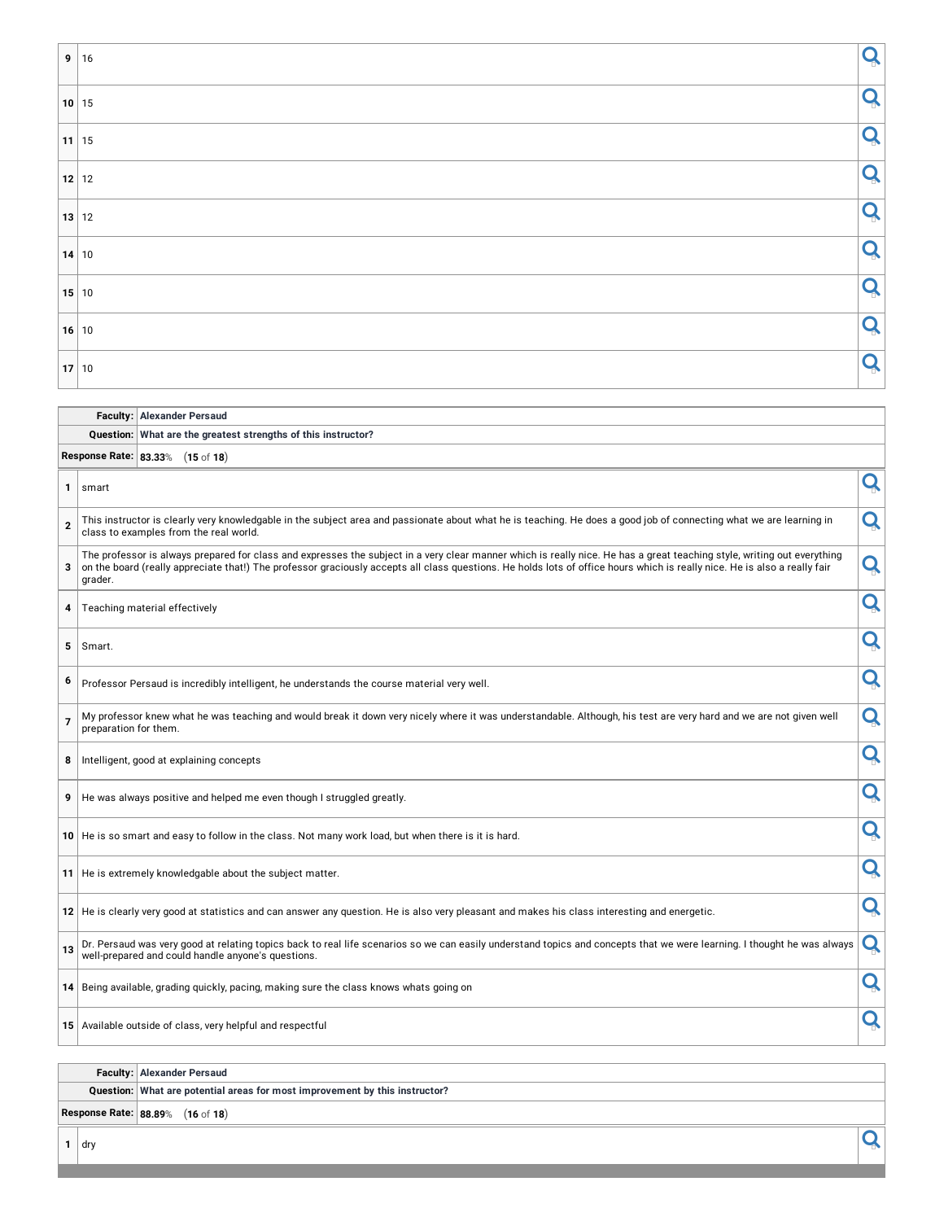| | |
|---|---|
| 9 | 16 |
| 10 | 15 |
| 11 | 15 |
| 12 | 12 |
| 13 | 12 |
| 14 | 10 |
| 15 | 10 |
| 16 | 10 |
| 17 | 10 |

| | |
|---|---|
| **Faculty:** | **Alexander Persaud** |
| **Question:** | **What are the greatest strengths of this instructor?** |
| **Response Rate:** | **83.33**% (**15** of **18**) |

| | |
|---|---|
| 1 | smart |
| 2 | This instructor is clearly very knowledgable in the subject area and passionate about what he is teaching. He does a good job of connecting what we are learning in class to examples from the real world. |
| 3 | The professor is always prepared for class and expresses the subject in a very clear manner which is really nice. He has a great teaching style, writing out everything on the board (really appreciate that!) The professor graciously accepts all class questions. He holds lots of office hours which is really nice. He is also a really fair grader. |
| 4 | Teaching material effectively |
| 5 | Smart. |
| 6 | Professor Persaud is incredibly intelligent, he understands the course material very well. |
| 7 | My professor knew what he was teaching and would break it down very nicely where it was understandable. Although, his test are very hard and we are not given well preparation for them. |
| 8 | Intelligent, good at explaining concepts |
| 9 | He was always positive and helped me even though I struggled greatly. |
| 10 | He is so smart and easy to follow in the class. Not many work load, but when there is it is hard. |
| 11 | He is extremely knowledgable about the subject matter. |
| 12 | He is clearly very good at statistics and can answer any question. He is also very pleasant and makes his class interesting and energetic. |
| 13 | Dr. Persaud was very good at relating topics back to real life scenarios so we can easily understand topics and concepts that we were learning. I thought he was always well-prepared and could handle anyone's questions. |
| 14 | Being available, grading quickly, pacing, making sure the class knows whats going on |
| 15 | Available outside of class, very helpful and respectful |

| | |
|---|---|
| **Faculty:** | **Alexander Persaud** |
| **Question:** | **What are potential areas for most improvement by this instructor?** |
| **Response Rate:** | **88.89**% (**16** of **18**) |

| | |
|---|---|
| 1 | dry |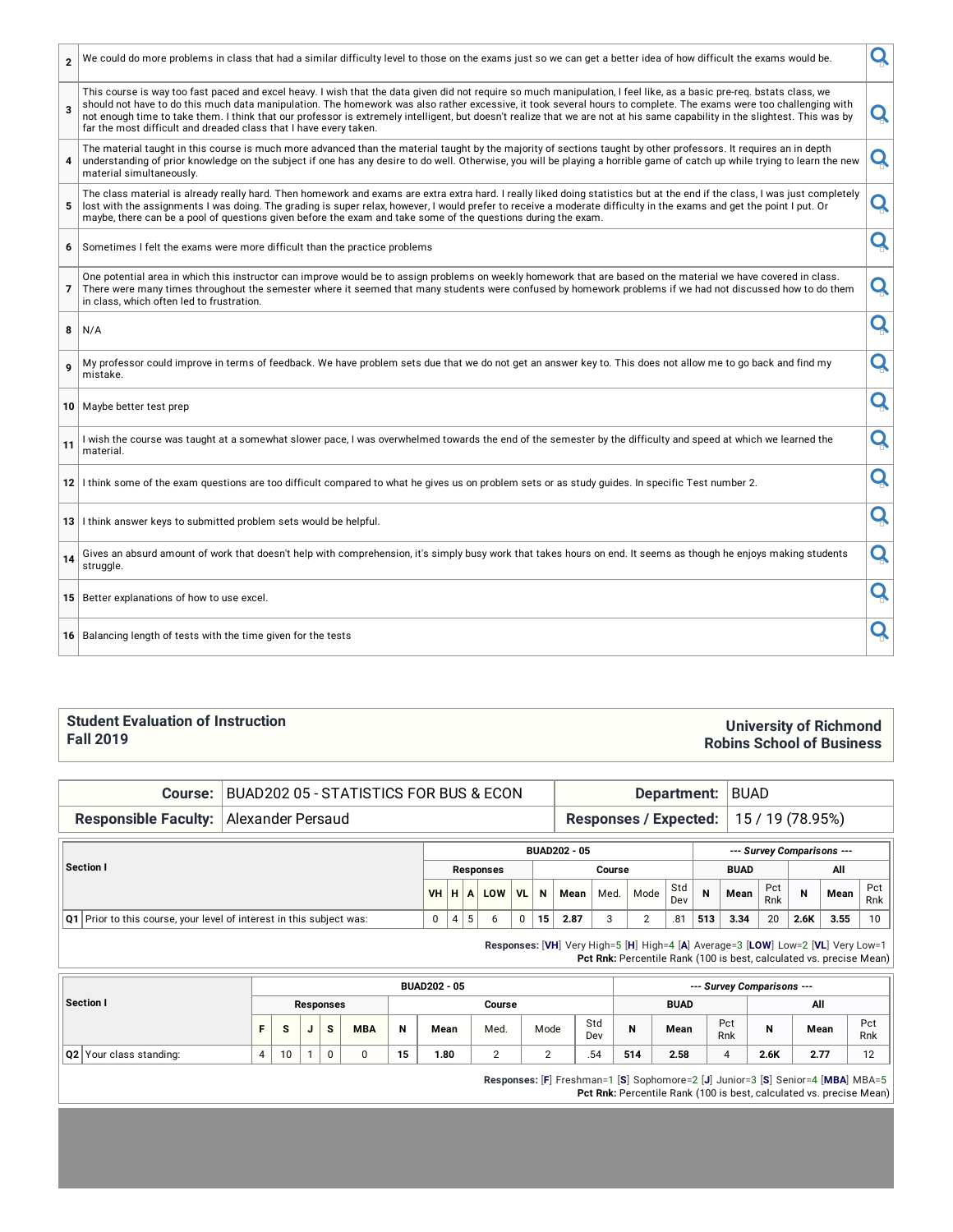| | |
|---|---|
| 2 | We could do more problems in class that had a similar difficulty level to those on the exams just so we can get a better idea of how difficult the exams would be. |
| 3 | This course is way too fast paced and excel heavy. I wish that the data given did not require so much manipulation, I feel like, as a basic pre-req. bstats class, we should not have to do this much data manipulation. The homework was also rather excessive, it took several hours to complete. The exams were too challenging with not enough time to take them. I think that our professor is extremely intelligent, but doesn't realize that we are not at his same capability in the slightest. This was by far the most difficult and dreaded class that I have every taken. |
| 4 | The material taught in this course is much more advanced than the material taught by the majority of sections taught by other professors. It requires an in depth understanding of prior knowledge on the subject if one has any desire to do well. Otherwise, you will be playing a horrible game of catch up while trying to learn the new material simultaneously. |
| 5 | The class material is already really hard. Then homework and exams are extra extra hard. I really liked doing statistics but at the end if the class, I was just completely lost with the assignments I was doing. The grading is super relax, however, I would prefer to receive a moderate difficulty in the exams and get the point I put. Or maybe, there can be a pool of questions given before the exam and take some of the questions during the exam. |
| 6 | Sometimes I felt the exams were more difficult than the practice problems |
| 7 | One potential area in which this instructor can improve would be to assign problems on weekly homework that are based on the material we have covered in class. There were many times throughout the semester where it seemed that many students were confused by homework problems if we had not discussed how to do them in class, which often led to frustration. |
| 8 | N/A |
| 9 | My professor could improve in terms of feedback. We have problem sets due that we do not get an answer key to. This does not allow me to go back and find my mistake. |
| 10 | Maybe better test prep |
| 11 | I wish the course was taught at a somewhat slower pace, I was overwhelmed towards the end of the semester by the difficulty and speed at which we learned the material. |
| 12 | I think some of the exam questions are too difficult compared to what he gives us on problem sets or as study guides. In specific Test number 2. |
| 13 | I think answer keys to submitted problem sets would be helpful. |
| 14 | Gives an absurd amount of work that doesn't help with comprehension, it's simply busy work that takes hours on end. It seems as though he enjoys making students struggle. |
| 15 | Better explanations of how to use excel. |
| 16 | Balancing length of tests with the time given for the tests |

**Student Evaluation of Instruction**
**Fall 2019**

**University of Richmond**
**Robins School of Business**

| | | | |
|---|---|---|---|
| **Course:** | BUAD202 05 - STATISTICS FOR BUS & ECON | **Department:** | BUAD |
| **Responsible Faculty:** | Alexander Persaud | **Responses / Expected:** | 15 / 19 (78.95%) |

| Section I | BUAD202 - 05 | | | | | | | | | | --- Survey Comparisons --- | | | | | |
|---|---|---|---|---|---|---|---|---|---|---|---|---|---|---|---|---|
| | Responses | | | | | Course | | | | | BUAD | | | All | | |
| | VH | H | A | LOW | VL | N | Mean | Med. | Mode | Std Dev | N | Mean | Pct Rnk | N | Mean | Pct Rnk |
| Q1 Prior to this course, your level of interest in this subject was: | 0 | 4 | 5 | 6 | 0 | 15 | 2.87 | 3 | 2 | .81 | 513 | 3.34 | 20 | 2.6K | 3.55 | 10 |

**Responses:** [**VH**] Very High=5 [**H**] High=4 [**A**] Average=3 [**LOW**] Low=2 [**VL**] Very Low=1
**Pct Rnk:** Percentile Rank (100 is best, calculated vs. precise Mean)

| Section I | BUAD202 - 05 | | | | | | | | | | --- Survey Comparisons --- | | | | | |
|---|---|---|---|---|---|---|---|---|---|---|---|---|---|---|---|---|
| | Responses | | | | | Course | | | | | BUAD | | | All | | |
| | F | S | J | S | MBA | N | Mean | Med. | Mode | Std Dev | N | Mean | Pct Rnk | N | Mean | Pct Rnk |
| Q2 Your class standing: | 4 | 10 | 1 | 0 | 0 | 15 | 1.80 | 2 | 2 | .54 | 514 | 2.58 | 4 | 2.6K | 2.77 | 12 |

**Responses:** [**F**] Freshman=1 [**S**] Sophomore=2 [**J**] Junior=3 [**S**] Senior=4 [**MBA**] MBA=5
**Pct Rnk:** Percentile Rank (100 is best, calculated vs. precise Mean)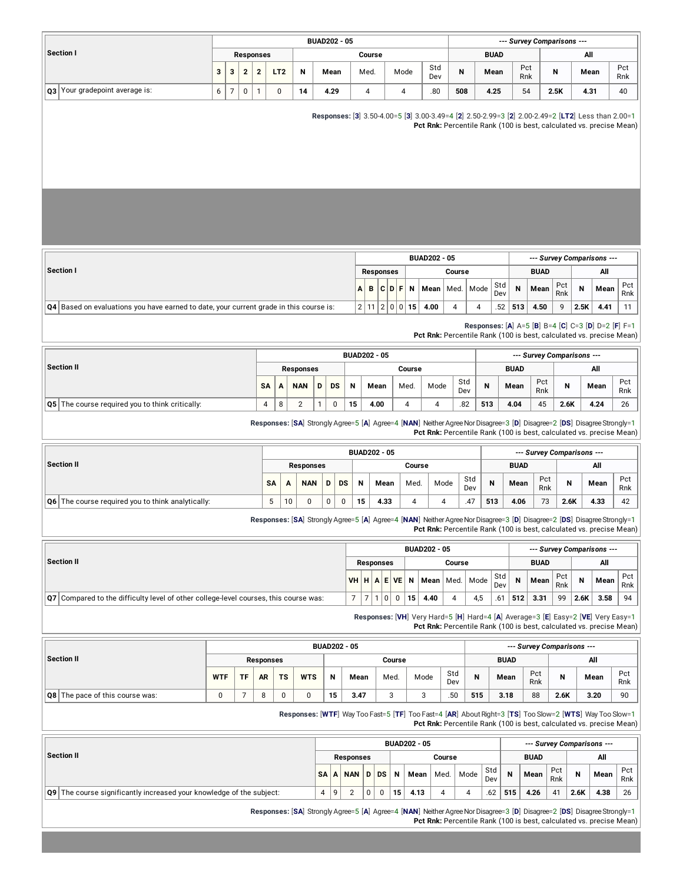| Section I | Responses | | | | | BUAD202 - 05 Course | | | | | --- Survey Comparisons --- BUAD | | | All | | |
|---|---|---|---|---|---|---|---|---|---|---|---|---|---|---|---|---|
| | 3 | 3 | 2 | 2 | LT2 | N | Mean | Med. | Mode | Std Dev | N | Mean | Pct Rnk | N | Mean | Pct Rnk |
| Q3 Your gradepoint average is: | 6 | 7 | 0 | 1 | 0 | 14 | 4.29 | 4 | 4 | .80 | 508 | 4.25 | 54 | 2.5K | 4.31 | 40 |

**Responses:** [3] 3.50-4.00=5 [3] 3.00-3.49=4 [2] 2.50-2.99=3 [2] 2.00-2.49=2 [LT2] Less than 2.00=1
**Pct Rnk:** Percentile Rank (100 is best, calculated vs. precise Mean)

| Section I | Responses | | | | | BUAD202 - 05 Course | | | | | --- Survey Comparisons --- BUAD | | | All | | |
|---|---|---|---|---|---|---|---|---|---|---|---|---|---|---|---|---|
| | A | B | C | D | F | N | Mean | Med. | Mode | Std Dev | N | Mean | Pct Rnk | N | Mean | Pct Rnk |
| Q4 Based on evaluations you have earned to date, your current grade in this course is: | 2 | 11 | 2 | 0 | 0 | 15 | 4.00 | 4 | 4 | .52 | 513 | 4.50 | 9 | 2.5K | 4.41 | 11 |

**Responses:** [A] A=5 [B] B=4 [C] C=3 [D] D=2 [F] F=1
**Pct Rnk:** Percentile Rank (100 is best, calculated vs. precise Mean)

| Section II | Responses | | | | | BUAD202 - 05 Course | | | | | --- Survey Comparisons --- BUAD | | | All | | |
|---|---|---|---|---|---|---|---|---|---|---|---|---|---|---|---|---|
| | SA | A | NAN | D | DS | N | Mean | Med. | Mode | Std Dev | N | Mean | Pct Rnk | N | Mean | Pct Rnk |
| Q5 The course required you to think critically: | 4 | 8 | 2 | 1 | 0 | 15 | 4.00 | 4 | 4 | .82 | 513 | 4.04 | 45 | 2.6K | 4.24 | 26 |

**Responses:** [SA] Strongly Agree=5 [A] Agree=4 [NAN] Neither Agree Nor Disagree=3 [D] Disagree=2 [DS] Disagree Strongly=1
**Pct Rnk:** Percentile Rank (100 is best, calculated vs. precise Mean)

| Section II | Responses | | | | | BUAD202 - 05 Course | | | | | --- Survey Comparisons --- BUAD | | | All | | |
|---|---|---|---|---|---|---|---|---|---|---|---|---|---|---|---|---|
| | SA | A | NAN | D | DS | N | Mean | Med. | Mode | Std Dev | N | Mean | Pct Rnk | N | Mean | Pct Rnk |
| Q6 The course required you to think analytically: | 5 | 10 | 0 | 0 | 0 | 15 | 4.33 | 4 | 4 | .47 | 513 | 4.06 | 73 | 2.6K | 4.33 | 42 |

**Responses:** [SA] Strongly Agree=5 [A] Agree=4 [NAN] Neither Agree Nor Disagree=3 [D] Disagree=2 [DS] Disagree Strongly=1
**Pct Rnk:** Percentile Rank (100 is best, calculated vs. precise Mean)

| Section II | Responses | | | | | BUAD202 - 05 Course | | | | | --- Survey Comparisons --- BUAD | | | All | | |
|---|---|---|---|---|---|---|---|---|---|---|---|---|---|---|---|---|
| | VH | H | A | E | VE | N | Mean | Med. | Mode | Std Dev | N | Mean | Pct Rnk | N | Mean | Pct Rnk |
| Q7 Compared to the difficulty level of other college-level courses, this course was: | 7 | 7 | 1 | 0 | 0 | 15 | 4.40 | 4 | 4,5 | .61 | 512 | 3.31 | 99 | 2.6K | 3.58 | 94 |

**Responses:** [VH] Very Hard=5 [H] Hard=4 [A] Average=3 [E] Easy=2 [VE] Very Easy=1
**Pct Rnk:** Percentile Rank (100 is best, calculated vs. precise Mean)

| Section II | Responses | | | | | BUAD202 - 05 Course | | | | | --- Survey Comparisons --- BUAD | | | All | | |
|---|---|---|---|---|---|---|---|---|---|---|---|---|---|---|---|---|
| | WTF | TF | AR | TS | WTS | N | Mean | Med. | Mode | Std Dev | N | Mean | Pct Rnk | N | Mean | Pct Rnk |
| Q8 The pace of this course was: | 0 | 7 | 8 | 0 | 0 | 15 | 3.47 | 3 | 3 | .50 | 515 | 3.18 | 88 | 2.6K | 3.20 | 90 |

**Responses:** [WTF] Way Too Fast=5 [TF] Too Fast=4 [AR] About Right=3 [TS] Too Slow=2 [WTS] Way Too Slow=1
**Pct Rnk:** Percentile Rank (100 is best, calculated vs. precise Mean)

| Section II | Responses | | | | | BUAD202 - 05 Course | | | | | --- Survey Comparisons --- BUAD | | | All | | |
|---|---|---|---|---|---|---|---|---|---|---|---|---|---|---|---|---|
| | SA | A | NAN | D | DS | N | Mean | Med. | Mode | Std Dev | N | Mean | Pct Rnk | N | Mean | Pct Rnk |
| Q9 The course significantly increased your knowledge of the subject: | 4 | 9 | 2 | 0 | 0 | 15 | 4.13 | 4 | 4 | .62 | 515 | 4.26 | 41 | 2.6K | 4.38 | 26 |

**Responses:** [SA] Strongly Agree=5 [A] Agree=4 [NAN] Neither Agree Nor Disagree=3 [D] Disagree=2 [DS] Disagree Strongly=1
**Pct Rnk:** Percentile Rank (100 is best, calculated vs. precise Mean)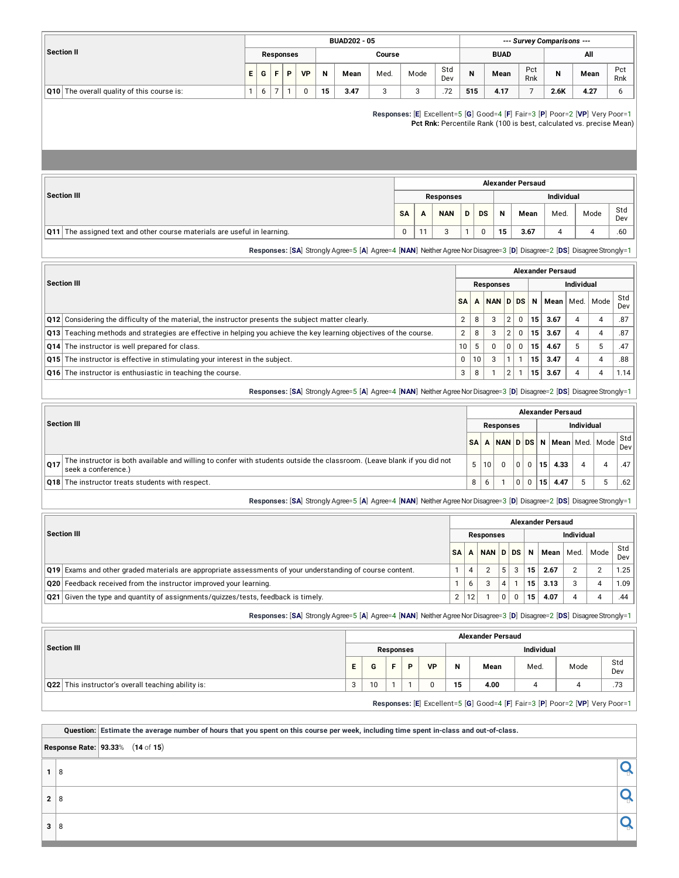| Section II | BUAD202 - 05 | | | | | | | | | | --- Survey Comparisons --- | | | | | |
|---|---|---|---|---|---|---|---|---|---|---|---|---|---|---|---|---|
| | Responses | | | | | Course | | | | | BUAD | | | All | | |
| | E | G | F | P | VP | N | Mean | Med. | Mode | Std Dev | N | Mean | Pct Rnk | N | Mean | Pct Rnk |
| Q10 The overall quality of this course is: | 1 | 6 | 7 | 1 | 0 | 15 | 3.47 | 3 | 3 | .72 | 515 | 4.17 | 7 | 2.6K | 4.27 | 6 |

**Responses:** [E] Excellent=5 [G] Good=4 [F] Fair=3 [P] Poor=2 [VP] Very Poor=1
**Pct Rnk:** Percentile Rank (100 is best, calculated vs. precise Mean)

| Section III | Alexander Persaud | | | | | | | | | |
|---|---|---|---|---|---|---|---|---|---|---|
| | Responses | | | | | Individual | | | | |
| | SA | A | NAN | D | DS | N | Mean | Med. | Mode | Std Dev |
| Q11 The assigned text and other course materials are useful in learning. | 0 | 11 | 3 | 1 | 0 | 15 | 3.67 | 4 | 4 | .60 |

**Responses:** [SA] Strongly Agree=5 [A] Agree=4 [NAN] Neither Agree Nor Disagree=3 [D] Disagree=2 [DS] Disagree Strongly=1

| Section III | Alexander Persaud | | | | | | | | | |
|---|---|---|---|---|---|---|---|---|---|---|
| | Responses | | | | | Individual | | | | |
| | SA | A | NAN | D | DS | N | Mean | Med. | Mode | Std Dev |
| Q12 Considering the difficulty of the material, the instructor presents the subject matter clearly. | 2 | 8 | 3 | 2 | 0 | 15 | 3.67 | 4 | 4 | .87 |
| Q13 Teaching methods and strategies are effective in helping you achieve the key learning objectives of the course. | 2 | 8 | 3 | 2 | 0 | 15 | 3.67 | 4 | 4 | .87 |
| Q14 The instructor is well prepared for class. | 10 | 5 | 0 | 0 | 0 | 15 | 4.67 | 5 | 5 | .47 |
| Q15 The instructor is effective in stimulating your interest in the subject. | 0 | 10 | 3 | 1 | 1 | 15 | 3.47 | 4 | 4 | .88 |
| Q16 The instructor is enthusiastic in teaching the course. | 3 | 8 | 1 | 2 | 1 | 15 | 3.67 | 4 | 4 | 1.14 |

**Responses:** [SA] Strongly Agree=5 [A] Agree=4 [NAN] Neither Agree Nor Disagree=3 [D] Disagree=2 [DS] Disagree Strongly=1

| Section III | Alexander Persaud | | | | | | | | | |
|---|---|---|---|---|---|---|---|---|---|---|
| | Responses | | | | | Individual | | | | |
| | SA | A | NAN | D | DS | N | Mean | Med. | Mode | Std Dev |
| Q17 The instructor is both available and willing to confer with students outside the classroom. (Leave blank if you did not seek a conference.) | 5 | 10 | 0 | 0 | 0 | 15 | 4.33 | 4 | 4 | .47 |
| Q18 The instructor treats students with respect. | 8 | 6 | 1 | 0 | 0 | 15 | 4.47 | 5 | 5 | .62 |

**Responses:** [SA] Strongly Agree=5 [A] Agree=4 [NAN] Neither Agree Nor Disagree=3 [D] Disagree=2 [DS] Disagree Strongly=1

| Section III | Alexander Persaud | | | | | | | | | |
|---|---|---|---|---|---|---|---|---|---|---|
| | Responses | | | | | Individual | | | | |
| | SA | A | NAN | D | DS | N | Mean | Med. | Mode | Std Dev |
| Q19 Exams and other graded materials are appropriate assessments of your understanding of course content. | 1 | 4 | 2 | 5 | 3 | 15 | 2.67 | 2 | 2 | 1.25 |
| Q20 Feedback received from the instructor improved your learning. | 1 | 6 | 3 | 4 | 1 | 15 | 3.13 | 3 | 4 | 1.09 |
| Q21 Given the type and quantity of assignments/quizzes/tests, feedback is timely. | 2 | 12 | 1 | 0 | 0 | 15 | 4.07 | 4 | 4 | .44 |

**Responses:** [SA] Strongly Agree=5 [A] Agree=4 [NAN] Neither Agree Nor Disagree=3 [D] Disagree=2 [DS] Disagree Strongly=1

| Section III | Alexander Persaud | | | | | | | | | |
|---|---|---|---|---|---|---|---|---|---|---|
| | Responses | | | | | Individual | | | | |
| | E | G | F | P | VP | N | Mean | Med. | Mode | Std Dev |
| Q22 This instructor's overall teaching ability is: | 3 | 10 | 1 | 1 | 0 | 15 | 4.00 | 4 | 4 | .73 |

**Responses:** [E] Excellent=5 [G] Good=4 [F] Fair=3 [P] Poor=2 [VP] Very Poor=1

| **Question:** | **Estimate the average number of hours that you spent on this course per week, including time spent in-class and out-of-class.** |
|---|---|
| **Response Rate:** | **93.33%** (**14** of **15**) |
| 1 | 8 |
| 2 | 8 |
| 3 | 8 |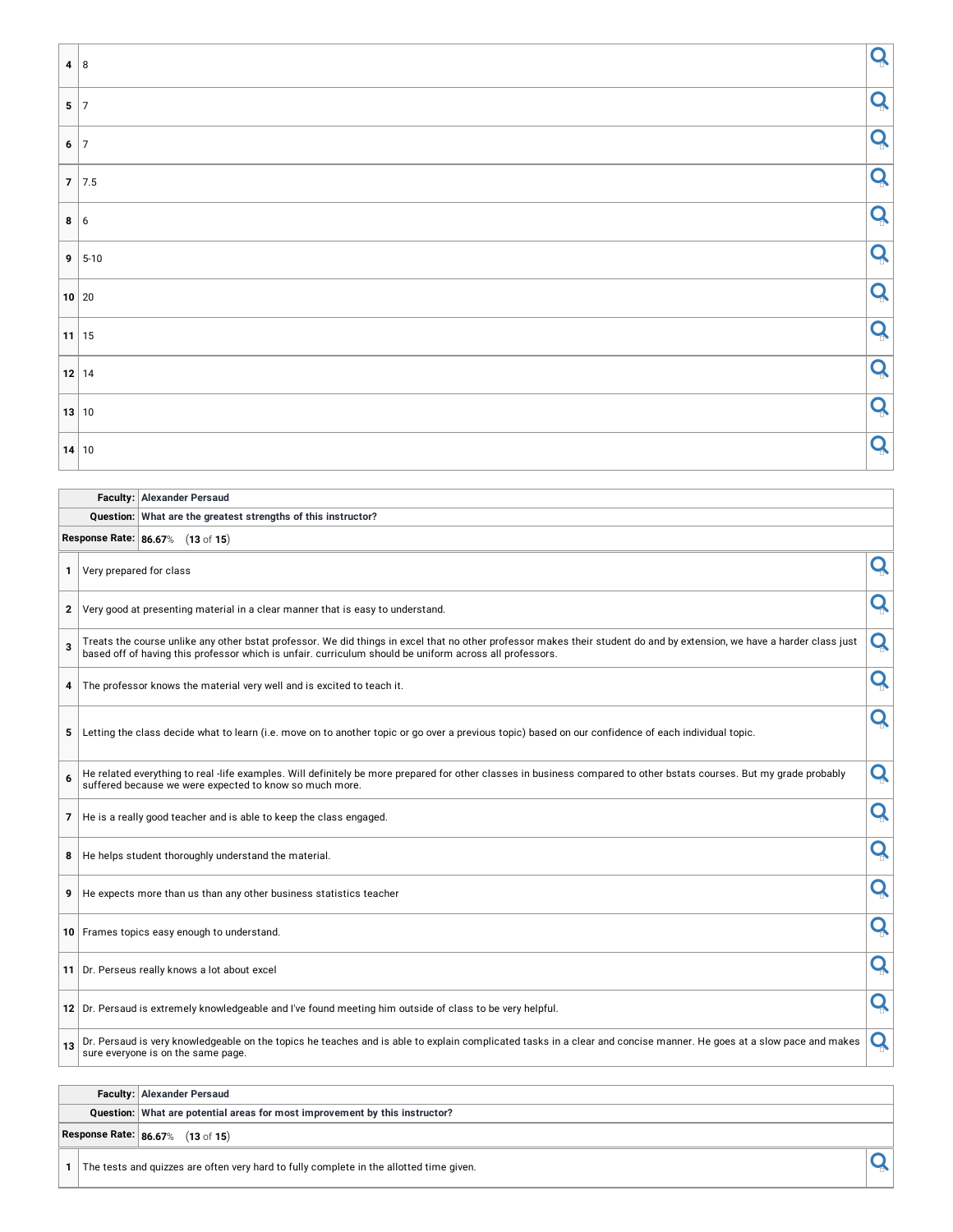| | |
|---|---|
| 4 | 8 |
| 5 | 7 |
| 6 | 7 |
| 7 | 7.5 |
| 8 | 6 |
| 9 | 5-10 |
| 10 | 20 |
| 11 | 15 |
| 12 | 14 |
| 13 | 10 |
| 14 | 10 |

| | |
|---|---|
| **Faculty:** | **Alexander Persaud** |
| **Question:** | **What are the greatest strengths of this instructor?** |
| **Response Rate:** | **86.67**% (**13** of **15**) |

| | |
|---|---|
| 1 | Very prepared for class |
| 2 | Very good at presenting material in a clear manner that is easy to understand. |
| 3 | Treats the course unlike any other bstat professor. We did things in excel that no other professor makes their student do and by extension, we have a harder class just based off of having this professor which is unfair. curriculum should be uniform across all professors. |
| 4 | The professor knows the material very well and is excited to teach it. |
| 5 | Letting the class decide what to learn (i.e. move on to another topic or go over a previous topic) based on our confidence of each individual topic. |
| 6 | He related everything to real -life examples. Will definitely be more prepared for other classes in business compared to other bstats courses. But my grade probably suffered because we were expected to know so much more. |
| 7 | He is a really good teacher and is able to keep the class engaged. |
| 8 | He helps student thoroughly understand the material. |
| 9 | He expects more than us than any other business statistics teacher |
| 10 | Frames topics easy enough to understand. |
| 11 | Dr. Perseus really knows a lot about excel |
| 12 | Dr. Persaud is extremely knowledgeable and I've found meeting him outside of class to be very helpful. |
| 13 | Dr. Persaud is very knowledgeable on the topics he teaches and is able to explain complicated tasks in a clear and concise manner. He goes at a slow pace and makes sure everyone is on the same page. |

| | |
|---|---|
| **Faculty:** | **Alexander Persaud** |
| **Question:** | **What are potential areas for most improvement by this instructor?** |
| **Response Rate:** | **86.67**% (**13** of **15**) |

| | |
|---|---|
| 1 | The tests and quizzes are often very hard to fully complete in the allotted time given. |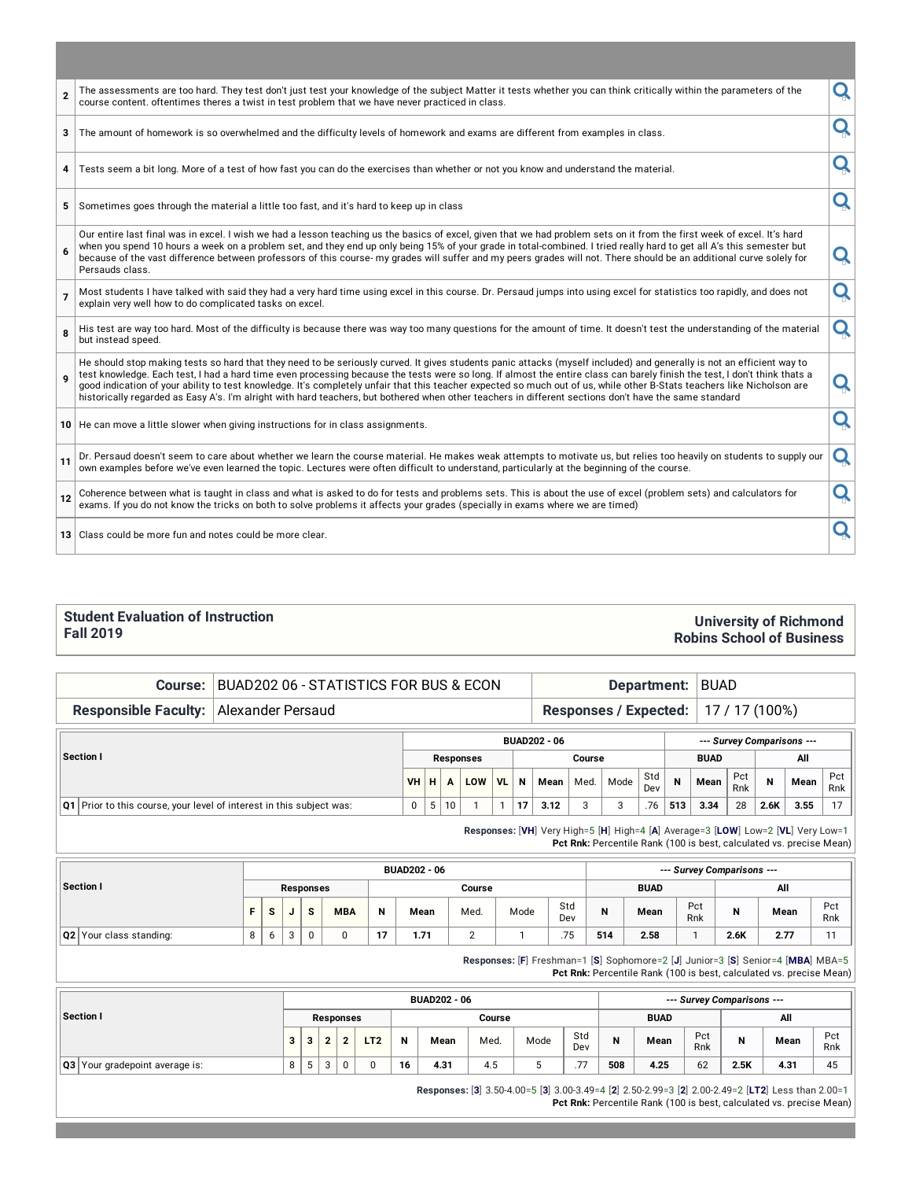| | |
|---|---|
| 2 | The assessments are too hard. They test don't just test your knowledge of the subject Matter it tests whether you can think critically within the parameters of the course content. oftentimes theres a twist in test problem that we have never practiced in class. |
| 3 | The amount of homework is so overwhelmed and the difficulty levels of homework and exams are different from examples in class. |
| 4 | Tests seem a bit long. More of a test of how fast you can do the exercises than whether or not you know and understand the material. |
| 5 | Sometimes goes through the material a little too fast, and it's hard to keep up in class |
| 6 | Our entire last final was in excel. I wish we had a lesson teaching us the basics of excel, given that we had problem sets on it from the first week of excel. It's hard when you spend 10 hours a week on a problem set, and they end up only being 15% of your grade in total-combined. I tried really hard to get all A's this semester but because of the vast difference between professors of this course- my grades will suffer and my peers grades will not. There should be an additional curve solely for Persauds class. |
| 7 | Most students I have talked with said they had a very hard time using excel in this course. Dr. Persaud jumps into using excel for statistics too rapidly, and does not explain very well how to do complicated tasks on excel. |
| 8 | His test are way too hard. Most of the difficulty is because there was way too many questions for the amount of time. It doesn't test the understanding of the material but instead speed. |
| 9 | He should stop making tests so hard that they need to be seriously curved. It gives students panic attacks (myself included) and generally is not an efficient way to test knowledge. Each test, I had a hard time even processing because the tests were so long. If almost the entire class can barely finish the test, I don't think thats a good indication of your ability to test knowledge. It's completely unfair that this teacher expected so much out of us, while other B-Stats teachers like Nicholson are historically regarded as Easy A's. I'm alright with hard teachers, but bothered when other teachers in different sections don't have the same standard |
| 10 | He can move a little slower when giving instructions for in class assignments. |
| 11 | Dr. Persaud doesn't seem to care about whether we learn the course material. He makes weak attempts to motivate us, but relies too heavily on students to supply our own examples before we've even learned the topic. Lectures were often difficult to understand, particularly at the beginning of the course. |
| 12 | Coherence between what is taught in class and what is asked to do for tests and problems sets. This is about the use of excel (problem sets) and calculators for exams. If you do not know the tricks on both to solve problems it affects your grades (specially in exams where we are timed) |
| 13 | Class could be more fun and notes could be more clear. |

## Student Evaluation of Instruction
## Fall 2019

**University of Richmond**
**Robins School of Business**

| | | | |
|---|---|---|---|
| **Course:** | BUAD202 06 - STATISTICS FOR BUS & ECON | **Department:** | BUAD |
| **Responsible Faculty:** | Alexander Persaud | **Responses / Expected:** | 17 / 17 (100%) |

| Section I | BUAD202 - 06 | | | | | | | | | | | --- Survey Comparisons --- | | | | | |
|---|---|---|---|---|---|---|---|---|---|---|---|---|---|---|---|---|---|
| | Responses | | | | | Course | | | | | | BUAD | | | All | | |
| | VH | H | A | LOW | VL | N | Mean | Med. | Mode | Std Dev | | N | Mean | Pct Rnk | N | Mean | Pct Rnk |
| Q1 Prior to this course, your level of interest in this subject was: | 0 | 5 | 10 | 1 | 1 | 17 | 3.12 | 3 | 3 | .76 | | 513 | 3.34 | 28 | 2.6K | 3.55 | 17 |

**Responses:** [VH] Very High=5 [H] High=4 [A] Average=3 [LOW] Low=2 [VL] Very Low=1
**Pct Rnk:** Percentile Rank (100 is best, calculated vs. precise Mean)

| Section I | BUAD202 - 06 | | | | | | | | | | --- Survey Comparisons --- | | | | | |
|---|---|---|---|---|---|---|---|---|---|---|---|---|---|---|---|---|
| | Responses | | | | | Course | | | | | BUAD | | | All | | |
| | F | S | J | S | MBA | N | Mean | Med. | Mode | Std Dev | N | Mean | Pct Rnk | N | Mean | Pct Rnk |
| Q2 Your class standing: | 8 | 6 | 3 | 0 | 0 | 17 | 1.71 | 2 | 1 | .75 | 514 | 2.58 | 1 | 2.6K | 2.77 | 11 |

**Responses:** [F] Freshman=1 [S] Sophomore=2 [J] Junior=3 [S] Senior=4 [MBA] MBA=5
**Pct Rnk:** Percentile Rank (100 is best, calculated vs. precise Mean)

| Section I | BUAD202 - 06 | | | | | | | | | | --- Survey Comparisons --- | | | | | |
|---|---|---|---|---|---|---|---|---|---|---|---|---|---|---|---|---|
| | Responses | | | | | Course | | | | | BUAD | | | All | | |
| | 3 | 3 | 2 | 2 | LT2 | N | Mean | Med. | Mode | Std Dev | N | Mean | Pct Rnk | N | Mean | Pct Rnk |
| Q3 Your gradepoint average is: | 8 | 5 | 3 | 0 | 0 | 16 | 4.31 | 4.5 | 5 | .77 | 508 | 4.25 | 62 | 2.5K | 4.31 | 45 |

**Responses:** [3] 3.50-4.00=5 [3] 3.00-3.49=4 [2] 2.50-2.99=3 [2] 2.00-2.49=2 [LT2] Less than 2.00=1
**Pct Rnk:** Percentile Rank (100 is best, calculated vs. precise Mean)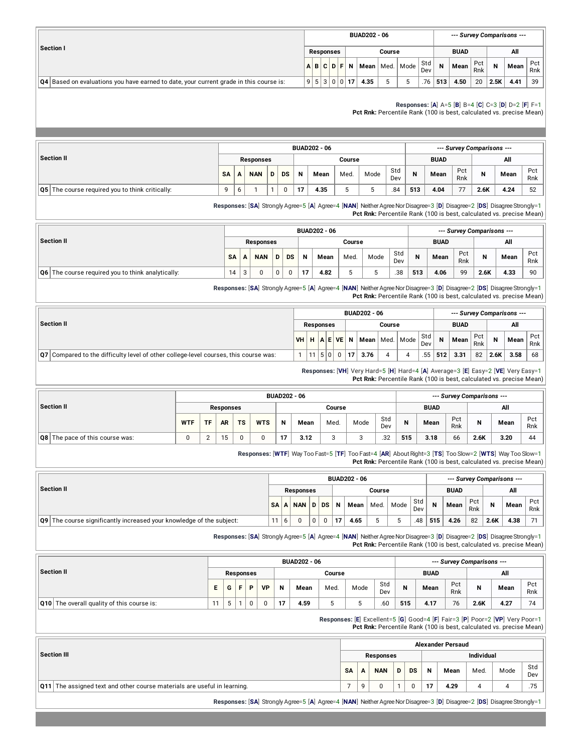| Section I | BUAD202 - 06 | | | | | | | | | | --- Survey Comparisons --- | | | | | |
|---|---|---|---|---|---|---|---|---|---|---|---|---|---|---|---|---|
| | Responses | | | | | Course | | | | | BUAD | | | All | | |
| | A | B | C | D | F | N | Mean | Med. | Mode | Std Dev | N | Mean | Pct Rnk | N | Mean | Pct Rnk |
| Q4 Based on evaluations you have earned to date, your current grade in this course is: | 9 | 5 | 3 | 0 | 0 | 17 | 4.35 | 5 | 5 | .76 | 513 | 4.50 | 20 | 2.5K | 4.41 | 39 |

**Responses:** [A] A=5 [B] B=4 [C] C=3 [D] D=2 [F] F=1
**Pct Rnk:** Percentile Rank (100 is best, calculated vs. precise Mean)

| Section II | BUAD202 - 06 | | | | | | | | | | --- Survey Comparisons --- | | | | | |
|---|---|---|---|---|---|---|---|---|---|---|---|---|---|---|---|---|
| | Responses | | | | | Course | | | | | BUAD | | | All | | |
| | SA | A | NAN | D | DS | N | Mean | Med. | Mode | Std Dev | N | Mean | Pct Rnk | N | Mean | Pct Rnk |
| Q5 The course required you to think critically: | 9 | 6 | 1 | 1 | 0 | 17 | 4.35 | 5 | 5 | .84 | 513 | 4.04 | 77 | 2.6K | 4.24 | 52 |

**Responses:** [SA] Strongly Agree=5 [A] Agree=4 [NAN] Neither Agree Nor Disagree=3 [D] Disagree=2 [DS] Disagree Strongly=1
**Pct Rnk:** Percentile Rank (100 is best, calculated vs. precise Mean)

| Section II | BUAD202 - 06 | | | | | | | | | | --- Survey Comparisons --- | | | | | |
|---|---|---|---|---|---|---|---|---|---|---|---|---|---|---|---|---|
| | Responses | | | | | Course | | | | | BUAD | | | All | | |
| | SA | A | NAN | D | DS | N | Mean | Med. | Mode | Std Dev | N | Mean | Pct Rnk | N | Mean | Pct Rnk |
| Q6 The course required you to think analytically: | 14 | 3 | 0 | 0 | 0 | 17 | 4.82 | 5 | 5 | .38 | 513 | 4.06 | 99 | 2.6K | 4.33 | 90 |

**Responses:** [SA] Strongly Agree=5 [A] Agree=4 [NAN] Neither Agree Nor Disagree=3 [D] Disagree=2 [DS] Disagree Strongly=1
**Pct Rnk:** Percentile Rank (100 is best, calculated vs. precise Mean)

| Section II | BUAD202 - 06 | | | | | | | | | | --- Survey Comparisons --- | | | | | |
|---|---|---|---|---|---|---|---|---|---|---|---|---|---|---|---|---|
| | Responses | | | | | Course | | | | | BUAD | | | All | | |
| | VH | H | A | E | VE | N | Mean | Med. | Mode | Std Dev | N | Mean | Pct Rnk | N | Mean | Pct Rnk |
| Q7 Compared to the difficulty level of other college-level courses, this course was: | 1 | 11 | 5 | 0 | 0 | 17 | 3.76 | 4 | 4 | .55 | 512 | 3.31 | 82 | 2.6K | 3.58 | 68 |

**Responses:** [VH] Very Hard=5 [H] Hard=4 [A] Average=3 [E] Easy=2 [VE] Very Easy=1
**Pct Rnk:** Percentile Rank (100 is best, calculated vs. precise Mean)

| Section II | BUAD202 - 06 | | | | | | | | | | --- Survey Comparisons --- | | | | | |
|---|---|---|---|---|---|---|---|---|---|---|---|---|---|---|---|---|
| | Responses | | | | | Course | | | | | BUAD | | | All | | |
| | WTF | TF | AR | TS | WTS | N | Mean | Med. | Mode | Std Dev | N | Mean | Pct Rnk | N | Mean | Pct Rnk |
| Q8 The pace of this course was: | 0 | 2 | 15 | 0 | 0 | 17 | 3.12 | 3 | 3 | .32 | 515 | 3.18 | 66 | 2.6K | 3.20 | 44 |

**Responses:** [WTF] Way Too Fast=5 [TF] Too Fast=4 [AR] About Right=3 [TS] Too Slow=2 [WTS] Way Too Slow=1
**Pct Rnk:** Percentile Rank (100 is best, calculated vs. precise Mean)

| Section II | BUAD202 - 06 | | | | | | | | | | --- Survey Comparisons --- | | | | | |
|---|---|---|---|---|---|---|---|---|---|---|---|---|---|---|---|---|
| | Responses | | | | | Course | | | | | BUAD | | | All | | |
| | SA | A | NAN | D | DS | N | Mean | Med. | Mode | Std Dev | N | Mean | Pct Rnk | N | Mean | Pct Rnk |
| Q9 The course significantly increased your knowledge of the subject: | 11 | 6 | 0 | 0 | 0 | 17 | 4.65 | 5 | 5 | .48 | 515 | 4.26 | 82 | 2.6K | 4.38 | 71 |

**Responses:** [SA] Strongly Agree=5 [A] Agree=4 [NAN] Neither Agree Nor Disagree=3 [D] Disagree=2 [DS] Disagree Strongly=1
**Pct Rnk:** Percentile Rank (100 is best, calculated vs. precise Mean)

| Section II | BUAD202 - 06 | | | | | | | | | | --- Survey Comparisons --- | | | | | |
|---|---|---|---|---|---|---|---|---|---|---|---|---|---|---|---|---|
| | Responses | | | | | Course | | | | | BUAD | | | All | | |
| | E | G | F | P | VP | N | Mean | Med. | Mode | Std Dev | N | Mean | Pct Rnk | N | Mean | Pct Rnk |
| Q10 The overall quality of this course is: | 11 | 5 | 1 | 0 | 0 | 17 | 4.59 | 5 | 5 | .60 | 515 | 4.17 | 76 | 2.6K | 4.27 | 74 |

**Responses:** [E] Excellent=5 [G] Good=4 [F] Fair=3 [P] Poor=2 [VP] Very Poor=1
**Pct Rnk:** Percentile Rank (100 is best, calculated vs. precise Mean)

| Section III | Alexander Persaud | | | | | | | | | |
|---|---|---|---|---|---|---|---|---|---|---|
| | Responses | | | | | Individual | | | | |
| | SA | A | NAN | D | DS | N | Mean | Med. | Mode | Std Dev |
| Q11 The assigned text and other course materials are useful in learning. | 7 | 9 | 0 | 1 | 0 | 17 | 4.29 | 4 | 4 | .75 |

**Responses:** [SA] Strongly Agree=5 [A] Agree=4 [NAN] Neither Agree Nor Disagree=3 [D] Disagree=2 [DS] Disagree Strongly=1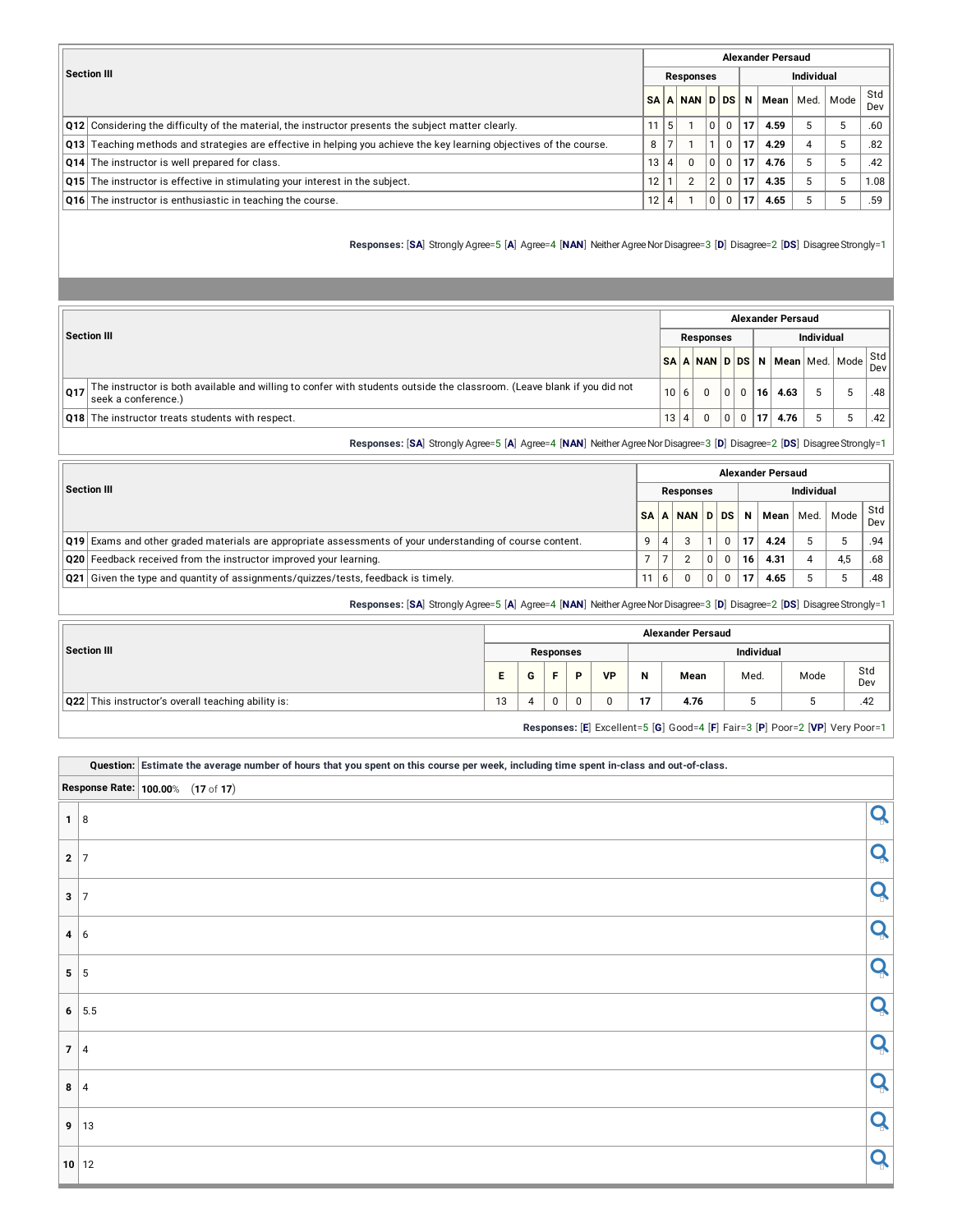| Section III | Alexander Persaud | | | | | | | | | |
|---|---|---|---|---|---|---|---|---|---|---|
| | Responses | | | | | Individual | | | | |
| | SA | A | NAN | D | DS | N | Mean | Med. | Mode | Std Dev |
| Q12 Considering the difficulty of the material, the instructor presents the subject matter clearly. | 11 | 5 | 1 | 0 | 0 | 17 | 4.59 | 5 | 5 | .60 |
| Q13 Teaching methods and strategies are effective in helping you achieve the key learning objectives of the course. | 8 | 7 | 1 | 1 | 0 | 17 | 4.29 | 4 | 5 | .82 |
| Q14 The instructor is well prepared for class. | 13 | 4 | 0 | 0 | 0 | 17 | 4.76 | 5 | 5 | .42 |
| Q15 The instructor is effective in stimulating your interest in the subject. | 12 | 1 | 2 | 2 | 0 | 17 | 4.35 | 5 | 5 | 1.08 |
| Q16 The instructor is enthusiastic in teaching the course. | 12 | 4 | 1 | 0 | 0 | 17 | 4.65 | 5 | 5 | .59 |

**Responses:** [**SA**] Strongly Agree=5 [**A**] Agree=4 [**NAN**] Neither Agree Nor Disagree=3 [**D**] Disagree=2 [**DS**] Disagree Strongly=1

| Section III | Alexander Persaud | | | | | | | | | |
|---|---|---|---|---|---|---|---|---|---|---|
| | Responses | | | | | Individual | | | | |
| | SA | A | NAN | D | DS | N | Mean | Med. | Mode | Std Dev |
| Q17 The instructor is both available and willing to confer with students outside the classroom. (Leave blank if you did not seek a conference.) | 10 | 6 | 0 | 0 | 0 | 16 | 4.63 | 5 | 5 | .48 |
| Q18 The instructor treats students with respect. | 13 | 4 | 0 | 0 | 0 | 17 | 4.76 | 5 | 5 | .42 |

**Responses:** [**SA**] Strongly Agree=5 [**A**] Agree=4 [**NAN**] Neither Agree Nor Disagree=3 [**D**] Disagree=2 [**DS**] Disagree Strongly=1

| Section III | Alexander Persaud | | | | | | | | | |
|---|---|---|---|---|---|---|---|---|---|---|
| | Responses | | | | | Individual | | | | |
| | SA | A | NAN | D | DS | N | Mean | Med. | Mode | Std Dev |
| Q19 Exams and other graded materials are appropriate assessments of your understanding of course content. | 9 | 4 | 3 | 1 | 0 | 17 | 4.24 | 5 | 5 | .94 |
| Q20 Feedback received from the instructor improved your learning. | 7 | 7 | 2 | 0 | 0 | 16 | 4.31 | 4 | 4,5 | .68 |
| Q21 Given the type and quantity of assignments/quizzes/tests, feedback is timely. | 11 | 6 | 0 | 0 | 0 | 17 | 4.65 | 5 | 5 | .48 |

**Responses:** [**SA**] Strongly Agree=5 [**A**] Agree=4 [**NAN**] Neither Agree Nor Disagree=3 [**D**] Disagree=2 [**DS**] Disagree Strongly=1

| Section III | Alexander Persaud | | | | | | | | | |
|---|---|---|---|---|---|---|---|---|---|---|
| | Responses | | | | | Individual | | | | |
| | E | G | F | P | VP | N | Mean | Med. | Mode | Std Dev |
| Q22 This instructor's overall teaching ability is: | 13 | 4 | 0 | 0 | 0 | 17 | 4.76 | 5 | 5 | .42 |

**Responses:** [**E**] Excellent=5 [**G**] Good=4 [**F**] Fair=3 [**P**] Poor=2 [**VP**] Very Poor=1

| Question: | Estimate the average number of hours that you spent on this course per week, including time spent in-class and out-of-class. |
|---|---|
| Response Rate: | **100.00**% (**17** of **17**) |

| | |
|---|---|
| 1 | 8 |
| 2 | 7 |
| 3 | 7 |
| 4 | 6 |
| 5 | 5 |
| 6 | 5.5 |
| 7 | 4 |
| 8 | 4 |
| 9 | 13 |
| 10 | 12 |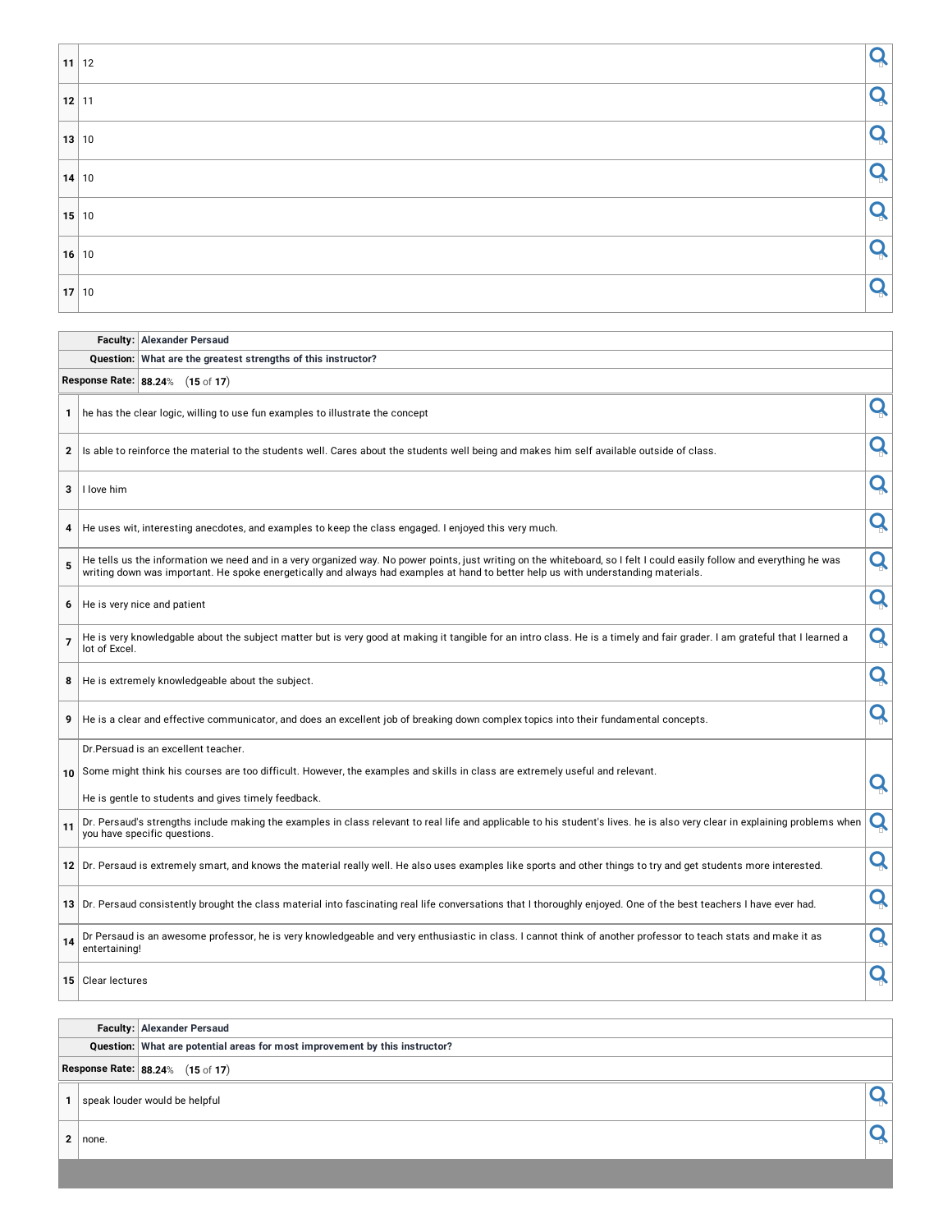| | |
|---|---|
| 11 | 12 |
| 12 | 11 |
| 13 | 10 |
| 14 | 10 |
| 15 | 10 |
| 16 | 10 |
| 17 | 10 |

| | |
|---|---|
| **Faculty:** | **Alexander Persaud** |
| **Question:** | **What are the greatest strengths of this instructor?** |
| **Response Rate:** | **88.24**% (**15** of **17**) |

| | |
|---|---|
| 1 | he has the clear logic, willing to use fun examples to illustrate the concept |
| 2 | Is able to reinforce the material to the students well. Cares about the students well being and makes him self available outside of class. |
| 3 | I love him |
| 4 | He uses wit, interesting anecdotes, and examples to keep the class engaged. I enjoyed this very much. |
| 5 | He tells us the information we need and in a very organized way. No power points, just writing on the whiteboard, so I felt I could easily follow and everything he was writing down was important. He spoke energetically and always had examples at hand to better help us with understanding materials. |
| 6 | He is very nice and patient |
| 7 | He is very knowledgable about the subject matter but is very good at making it tangible for an intro class. He is a timely and fair grader. I am grateful that I learned a lot of Excel. |
| 8 | He is extremely knowledgeable about the subject. |
| 9 | He is a clear and effective communicator, and does an excellent job of breaking down complex topics into their fundamental concepts. |
| 10 | Dr.Persuad is an excellent teacher.<br><br>Some might think his courses are too difficult. However, the examples and skills in class are extremely useful and relevant.<br><br>He is gentle to students and gives timely feedback. |
| 11 | Dr. Persaud's strengths include making the examples in class relevant to real life and applicable to his student's lives. he is also very clear in explaining problems when you have specific questions. |
| 12 | Dr. Persaud is extremely smart, and knows the material really well. He also uses examples like sports and other things to try and get students more interested. |
| 13 | Dr. Persaud consistently brought the class material into fascinating real life conversations that I thoroughly enjoyed. One of the best teachers I have ever had. |
| 14 | Dr Persaud is an awesome professor, he is very knowledgeable and very enthusiastic in class. I cannot think of another professor to teach stats and make it as entertaining! |
| 15 | Clear lectures |

| | |
|---|---|
| **Faculty:** | **Alexander Persaud** |
| **Question:** | **What are potential areas for most improvement by this instructor?** |
| **Response Rate:** | **88.24**% (**15** of **17**) |

| | |
|---|---|
| 1 | speak louder would be helpful |
| 2 | none. |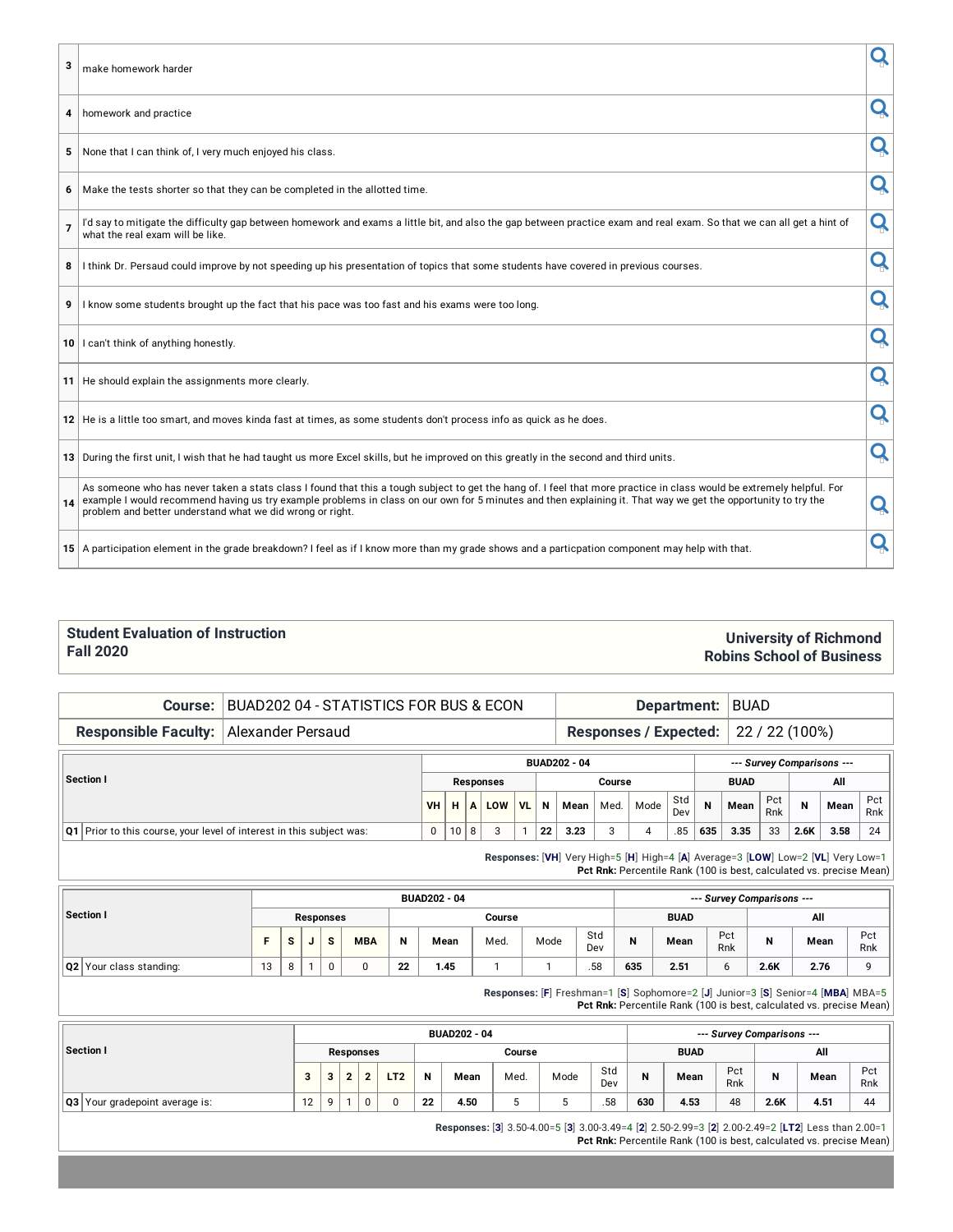| | |
|---|---|
| 3 | make homework harder |
| 4 | homework and practice |
| 5 | None that I can think of, I very much enjoyed his class. |
| 6 | Make the tests shorter so that they can be completed in the allotted time. |
| 7 | I'd say to mitigate the difficulty gap between homework and exams a little bit, and also the gap between practice exam and real exam. So that we can all get a hint of what the real exam will be like. |
| 8 | I think Dr. Persaud could improve by not speeding up his presentation of topics that some students have covered in previous courses. |
| 9 | I know some students brought up the fact that his pace was too fast and his exams were too long. |
| 10 | I can't think of anything honestly. |
| 11 | He should explain the assignments more clearly. |
| 12 | He is a little too smart, and moves kinda fast at times, as some students don't process info as quick as he does. |
| 13 | During the first unit, I wish that he had taught us more Excel skills, but he improved on this greatly in the second and third units. |
| 14 | As someone who has never taken a stats class I found that this a tough subject to get the hang of. I feel that more practice in class would be extremely helpful. For example I would recommend having us try example problems in class on our own for 5 minutes and then explaining it. That way we get the opportunity to try the problem and better understand what we did wrong or right. |
| 15 | A participation element in the grade breakdown? I feel as if I know more than my grade shows and a particpation component may help with that. |

## Student Evaluation of Instruction
## Fall 2020

**University of Richmond**
**Robins School of Business**

| | | | |
|---|---|---|---|
| **Course:** | BUAD202 04 - STATISTICS FOR BUS & ECON | **Department:** | BUAD |
| **Responsible Faculty:** | Alexander Persaud | **Responses / Expected:** | 22 / 22 (100%) |

| Section I | BUAD202 - 04 | | | | | | | | | | --- Survey Comparisons --- | | | | | |
|---|---|---|---|---|---|---|---|---|---|---|---|---|---|---|---|---|
| | Responses | | | | | Course | | | | | BUAD | | | All | | |
| | VH | H | A | LOW | VL | N | Mean | Med. | Mode | Std Dev | N | Mean | Pct Rnk | N | Mean | Pct Rnk |
| Q1 Prior to this course, your level of interest in this subject was: | 0 | 10 | 8 | 3 | 1 | 22 | 3.23 | 3 | 4 | .85 | 635 | 3.35 | 33 | 2.6K | 3.58 | 24 |

**Responses:** [VH] Very High=5 [H] High=4 [A] Average=3 [LOW] Low=2 [VL] Very Low=1
**Pct Rnk:** Percentile Rank (100 is best, calculated vs. precise Mean)

| Section I | BUAD202 - 04 | | | | | | | | | | --- Survey Comparisons --- | | | | | |
|---|---|---|---|---|---|---|---|---|---|---|---|---|---|---|---|---|
| | Responses | | | | | Course | | | | | BUAD | | | All | | |
| | F | S | J | S | MBA | N | Mean | Med. | Mode | Std Dev | N | Mean | Pct Rnk | N | Mean | Pct Rnk |
| Q2 Your class standing: | 13 | 8 | 1 | 0 | 0 | 22 | 1.45 | 1 | 1 | .58 | 635 | 2.51 | 6 | 2.6K | 2.76 | 9 |

**Responses:** [F] Freshman=1 [S] Sophomore=2 [J] Junior=3 [S] Senior=4 [MBA] MBA=5
**Pct Rnk:** Percentile Rank (100 is best, calculated vs. precise Mean)

| Section I | BUAD202 - 04 | | | | | | | | | | --- Survey Comparisons --- | | | | | |
|---|---|---|---|---|---|---|---|---|---|---|---|---|---|---|---|---|
| | Responses | | | | | Course | | | | | BUAD | | | All | | |
| | 3 | 3 | 2 | 2 | LT2 | N | Mean | Med. | Mode | Std Dev | N | Mean | Pct Rnk | N | Mean | Pct Rnk |
| Q3 Your gradepoint average is: | 12 | 9 | 1 | 0 | 0 | 22 | 4.50 | 5 | 5 | .58 | 630 | 4.53 | 48 | 2.6K | 4.51 | 44 |

**Responses:** [3] 3.50-4.00=5 [3] 3.00-3.49=4 [2] 2.50-2.99=3 [2] 2.00-2.49=2 [LT2] Less than 2.00=1
**Pct Rnk:** Percentile Rank (100 is best, calculated vs. precise Mean)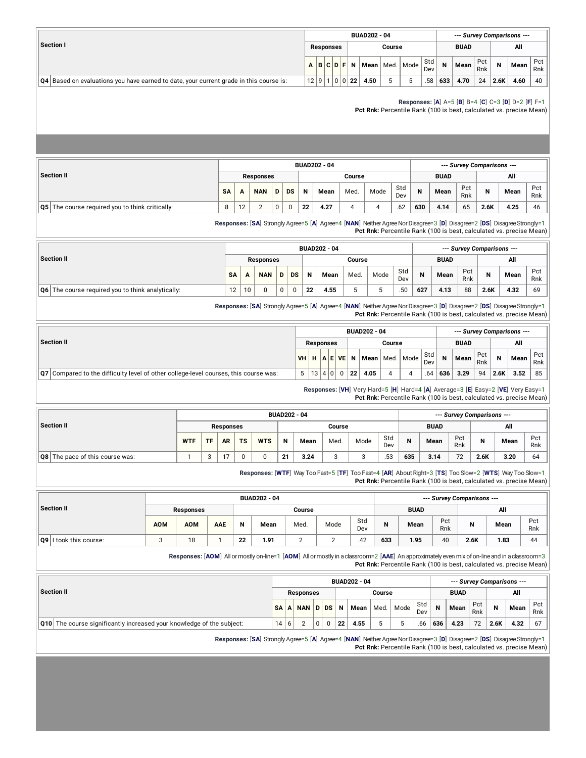| Section I | BUAD202 - 04 | | | | | | | | | | --- Survey Comparisons --- | | | | | |
|---|---|---|---|---|---|---|---|---|---|---|---|---|---|---|---|---|
| | Responses | | | | | Course | | | | | BUAD | | | All | | |
| | A | B | C | D | F | N | Mean | Med. | Mode | Std Dev | N | Mean | Pct Rnk | N | Mean | Pct Rnk |
| Q4 Based on evaluations you have earned to date, your current grade in this course is: | 12 | 9 | 1 | 0 | 0 | 22 | 4.50 | 5 | 5 | .58 | 633 | 4.70 | 24 | 2.6K | 4.60 | 40 |

**Responses:** [A] A=5 [B] B=4 [C] C=3 [D] D=2 [F] F=1
**Pct Rnk:** Percentile Rank (100 is best, calculated vs. precise Mean)

| Section II | BUAD202 - 04 | | | | | | | | | | --- Survey Comparisons --- | | | | | |
|---|---|---|---|---|---|---|---|---|---|---|---|---|---|---|---|---|
| | Responses | | | | | Course | | | | | BUAD | | | All | | |
| | SA | A | NAN | D | DS | N | Mean | Med. | Mode | Std Dev | N | Mean | Pct Rnk | N | Mean | Pct Rnk |
| Q5 The course required you to think critically: | 8 | 12 | 2 | 0 | 0 | 22 | 4.27 | 4 | 4 | .62 | 630 | 4.14 | 65 | 2.6K | 4.25 | 46 |

**Responses:** [SA] Strongly Agree=5 [A] Agree=4 [NAN] Neither Agree Nor Disagree=3 [D] Disagree=2 [DS] Disagree Strongly=1
**Pct Rnk:** Percentile Rank (100 is best, calculated vs. precise Mean)

| Section II | BUAD202 - 04 | | | | | | | | | | --- Survey Comparisons --- | | | | | |
|---|---|---|---|---|---|---|---|---|---|---|---|---|---|---|---|---|
| | Responses | | | | | Course | | | | | BUAD | | | All | | |
| | SA | A | NAN | D | DS | N | Mean | Med. | Mode | Std Dev | N | Mean | Pct Rnk | N | Mean | Pct Rnk |
| Q6 The course required you to think analytically: | 12 | 10 | 0 | 0 | 0 | 22 | 4.55 | 5 | 5 | .50 | 627 | 4.13 | 88 | 2.6K | 4.32 | 69 |

**Responses:** [SA] Strongly Agree=5 [A] Agree=4 [NAN] Neither Agree Nor Disagree=3 [D] Disagree=2 [DS] Disagree Strongly=1
**Pct Rnk:** Percentile Rank (100 is best, calculated vs. precise Mean)

| Section II | BUAD202 - 04 | | | | | | | | | | --- Survey Comparisons --- | | | | | |
|---|---|---|---|---|---|---|---|---|---|---|---|---|---|---|---|---|
| | Responses | | | | | Course | | | | | BUAD | | | All | | |
| | VH | H | A | E | VE | N | Mean | Med. | Mode | Std Dev | N | Mean | Pct Rnk | N | Mean | Pct Rnk |
| Q7 Compared to the difficulty level of other college-level courses, this course was: | 5 | 13 | 4 | 0 | 0 | 22 | 4.05 | 4 | 4 | .64 | 636 | 3.29 | 94 | 2.6K | 3.52 | 85 |

**Responses:** [VH] Very Hard=5 [H] Hard=4 [A] Average=3 [E] Easy=2 [VE] Very Easy=1
**Pct Rnk:** Percentile Rank (100 is best, calculated vs. precise Mean)

| Section II | BUAD202 - 04 | | | | | | | | | | --- Survey Comparisons --- | | | | | |
|---|---|---|---|---|---|---|---|---|---|---|---|---|---|---|---|---|
| | Responses | | | | | Course | | | | | BUAD | | | All | | |
| | WTF | TF | AR | TS | WTS | N | Mean | Med. | Mode | Std Dev | N | Mean | Pct Rnk | N | Mean | Pct Rnk |
| Q8 The pace of this course was: | 1 | 3 | 17 | 0 | 0 | 21 | 3.24 | 3 | 3 | .53 | 635 | 3.14 | 72 | 2.6K | 3.20 | 64 |

**Responses:** [WTF] Way Too Fast=5 [TF] Too Fast=4 [AR] About Right=3 [TS] Too Slow=2 [WTS] Way Too Slow=1
**Pct Rnk:** Percentile Rank (100 is best, calculated vs. precise Mean)

| Section II | BUAD202 - 04 | | | | | | | | --- Survey Comparisons --- | | | | | |
|---|---|---|---|---|---|---|---|---|---|---|---|---|---|---|
| | Responses | | | Course | | | | | BUAD | | | All | | |
| | AOM | AOM | AAE | N | Mean | Med. | Mode | Std Dev | N | Mean | Pct Rnk | N | Mean | Pct Rnk |
| Q9 I took this course: | 3 | 18 | 1 | 22 | 1.91 | 2 | 2 | .42 | 633 | 1.95 | 40 | 2.6K | 1.83 | 44 |

**Responses:** [AOM] All or mostly on-line=1 [AOM] All or mostly in a classroom=2 [AAE] An approximately even mix of on-line and in a classroom=3
**Pct Rnk:** Percentile Rank (100 is best, calculated vs. precise Mean)

| Section II | BUAD202 - 04 | | | | | | | | | | --- Survey Comparisons --- | | | | | |
|---|---|---|---|---|---|---|---|---|---|---|---|---|---|---|---|---|
| | Responses | | | | | Course | | | | | BUAD | | | All | | |
| | SA | A | NAN | D | DS | N | Mean | Med. | Mode | Std Dev | N | Mean | Pct Rnk | N | Mean | Pct Rnk |
| Q10 The course significantly increased your knowledge of the subject: | 14 | 6 | 2 | 0 | 0 | 22 | 4.55 | 5 | 5 | .66 | 636 | 4.23 | 72 | 2.6K | 4.32 | 67 |

**Responses:** [SA] Strongly Agree=5 [A] Agree=4 [NAN] Neither Agree Nor Disagree=3 [D] Disagree=2 [DS] Disagree Strongly=1
**Pct Rnk:** Percentile Rank (100 is best, calculated vs. precise Mean)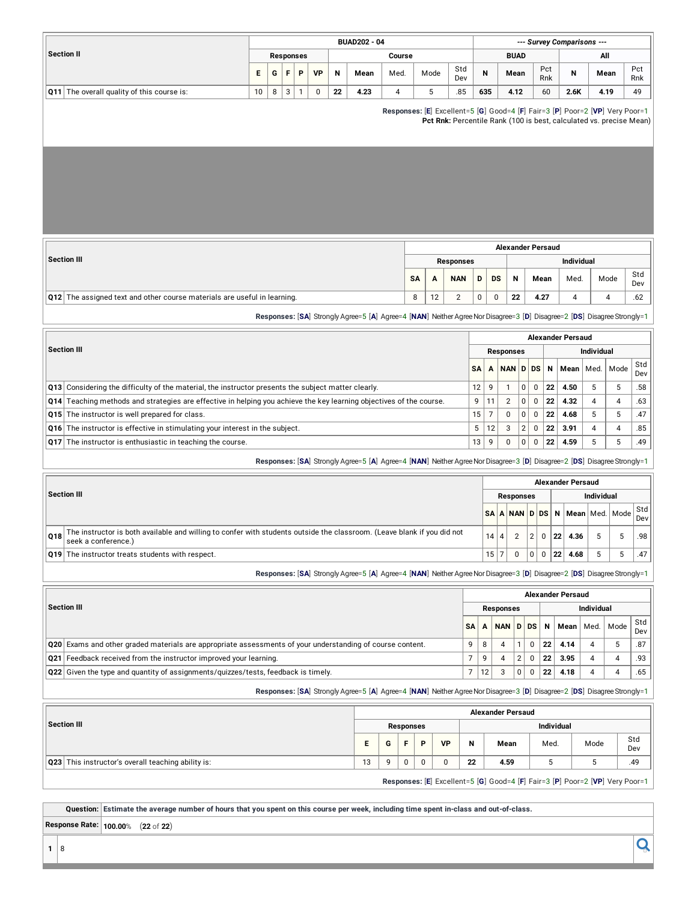| Section II | BUAD202 - 04 | | | | | | | | | | --- Survey Comparisons --- | | | | | |
|---|---|---|---|---|---|---|---|---|---|---|---|---|---|---|---|---|
| | Responses | | | | | Course | | | | | BUAD | | | All | | |
| | E | G | F | P | VP | N | Mean | Med. | Mode | Std Dev | N | Mean | Pct Rnk | N | Mean | Pct Rnk |
| Q11 The overall quality of this course is: | 10 | 8 | 3 | 1 | 0 | 22 | 4.23 | 4 | 5 | .85 | 635 | 4.12 | 60 | 2.6K | 4.19 | 49 |

**Responses:** [**E**] Excellent=5 [**G**] Good=4 [**F**] Fair=3 [**P**] Poor=2 [**VP**] Very Poor=1
**Pct Rnk:** Percentile Rank (100 is best, calculated vs. precise Mean)

| Section III | Alexander Persaud | | | | | | | | | |
|---|---|---|---|---|---|---|---|---|---|---|
| | Responses | | | | | Individual | | | | |
| | SA | A | NAN | D | DS | N | Mean | Med. | Mode | Std Dev |
| Q12 The assigned text and other course materials are useful in learning. | 8 | 12 | 2 | 0 | 0 | 22 | 4.27 | 4 | 4 | .62 |

**Responses:** [**SA**] Strongly Agree=5 [**A**] Agree=4 [**NAN**] Neither Agree Nor Disagree=3 [**D**] Disagree=2 [**DS**] Disagree Strongly=1

| Section III | Alexander Persaud | | | | | | | | | |
|---|---|---|---|---|---|---|---|---|---|---|
| | Responses | | | | | Individual | | | | |
| | SA | A | NAN | D | DS | N | Mean | Med. | Mode | Std Dev |
| Q13 Considering the difficulty of the material, the instructor presents the subject matter clearly. | 12 | 9 | 1 | 0 | 0 | 22 | 4.50 | 5 | 5 | .58 |
| Q14 Teaching methods and strategies are effective in helping you achieve the key learning objectives of the course. | 9 | 11 | 2 | 0 | 0 | 22 | 4.32 | 4 | 4 | .63 |
| Q15 The instructor is well prepared for class. | 15 | 7 | 0 | 0 | 0 | 22 | 4.68 | 5 | 5 | .47 |
| Q16 The instructor is effective in stimulating your interest in the subject. | 5 | 12 | 3 | 2 | 0 | 22 | 3.91 | 4 | 4 | .85 |
| Q17 The instructor is enthusiastic in teaching the course. | 13 | 9 | 0 | 0 | 0 | 22 | 4.59 | 5 | 5 | .49 |

**Responses:** [**SA**] Strongly Agree=5 [**A**] Agree=4 [**NAN**] Neither Agree Nor Disagree=3 [**D**] Disagree=2 [**DS**] Disagree Strongly=1

| Section III | Alexander Persaud | | | | | | | | | |
|---|---|---|---|---|---|---|---|---|---|---|
| | Responses | | | | | Individual | | | | |
| | SA | A | NAN | D | DS | N | Mean | Med. | Mode | Std Dev |
| Q18 The instructor is both available and willing to confer with students outside the classroom. (Leave blank if you did not seek a conference.) | 14 | 4 | 2 | 2 | 0 | 22 | 4.36 | 5 | 5 | .98 |
| Q19 The instructor treats students with respect. | 15 | 7 | 0 | 0 | 0 | 22 | 4.68 | 5 | 5 | .47 |

**Responses:** [**SA**] Strongly Agree=5 [**A**] Agree=4 [**NAN**] Neither Agree Nor Disagree=3 [**D**] Disagree=2 [**DS**] Disagree Strongly=1

| Section III | Alexander Persaud | | | | | | | | | |
|---|---|---|---|---|---|---|---|---|---|---|
| | Responses | | | | | Individual | | | | |
| | SA | A | NAN | D | DS | N | Mean | Med. | Mode | Std Dev |
| Q20 Exams and other graded materials are appropriate assessments of your understanding of course content. | 9 | 8 | 4 | 1 | 0 | 22 | 4.14 | 4 | 5 | .87 |
| Q21 Feedback received from the instructor improved your learning. | 7 | 9 | 4 | 2 | 0 | 22 | 3.95 | 4 | 4 | .93 |
| Q22 Given the type and quantity of assignments/quizzes/tests, feedback is timely. | 7 | 12 | 3 | 0 | 0 | 22 | 4.18 | 4 | 4 | .65 |

**Responses:** [**SA**] Strongly Agree=5 [**A**] Agree=4 [**NAN**] Neither Agree Nor Disagree=3 [**D**] Disagree=2 [**DS**] Disagree Strongly=1

| Section III | Alexander Persaud | | | | | | | | | |
|---|---|---|---|---|---|---|---|---|---|---|
| | Responses | | | | | Individual | | | | |
| | E | G | F | P | VP | N | Mean | Med. | Mode | Std Dev |
| Q23 This instructor's overall teaching ability is: | 13 | 9 | 0 | 0 | 0 | 22 | 4.59 | 5 | 5 | .49 |

**Responses:** [**E**] Excellent=5 [**G**] Good=4 [**F**] Fair=3 [**P**] Poor=2 [**VP**] Very Poor=1

| **Question:** | **Estimate the average number of hours that you spent on this course per week, including time spent in-class and out-of-class.** |
|---|---|
| **Response Rate:** | **100.00**% (**22** of **22**) |
| **1** | 8 |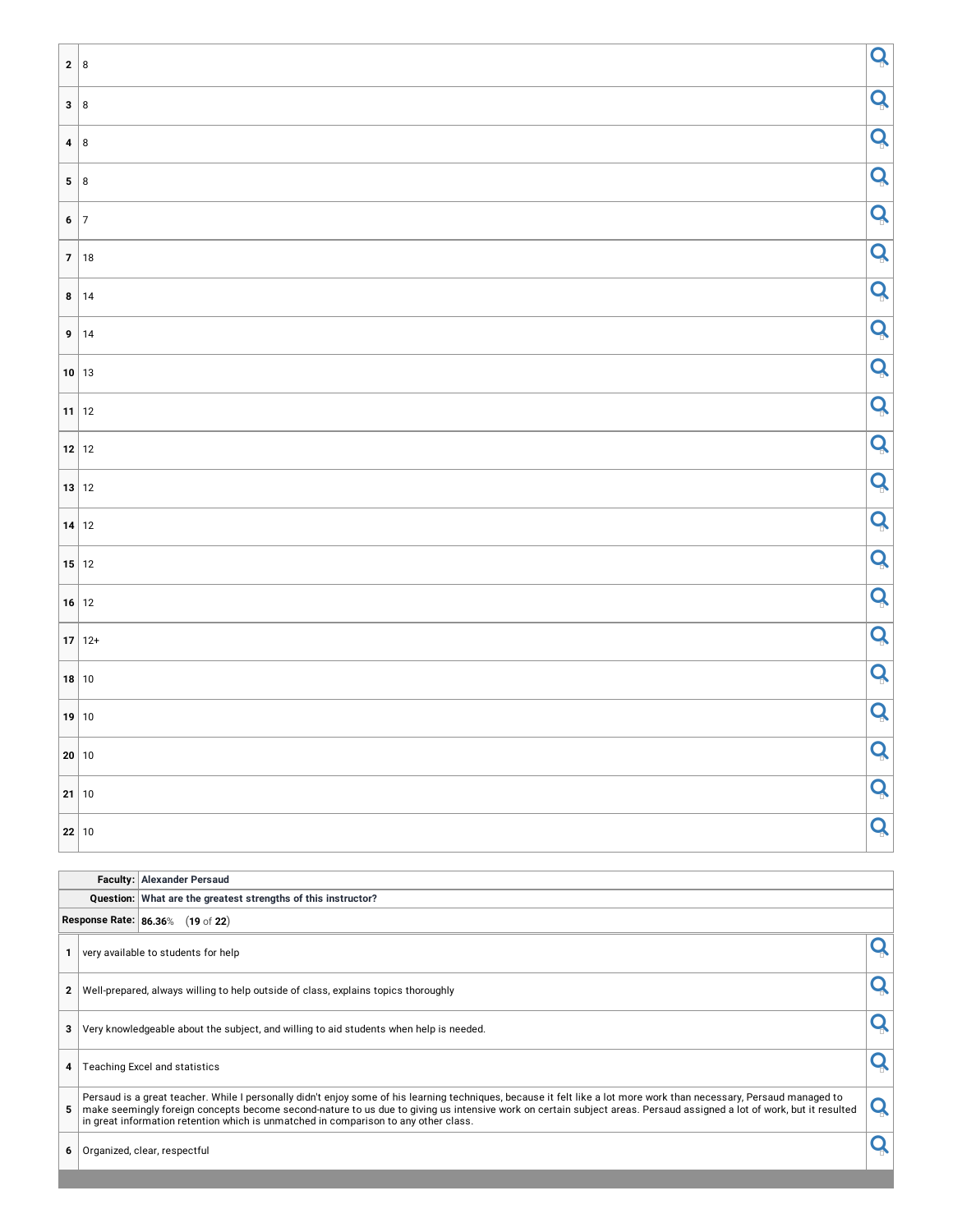| | |
|---|---|
| 2 | 8 |
| 3 | 8 |
| 4 | 8 |
| 5 | 8 |
| 6 | 7 |
| 7 | 18 |
| 8 | 14 |
| 9 | 14 |
| 10 | 13 |
| 11 | 12 |
| 12 | 12 |
| 13 | 12 |
| 14 | 12 |
| 15 | 12 |
| 16 | 12 |
| 17 | 12+ |
| 18 | 10 |
| 19 | 10 |
| 20 | 10 |
| 21 | 10 |
| 22 | 10 |

| | |
|---|---|
| **Faculty:** | **Alexander Persaud** |
| **Question:** | **What are the greatest strengths of this instructor?** |
| **Response Rate:** | **86.36**% (**19** of **22**) |

| | |
|---|---|
| 1 | very available to students for help |
| 2 | Well-prepared, always willing to help outside of class, explains topics thoroughly |
| 3 | Very knowledgeable about the subject, and willing to aid students when help is needed. |
| 4 | Teaching Excel and statistics |
| 5 | Persaud is a great teacher. While I personally didn't enjoy some of his learning techniques, because it felt like a lot more work than necessary, Persaud managed to make seemingly foreign concepts become second-nature to us due to giving us intensive work on certain subject areas. Persaud assigned a lot of work, but it resulted in great information retention which is unmatched in comparison to any other class. |
| 6 | Organized, clear, respectful |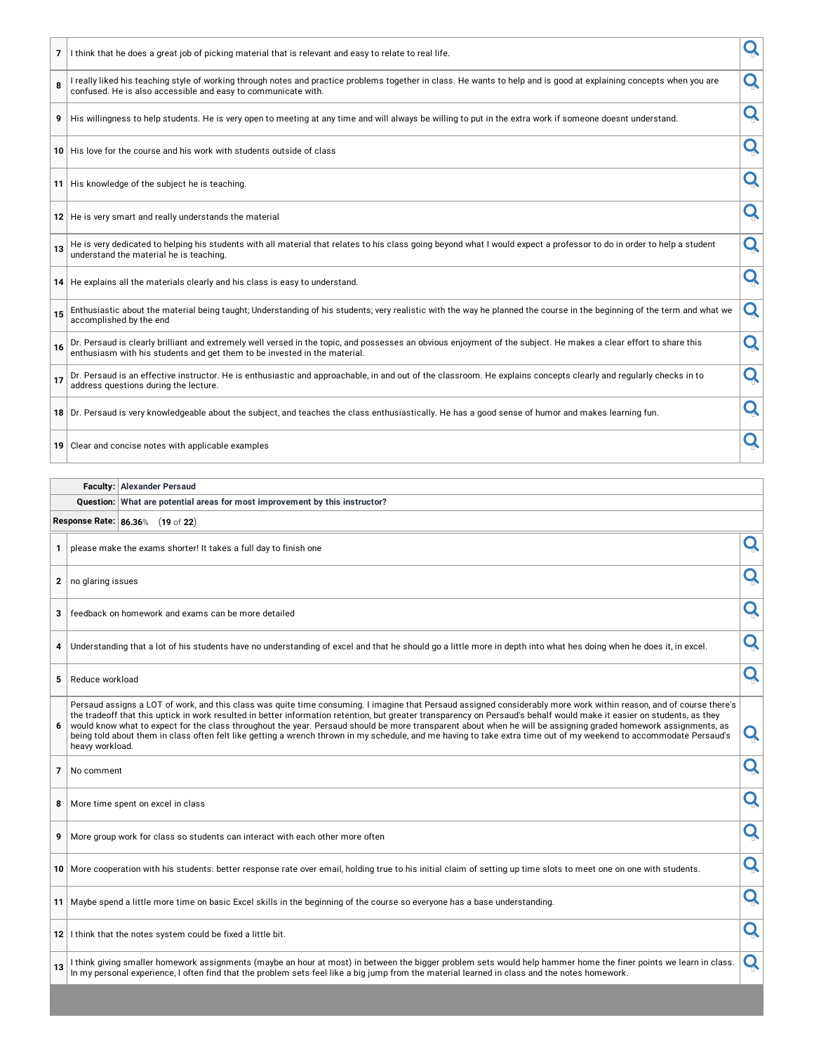| | |
|---|---|
| 7 | I think that he does a great job of picking material that is relevant and easy to relate to real life. |
| 8 | I really liked his teaching style of working through notes and practice problems together in class. He wants to help and is good at explaining concepts when you are confused. He is also accessible and easy to communicate with. |
| 9 | His willingness to help students. He is very open to meeting at any time and will always be willing to put in the extra work if someone doesnt understand. |
| 10 | His love for the course and his work with students outside of class |
| 11 | His knowledge of the subject he is teaching. |
| 12 | He is very smart and really understands the material |
| 13 | He is very dedicated to helping his students with all material that relates to his class going beyond what I would expect a professor to do in order to help a student understand the material he is teaching. |
| 14 | He explains all the materials clearly and his class is easy to understand. |
| 15 | Enthusiastic about the material being taught; Understanding of his students; very realistic with the way he planned the course in the beginning of the term and what we accomplished by the end |
| 16 | Dr. Persaud is clearly brilliant and extremely well versed in the topic, and possesses an obvious enjoyment of the subject. He makes a clear effort to share this enthusiasm with his students and get them to be invested in the material. |
| 17 | Dr. Persaud is an effective instructor. He is enthusiastic and approachable, in and out of the classroom. He explains concepts clearly and regularly checks in to address questions during the lecture. |
| 18 | Dr. Persaud is very knowledgeable about the subject, and teaches the class enthusiastically. He has a good sense of humor and makes learning fun. |
| 19 | Clear and concise notes with applicable examples |

**Faculty:** Alexander Persaud

**Question:** What are potential areas for most improvement by this instructor?

**Response Rate:** 86.36% (19 of 22)

| | |
|---|---|
| 1 | please make the exams shorter! It takes a full day to finish one |
| 2 | no glaring issues |
| 3 | feedback on homework and exams can be more detailed |
| 4 | Understanding that a lot of his students have no understanding of excel and that he should go a little more in depth into what hes doing when he does it, in excel. |
| 5 | Reduce workload |
| 6 | Persaud assigns a LOT of work, and this class was quite time consuming. I imagine that Persaud assigned considerably more work within reason, and of course there's the tradeoff that this uptick in work resulted in better information retention, but greater transparency on Persaud's behalf would make it easier on students, as they would know what to expect for the class throughout the year. Persaud should be more transparent about when he will be assigning graded homework assignments, as being told about them in class often felt like getting a wrench thrown in my schedule, and me having to take extra time out of my weekend to accommodate Persaud's heavy workload. |
| 7 | No comment |
| 8 | More time spent on excel in class |
| 9 | More group work for class so students can interact with each other more often |
| 10 | More cooperation with his students: better response rate over email, holding true to his initial claim of setting up time slots to meet one on one with students. |
| 11 | Maybe spend a little more time on basic Excel skills in the beginning of the course so everyone has a base understanding. |
| 12 | I think that the notes system could be fixed a little bit. |
| 13 | I think giving smaller homework assignments (maybe an hour at most) in between the bigger problem sets would help hammer home the finer points we learn in class. In my personal experience, I often find that the problem sets feel like a big jump from the material learned in class and the notes homework. |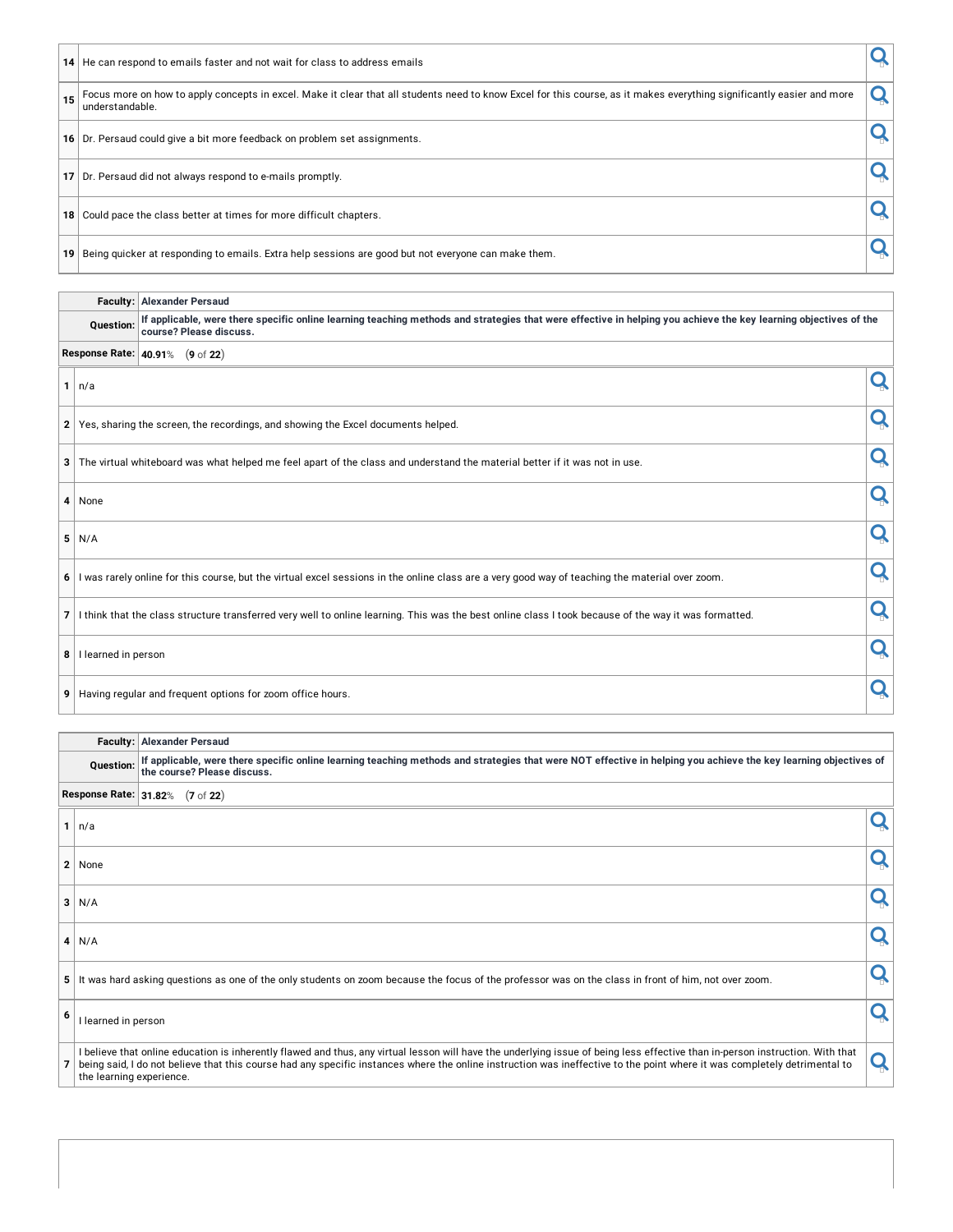| | |
|---|---|
| 14 | He can respond to emails faster and not wait for class to address emails |
| 15 | Focus more on how to apply concepts in excel. Make it clear that all students need to know Excel for this course, as it makes everything significantly easier and more understandable. |
| 16 | Dr. Persaud could give a bit more feedback on problem set assignments. |
| 17 | Dr. Persaud did not always respond to e-mails promptly. |
| 18 | Could pace the class better at times for more difficult chapters. |
| 19 | Being quicker at responding to emails. Extra help sessions are good but not everyone can make them. |

| | |
|---|---|
| **Faculty:** | **Alexander Persaud** |
| **Question:** | **If applicable, were there specific online learning teaching methods and strategies that were effective in helping you achieve the key learning objectives of the course? Please discuss.** |
| **Response Rate:** | **40.91**% (**9** of **22**) |

| | |
|---|---|
| 1 | n/a |
| 2 | Yes, sharing the screen, the recordings, and showing the Excel documents helped. |
| 3 | The virtual whiteboard was what helped me feel apart of the class and understand the material better if it was not in use. |
| 4 | None |
| 5 | N/A |
| 6 | I was rarely online for this course, but the virtual excel sessions in the online class are a very good way of teaching the material over zoom. |
| 7 | I think that the class structure transferred very well to online learning. This was the best online class I took because of the way it was formatted. |
| 8 | I learned in person |
| 9 | Having regular and frequent options for zoom office hours. |

| | |
|---|---|
| **Faculty:** | **Alexander Persaud** |
| **Question:** | **If applicable, were there specific online learning teaching methods and strategies that were NOT effective in helping you achieve the key learning objectives of the course? Please discuss.** |
| **Response Rate:** | **31.82**% (**7** of **22**) |

| | |
|---|---|
| 1 | n/a |
| 2 | None |
| 3 | N/A |
| 4 | N/A |
| 5 | It was hard asking questions as one of the only students on zoom because the focus of the professor was on the class in front of him, not over zoom. |
| 6 | I learned in person |
| 7 | I believe that online education is inherently flawed and thus, any virtual lesson will have the underlying issue of being less effective than in-person instruction. With that being said, I do not believe that this course had any specific instances where the online instruction was ineffective to the point where it was completely detrimental to the learning experience. |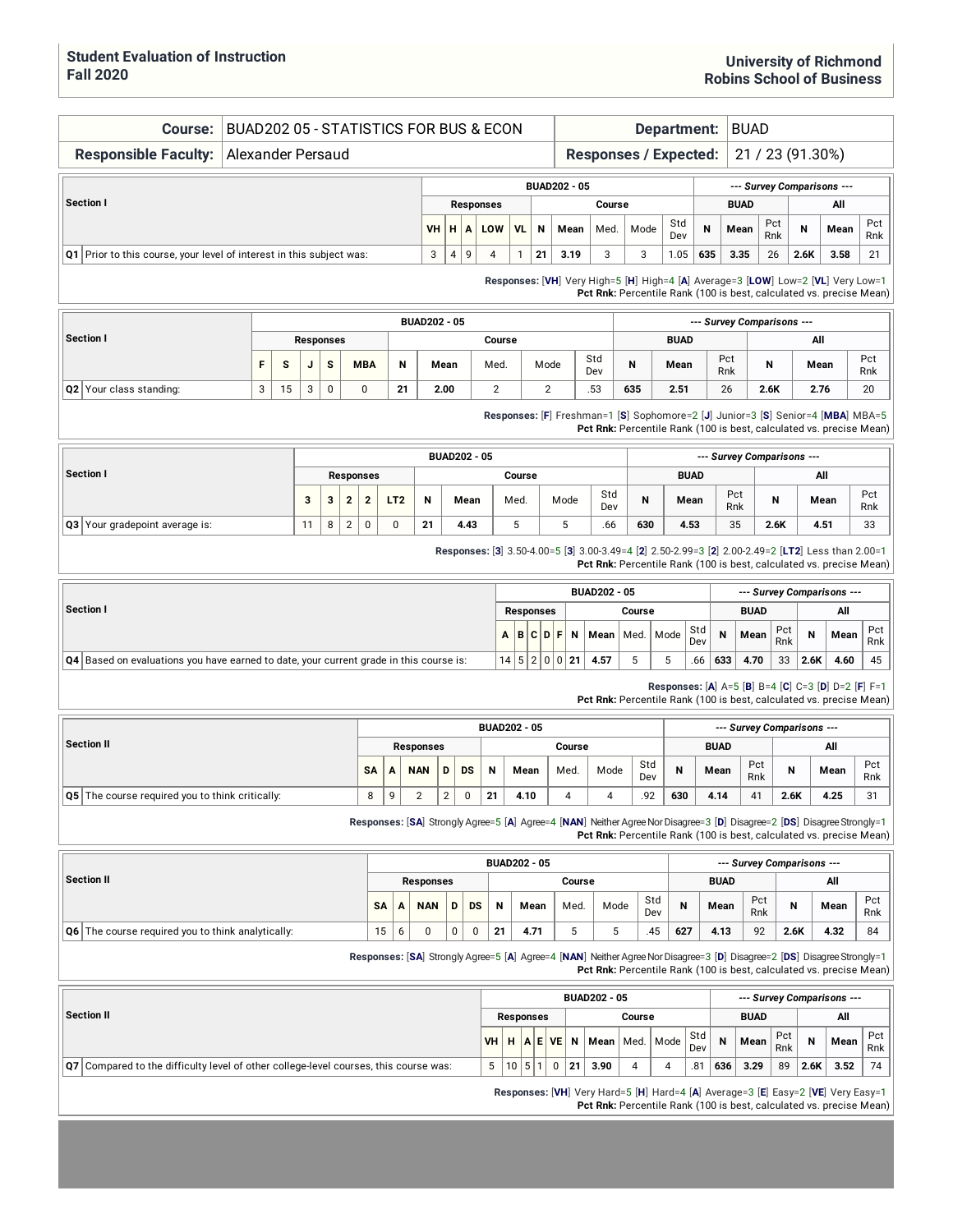**Student Evaluation of Instruction**
**Fall 2020**

**University of Richmond**
**Robins School of Business**

| **Course:** | BUAD202 05 - STATISTICS FOR BUS & ECON | **Department:** | BUAD |
|---|---|---|---|
| **Responsible Faculty:** | Alexander Persaud | **Responses / Expected:** | 21 / 23 (91.30%) |

| Section I | BUAD202 - 05 | | | | | | | | | | --- Survey Comparisons --- | | | | | |
|---|---|---|---|---|---|---|---|---|---|---|---|---|---|---|---|---|
| | Responses | | | | | Course | | | | | BUAD | | | All | | |
| | VH | H | A | LOW | VL | N | Mean | Med. | Mode | Std Dev | N | Mean | Pct Rnk | N | Mean | Pct Rnk |
| Q1 Prior to this course, your level of interest in this subject was: | 3 | 4 | 9 | 4 | 1 | 21 | 3.19 | 3 | 3 | 1.05 | 635 | 3.35 | 26 | 2.6K | 3.58 | 21 |

**Responses:** [VH] Very High=5 [H] High=4 [A] Average=3 [LOW] Low=2 [VL] Very Low=1
**Pct Rnk:** Percentile Rank (100 is best, calculated vs. precise Mean)

| Section I | BUAD202 - 05 | | | | | | | | | | --- Survey Comparisons --- | | | | | |
|---|---|---|---|---|---|---|---|---|---|---|---|---|---|---|---|---|
| | Responses | | | | | Course | | | | | BUAD | | | All | | |
| | F | S | J | S | MBA | N | Mean | Med. | Mode | Std Dev | N | Mean | Pct Rnk | N | Mean | Pct Rnk |
| Q2 Your class standing: | 3 | 15 | 3 | 0 | 0 | 21 | 2.00 | 2 | 2 | .53 | 635 | 2.51 | 26 | 2.6K | 2.76 | 20 |

**Responses:** [F] Freshman=1 [S] Sophomore=2 [J] Junior=3 [S] Senior=4 [MBA] MBA=5
**Pct Rnk:** Percentile Rank (100 is best, calculated vs. precise Mean)

| Section I | BUAD202 - 05 | | | | | | | | | | --- Survey Comparisons --- | | | | | |
|---|---|---|---|---|---|---|---|---|---|---|---|---|---|---|---|---|
| | Responses | | | | | Course | | | | | BUAD | | | All | | |
| | 3 | 3 | 2 | 2 | LT2 | N | Mean | Med. | Mode | Std Dev | N | Mean | Pct Rnk | N | Mean | Pct Rnk |
| Q3 Your gradepoint average is: | 11 | 8 | 2 | 0 | 0 | 21 | 4.43 | 5 | 5 | .66 | 630 | 4.53 | 35 | 2.6K | 4.51 | 33 |

**Responses:** [3] 3.50-4.00=5 [3] 3.00-3.49=4 [2] 2.50-2.99=3 [2] 2.00-2.49=2 [LT2] Less than 2.00=1
**Pct Rnk:** Percentile Rank (100 is best, calculated vs. precise Mean)

| Section I | BUAD202 - 05 | | | | | | | | | | --- Survey Comparisons --- | | | | | |
|---|---|---|---|---|---|---|---|---|---|---|---|---|---|---|---|---|
| | Responses | | | | | Course | | | | | BUAD | | | All | | |
| | A | B | C | D | F | N | Mean | Med. | Mode | Std Dev | N | Mean | Pct Rnk | N | Mean | Pct Rnk |
| Q4 Based on evaluations you have earned to date, your current grade in this course is: | 14 | 5 | 2 | 0 | 0 | 21 | 4.57 | 5 | 5 | .66 | 633 | 4.70 | 33 | 2.6K | 4.60 | 45 |

**Responses:** [A] A=5 [B] B=4 [C] C=3 [D] D=2 [F] F=1
**Pct Rnk:** Percentile Rank (100 is best, calculated vs. precise Mean)

| Section II | BUAD202 - 05 | | | | | | | | | | --- Survey Comparisons --- | | | | | |
|---|---|---|---|---|---|---|---|---|---|---|---|---|---|---|---|---|
| | Responses | | | | | Course | | | | | BUAD | | | All | | |
| | SA | A | NAN | D | DS | N | Mean | Med. | Mode | Std Dev | N | Mean | Pct Rnk | N | Mean | Pct Rnk |
| Q5 The course required you to think critically: | 8 | 9 | 2 | 2 | 0 | 21 | 4.10 | 4 | 4 | .92 | 630 | 4.14 | 41 | 2.6K | 4.25 | 31 |

**Responses:** [SA] Strongly Agree=5 [A] Agree=4 [NAN] Neither Agree Nor Disagree=3 [D] Disagree=2 [DS] Disagree Strongly=1
**Pct Rnk:** Percentile Rank (100 is best, calculated vs. precise Mean)

| Section II | BUAD202 - 05 | | | | | | | | | | --- Survey Comparisons --- | | | | | |
|---|---|---|---|---|---|---|---|---|---|---|---|---|---|---|---|---|
| | Responses | | | | | Course | | | | | BUAD | | | All | | |
| | SA | A | NAN | D | DS | N | Mean | Med. | Mode | Std Dev | N | Mean | Pct Rnk | N | Mean | Pct Rnk |
| Q6 The course required you to think analytically: | 15 | 6 | 0 | 0 | 0 | 21 | 4.71 | 5 | 5 | .45 | 627 | 4.13 | 92 | 2.6K | 4.32 | 84 |

**Responses:** [SA] Strongly Agree=5 [A] Agree=4 [NAN] Neither Agree Nor Disagree=3 [D] Disagree=2 [DS] Disagree Strongly=1
**Pct Rnk:** Percentile Rank (100 is best, calculated vs. precise Mean)

| Section II | BUAD202 - 05 | | | | | | | | | | --- Survey Comparisons --- | | | | | |
|---|---|---|---|---|---|---|---|---|---|---|---|---|---|---|---|---|
| | Responses | | | | | Course | | | | | BUAD | | | All | | |
| | VH | H | A | E | VE | N | Mean | Med. | Mode | Std Dev | N | Mean | Pct Rnk | N | Mean | Pct Rnk |
| Q7 Compared to the difficulty level of other college-level courses, this course was: | 5 | 10 | 5 | 1 | 0 | 21 | 3.90 | 4 | 4 | .81 | 636 | 3.29 | 89 | 2.6K | 3.52 | 74 |

**Responses:** [VH] Very Hard=5 [H] Hard=4 [A] Average=3 [E] Easy=2 [VE] Very Easy=1
**Pct Rnk:** Percentile Rank (100 is best, calculated vs. precise Mean)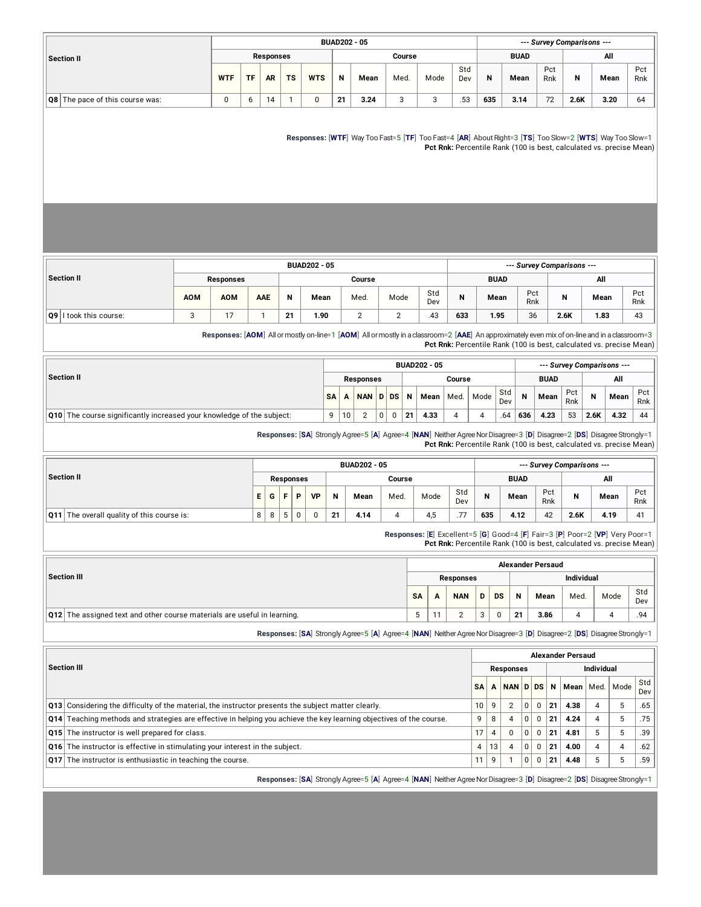| Section II | BUAD202 - 05 | | | | | | | | | | --- Survey Comparisons --- | | | | | |
|---|---|---|---|---|---|---|---|---|---|---|---|---|---|---|---|---|
| | Responses | | | | | Course | | | | | BUAD | | | All | | |
| | WTF | TF | AR | TS | WTS | N | Mean | Med. | Mode | Std Dev | N | Mean | Pct Rnk | N | Mean | Pct Rnk |
| Q8 The pace of this course was: | 0 | 6 | 14 | 1 | 0 | 21 | 3.24 | 3 | 3 | .53 | 635 | 3.14 | 72 | 2.6K | 3.20 | 64 |

**Responses:** [**WTF**] Way Too Fast=5 [**TF**] Too Fast=4 [**AR**] About Right=3 [**TS**] Too Slow=2 [**WTS**] Way Too Slow=1
**Pct Rnk:** Percentile Rank (100 is best, calculated vs. precise Mean)

| Section II | BUAD202 - 05 | | | | | | | | --- Survey Comparisons --- | | | | | |
|---|---|---|---|---|---|---|---|---|---|---|---|---|---|---|
| | Responses | | | Course | | | | | BUAD | | | All | | |
| | AOM | AOM | AAE | N | Mean | Med. | Mode | Std Dev | N | Mean | Pct Rnk | N | Mean | Pct Rnk |
| Q9 I took this course: | 3 | 17 | 1 | 21 | 1.90 | 2 | 2 | .43 | 633 | 1.95 | 36 | 2.6K | 1.83 | 43 |

**Responses:** [**AOM**] All or mostly on-line=1 [**AOM**] All or mostly in a classroom=2 [**AAE**] An approximately even mix of on-line and in a classroom=3
**Pct Rnk:** Percentile Rank (100 is best, calculated vs. precise Mean)

| Section II | BUAD202 - 05 | | | | | | | | | | --- Survey Comparisons --- | | | | | |
|---|---|---|---|---|---|---|---|---|---|---|---|---|---|---|---|---|
| | Responses | | | | | Course | | | | | BUAD | | | All | | |
| | SA | A | NAN | D | DS | N | Mean | Med. | Mode | Std Dev | N | Mean | Pct Rnk | N | Mean | Pct Rnk |
| Q10 The course significantly increased your knowledge of the subject: | 9 | 10 | 2 | 0 | 0 | 21 | 4.33 | 4 | 4 | .64 | 636 | 4.23 | 53 | 2.6K | 4.32 | 44 |

**Responses:** [**SA**] Strongly Agree=5 [**A**] Agree=4 [**NAN**] Neither Agree Nor Disagree=3 [**D**] Disagree=2 [**DS**] Disagree Strongly=1
**Pct Rnk:** Percentile Rank (100 is best, calculated vs. precise Mean)

| Section II | BUAD202 - 05 | | | | | | | | | | --- Survey Comparisons --- | | | | | |
|---|---|---|---|---|---|---|---|---|---|---|---|---|---|---|---|---|
| | Responses | | | | | Course | | | | | BUAD | | | All | | |
| | E | G | F | P | VP | N | Mean | Med. | Mode | Std Dev | N | Mean | Pct Rnk | N | Mean | Pct Rnk |
| Q11 The overall quality of this course is: | 8 | 8 | 5 | 0 | 0 | 21 | 4.14 | 4 | 4,5 | .77 | 635 | 4.12 | 42 | 2.6K | 4.19 | 41 |

**Responses:** [**E**] Excellent=5 [**G**] Good=4 [**F**] Fair=3 [**P**] Poor=2 [**VP**] Very Poor=1
**Pct Rnk:** Percentile Rank (100 is best, calculated vs. precise Mean)

| Section III | Alexander Persaud | | | | | | | | | |
|---|---|---|---|---|---|---|---|---|---|---|
| | Responses | | | | | Individual | | | | |
| | SA | A | NAN | D | DS | N | Mean | Med. | Mode | Std Dev |
| Q12 The assigned text and other course materials are useful in learning. | 5 | 11 | 2 | 3 | 0 | 21 | 3.86 | 4 | 4 | .94 |

**Responses:** [**SA**] Strongly Agree=5 [**A**] Agree=4 [**NAN**] Neither Agree Nor Disagree=3 [**D**] Disagree=2 [**DS**] Disagree Strongly=1

| Section III | Alexander Persaud | | | | | | | | | |
|---|---|---|---|---|---|---|---|---|---|---|
| | Responses | | | | | Individual | | | | |
| | SA | A | NAN | D | DS | N | Mean | Med. | Mode | Std Dev |
| Q13 Considering the difficulty of the material, the instructor presents the subject matter clearly. | 10 | 9 | 2 | 0 | 0 | 21 | 4.38 | 4 | 5 | .65 |
| Q14 Teaching methods and strategies are effective in helping you achieve the key learning objectives of the course. | 9 | 8 | 4 | 0 | 0 | 21 | 4.24 | 4 | 5 | .75 |
| Q15 The instructor is well prepared for class. | 17 | 4 | 0 | 0 | 0 | 21 | 4.81 | 5 | 5 | .39 |
| Q16 The instructor is effective in stimulating your interest in the subject. | 4 | 13 | 4 | 0 | 0 | 21 | 4.00 | 4 | 4 | .62 |
| Q17 The instructor is enthusiastic in teaching the course. | 11 | 9 | 1 | 0 | 0 | 21 | 4.48 | 5 | 5 | .59 |

**Responses:** [**SA**] Strongly Agree=5 [**A**] Agree=4 [**NAN**] Neither Agree Nor Disagree=3 [**D**] Disagree=2 [**DS**] Disagree Strongly=1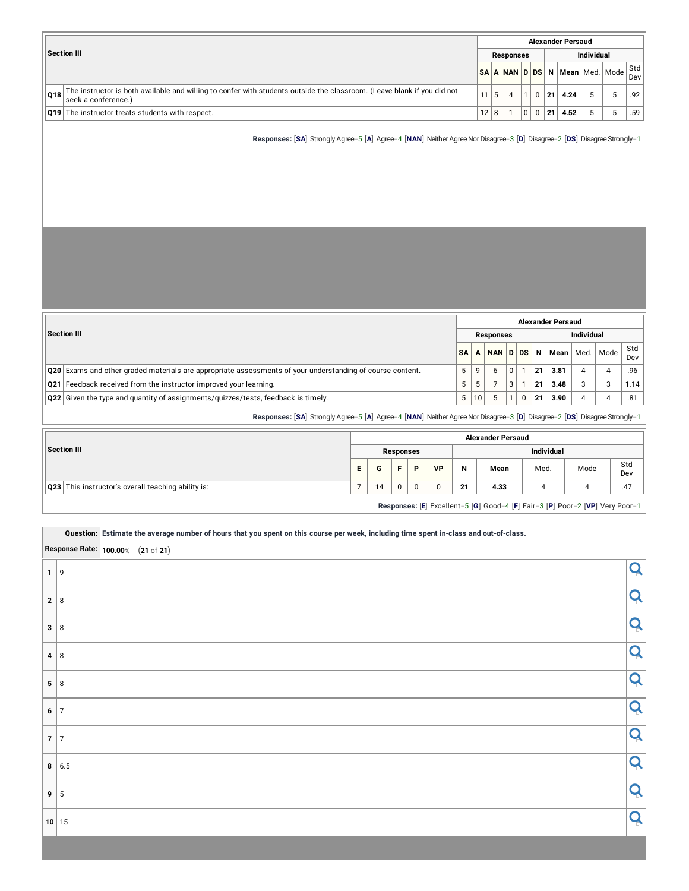| Section III | | Alexander Persaud | | | | | | | | | |
|---|---|---|---|---|---|---|---|---|---|---|---|
| | | Responses | | | | | Individual | | | | |
| | | SA | A | NAN | D | DS | N | Mean | Med. | Mode | Std Dev |
| Q18 | The instructor is both available and willing to confer with students outside the classroom. (Leave blank if you did not seek a conference.) | 11 | 5 | 4 | 1 | 0 | 21 | 4.24 | 5 | 5 | .92 |
| Q19 | The instructor treats students with respect. | 12 | 8 | 1 | 0 | 0 | 21 | 4.52 | 5 | 5 | .59 |

**Responses:** [**SA**] Strongly Agree=5 [**A**] Agree=4 [**NAN**] Neither Agree Nor Disagree=3 [**D**] Disagree=2 [**DS**] Disagree Strongly=1

| Section III | | Alexander Persaud | | | | | | | | | |
|---|---|---|---|---|---|---|---|---|---|---|---|
| | | Responses | | | | | Individual | | | | |
| | | SA | A | NAN | D | DS | N | Mean | Med. | Mode | Std Dev |
| Q20 | Exams and other graded materials are appropriate assessments of your understanding of course content. | 5 | 9 | 6 | 0 | 1 | 21 | 3.81 | 4 | 4 | .96 |
| Q21 | Feedback received from the instructor improved your learning. | 5 | 5 | 7 | 3 | 1 | 21 | 3.48 | 3 | 3 | 1.14 |
| Q22 | Given the type and quantity of assignments/quizzes/tests, feedback is timely. | 5 | 10 | 5 | 1 | 0 | 21 | 3.90 | 4 | 4 | .81 |

**Responses:** [**SA**] Strongly Agree=5 [**A**] Agree=4 [**NAN**] Neither Agree Nor Disagree=3 [**D**] Disagree=2 [**DS**] Disagree Strongly=1

| Section III | | Alexander Persaud | | | | | | | | | |
|---|---|---|---|---|---|---|---|---|---|---|---|
| | | Responses | | | | | Individual | | | | |
| | | E | G | F | P | VP | N | Mean | Med. | Mode | Std Dev |
| Q23 | This instructor's overall teaching ability is: | 7 | 14 | 0 | 0 | 0 | 21 | 4.33 | 4 | 4 | .47 |

**Responses:** [**E**] Excellent=5 [**G**] Good=4 [**F**] Fair=3 [**P**] Poor=2 [**VP**] Very Poor=1

| Question: | Estimate the average number of hours that you spent on this course per week, including time spent in-class and out-of-class. |
|---|---|
| Response Rate: | 100.00% (21 of 21) |
| 1 | 9 |
| 2 | 8 |
| 3 | 8 |
| 4 | 8 |
| 5 | 8 |
| 6 | 7 |
| 7 | 7 |
| 8 | 6.5 |
| 9 | 5 |
| 10 | 15 |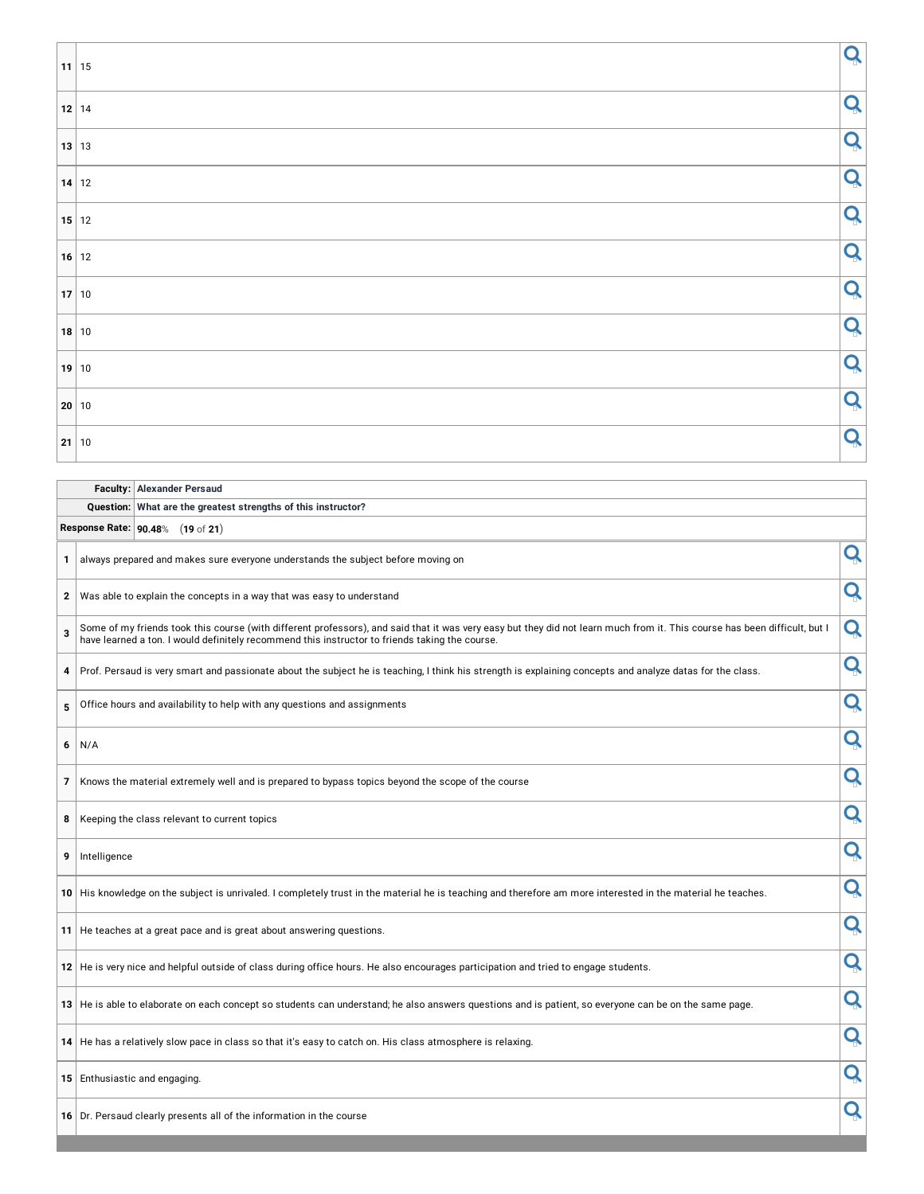| | |
|---|---|
| 11 | 15 |
| 12 | 14 |
| 13 | 13 |
| 14 | 12 |
| 15 | 12 |
| 16 | 12 |
| 17 | 10 |
| 18 | 10 |
| 19 | 10 |
| 20 | 10 |
| 21 | 10 |

| | |
|---|---|
| **Faculty:** | **Alexander Persaud** |
| **Question:** | **What are the greatest strengths of this instructor?** |
| **Response Rate:** | **90.48**% (**19** of **21**) |

| | |
|---|---|
| 1 | always prepared and makes sure everyone understands the subject before moving on |
| 2 | Was able to explain the concepts in a way that was easy to understand |
| 3 | Some of my friends took this course (with different professors), and said that it was very easy but they did not learn much from it. This course has been difficult, but I have learned a ton. I would definitely recommend this instructor to friends taking the course. |
| 4 | Prof. Persaud is very smart and passionate about the subject he is teaching, I think his strength is explaining concepts and analyze datas for the class. |
| 5 | Office hours and availability to help with any questions and assignments |
| 6 | N/A |
| 7 | Knows the material extremely well and is prepared to bypass topics beyond the scope of the course |
| 8 | Keeping the class relevant to current topics |
| 9 | Intelligence |
| 10 | His knowledge on the subject is unrivaled. I completely trust in the material he is teaching and therefore am more interested in the material he teaches. |
| 11 | He teaches at a great pace and is great about answering questions. |
| 12 | He is very nice and helpful outside of class during office hours. He also encourages participation and tried to engage students. |
| 13 | He is able to elaborate on each concept so students can understand; he also answers questions and is patient, so everyone can be on the same page. |
| 14 | He has a relatively slow pace in class so that it's easy to catch on. His class atmosphere is relaxing. |
| 15 | Enthusiastic and engaging. |
| 16 | Dr. Persaud clearly presents all of the information in the course |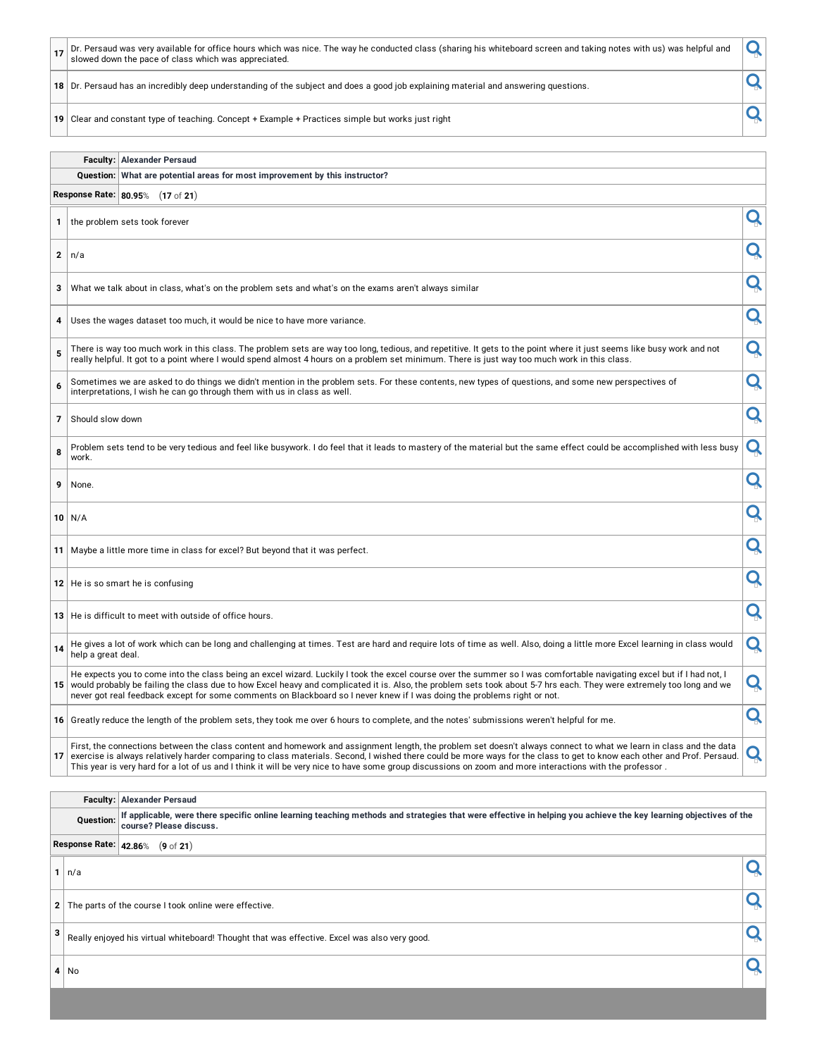| | |
|---|---|
| 17 | Dr. Persaud was very available for office hours which was nice. The way he conducted class (sharing his whiteboard screen and taking notes with us) was helpful and slowed down the pace of class which was appreciated. |
| 18 | Dr. Persaud has an incredibly deep understanding of the subject and does a good job explaining material and answering questions. |
| 19 | Clear and constant type of teaching. Concept + Example + Practices simple but works just right |

| | |
|---|---|
| **Faculty:** | **Alexander Persaud** |
| **Question:** | **What are potential areas for most improvement by this instructor?** |
| **Response Rate:** | **80.95**% (**17** of **21**) |

| | |
|---|---|
| 1 | the problem sets took forever |
| 2 | n/a |
| 3 | What we talk about in class, what's on the problem sets and what's on the exams aren't always similar |
| 4 | Uses the wages dataset too much, it would be nice to have more variance. |
| 5 | There is way too much work in this class. The problem sets are way too long, tedious, and repetitive. It gets to the point where it just seems like busy work and not really helpful. It got to a point where I would spend almost 4 hours on a problem set minimum. There is just way too much work in this class. |
| 6 | Sometimes we are asked to do things we didn't mention in the problem sets. For these contents, new types of questions, and some new perspectives of interpretations, I wish he can go through them with us in class as well. |
| 7 | Should slow down |
| 8 | Problem sets tend to be very tedious and feel like busywork. I do feel that it leads to mastery of the material but the same effect could be accomplished with less busy work. |
| 9 | None. |
| 10 | N/A |
| 11 | Maybe a little more time in class for excel? But beyond that it was perfect. |
| 12 | He is so smart he is confusing |
| 13 | He is difficult to meet with outside of office hours. |
| 14 | He gives a lot of work which can be long and challenging at times. Test are hard and require lots of time as well. Also, doing a little more Excel learning in class would help a great deal. |
| 15 | He expects you to come into the class being an excel wizard. Luckily I took the excel course over the summer so I was comfortable navigating excel but if I had not, I would probably be failing the class due to how Excel heavy and complicated it is. Also, the problem sets took about 5-7 hrs each. They were extremely too long and we never got real feedback except for some comments on Blackboard so I never knew if I was doing the problems right or not. |
| 16 | Greatly reduce the length of the problem sets, they took me over 6 hours to complete, and the notes' submissions weren't helpful for me. |
| 17 | First, the connections between the class content and homework and assignment length, the problem set doesn't always connect to what we learn in class and the data exercise is always relatively harder comparing to class materials. Second, I wished there could be more ways for the class to get to know each other and Prof. Persaud. This year is very hard for a lot of us and I think it will be very nice to have some group discussions on zoom and more interactions with the professor . |

| | |
|---|---|
| **Faculty:** | **Alexander Persaud** |
| **Question:** | **If applicable, were there specific online learning teaching methods and strategies that were effective in helping you achieve the key learning objectives of the course? Please discuss.** |
| **Response Rate:** | **42.86**% (**9** of **21**) |

| | |
|---|---|
| 1 | n/a |
| 2 | The parts of the course I took online were effective. |
| 3 | Really enjoyed his virtual whiteboard! Thought that was effective. Excel was also very good. |
| 4 | No |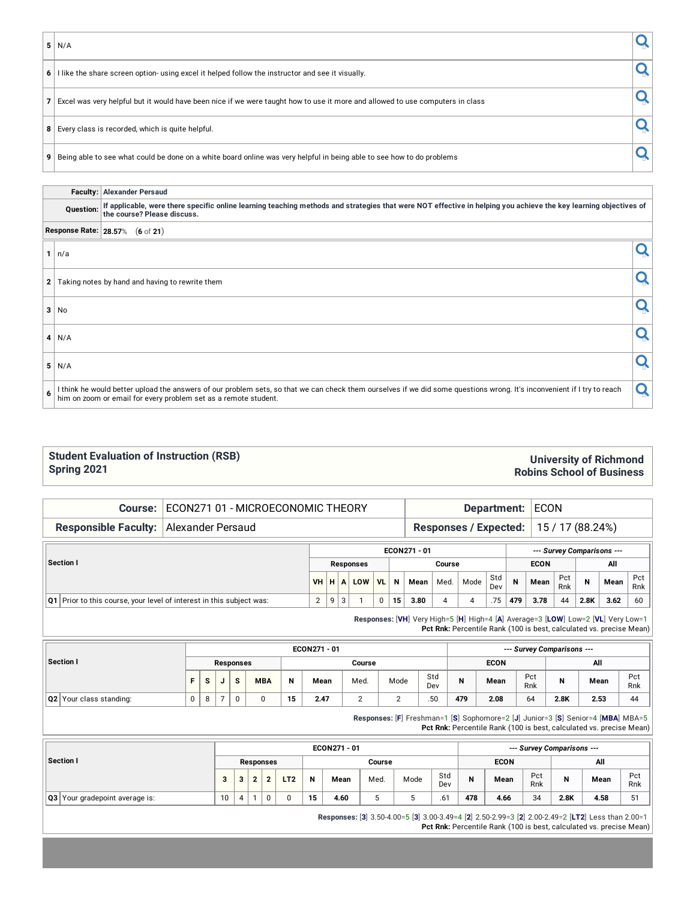| | |
|---|---|
| 5 | N/A |
| 6 | I like the share screen option- using excel it helped follow the instructor and see it visually. |
| 7 | Excel was very helpful but it would have been nice if we were taught how to use it more and allowed to use computers in class |
| 8 | Every class is recorded, which is quite helpful. |
| 9 | Being able to see what could be done on a white board online was very helpful in being able to see how to do problems |

| | |
|---|---|
| **Faculty:** | **Alexander Persaud** |
| **Question:** | **If applicable, were there specific online learning teaching methods and strategies that were NOT effective in helping you achieve the key learning objectives of the course? Please discuss.** |
| **Response Rate:** | **28.57**% (**6** of **21**) |

| | |
|---|---|
| 1 | n/a |
| 2 | Taking notes by hand and having to rewrite them |
| 3 | No |
| 4 | N/A |
| 5 | N/A |
| 6 | I think he would better upload the answers of our problem sets, so that we can check them ourselves if we did some questions wrong. It's inconvenient if I try to reach him on zoom or email for every problem set as a remote student. |

## Student Evaluation of Instruction (RSB)
## Spring 2021

**University of Richmond**
**Robins School of Business**

| | | | |
|---|---|---|---|
| **Course:** | ECON271 01 - MICROECONOMIC THEORY | **Department:** | ECON |
| **Responsible Faculty:** | Alexander Persaud | **Responses / Expected:** | 15 / 17 (88.24%) |

| Section I | ECON271 - 01 | | | | | | | | | | --- Survey Comparisons --- | | | | | |
|---|---|---|---|---|---|---|---|---|---|---|---|---|---|---|---|---|
| | Responses | | | | | Course | | | | | ECON | | | All | | |
| | VH | H | A | LOW | VL | N | Mean | Med. | Mode | Std Dev | N | Mean | Pct Rnk | N | Mean | Pct Rnk |
| Q1 Prior to this course, your level of interest in this subject was: | 2 | 9 | 3 | 1 | 0 | 15 | 3.80 | 4 | 4 | .75 | 479 | 3.78 | 44 | 2.8K | 3.62 | 60 |

**Responses:** [VH] Very High=5 [H] High=4 [A] Average=3 [LOW] Low=2 [VL] Very Low=1
**Pct Rnk:** Percentile Rank (100 is best, calculated vs. precise Mean)

| Section I | ECON271 - 01 | | | | | | | | | | --- Survey Comparisons --- | | | | | |
|---|---|---|---|---|---|---|---|---|---|---|---|---|---|---|---|---|
| | Responses | | | | | Course | | | | | ECON | | | All | | |
| | F | S | J | S | MBA | N | Mean | Med. | Mode | Std Dev | N | Mean | Pct Rnk | N | Mean | Pct Rnk |
| Q2 Your class standing: | 0 | 8 | 7 | 0 | 0 | 15 | 2.47 | 2 | 2 | .50 | 479 | 2.08 | 64 | 2.8K | 2.53 | 44 |

**Responses:** [F] Freshman=1 [S] Sophomore=2 [J] Junior=3 [S] Senior=4 [MBA] MBA=5
**Pct Rnk:** Percentile Rank (100 is best, calculated vs. precise Mean)

| Section I | ECON271 - 01 | | | | | | | | | | --- Survey Comparisons --- | | | | | |
|---|---|---|---|---|---|---|---|---|---|---|---|---|---|---|---|---|
| | Responses | | | | | Course | | | | | ECON | | | All | | |
| | 3 | 3 | 2 | 2 | LT2 | N | Mean | Med. | Mode | Std Dev | N | Mean | Pct Rnk | N | Mean | Pct Rnk |
| Q3 Your gradepoint average is: | 10 | 4 | 1 | 0 | 0 | 15 | 4.60 | 5 | 5 | .61 | 478 | 4.66 | 34 | 2.8K | 4.58 | 51 |

**Responses:** [3] 3.50-4.00=5 [3] 3.00-3.49=4 [2] 2.50-2.99=3 [2] 2.00-2.49=2 [LT2] Less than 2.00=1
**Pct Rnk:** Percentile Rank (100 is best, calculated vs. precise Mean)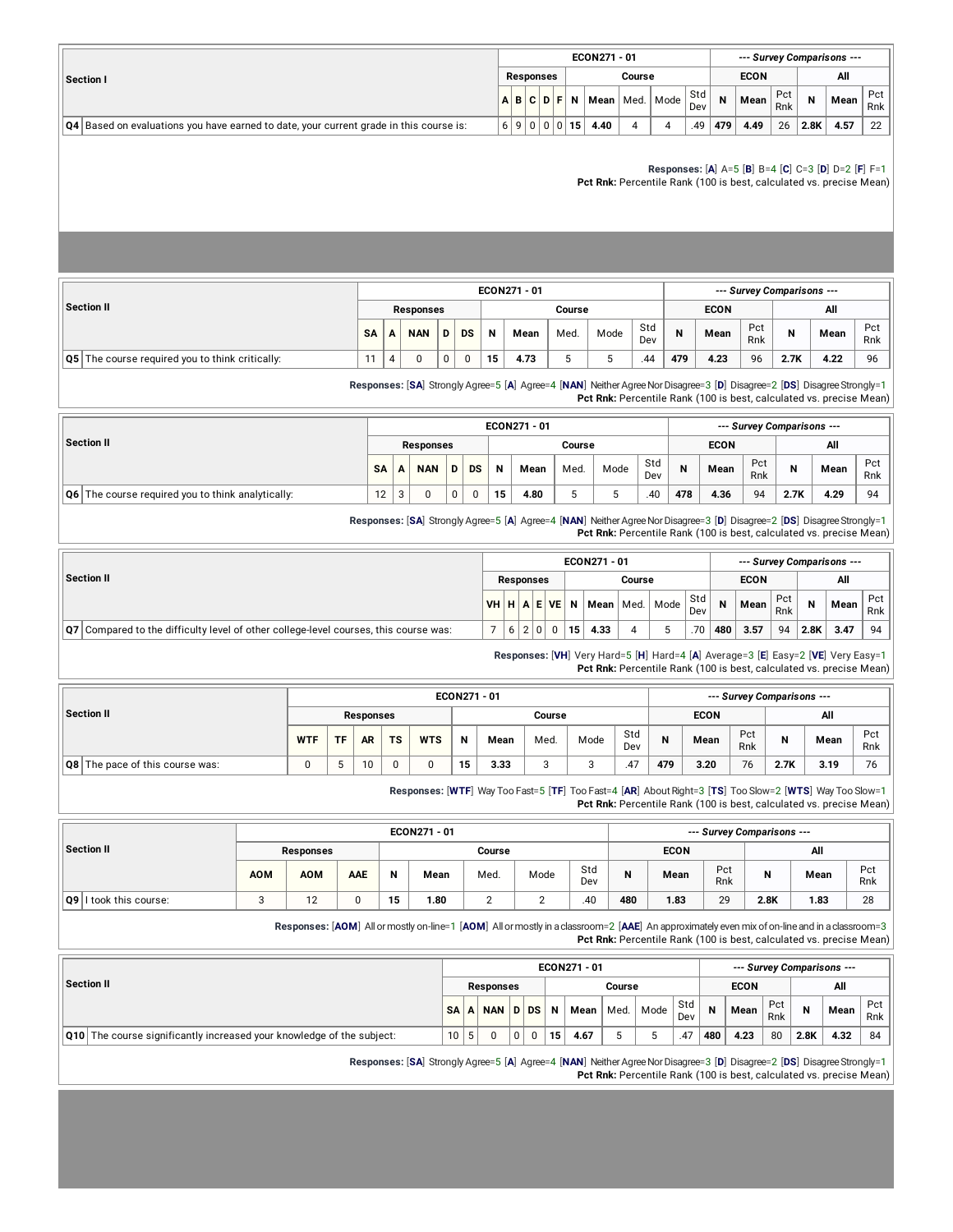| Section I | ECON271 - 01 | | | | | | | | | | --- Survey Comparisons --- | | | | | |
|---|---|---|---|---|---|---|---|---|---|---|---|---|---|---|---|---|
| | Responses | | | | | Course | | | | | ECON | | | All | | |
| | A | B | C | D | F | N | Mean | Med. | Mode | Std Dev | N | Mean | Pct Rnk | N | Mean | Pct Rnk |
| Q4 Based on evaluations you have earned to date, your current grade in this course is: | 6 | 9 | 0 | 0 | 0 | 15 | 4.40 | 4 | 4 | .49 | 479 | 4.49 | 26 | 2.8K | 4.57 | 22 |

**Responses:** [**A**] A=5 [**B**] B=4 [**C**] C=3 [**D**] D=2 [**F**] F=1
**Pct Rnk:** Percentile Rank (100 is best, calculated vs. precise Mean)

| Section II | ECON271 - 01 | | | | | | | | | | --- Survey Comparisons --- | | | | | |
|---|---|---|---|---|---|---|---|---|---|---|---|---|---|---|---|---|
| | Responses | | | | | Course | | | | | ECON | | | All | | |
| | SA | A | NAN | D | DS | N | Mean | Med. | Mode | Std Dev | N | Mean | Pct Rnk | N | Mean | Pct Rnk |
| Q5 The course required you to think critically: | 11 | 4 | 0 | 0 | 0 | 15 | 4.73 | 5 | 5 | .44 | 479 | 4.23 | 96 | 2.7K | 4.22 | 96 |

**Responses:** [**SA**] Strongly Agree=5 [**A**] Agree=4 [**NAN**] Neither Agree Nor Disagree=3 [**D**] Disagree=2 [**DS**] Disagree Strongly=1
**Pct Rnk:** Percentile Rank (100 is best, calculated vs. precise Mean)

| Section II | ECON271 - 01 | | | | | | | | | | --- Survey Comparisons --- | | | | | |
|---|---|---|---|---|---|---|---|---|---|---|---|---|---|---|---|---|
| | Responses | | | | | Course | | | | | ECON | | | All | | |
| | SA | A | NAN | D | DS | N | Mean | Med. | Mode | Std Dev | N | Mean | Pct Rnk | N | Mean | Pct Rnk |
| Q6 The course required you to think analytically: | 12 | 3 | 0 | 0 | 0 | 15 | 4.80 | 5 | 5 | .40 | 478 | 4.36 | 94 | 2.7K | 4.29 | 94 |

**Responses:** [**SA**] Strongly Agree=5 [**A**] Agree=4 [**NAN**] Neither Agree Nor Disagree=3 [**D**] Disagree=2 [**DS**] Disagree Strongly=1
**Pct Rnk:** Percentile Rank (100 is best, calculated vs. precise Mean)

| Section II | ECON271 - 01 | | | | | | | | | | --- Survey Comparisons --- | | | | | |
|---|---|---|---|---|---|---|---|---|---|---|---|---|---|---|---|---|
| | Responses | | | | | Course | | | | | ECON | | | All | | |
| | VH | H | A | E | VE | N | Mean | Med. | Mode | Std Dev | N | Mean | Pct Rnk | N | Mean | Pct Rnk |
| Q7 Compared to the difficulty level of other college-level courses, this course was: | 7 | 6 | 2 | 0 | 0 | 15 | 4.33 | 4 | 5 | .70 | 480 | 3.57 | 94 | 2.8K | 3.47 | 94 |

**Responses:** [**VH**] Very Hard=5 [**H**] Hard=4 [**A**] Average=3 [**E**] Easy=2 [**VE**] Very Easy=1
**Pct Rnk:** Percentile Rank (100 is best, calculated vs. precise Mean)

| Section II | ECON271 - 01 | | | | | | | | | | --- Survey Comparisons --- | | | | | |
|---|---|---|---|---|---|---|---|---|---|---|---|---|---|---|---|---|
| | Responses | | | | | Course | | | | | ECON | | | All | | |
| | WTF | TF | AR | TS | WTS | N | Mean | Med. | Mode | Std Dev | N | Mean | Pct Rnk | N | Mean | Pct Rnk |
| Q8 The pace of this course was: | 0 | 5 | 10 | 0 | 0 | 15 | 3.33 | 3 | 3 | .47 | 479 | 3.20 | 76 | 2.7K | 3.19 | 76 |

**Responses:** [**WTF**] Way Too Fast=5 [**TF**] Too Fast=4 [**AR**] About Right=3 [**TS**] Too Slow=2 [**WTS**] Way Too Slow=1
**Pct Rnk:** Percentile Rank (100 is best, calculated vs. precise Mean)

| Section II | ECON271 - 01 | | | | | | | | --- Survey Comparisons --- | | | | | |
|---|---|---|---|---|---|---|---|---|---|---|---|---|---|---|
| | Responses | | | Course | | | | | ECON | | | All | | |
| | AOM | AOM | AAE | N | Mean | Med. | Mode | Std Dev | N | Mean | Pct Rnk | N | Mean | Pct Rnk |
| Q9 I took this course: | 3 | 12 | 0 | 15 | 1.80 | 2 | 2 | .40 | 480 | 1.83 | 29 | 2.8K | 1.83 | 28 |

**Responses:** [**AOM**] All or mostly on-line=1 [**AOM**] All or mostly in a classroom=2 [**AAE**] An approximately even mix of on-line and in a classroom=3
**Pct Rnk:** Percentile Rank (100 is best, calculated vs. precise Mean)

| Section II | ECON271 - 01 | | | | | | | | | | --- Survey Comparisons --- | | | | | |
|---|---|---|---|---|---|---|---|---|---|---|---|---|---|---|---|---|
| | Responses | | | | | Course | | | | | ECON | | | All | | |
| | SA | A | NAN | D | DS | N | Mean | Med. | Mode | Std Dev | N | Mean | Pct Rnk | N | Mean | Pct Rnk |
| Q10 The course significantly increased your knowledge of the subject: | 10 | 5 | 0 | 0 | 0 | 15 | 4.67 | 5 | 5 | .47 | 480 | 4.23 | 80 | 2.8K | 4.32 | 84 |

**Responses:** [**SA**] Strongly Agree=5 [**A**] Agree=4 [**NAN**] Neither Agree Nor Disagree=3 [**D**] Disagree=2 [**DS**] Disagree Strongly=1
**Pct Rnk:** Percentile Rank (100 is best, calculated vs. precise Mean)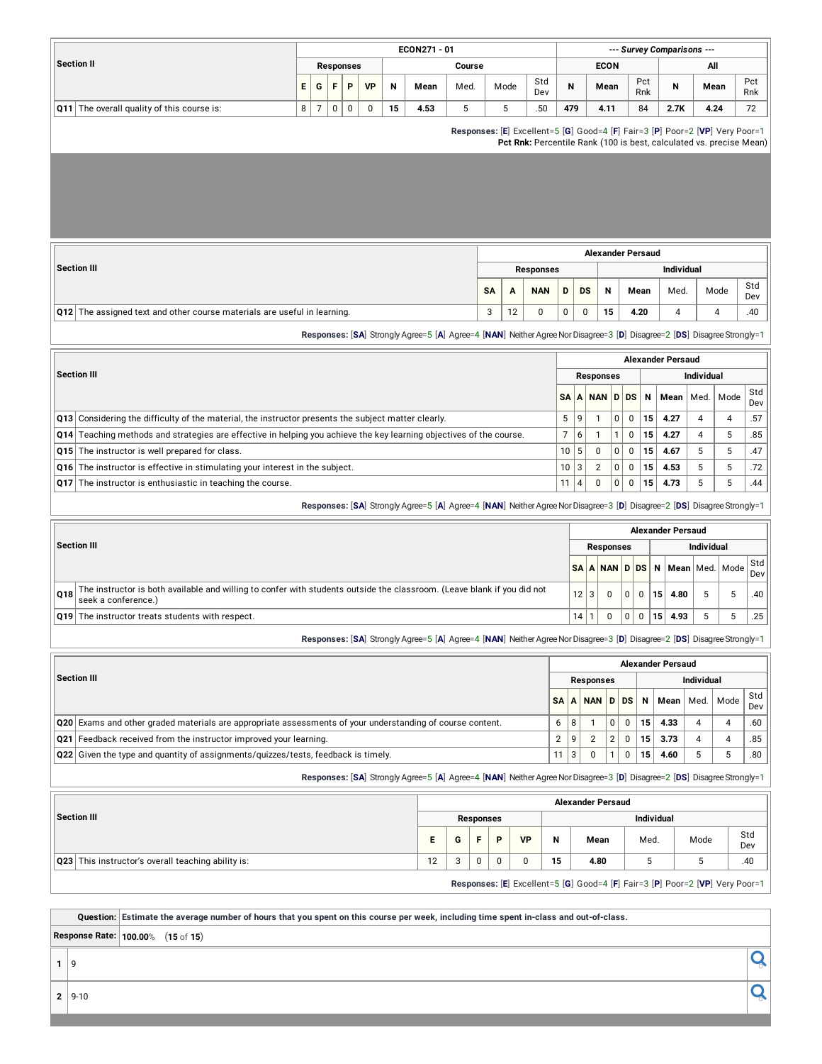| Section II | Responses | | | | | Course | | | | | ECON | | | All | | |
|---|---|---|---|---|---|---|---|---|---|---|---|---|---|---|---|---|
| | E | G | F | P | VP | N | Mean | Med. | Mode | Std Dev | N | Mean | Pct Rnk | N | Mean | Pct Rnk |
| Q11 The overall quality of this course is: | 8 | 7 | 0 | 0 | 0 | 15 | 4.53 | 5 | 5 | .50 | 479 | 4.11 | 84 | 2.7K | 4.24 | 72 |

ECON271 - 01 | --- *Survey Comparisons* ---

**Responses:** [**E**] Excellent=5 [**G**] Good=4 [**F**] Fair=3 [**P**] Poor=2 [**VP**] Very Poor=1
**Pct Rnk:** Percentile Rank (100 is best, calculated vs. precise Mean)

**Alexander Persaud**

| Section III | Responses | | | | | Individual | | | | |
|---|---|---|---|---|---|---|---|---|---|---|
| | SA | A | NAN | D | DS | N | Mean | Med. | Mode | Std Dev |
| Q12 The assigned text and other course materials are useful in learning. | 3 | 12 | 0 | 0 | 0 | 15 | 4.20 | 4 | 4 | .40 |

**Responses:** [**SA**] Strongly Agree=5 [**A**] Agree=4 [**NAN**] Neither Agree Nor Disagree=3 [**D**] Disagree=2 [**DS**] Disagree Strongly=1

**Alexander Persaud**

| Section III | Responses | | | | | Individual | | | | |
|---|---|---|---|---|---|---|---|---|---|---|
| | SA | A | NAN | D | DS | N | Mean | Med. | Mode | Std Dev |
| Q13 Considering the difficulty of the material, the instructor presents the subject matter clearly. | 5 | 9 | 1 | 0 | 0 | 15 | 4.27 | 4 | 4 | .57 |
| Q14 Teaching methods and strategies are effective in helping you achieve the key learning objectives of the course. | 7 | 6 | 1 | 1 | 0 | 15 | 4.27 | 4 | 5 | .85 |
| Q15 The instructor is well prepared for class. | 10 | 5 | 0 | 0 | 0 | 15 | 4.67 | 5 | 5 | .47 |
| Q16 The instructor is effective in stimulating your interest in the subject. | 10 | 3 | 2 | 0 | 0 | 15 | 4.53 | 5 | 5 | .72 |
| Q17 The instructor is enthusiastic in teaching the course. | 11 | 4 | 0 | 0 | 0 | 15 | 4.73 | 5 | 5 | .44 |

**Responses:** [**SA**] Strongly Agree=5 [**A**] Agree=4 [**NAN**] Neither Agree Nor Disagree=3 [**D**] Disagree=2 [**DS**] Disagree Strongly=1

**Alexander Persaud**

| Section III | Responses | | | | | Individual | | | | |
|---|---|---|---|---|---|---|---|---|---|---|
| | SA | A | NAN | D | DS | N | Mean | Med. | Mode | Std Dev |
| Q18 The instructor is both available and willing to confer with students outside the classroom. (Leave blank if you did not seek a conference.) | 12 | 3 | 0 | 0 | 0 | 15 | 4.80 | 5 | 5 | .40 |
| Q19 The instructor treats students with respect. | 14 | 1 | 0 | 0 | 0 | 15 | 4.93 | 5 | 5 | .25 |

**Responses:** [**SA**] Strongly Agree=5 [**A**] Agree=4 [**NAN**] Neither Agree Nor Disagree=3 [**D**] Disagree=2 [**DS**] Disagree Strongly=1

**Alexander Persaud**

| Section III | Responses | | | | | Individual | | | | |
|---|---|---|---|---|---|---|---|---|---|---|
| | SA | A | NAN | D | DS | N | Mean | Med. | Mode | Std Dev |
| Q20 Exams and other graded materials are appropriate assessments of your understanding of course content. | 6 | 8 | 1 | 0 | 0 | 15 | 4.33 | 4 | 4 | .60 |
| Q21 Feedback received from the instructor improved your learning. | 2 | 9 | 2 | 2 | 0 | 15 | 3.73 | 4 | 4 | .85 |
| Q22 Given the type and quantity of assignments/quizzes/tests, feedback is timely. | 11 | 3 | 0 | 1 | 0 | 15 | 4.60 | 5 | 5 | .80 |

**Responses:** [**SA**] Strongly Agree=5 [**A**] Agree=4 [**NAN**] Neither Agree Nor Disagree=3 [**D**] Disagree=2 [**DS**] Disagree Strongly=1

**Alexander Persaud**

| Section III | Responses | | | | | Individual | | | | |
|---|---|---|---|---|---|---|---|---|---|---|
| | E | G | F | P | VP | N | Mean | Med. | Mode | Std Dev |
| Q23 This instructor's overall teaching ability is: | 12 | 3 | 0 | 0 | 0 | 15 | 4.80 | 5 | 5 | .40 |

**Responses:** [**E**] Excellent=5 [**G**] Good=4 [**F**] Fair=3 [**P**] Poor=2 [**VP**] Very Poor=1

| **Question:** | **Estimate the average number of hours that you spent on this course per week, including time spent in-class and out-of-class.** |
|---|---|
| **Response Rate:** | **100.00**% (**15** of **15**) |
| 1 | 9 |
| 2 | 9-10 |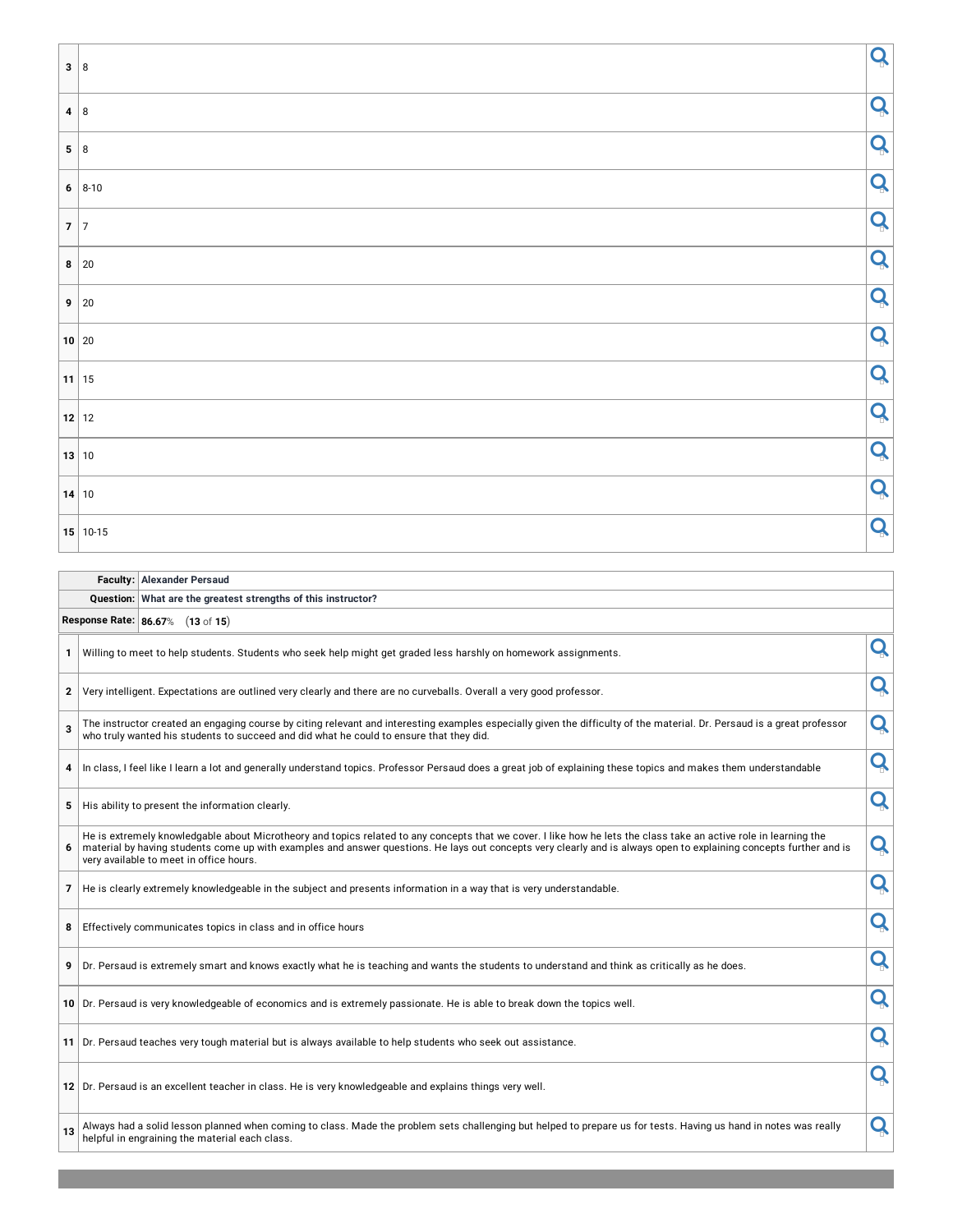| | |
|---|---|
| 3 | 8 |
| 4 | 8 |
| 5 | 8 |
| 6 | 8-10 |
| 7 | 7 |
| 8 | 20 |
| 9 | 20 |
| 10 | 20 |
| 11 | 15 |
| 12 | 12 |
| 13 | 10 |
| 14 | 10 |
| 15 | 10-15 |

| | |
|---|---|
| **Faculty:** | **Alexander Persaud** |
| **Question:** | **What are the greatest strengths of this instructor?** |
| **Response Rate:** | **86.67**% (**13** of **15**) |

| | |
|---|---|
| 1 | Willing to meet to help students. Students who seek help might get graded less harshly on homework assignments. |
| 2 | Very intelligent. Expectations are outlined very clearly and there are no curveballs. Overall a very good professor. |
| 3 | The instructor created an engaging course by citing relevant and interesting examples especially given the difficulty of the material. Dr. Persaud is a great professor who truly wanted his students to succeed and did what he could to ensure that they did. |
| 4 | In class, I feel like I learn a lot and generally understand topics. Professor Persaud does a great job of explaining these topics and makes them understandable |
| 5 | His ability to present the information clearly. |
| 6 | He is extremely knowledgable about Microtheory and topics related to any concepts that we cover. I like how he lets the class take an active role in learning the material by having students come up with examples and answer questions. He lays out concepts very clearly and is always open to explaining concepts further and is very available to meet in office hours. |
| 7 | He is clearly extremely knowledgeable in the subject and presents information in a way that is very understandable. |
| 8 | Effectively communicates topics in class and in office hours |
| 9 | Dr. Persaud is extremely smart and knows exactly what he is teaching and wants the students to understand and think as critically as he does. |
| 10 | Dr. Persaud is very knowledgeable of economics and is extremely passionate. He is able to break down the topics well. |
| 11 | Dr. Persaud teaches very tough material but is always available to help students who seek out assistance. |
| 12 | Dr. Persaud is an excellent teacher in class. He is very knowledgeable and explains things very well. |
| 13 | Always had a solid lesson planned when coming to class. Made the problem sets challenging but helped to prepare us for tests. Having us hand in notes was really helpful in engraining the material each class. |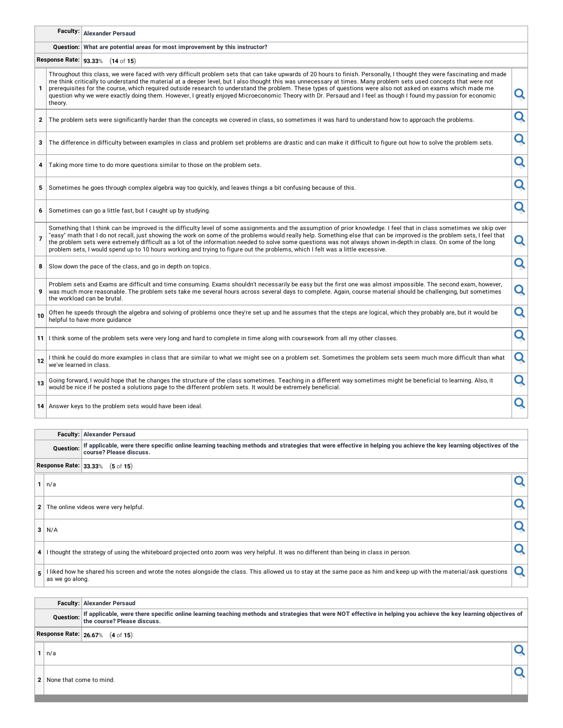| Faculty: | Alexander Persaud |
|---|---|
| Question: | What are potential areas for most improvement by this instructor? |
| Response Rate: | 93.33% (14 of 15) |

| # | Response |
|---|---|
| 1 | Throughout this class, we were faced with very difficult problem sets that can take upwards of 20 hours to finish. Personally, I thought they were fascinating and made me think critically to understand the material at a deeper level, but I also thought this was unnecessary at times. Many problem sets used concepts that were not prerequisites for the course, which required outside research to understand the problem. These types of questions were also not asked on exams which made me question why we were exactly doing them. However, I greatly enjoyed Microeconomic Theory with Dr. Persaud and I feel as though I found my passion for economic theory. |
| 2 | The problem sets were significantly harder than the concepts we covered in class, so sometimes it was hard to understand how to approach the problems. |
| 3 | The difference in difficulty between examples in class and problem set problems are drastic and can make it difficult to figure out how to solve the problem sets. |
| 4 | Taking more time to do more questions similar to those on the problem sets. |
| 5 | Sometimes he goes through complex algebra way too quickly, and leaves things a bit confusing because of this. |
| 6 | Sometimes can go a little fast, but I caught up by studying. |
| 7 | Something that I think can be improved is the difficulty level of some assignments and the assumption of prior knowledge. I feel that in class sometimes we skip over "easy" math that I do not recall, just showing the work on some of the problems would really help. Something else that can be improved is the problem sets, I feel that the problem sets were extremely difficult as a lot of the information needed to solve some questions was not always shown in-depth in class. On some of the long problem sets, I would spend up to 10 hours working and trying to figure out the problems, which I felt was a little excessive. |
| 8 | Slow down the pace of the class, and go in depth on topics. |
| 9 | Problem sets and Exams are difficult and time consuming. Exams shouldn't necessarily be easy but the first one was almost impossible. The second exam, however, was much more reasonable. The problem sets take me several hours across several days to complete. Again, course material should be challenging, but sometimes the workload can be brutal. |
| 10 | Often he speeds through the algebra and solving of problems once they're set up and he assumes that the steps are logical, which they probably are, but it would be helpful to have more guidance |
| 11 | I think some of the problem sets were very long and hard to complete in time along with coursework from all my other classes. |
| 12 | I think he could do more examples in class that are similar to what we might see on a problem set. Sometimes the problem sets seem much more difficult than what we've learned in class. |
| 13 | Going forward, I would hope that he changes the structure of the class sometimes. Teaching in a different way sometimes might be beneficial to learning. Also, it would be nice if he posted a solutions page to the different problem sets. It would be extremely beneficial. |
| 14 | Answer keys to the problem sets would have been ideal. |

| Faculty: | Alexander Persaud |
|---|---|
| Question: | If applicable, were there specific online learning teaching methods and strategies that were effective in helping you achieve the key learning objectives of the course? Please discuss. |
| Response Rate: | 33.33% (5 of 15) |

| # | Response |
|---|---|
| 1 | n/a |
| 2 | The online videos were very helpful. |
| 3 | N/A |
| 4 | I thought the strategy of using the whiteboard projected onto zoom was very helpful. It was no different than being in class in person. |
| 5 | I liked how he shared his screen and wrote the notes alongside the class. This allowed us to stay at the same pace as him and keep up with the material/ask questions as we go along. |

| Faculty: | Alexander Persaud |
|---|---|
| Question: | If applicable, were there specific online learning teaching methods and strategies that were NOT effective in helping you achieve the key learning objectives of the course? Please discuss. |
| Response Rate: | 26.67% (4 of 15) |

| # | Response |
|---|---|
| 1 | n/a |
| 2 | None that come to mind. |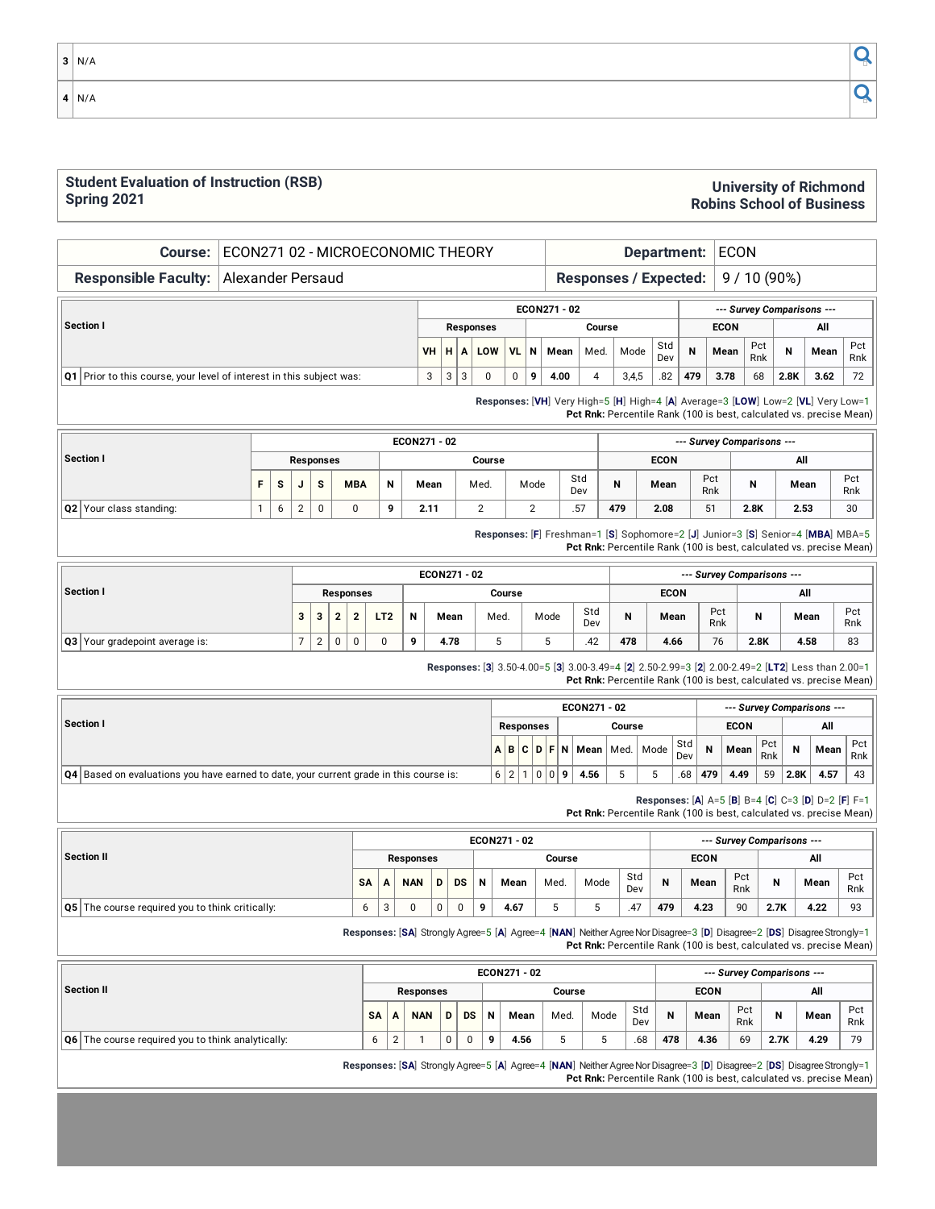| | |
|---|---|
| 3 | N/A |
| 4 | N/A |

**Student Evaluation of Instruction (RSB)**
**Spring 2021**

**University of Richmond**
**Robins School of Business**

| **Course:** | ECON271 02 - MICROECONOMIC THEORY | **Department:** | ECON |
|---|---|---|---|
| **Responsible Faculty:** | Alexander Persaud | **Responses / Expected:** | 9 / 10 (90%) |

| Section I | ECON271 - 02 | | | | | | | | | | --- Survey Comparisons --- | | | | | |
|---|---|---|---|---|---|---|---|---|---|---|---|---|---|---|---|---|
| | Responses | | | | | Course | | | | | ECON | | | All | | |
| | VH | H | A | LOW | VL | N | Mean | Med. | Mode | Std Dev | N | Mean | Pct Rnk | N | Mean | Pct Rnk |
| Q1 Prior to this course, your level of interest in this subject was: | 3 | 3 | 3 | 0 | 0 | 9 | 4.00 | 4 | 3,4,5 | .82 | 479 | 3.78 | 68 | 2.8K | 3.62 | 72 |

**Responses:** [VH] Very High=5 [H] High=4 [A] Average=3 [LOW] Low=2 [VL] Very Low=1
**Pct Rnk:** Percentile Rank (100 is best, calculated vs. precise Mean)

| Section I | ECON271 - 02 | | | | | | | | | | --- Survey Comparisons --- | | | | | |
|---|---|---|---|---|---|---|---|---|---|---|---|---|---|---|---|---|
| | Responses | | | | | Course | | | | | ECON | | | All | | |
| | F | S | J | S | MBA | N | Mean | Med. | Mode | Std Dev | N | Mean | Pct Rnk | N | Mean | Pct Rnk |
| Q2 Your class standing: | 1 | 6 | 2 | 0 | 0 | 9 | 2.11 | 2 | 2 | .57 | 479 | 2.08 | 51 | 2.8K | 2.53 | 30 |

**Responses:** [F] Freshman=1 [S] Sophomore=2 [J] Junior=3 [S] Senior=4 [MBA] MBA=5
**Pct Rnk:** Percentile Rank (100 is best, calculated vs. precise Mean)

| Section I | ECON271 - 02 | | | | | | | | | | --- Survey Comparisons --- | | | | | |
|---|---|---|---|---|---|---|---|---|---|---|---|---|---|---|---|---|
| | Responses | | | | | Course | | | | | ECON | | | All | | |
| | 3 | 3 | 2 | 2 | LT2 | N | Mean | Med. | Mode | Std Dev | N | Mean | Pct Rnk | N | Mean | Pct Rnk |
| Q3 Your gradepoint average is: | 7 | 2 | 0 | 0 | 0 | 9 | 4.78 | 5 | 5 | .42 | 478 | 4.66 | 76 | 2.8K | 4.58 | 83 |

**Responses:** [3] 3.50-4.00=5 [3] 3.00-3.49=4 [2] 2.50-2.99=3 [2] 2.00-2.49=2 [LT2] Less than 2.00=1
**Pct Rnk:** Percentile Rank (100 is best, calculated vs. precise Mean)

| Section I | ECON271 - 02 | | | | | | | | | | --- Survey Comparisons --- | | | | | |
|---|---|---|---|---|---|---|---|---|---|---|---|---|---|---|---|---|
| | Responses | | | | | Course | | | | | ECON | | | All | | |
| | A | B | C | D | F | N | Mean | Med. | Mode | Std Dev | N | Mean | Pct Rnk | N | Mean | Pct Rnk |
| Q4 Based on evaluations you have earned to date, your current grade in this course is: | 6 | 2 | 1 | 0 | 0 | 9 | 4.56 | 5 | 5 | .68 | 479 | 4.49 | 59 | 2.8K | 4.57 | 43 |

**Responses:** [A] A=5 [B] B=4 [C] C=3 [D] D=2 [F] F=1
**Pct Rnk:** Percentile Rank (100 is best, calculated vs. precise Mean)

| Section II | ECON271 - 02 | | | | | | | | | | --- Survey Comparisons --- | | | | | |
|---|---|---|---|---|---|---|---|---|---|---|---|---|---|---|---|---|
| | Responses | | | | | Course | | | | | ECON | | | All | | |
| | SA | A | NAN | D | DS | N | Mean | Med. | Mode | Std Dev | N | Mean | Pct Rnk | N | Mean | Pct Rnk |
| Q5 The course required you to think critically: | 6 | 3 | 0 | 0 | 0 | 9 | 4.67 | 5 | 5 | .47 | 479 | 4.23 | 90 | 2.7K | 4.22 | 93 |

**Responses:** [SA] Strongly Agree=5 [A] Agree=4 [NAN] Neither Agree Nor Disagree=3 [D] Disagree=2 [DS] Disagree Strongly=1
**Pct Rnk:** Percentile Rank (100 is best, calculated vs. precise Mean)

| Section II | ECON271 - 02 | | | | | | | | | | --- Survey Comparisons --- | | | | | |
|---|---|---|---|---|---|---|---|---|---|---|---|---|---|---|---|---|
| | Responses | | | | | Course | | | | | ECON | | | All | | |
| | SA | A | NAN | D | DS | N | Mean | Med. | Mode | Std Dev | N | Mean | Pct Rnk | N | Mean | Pct Rnk |
| Q6 The course required you to think analytically: | 6 | 2 | 1 | 0 | 0 | 9 | 4.56 | 5 | 5 | .68 | 478 | 4.36 | 69 | 2.7K | 4.29 | 79 |

**Responses:** [SA] Strongly Agree=5 [A] Agree=4 [NAN] Neither Agree Nor Disagree=3 [D] Disagree=2 [DS] Disagree Strongly=1
**Pct Rnk:** Percentile Rank (100 is best, calculated vs. precise Mean)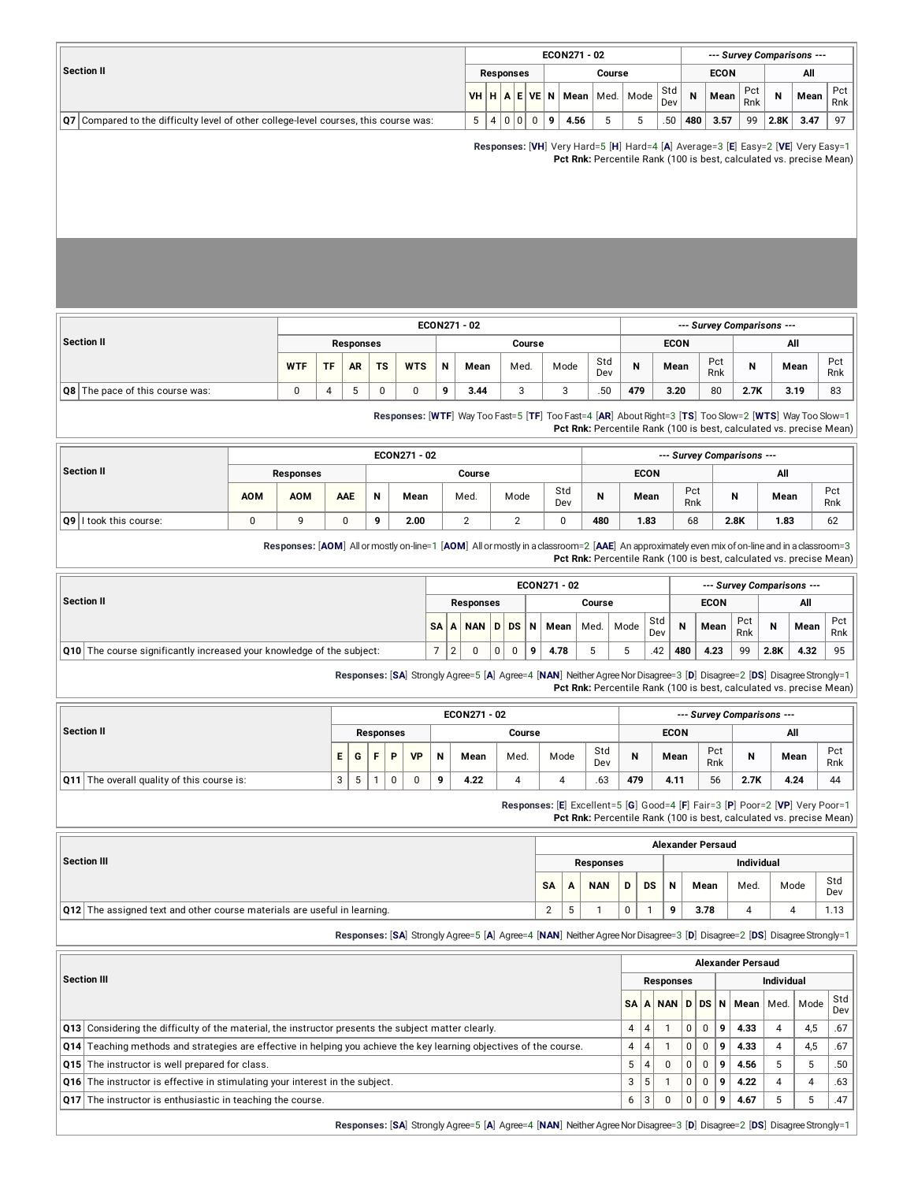| Section II | ECON271 - 02 | | | | | | | | | | --- Survey Comparisons --- | | | | | |
|---|---|---|---|---|---|---|---|---|---|---|---|---|---|---|---|---|
| | Responses | | | | | Course | | | | | ECON | | | All | | |
| | VH | H | A | E | VE | N | Mean | Med. | Mode | Std Dev | N | Mean | Pct Rnk | N | Mean | Pct Rnk |
| Q7 Compared to the difficulty level of other college-level courses, this course was: | 5 | 4 | 0 | 0 | 0 | 9 | 4.56 | 5 | 5 | .50 | 480 | 3.57 | 99 | 2.8K | 3.47 | 97 |

**Responses:** [VH] Very Hard=5 [H] Hard=4 [A] Average=3 [E] Easy=2 [VE] Very Easy=1
**Pct Rnk:** Percentile Rank (100 is best, calculated vs. precise Mean)

| Section II | ECON271 - 02 | | | | | | | | | | --- Survey Comparisons --- | | | | | |
|---|---|---|---|---|---|---|---|---|---|---|---|---|---|---|---|---|
| | Responses | | | | | Course | | | | | ECON | | | All | | |
| | WTF | TF | AR | TS | WTS | N | Mean | Med. | Mode | Std Dev | N | Mean | Pct Rnk | N | Mean | Pct Rnk |
| Q8 The pace of this course was: | 0 | 4 | 5 | 0 | 0 | 9 | 3.44 | 3 | 3 | .50 | 479 | 3.20 | 80 | 2.7K | 3.19 | 83 |

**Responses:** [WTF] Way Too Fast=5 [TF] Too Fast=4 [AR] About Right=3 [TS] Too Slow=2 [WTS] Way Too Slow=1
**Pct Rnk:** Percentile Rank (100 is best, calculated vs. precise Mean)

| Section II | ECON271 - 02 | | | | | | | | --- Survey Comparisons --- | | | | | |
|---|---|---|---|---|---|---|---|---|---|---|---|---|---|---|
| | Responses | | | Course | | | | | ECON | | | All | | |
| | AOM | AOM | AAE | N | Mean | Med. | Mode | Std Dev | N | Mean | Pct Rnk | N | Mean | Pct Rnk |
| Q9 I took this course: | 0 | 9 | 0 | 9 | 2.00 | 2 | 2 | 0 | 480 | 1.83 | 68 | 2.8K | 1.83 | 62 |

**Responses:** [AOM] All or mostly on-line=1 [AOM] All or mostly in a classroom=2 [AAE] An approximately even mix of on-line and in a classroom=3
**Pct Rnk:** Percentile Rank (100 is best, calculated vs. precise Mean)

| Section II | ECON271 - 02 | | | | | | | | | | --- Survey Comparisons --- | | | | | |
|---|---|---|---|---|---|---|---|---|---|---|---|---|---|---|---|---|
| | Responses | | | | | Course | | | | | ECON | | | All | | |
| | SA | A | NAN | D | DS | N | Mean | Med. | Mode | Std Dev | N | Mean | Pct Rnk | N | Mean | Pct Rnk |
| Q10 The course significantly increased your knowledge of the subject: | 7 | 2 | 0 | 0 | 0 | 9 | 4.78 | 5 | 5 | .42 | 480 | 4.23 | 99 | 2.8K | 4.32 | 95 |

**Responses:** [SA] Strongly Agree=5 [A] Agree=4 [NAN] Neither Agree Nor Disagree=3 [D] Disagree=2 [DS] Disagree Strongly=1
**Pct Rnk:** Percentile Rank (100 is best, calculated vs. precise Mean)

| Section II | ECON271 - 02 | | | | | | | | | | --- Survey Comparisons --- | | | | | |
|---|---|---|---|---|---|---|---|---|---|---|---|---|---|---|---|---|
| | Responses | | | | | Course | | | | | ECON | | | All | | |
| | E | G | F | P | VP | N | Mean | Med. | Mode | Std Dev | N | Mean | Pct Rnk | N | Mean | Pct Rnk |
| Q11 The overall quality of this course is: | 3 | 5 | 1 | 0 | 0 | 9 | 4.22 | 4 | 4 | .63 | 479 | 4.11 | 56 | 2.7K | 4.24 | 44 |

**Responses:** [E] Excellent=5 [G] Good=4 [F] Fair=3 [P] Poor=2 [VP] Very Poor=1
**Pct Rnk:** Percentile Rank (100 is best, calculated vs. precise Mean)

| Section III | Alexander Persaud | | | | | | | | | |
|---|---|---|---|---|---|---|---|---|---|---|
| | Responses | | | | | Individual | | | | |
| | SA | A | NAN | D | DS | N | Mean | Med. | Mode | Std Dev |
| Q12 The assigned text and other course materials are useful in learning. | 2 | 5 | 1 | 0 | 1 | 9 | 3.78 | 4 | 4 | 1.13 |

**Responses:** [SA] Strongly Agree=5 [A] Agree=4 [NAN] Neither Agree Nor Disagree=3 [D] Disagree=2 [DS] Disagree Strongly=1

| Section III | Alexander Persaud | | | | | | | | | |
|---|---|---|---|---|---|---|---|---|---|---|
| | Responses | | | | | Individual | | | | |
| | SA | A | NAN | D | DS | N | Mean | Med. | Mode | Std Dev |
| Q13 Considering the difficulty of the material, the instructor presents the subject matter clearly. | 4 | 4 | 1 | 0 | 0 | 9 | 4.33 | 4 | 4,5 | .67 |
| Q14 Teaching methods and strategies are effective in helping you achieve the key learning objectives of the course. | 4 | 4 | 1 | 0 | 0 | 9 | 4.33 | 4 | 4,5 | .67 |
| Q15 The instructor is well prepared for class. | 5 | 4 | 0 | 0 | 0 | 9 | 4.56 | 5 | 5 | .50 |
| Q16 The instructor is effective in stimulating your interest in the subject. | 3 | 5 | 1 | 0 | 0 | 9 | 4.22 | 4 | 4 | .63 |
| Q17 The instructor is enthusiastic in teaching the course. | 6 | 3 | 0 | 0 | 0 | 9 | 4.67 | 5 | 5 | .47 |

**Responses:** [SA] Strongly Agree=5 [A] Agree=4 [NAN] Neither Agree Nor Disagree=3 [D] Disagree=2 [DS] Disagree Strongly=1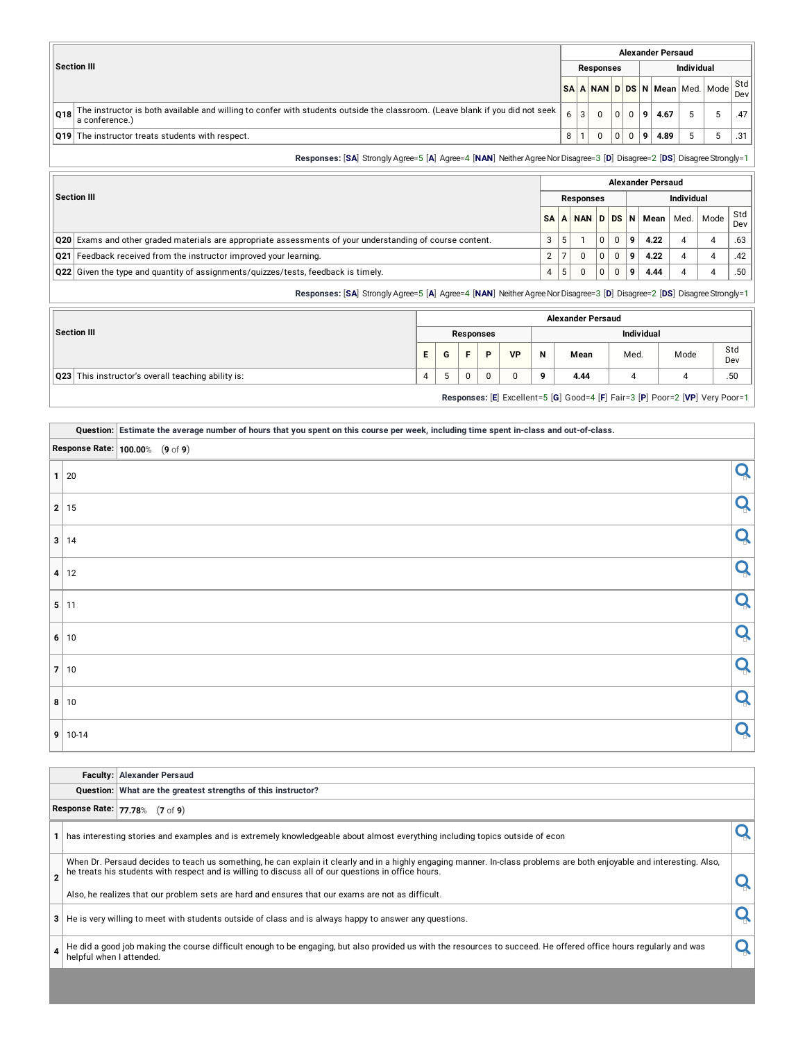| Section III | Alexander Persaud | | | | | | | | | |
|---|---|---|---|---|---|---|---|---|---|---|
| | Responses | | | | | Individual | | | | |
| | SA | A | NAN | D | DS | N | Mean | Med. | Mode | Std Dev |
| Q18 The instructor is both available and willing to confer with students outside the classroom. (Leave blank if you did not seek a conference.) | 6 | 3 | 0 | 0 | 0 | 9 | 4.67 | 5 | 5 | .47 |
| Q19 The instructor treats students with respect. | 8 | 1 | 0 | 0 | 0 | 9 | 4.89 | 5 | 5 | .31 |

**Responses:** [**SA**] Strongly Agree=5 [**A**] Agree=4 [**NAN**] Neither Agree Nor Disagree=3 [**D**] Disagree=2 [**DS**] Disagree Strongly=1

| Section III | Alexander Persaud | | | | | | | | | |
|---|---|---|---|---|---|---|---|---|---|---|
| | Responses | | | | | Individual | | | | |
| | SA | A | NAN | D | DS | N | Mean | Med. | Mode | Std Dev |
| Q20 Exams and other graded materials are appropriate assessments of your understanding of course content. | 3 | 5 | 1 | 0 | 0 | 9 | 4.22 | 4 | 4 | .63 |
| Q21 Feedback received from the instructor improved your learning. | 2 | 7 | 0 | 0 | 0 | 9 | 4.22 | 4 | 4 | .42 |
| Q22 Given the type and quantity of assignments/quizzes/tests, feedback is timely. | 4 | 5 | 0 | 0 | 0 | 9 | 4.44 | 4 | 4 | .50 |

**Responses:** [**SA**] Strongly Agree=5 [**A**] Agree=4 [**NAN**] Neither Agree Nor Disagree=3 [**D**] Disagree=2 [**DS**] Disagree Strongly=1

| Section III | Alexander Persaud | | | | | | | | | |
|---|---|---|---|---|---|---|---|---|---|---|
| | Responses | | | | | Individual | | | | |
| | E | G | F | P | VP | N | Mean | Med. | Mode | Std Dev |
| Q23 This instructor's overall teaching ability is: | 4 | 5 | 0 | 0 | 0 | 9 | 4.44 | 4 | 4 | .50 |

**Responses:** [**E**] Excellent=5 [**G**] Good=4 [**F**] Fair=3 [**P**] Poor=2 [**VP**] Very Poor=1

**Question:** Estimate the average number of hours that you spent on this course per week, including time spent in-class and out-of-class.

**Response Rate:** 100.00% (9 of 9)

| # | Response |
|---|---|
| 1 | 20 |
| 2 | 15 |
| 3 | 14 |
| 4 | 12 |
| 5 | 11 |
| 6 | 10 |
| 7 | 10 |
| 8 | 10 |
| 9 | 10-14 |

**Faculty:** Alexander Persaud

**Question:** What are the greatest strengths of this instructor?

**Response Rate:** 77.78% (7 of 9)

| # | Response |
|---|---|
| 1 | has interesting stories and examples and is extremely knowledgeable about almost everything including topics outside of econ |
| 2 | When Dr. Persaud decides to teach us something, he can explain it clearly and in a highly engaging manner. In-class problems are both enjoyable and interesting. Also, he treats his students with respect and is willing to discuss all of our questions in office hours. Also, he realizes that our problem sets are hard and ensures that our exams are not as difficult. |
| 3 | He is very willing to meet with students outside of class and is always happy to answer any questions. |
| 4 | He did a good job making the course difficult enough to be engaging, but also provided us with the resources to succeed. He offered office hours regularly and was helpful when I attended. |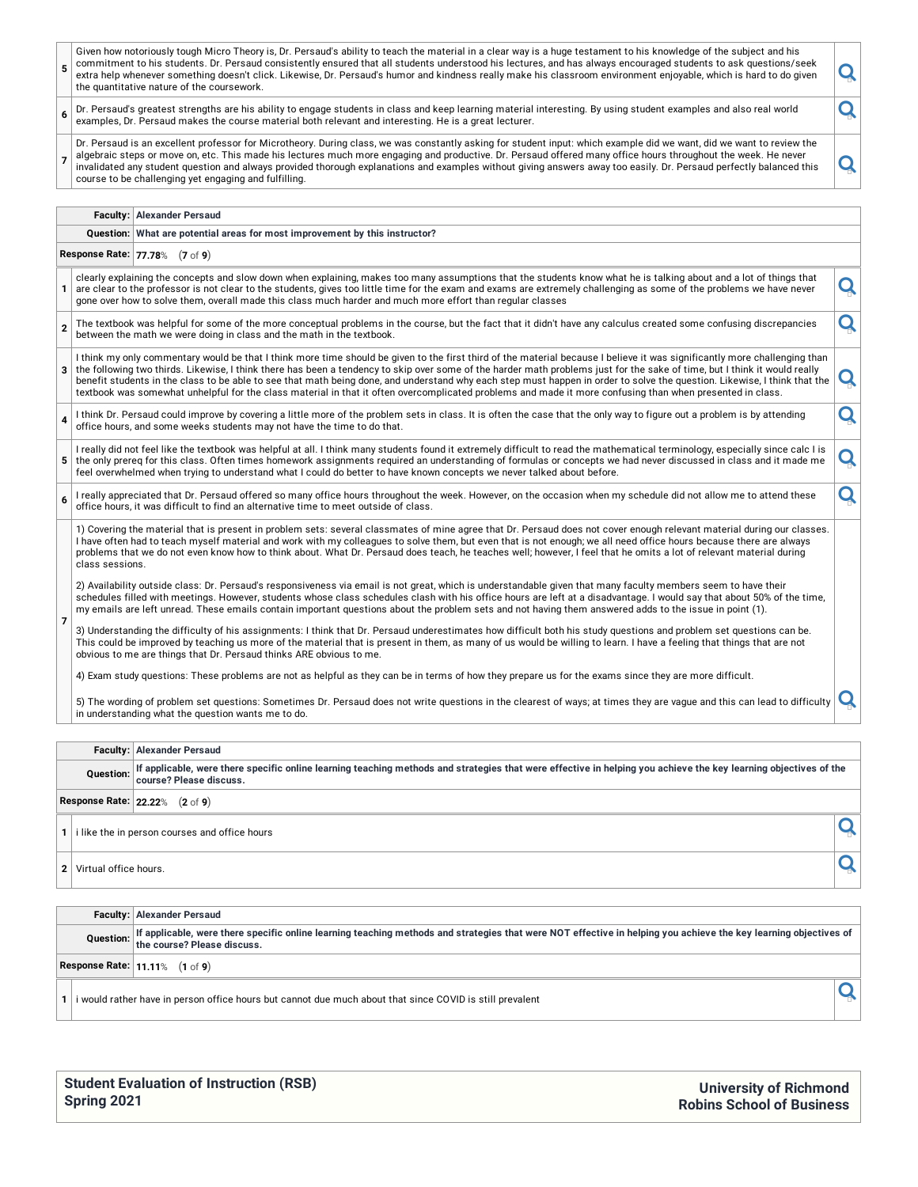| | |
|---|---|
| 5 | Given how notoriously tough Micro Theory is, Dr. Persaud's ability to teach the material in a clear way is a huge testament to his knowledge of the subject and his commitment to his students. Dr. Persaud consistently ensured that all students understood his lectures, and has always encouraged students to ask questions/seek extra help whenever something doesn't click. Likewise, Dr. Persaud's humor and kindness really make his classroom environment enjoyable, which is hard to do given the quantitative nature of the coursework. |
| 6 | Dr. Persaud's greatest strengths are his ability to engage students in class and keep learning material interesting. By using student examples and also real world examples, Dr. Persaud makes the course material both relevant and interesting. He is a great lecturer. |
| 7 | Dr. Persaud is an excellent professor for Microtheory. During class, we was constantly asking for student input: which example did we want, did we want to review the algebraic steps or move on, etc. This made his lectures much more engaging and productive. Dr. Persaud offered many office hours throughout the week. He never invalidated any student question and always provided thorough explanations and examples without giving answers away too easily. Dr. Persaud perfectly balanced this course to be challenging yet engaging and fulfilling. |

**Faculty:** Alexander Persaud

**Question:** What are potential areas for most improvement by this instructor?

**Response Rate:** 77.78% (7 of 9)

| | |
|---|---|
| 1 | clearly explaining the concepts and slow down when explaining, makes too many assumptions that the students know what he is talking about and a lot of things that are clear to the professor is not clear to the students, gives too little time for the exam and exams are extremely challenging as some of the problems we have never gone over how to solve them, overall made this class much harder and much more effort than regular classes |
| 2 | The textbook was helpful for some of the more conceptual problems in the course, but the fact that it didn't have any calculus created some confusing discrepancies between the math we were doing in class and the math in the textbook. |
| 3 | I think my only commentary would be that I think more time should be given to the first third of the material because I believe it was significantly more challenging than the following two thirds. Likewise, I think there has been a tendency to skip over some of the harder math problems just for the sake of time, but I think it would really benefit students in the class to be able to see that math being done, and understand why each step must happen in order to solve the question. Likewise, I think that the textbook was somewhat unhelpful for the class material in that it often overcomplicated problems and made it more confusing than when presented in class. |
| 4 | I think Dr. Persaud could improve by covering a little more of the problem sets in class. It is often the case that the only way to figure out a problem is by attending office hours, and some weeks students may not have the time to do that. |
| 5 | I really did not feel like the textbook was helpful at all. I think many students found it extremely difficult to read the mathematical terminology, especially since calc I is the only prereq for this class. Often times homework assignments required an understanding of formulas or concepts we had never discussed in class and it made me feel overwhelmed when trying to understand what I could do better to have known concepts we never talked about before. |
| 6 | I really appreciated that Dr. Persaud offered so many office hours throughout the week. However, on the occasion when my schedule did not allow me to attend these office hours, it was difficult to find an alternative time to meet outside of class. |
| 7 | 1) Covering the material that is present in problem sets: several classmates of mine agree that Dr. Persaud does not cover enough relevant material during our classes. I have often had to teach myself material and work with my colleagues to solve them, but even that is not enough; we all need office hours because there are always problems that we do not even know how to think about. What Dr. Persaud does teach, he teaches well; however, I feel that he omits a lot of relevant material during class sessions.<br><br>2) Availability outside class: Dr. Persaud's responsiveness via email is not great, which is understandable given that many faculty members seem to have their schedules filled with meetings. However, students whose class schedules clash with his office hours are left at a disadvantage. I would say that about 50% of the time, my emails are left unread. These emails contain important questions about the problem sets and not having them answered adds to the issue in point (1).<br><br>3) Understanding the difficulty of his assignments: I think that Dr. Persaud underestimates how difficult both his study questions and problem set questions can be. This could be improved by teaching us more of the material that is present in them, as many of us would be willing to learn. I have a feeling that things that are not obvious to me are things that Dr. Persaud thinks ARE obvious to me.<br><br>4) Exam study questions: These problems are not as helpful as they can be in terms of how they prepare us for the exams since they are more difficult.<br><br>5) The wording of problem set questions: Sometimes Dr. Persaud does not write questions in the clearest of ways; at times they are vague and this can lead to difficulty in understanding what the question wants me to do. |

**Faculty:** Alexander Persaud

**Question:** If applicable, were there specific online learning teaching methods and strategies that were effective in helping you achieve the key learning objectives of the course? Please discuss.

**Response Rate:** 22.22% (2 of 9)

| | |
|---|---|
| 1 | i like the in person courses and office hours |
| 2 | Virtual office hours. |

**Faculty:** Alexander Persaud

**Question:** If applicable, were there specific online learning teaching methods and strategies that were NOT effective in helping you achieve the key learning objectives of the course? Please discuss.

**Response Rate:** 11.11% (1 of 9)

| | |
|---|---|
| 1 | i would rather have in person office hours but cannot due much about that since COVID is still prevalent |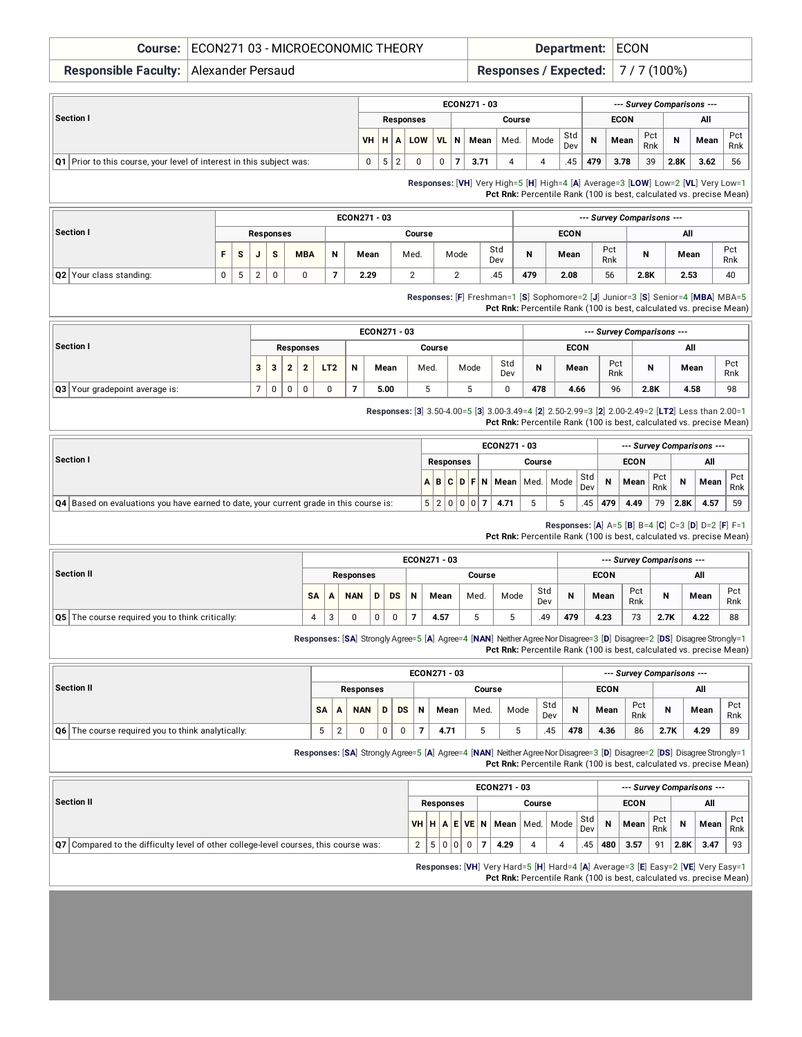| Course: | ECON271 03 - MICROECONOMIC THEORY | Department: | ECON |
|---|---|---|---|
| Responsible Faculty: | Alexander Persaud | Responses / Expected: | 7 / 7 (100%) |

| Section I | ECON271 - 03 | | | | | | | | | | | --- Survey Comparisons --- | | | | | |
|---|---|---|---|---|---|---|---|---|---|---|---|---|---|---|---|---|---|
| | Responses | | | | | Course | | | | | | ECON | | | All | | |
| | VH | H | A | LOW | VL | N | Mean | Med. | Mode | Std Dev | | N | Mean | Pct Rnk | N | Mean | Pct Rnk |
| Q1 Prior to this course, your level of interest in this subject was: | 0 | 5 | 2 | 0 | 0 | 7 | 3.71 | 4 | 4 | .45 | | 479 | 3.78 | 39 | 2.8K | 3.62 | 56 |

**Responses:** [VH] Very High=5 [H] High=4 [A] Average=3 [LOW] Low=2 [VL] Very Low=1
**Pct Rnk:** Percentile Rank (100 is best, calculated vs. precise Mean)

| Section I | ECON271 - 03 | | | | | | | | | | --- Survey Comparisons --- | | | | | |
|---|---|---|---|---|---|---|---|---|---|---|---|---|---|---|---|---|
| | Responses | | | | | Course | | | | | ECON | | | All | | |
| | F | S | J | S | MBA | N | Mean | Med. | Mode | Std Dev | N | Mean | Pct Rnk | N | Mean | Pct Rnk |
| Q2 Your class standing: | 0 | 5 | 2 | 0 | 0 | 7 | 2.29 | 2 | 2 | .45 | 479 | 2.08 | 56 | 2.8K | 2.53 | 40 |

**Responses:** [F] Freshman=1 [S] Sophomore=2 [J] Junior=3 [S] Senior=4 [MBA] MBA=5
**Pct Rnk:** Percentile Rank (100 is best, calculated vs. precise Mean)

| Section I | ECON271 - 03 | | | | | | | | | | --- Survey Comparisons --- | | | | | |
|---|---|---|---|---|---|---|---|---|---|---|---|---|---|---|---|---|
| | Responses | | | | | Course | | | | | ECON | | | All | | |
| | 3 | 3 | 2 | 2 | LT2 | N | Mean | Med. | Mode | Std Dev | N | Mean | Pct Rnk | N | Mean | Pct Rnk |
| Q3 Your gradepoint average is: | 7 | 0 | 0 | 0 | 0 | 7 | 5.00 | 5 | 5 | 0 | 478 | 4.66 | 96 | 2.8K | 4.58 | 98 |

**Responses:** [3] 3.50-4.00=5 [3] 3.00-3.49=4 [2] 2.50-2.99=3 [2] 2.00-2.49=2 [LT2] Less than 2.00=1
**Pct Rnk:** Percentile Rank (100 is best, calculated vs. precise Mean)

| Section I | ECON271 - 03 | | | | | | | | | | --- Survey Comparisons --- | | | | | |
|---|---|---|---|---|---|---|---|---|---|---|---|---|---|---|---|---|
| | Responses | | | | | Course | | | | | ECON | | | All | | |
| | A | B | C | D | F | N | Mean | Med. | Mode | Std Dev | N | Mean | Pct Rnk | N | Mean | Pct Rnk |
| Q4 Based on evaluations you have earned to date, your current grade in this course is: | 5 | 2 | 0 | 0 | 0 | 7 | 4.71 | 5 | 5 | .45 | 479 | 4.49 | 79 | 2.8K | 4.57 | 59 |

**Responses:** [A] A=5 [B] B=4 [C] C=3 [D] D=2 [F] F=1
**Pct Rnk:** Percentile Rank (100 is best, calculated vs. precise Mean)

| Section II | ECON271 - 03 | | | | | | | | | | --- Survey Comparisons --- | | | | | |
|---|---|---|---|---|---|---|---|---|---|---|---|---|---|---|---|---|
| | Responses | | | | | Course | | | | | ECON | | | All | | |
| | SA | A | NAN | D | DS | N | Mean | Med. | Mode | Std Dev | N | Mean | Pct Rnk | N | Mean | Pct Rnk |
| Q5 The course required you to think critically: | 4 | 3 | 0 | 0 | 0 | 7 | 4.57 | 5 | 5 | .49 | 479 | 4.23 | 73 | 2.7K | 4.22 | 88 |

**Responses:** [SA] Strongly Agree=5 [A] Agree=4 [NAN] Neither Agree Nor Disagree=3 [D] Disagree=2 [DS] Disagree Strongly=1
**Pct Rnk:** Percentile Rank (100 is best, calculated vs. precise Mean)

| Section II | ECON271 - 03 | | | | | | | | | | --- Survey Comparisons --- | | | | | |
|---|---|---|---|---|---|---|---|---|---|---|---|---|---|---|---|---|
| | Responses | | | | | Course | | | | | ECON | | | All | | |
| | SA | A | NAN | D | DS | N | Mean | Med. | Mode | Std Dev | N | Mean | Pct Rnk | N | Mean | Pct Rnk |
| Q6 The course required you to think analytically: | 5 | 2 | 0 | 0 | 0 | 7 | 4.71 | 5 | 5 | .45 | 478 | 4.36 | 86 | 2.7K | 4.29 | 89 |

**Responses:** [SA] Strongly Agree=5 [A] Agree=4 [NAN] Neither Agree Nor Disagree=3 [D] Disagree=2 [DS] Disagree Strongly=1
**Pct Rnk:** Percentile Rank (100 is best, calculated vs. precise Mean)

| Section II | ECON271 - 03 | | | | | | | | | | --- Survey Comparisons --- | | | | | |
|---|---|---|---|---|---|---|---|---|---|---|---|---|---|---|---|---|
| | Responses | | | | | Course | | | | | ECON | | | All | | |
| | VH | H | A | E | VE | N | Mean | Med. | Mode | Std Dev | N | Mean | Pct Rnk | N | Mean | Pct Rnk |
| Q7 Compared to the difficulty level of other college-level courses, this course was: | 2 | 5 | 0 | 0 | 0 | 7 | 4.29 | 4 | 4 | .45 | 480 | 3.57 | 91 | 2.8K | 3.47 | 93 |

**Responses:** [VH] Very Hard=5 [H] Hard=4 [A] Average=3 [E] Easy=2 [VE] Very Easy=1
**Pct Rnk:** Percentile Rank (100 is best, calculated vs. precise Mean)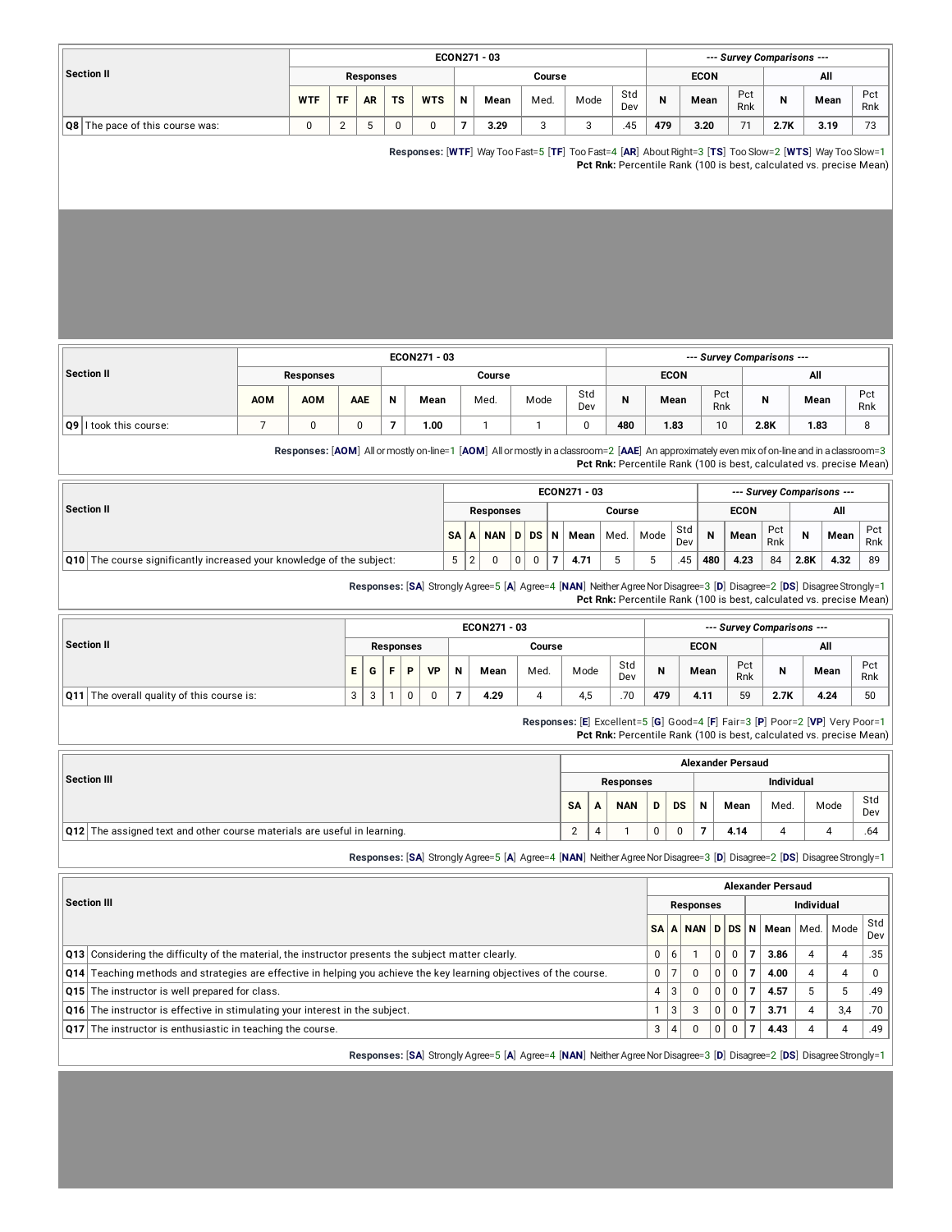| Section II | ECON271 - 03 | | | | | | | | | | --- Survey Comparisons --- | | | | | |
|---|---|---|---|---|---|---|---|---|---|---|---|---|---|---|---|---|
| | Responses | | | | | Course | | | | | ECON | | | All | | |
| | WTF | TF | AR | TS | WTS | N | Mean | Med. | Mode | Std Dev | N | Mean | Pct Rnk | N | Mean | Pct Rnk |
| Q8 The pace of this course was: | 0 | 2 | 5 | 0 | 0 | 7 | 3.29 | 3 | 3 | .45 | 479 | 3.20 | 71 | 2.7K | 3.19 | 73 |

**Responses:** [**WTF**] Way Too Fast=5 [**TF**] Too Fast=4 [**AR**] About Right=3 [**TS**] Too Slow=2 [**WTS**] Way Too Slow=1
**Pct Rnk:** Percentile Rank (100 is best, calculated vs. precise Mean)

| Section II | ECON271 - 03 | | | | | | | | --- Survey Comparisons --- | | | | | |
|---|---|---|---|---|---|---|---|---|---|---|---|---|---|---|
| | Responses | | | Course | | | | | ECON | | | All | | |
| | AOM | AOM | AAE | N | Mean | Med. | Mode | Std Dev | N | Mean | Pct Rnk | N | Mean | Pct Rnk |
| Q9 I took this course: | 7 | 0 | 0 | 7 | 1.00 | 1 | 1 | 0 | 480 | 1.83 | 10 | 2.8K | 1.83 | 8 |

**Responses:** [**AOM**] All or mostly on-line=1 [**AOM**] All or mostly in a classroom=2 [**AAE**] An approximately even mix of on-line and in a classroom=3
**Pct Rnk:** Percentile Rank (100 is best, calculated vs. precise Mean)

| Section II | ECON271 - 03 | | | | | | | | | | --- Survey Comparisons --- | | | | | |
|---|---|---|---|---|---|---|---|---|---|---|---|---|---|---|---|---|
| | Responses | | | | | Course | | | | | ECON | | | All | | |
| | SA | A | NAN | D | DS | N | Mean | Med. | Mode | Std Dev | N | Mean | Pct Rnk | N | Mean | Pct Rnk |
| Q10 The course significantly increased your knowledge of the subject: | 5 | 2 | 0 | 0 | 0 | 7 | 4.71 | 5 | 5 | .45 | 480 | 4.23 | 84 | 2.8K | 4.32 | 89 |

**Responses:** [**SA**] Strongly Agree=5 [**A**] Agree=4 [**NAN**] Neither Agree Nor Disagree=3 [**D**] Disagree=2 [**DS**] Disagree Strongly=1
**Pct Rnk:** Percentile Rank (100 is best, calculated vs. precise Mean)

| Section II | ECON271 - 03 | | | | | | | | | | --- Survey Comparisons --- | | | | | |
|---|---|---|---|---|---|---|---|---|---|---|---|---|---|---|---|---|
| | Responses | | | | | Course | | | | | ECON | | | All | | |
| | E | G | F | P | VP | N | Mean | Med. | Mode | Std Dev | N | Mean | Pct Rnk | N | Mean | Pct Rnk |
| Q11 The overall quality of this course is: | 3 | 3 | 1 | 0 | 0 | 7 | 4.29 | 4 | 4,5 | .70 | 479 | 4.11 | 59 | 2.7K | 4.24 | 50 |

**Responses:** [**E**] Excellent=5 [**G**] Good=4 [**F**] Fair=3 [**P**] Poor=2 [**VP**] Very Poor=1
**Pct Rnk:** Percentile Rank (100 is best, calculated vs. precise Mean)

| Section III | Alexander Persaud | | | | | | | | | |
|---|---|---|---|---|---|---|---|---|---|---|
| | Responses | | | | | Individual | | | | |
| | SA | A | NAN | D | DS | N | Mean | Med. | Mode | Std Dev |
| Q12 The assigned text and other course materials are useful in learning. | 2 | 4 | 1 | 0 | 0 | 7 | 4.14 | 4 | 4 | .64 |

**Responses:** [**SA**] Strongly Agree=5 [**A**] Agree=4 [**NAN**] Neither Agree Nor Disagree=3 [**D**] Disagree=2 [**DS**] Disagree Strongly=1

| Section III | Alexander Persaud | | | | | | | | | |
|---|---|---|---|---|---|---|---|---|---|---|
| | Responses | | | | | Individual | | | | |
| | SA | A | NAN | D | DS | N | Mean | Med. | Mode | Std Dev |
| Q13 Considering the difficulty of the material, the instructor presents the subject matter clearly. | 0 | 6 | 1 | 0 | 0 | 7 | 3.86 | 4 | 4 | .35 |
| Q14 Teaching methods and strategies are effective in helping you achieve the key learning objectives of the course. | 0 | 7 | 0 | 0 | 0 | 7 | 4.00 | 4 | 4 | 0 |
| Q15 The instructor is well prepared for class. | 4 | 3 | 0 | 0 | 0 | 7 | 4.57 | 5 | 5 | .49 |
| Q16 The instructor is effective in stimulating your interest in the subject. | 1 | 3 | 3 | 0 | 0 | 7 | 3.71 | 4 | 3,4 | .70 |
| Q17 The instructor is enthusiastic in teaching the course. | 3 | 4 | 0 | 0 | 0 | 7 | 4.43 | 4 | 4 | .49 |

**Responses:** [**SA**] Strongly Agree=5 [**A**] Agree=4 [**NAN**] Neither Agree Nor Disagree=3 [**D**] Disagree=2 [**DS**] Disagree Strongly=1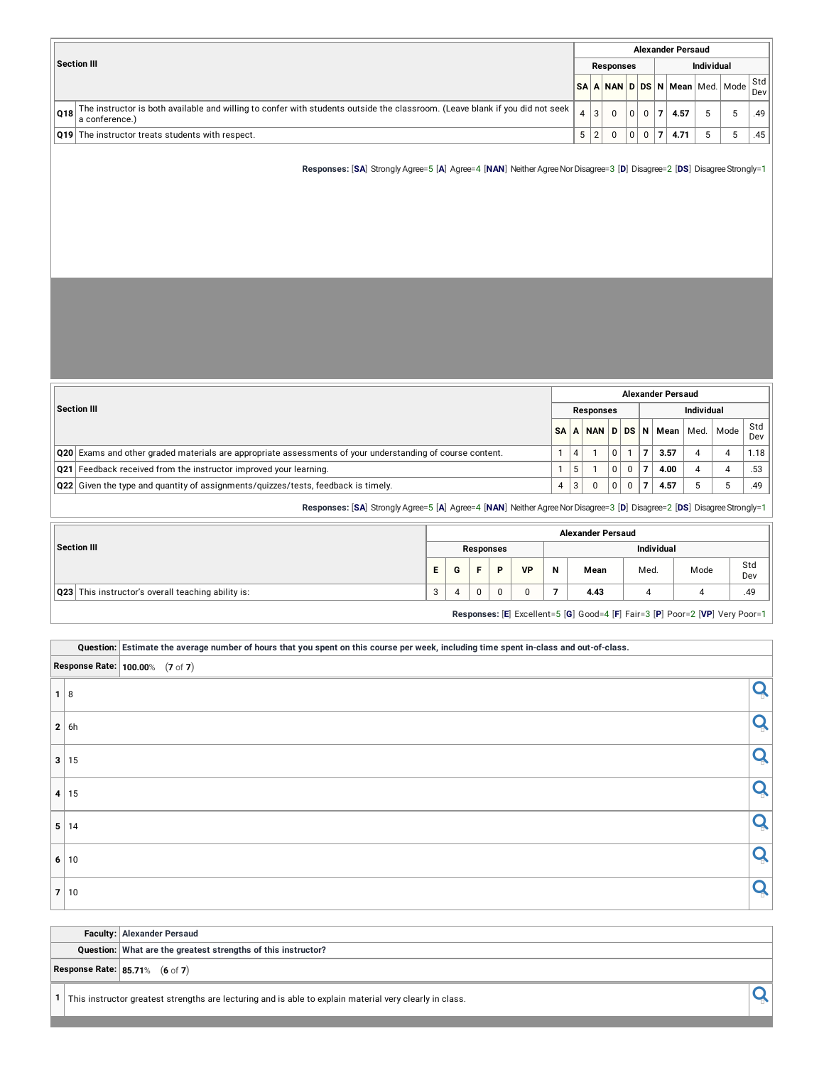| Section III | Alexander Persaud | | | | | | | | | |
|---|---|---|---|---|---|---|---|---|---|---|
| | Responses | | | | | Individual | | | | |
| | SA | A | NAN | D | DS | N | Mean | Med. | Mode | Std Dev |
| **Q18** The instructor is both available and willing to confer with students outside the classroom. (Leave blank if you did not seek a conference.) | 4 | 3 | 0 | 0 | 0 | 7 | 4.57 | 5 | 5 | .49 |
| **Q19** The instructor treats students with respect. | 5 | 2 | 0 | 0 | 0 | 7 | 4.71 | 5 | 5 | .45 |

**Responses:** [**SA**] Strongly Agree=5 [**A**] Agree=4 [**NAN**] Neither Agree Nor Disagree=3 [**D**] Disagree=2 [**DS**] Disagree Strongly=1

| Section III | Alexander Persaud | | | | | | | | | |
|---|---|---|---|---|---|---|---|---|---|---|
| | Responses | | | | | Individual | | | | |
| | SA | A | NAN | D | DS | N | Mean | Med. | Mode | Std Dev |
| **Q20** Exams and other graded materials are appropriate assessments of your understanding of course content. | 1 | 4 | 1 | 0 | 1 | 7 | 3.57 | 4 | 4 | 1.18 |
| **Q21** Feedback received from the instructor improved your learning. | 1 | 5 | 1 | 0 | 0 | 7 | 4.00 | 4 | 4 | .53 |
| **Q22** Given the type and quantity of assignments/quizzes/tests, feedback is timely. | 4 | 3 | 0 | 0 | 0 | 7 | 4.57 | 5 | 5 | .49 |

**Responses:** [**SA**] Strongly Agree=5 [**A**] Agree=4 [**NAN**] Neither Agree Nor Disagree=3 [**D**] Disagree=2 [**DS**] Disagree Strongly=1

| Section III | Alexander Persaud | | | | | | | | | |
|---|---|---|---|---|---|---|---|---|---|---|
| | Responses | | | | | Individual | | | | |
| | E | G | F | P | VP | N | Mean | Med. | Mode | Std Dev |
| **Q23** This instructor's overall teaching ability is: | 3 | 4 | 0 | 0 | 0 | 7 | 4.43 | 4 | 4 | .49 |

**Responses:** [**E**] Excellent=5 [**G**] Good=4 [**F**] Fair=3 [**P**] Poor=2 [**VP**] Very Poor=1

**Question:** **Estimate the average number of hours that you spent on this course per week, including time spent in-class and out-of-class.**

**Response Rate:** **100.00**% (**7** of **7**)

1. 8
2. 6h
3. 15
4. 15
5. 14
6. 10
7. 10

**Faculty:** **Alexander Persaud**

**Question:** **What are the greatest strengths of this instructor?**

**Response Rate:** **85.71**% (**6** of **7**)

1. This instructor greatest strengths are lecturing and is able to explain material very clearly in class.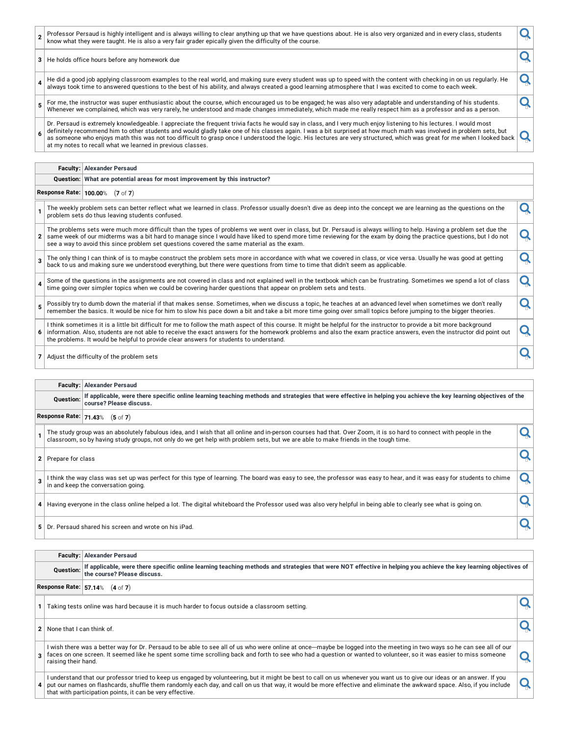| | | |
|---|---|---|
| 2 | Professor Persaud is highly intelligent and is always willing to clear anything up that we have questions about. He is also very organized and in every class, students know what they were taught. He is also a very fair grader epically given the difficulty of the course. | |
| 3 | He holds office hours before any homework due | |
| 4 | He did a good job applying classroom examples to the real world, and making sure every student was up to speed with the content with checking in on us regularly. He always took time to answered questions to the best of his ability, and always created a good learning atmosphere that I was excited to come to each week. | |
| 5 | For me, the instructor was super enthusiastic about the course, which encouraged us to be engaged; he was also very adaptable and understanding of his students. Whenever we complained, which was very rarely, he understood and made changes immediately, which made me really respect him as a professor and as a person. | |
| 6 | Dr. Persaud is extremely knowledgeable. I appreciate the frequent trivia facts he would say in class, and I very much enjoy listening to his lectures. I would most definitely recommend him to other students and would gladly take one of his classes again. I was a bit surprised at how much math was involved in problem sets, but as someone who enjoys math this was not too difficult to grasp once I understood the logic. His lectures are very structured, which was great for me when I looked back at my notes to recall what we learned in previous classes. | |

| | |
|---|---|
| **Faculty:** | **Alexander Persaud** |
| **Question:** | **What are potential areas for most improvement by this instructor?** |
| **Response Rate:** | **100.00**% (**7** of **7**) |
| 1 | The weekly problem sets can better reflect what we learned in class. Professor usually doesn't dive as deep into the concept we are learning as the questions on the problem sets do thus leaving students confused. |
| 2 | The problems sets were much more difficult than the types of problems we went over in class, but Dr. Persaud is always willing to help. Having a problem set due the same week of our midterms was a bit hard to manage since I would have liked to spend more time reviewing for the exam by doing the practice questions, but I do not see a way to avoid this since problem set questions covered the same material as the exam. |
| 3 | The only thing I can think of is to maybe construct the problem sets more in accordance with what we covered in class, or vice versa. Usually he was good at getting back to us and making sure we understood everything, but there were questions from time to time that didn't seem as applicable. |
| 4 | Some of the questions in the assignments are not covered in class and not explained well in the textbook which can be frustrating. Sometimes we spend a lot of class time going over simpler topics when we could be covering harder questions that appear on problem sets and tests. |
| 5 | Possibly try to dumb down the material if that makes sense. Sometimes, when we discuss a topic, he teaches at an advanced level when sometimes we don't really remember the basics. It would be nice for him to slow his pace down a bit and take a bit more time going over small topics before jumping to the bigger theories. |
| 6 | I think sometimes it is a little bit difficult for me to follow the math aspect of this course. It might be helpful for the instructor to provide a bit more background information. Also, students are not able to receive the exact answers for the homework problems and also the exam practice answers, even the instructor did point out the problems. It would be helpful to provide clear answers for students to understand. |
| 7 | Adjust the difficulty of the problem sets |

| | |
|---|---|
| **Faculty:** | **Alexander Persaud** |
| **Question:** | **If applicable, were there specific online learning teaching methods and strategies that were effective in helping you achieve the key learning objectives of the course? Please discuss.** |
| **Response Rate:** | **71.43**% (**5** of **7**) |
| 1 | The study group was an absolutely fabulous idea, and I wish that all online and in-person courses had that. Over Zoom, it is so hard to connect with people in the classroom, so by having study groups, not only do we get help with problem sets, but we are able to make friends in the tough time. |
| 2 | Prepare for class |
| 3 | I think the way class was set up was perfect for this type of learning. The board was easy to see, the professor was easy to hear, and it was easy for students to chime in and keep the conversation going. |
| 4 | Having everyone in the class online helped a lot. The digital whiteboard the Professor used was also very helpful in being able to clearly see what is going on. |
| 5 | Dr. Persaud shared his screen and wrote on his iPad. |

| | |
|---|---|
| **Faculty:** | **Alexander Persaud** |
| **Question:** | **If applicable, were there specific online learning teaching methods and strategies that were NOT effective in helping you achieve the key learning objectives of the course? Please discuss.** |
| **Response Rate:** | **57.14**% (**4** of **7**) |
| 1 | Taking tests online was hard because it is much harder to focus outside a classroom setting. |
| 2 | None that I can think of. |
| 3 | I wish there was a better way for Dr. Persaud to be able to see all of us who were online at once---maybe be logged into the meeting in two ways so he can see all of our faces on one screen. It seemed like he spent some time scrolling back and forth to see who had a question or wanted to volunteer, so it was easier to miss someone raising their hand. |
| 4 | I understand that our professor tried to keep us engaged by volunteering, but it might be best to call on us whenever you want us to give our ideas or an answer. If you put our names on flashcards, shuffle them randomly each day, and call on us that way, it would be more effective and eliminate the awkward space. Also, if you include that with participation points, it can be very effective. |